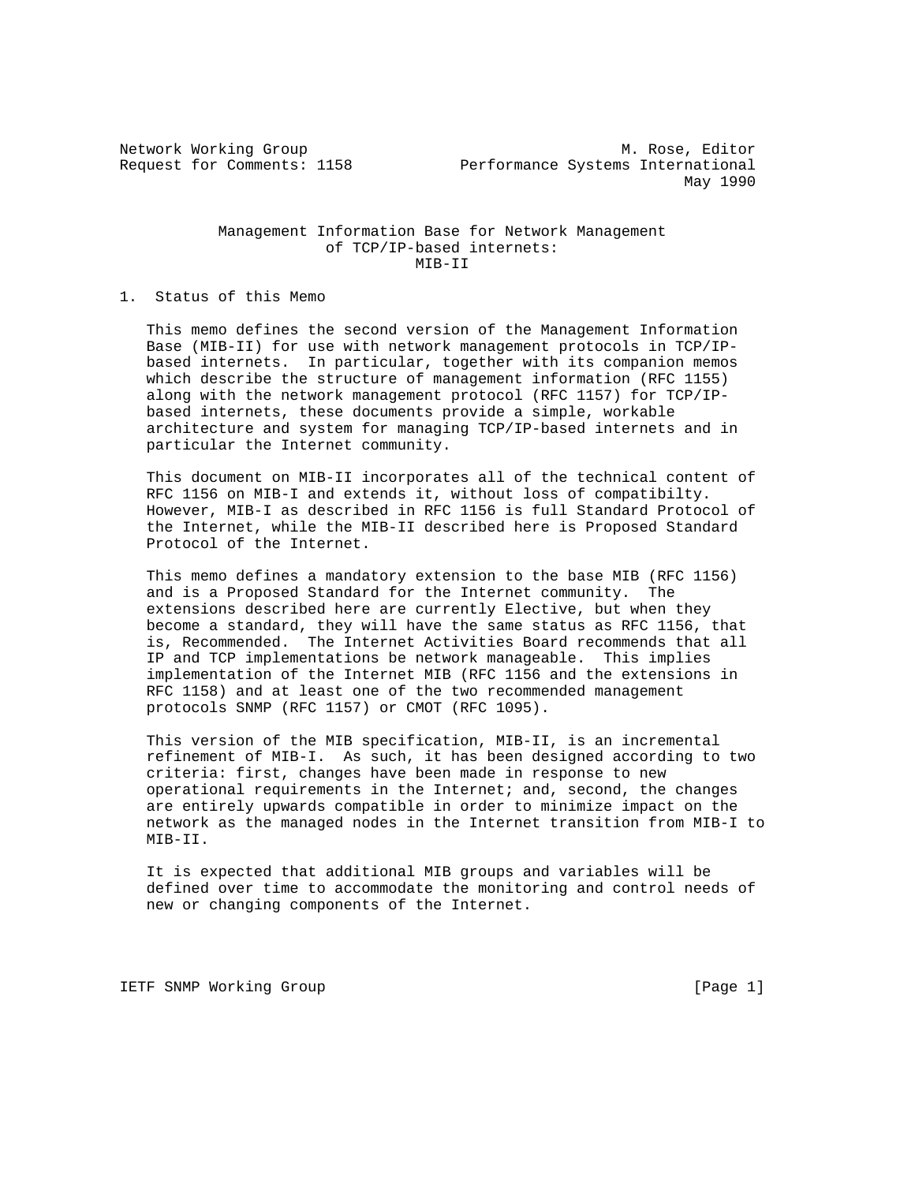Network Working Group                                    M. Rose, Editor
Request for Comments: 1158            Performance Systems International
                                                                May 1990

# Management Information Base for Network Management of TCP/IP-based internets: MIB-II

## 1. Status of this Memo

This memo defines the second version of the Management Information Base (MIB-II) for use with network management protocols in TCP/IP-based internets. In particular, together with its companion memos which describe the structure of management information (RFC 1155) along with the network management protocol (RFC 1157) for TCP/IP-based internets, these documents provide a simple, workable architecture and system for managing TCP/IP-based internets and in particular the Internet community.

This document on MIB-II incorporates all of the technical content of RFC 1156 on MIB-I and extends it, without loss of compatibilty. However, MIB-I as described in RFC 1156 is full Standard Protocol of the Internet, while the MIB-II described here is Proposed Standard Protocol of the Internet.

This memo defines a mandatory extension to the base MIB (RFC 1156) and is a Proposed Standard for the Internet community. The extensions described here are currently Elective, but when they become a standard, they will have the same status as RFC 1156, that is, Recommended. The Internet Activities Board recommends that all IP and TCP implementations be network manageable. This implies implementation of the Internet MIB (RFC 1156 and the extensions in RFC 1158) and at least one of the two recommended management protocols SNMP (RFC 1157) or CMOT (RFC 1095).

This version of the MIB specification, MIB-II, is an incremental refinement of MIB-I. As such, it has been designed according to two criteria: first, changes have been made in response to new operational requirements in the Internet; and, second, the changes are entirely upwards compatible in order to minimize impact on the network as the managed nodes in the Internet transition from MIB-I to MIB-II.

It is expected that additional MIB groups and variables will be defined over time to accommodate the monitoring and control needs of new or changing components of the Internet.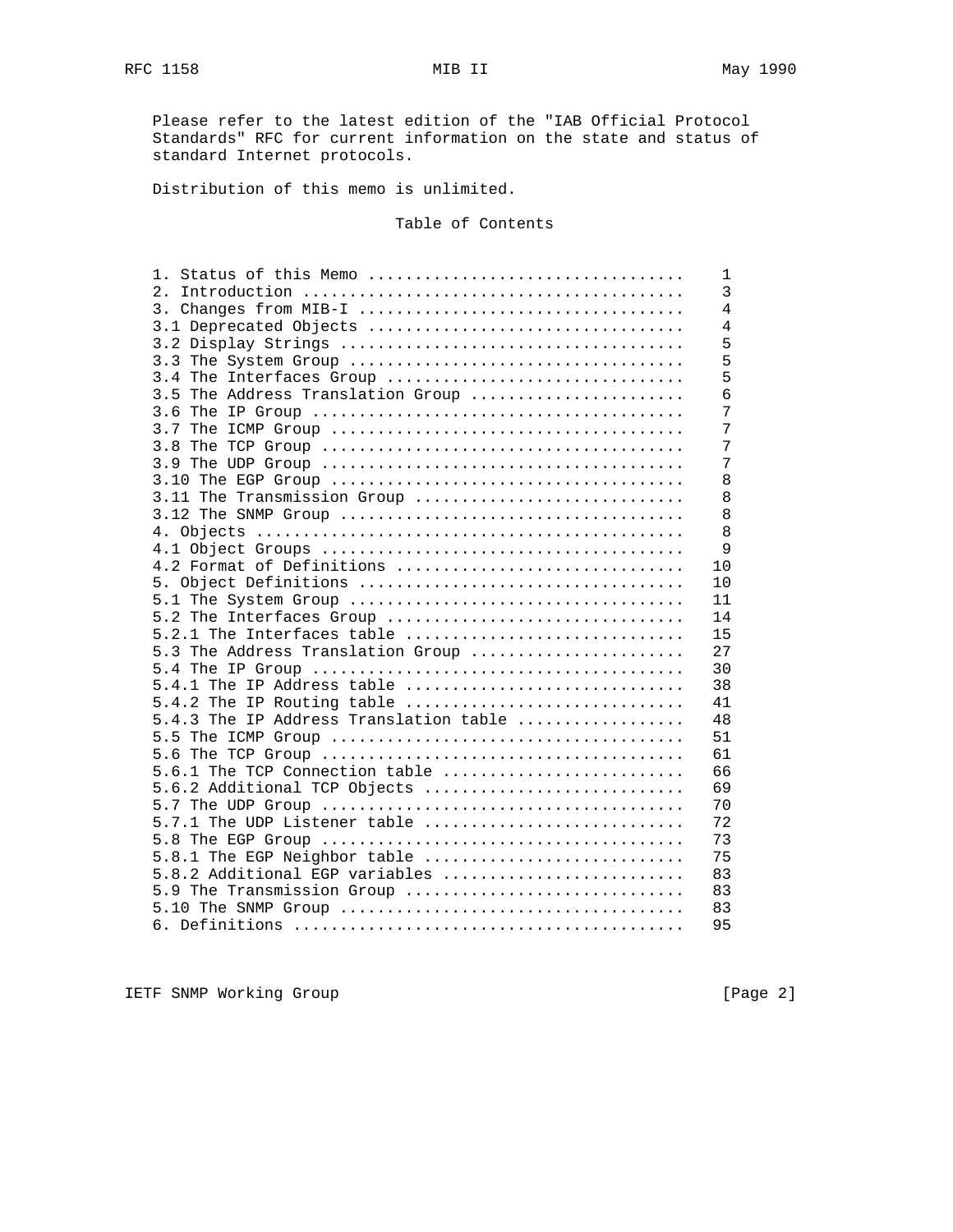Please refer to the latest edition of the "IAB Official Protocol Standards" RFC for current information on the state and status of standard Internet protocols.

Distribution of this memo is unlimited.

## Table of Contents

| Section | Page |
|---|---|
| 1. Status of this Memo | 1 |
| 2. Introduction | 3 |
| 3. Changes from MIB-I | 4 |
| 3.1 Deprecated Objects | 4 |
| 3.2 Display Strings | 5 |
| 3.3 The System Group | 5 |
| 3.4 The Interfaces Group | 5 |
| 3.5 The Address Translation Group | 6 |
| 3.6 The IP Group | 7 |
| 3.7 The ICMP Group | 7 |
| 3.8 The TCP Group | 7 |
| 3.9 The UDP Group | 7 |
| 3.10 The EGP Group | 8 |
| 3.11 The Transmission Group | 8 |
| 3.12 The SNMP Group | 8 |
| 4. Objects | 8 |
| 4.1 Object Groups | 9 |
| 4.2 Format of Definitions | 10 |
| 5. Object Definitions | 10 |
| 5.1 The System Group | 11 |
| 5.2 The Interfaces Group | 14 |
| 5.2.1 The Interfaces table | 15 |
| 5.3 The Address Translation Group | 27 |
| 5.4 The IP Group | 30 |
| 5.4.1 The IP Address table | 38 |
| 5.4.2 The IP Routing table | 41 |
| 5.4.3 The IP Address Translation table | 48 |
| 5.5 The ICMP Group | 51 |
| 5.6 The TCP Group | 61 |
| 5.6.1 The TCP Connection table | 66 |
| 5.6.2 Additional TCP Objects | 69 |
| 5.7 The UDP Group | 70 |
| 5.7.1 The UDP Listener table | 72 |
| 5.8 The EGP Group | 73 |
| 5.8.1 The EGP Neighbor table | 75 |
| 5.8.2 Additional EGP variables | 83 |
| 5.9 The Transmission Group | 83 |
| 5.10 The SNMP Group | 83 |
| 6. Definitions | 95 |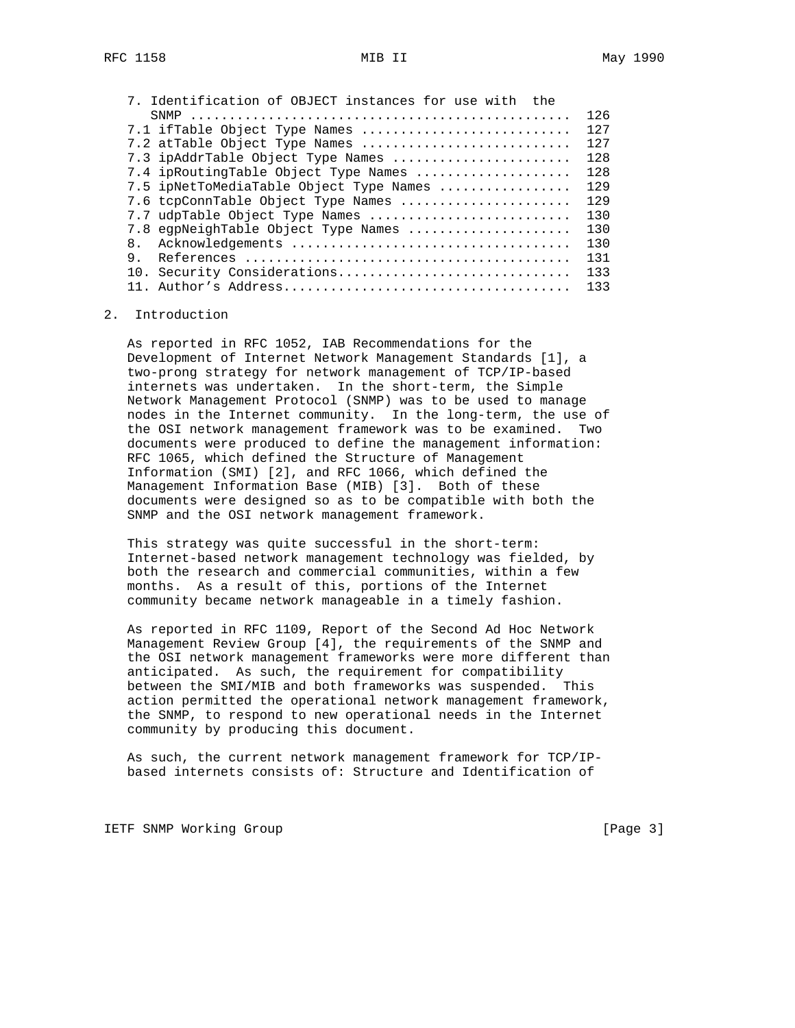7. Identification of OBJECT instances for use with the SNMP ................................................ 126
7.1 ifTable Object Type Names .......................... 127
7.2 atTable Object Type Names .......................... 127
7.3 ipAddrTable Object Type Names ...................... 128
7.4 ipRoutingTable Object Type Names ................... 128
7.5 ipNetToMediaTable Object Type Names ................ 129
7.6 tcpConnTable Object Type Names ..................... 129
7.7 udpTable Object Type Names ......................... 130
7.8 egpNeighTable Object Type Names .................... 130
8. Acknowledgements .................................. 130
9. References ........................................ 131
10. Security Considerations............................. 133
11. Author's Address.................................... 133

## 2. Introduction

As reported in RFC 1052, IAB Recommendations for the Development of Internet Network Management Standards [1], a two-prong strategy for network management of TCP/IP-based internets was undertaken. In the short-term, the Simple Network Management Protocol (SNMP) was to be used to manage nodes in the Internet community. In the long-term, the use of the OSI network management framework was to be examined. Two documents were produced to define the management information: RFC 1065, which defined the Structure of Management Information (SMI) [2], and RFC 1066, which defined the Management Information Base (MIB) [3]. Both of these documents were designed so as to be compatible with both the SNMP and the OSI network management framework.

This strategy was quite successful in the short-term: Internet-based network management technology was fielded, by both the research and commercial communities, within a few months. As a result of this, portions of the Internet community became network manageable in a timely fashion.

As reported in RFC 1109, Report of the Second Ad Hoc Network Management Review Group [4], the requirements of the SNMP and the OSI network management frameworks were more different than anticipated. As such, the requirement for compatibility between the SMI/MIB and both frameworks was suspended. This action permitted the operational network management framework, the SNMP, to respond to new operational needs in the Internet community by producing this document.

As such, the current network management framework for TCP/IP-based internets consists of: Structure and Identification of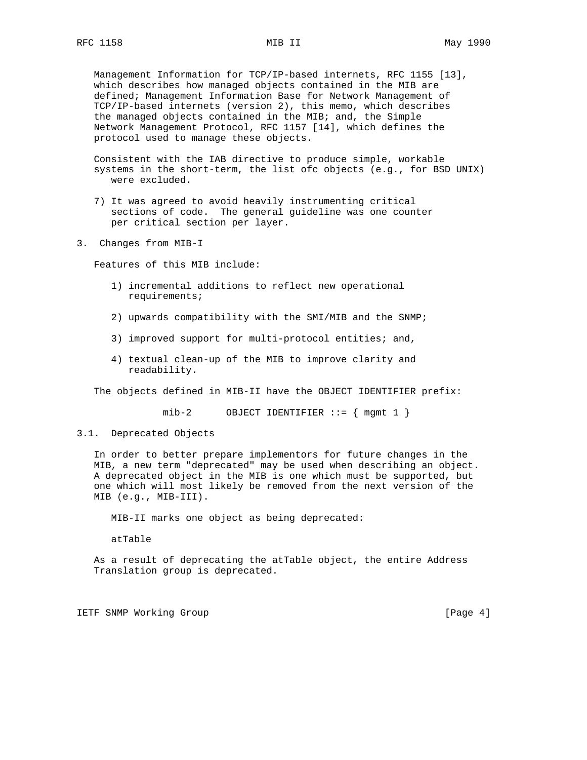Management Information for TCP/IP-based internets, RFC 1155 [13], which describes how managed objects contained in the MIB are defined; Management Information Base for Network Management of TCP/IP-based internets (version 2), this memo, which describes the managed objects contained in the MIB; and, the Simple Network Management Protocol, RFC 1157 [14], which defines the protocol used to manage these objects.

Consistent with the IAB directive to produce simple, workable systems in the short-term, the list ofc objects (e.g., for BSD UNIX) were excluded.

7) It was agreed to avoid heavily instrumenting critical sections of code. The general guideline was one counter per critical section per layer.

## 3. Changes from MIB-I

Features of this MIB include:

1) incremental additions to reflect new operational requirements;

2) upwards compatibility with the SMI/MIB and the SNMP;

3) improved support for multi-protocol entities; and,

4) textual clean-up of the MIB to improve clarity and readability.

The objects defined in MIB-II have the OBJECT IDENTIFIER prefix:

```
mib-2      OBJECT IDENTIFIER ::= { mgmt 1 }
```

### 3.1. Deprecated Objects

In order to better prepare implementors for future changes in the MIB, a new term "deprecated" may be used when describing an object. A deprecated object in the MIB is one which must be supported, but one which will most likely be removed from the next version of the MIB (e.g., MIB-III).

MIB-II marks one object as being deprecated:

atTable

As a result of deprecating the atTable object, the entire Address Translation group is deprecated.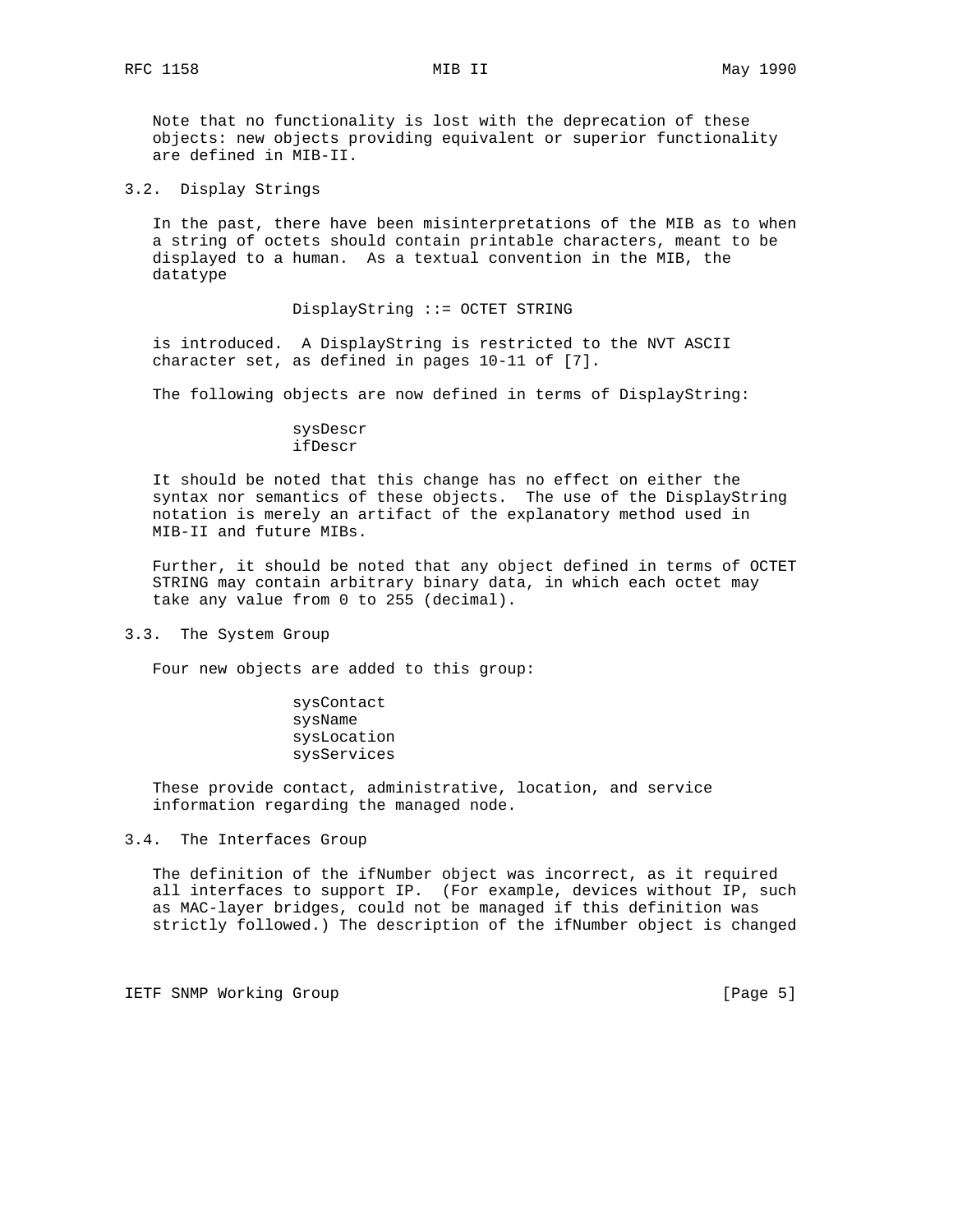Note that no functionality is lost with the deprecation of these objects: new objects providing equivalent or superior functionality are defined in MIB-II.

### 3.2. Display Strings

In the past, there have been misinterpretations of the MIB as to when a string of octets should contain printable characters, meant to be displayed to a human. As a textual convention in the MIB, the datatype

```
DisplayString ::= OCTET STRING
```

is introduced. A DisplayString is restricted to the NVT ASCII character set, as defined in pages 10-11 of [7].

The following objects are now defined in terms of DisplayString:

```
sysDescr
ifDescr
```

It should be noted that this change has no effect on either the syntax nor semantics of these objects. The use of the DisplayString notation is merely an artifact of the explanatory method used in MIB-II and future MIBs.

Further, it should be noted that any object defined in terms of OCTET STRING may contain arbitrary binary data, in which each octet may take any value from 0 to 255 (decimal).

### 3.3. The System Group

Four new objects are added to this group:

```
sysContact
sysName
sysLocation
sysServices
```

These provide contact, administrative, location, and service information regarding the managed node.

### 3.4. The Interfaces Group

The definition of the ifNumber object was incorrect, as it required all interfaces to support IP. (For example, devices without IP, such as MAC-layer bridges, could not be managed if this definition was strictly followed.) The description of the ifNumber object is changed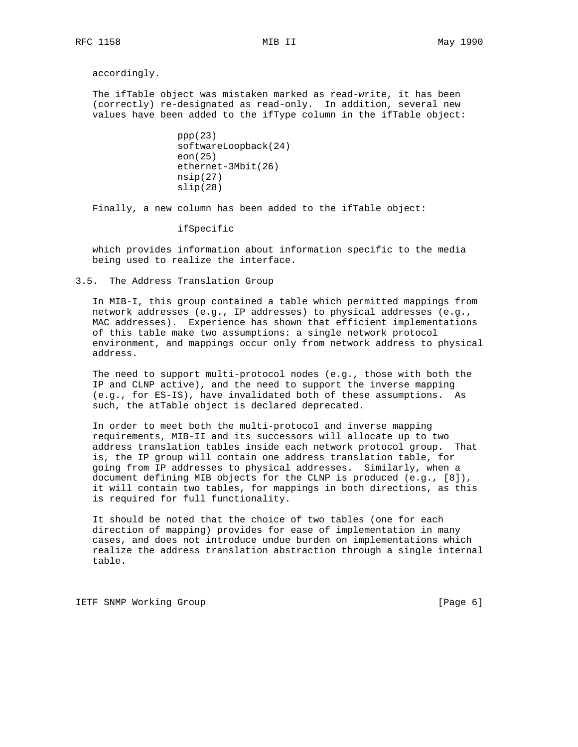accordingly.

The ifTable object was mistaken marked as read-write, it has been (correctly) re-designated as read-only. In addition, several new values have been added to the ifType column in the ifTable object:

```
ppp(23)
softwareLoopback(24)
eon(25)
ethernet-3Mbit(26)
nsip(27)
slip(28)
```

Finally, a new column has been added to the ifTable object:

```
ifSpecific
```

which provides information about information specific to the media being used to realize the interface.

### 3.5. The Address Translation Group

In MIB-I, this group contained a table which permitted mappings from network addresses (e.g., IP addresses) to physical addresses (e.g., MAC addresses). Experience has shown that efficient implementations of this table make two assumptions: a single network protocol environment, and mappings occur only from network address to physical address.

The need to support multi-protocol nodes (e.g., those with both the IP and CLNP active), and the need to support the inverse mapping (e.g., for ES-IS), have invalidated both of these assumptions. As such, the atTable object is declared deprecated.

In order to meet both the multi-protocol and inverse mapping requirements, MIB-II and its successors will allocate up to two address translation tables inside each network protocol group. That is, the IP group will contain one address translation table, for going from IP addresses to physical addresses. Similarly, when a document defining MIB objects for the CLNP is produced (e.g., [8]), it will contain two tables, for mappings in both directions, as this is required for full functionality.

It should be noted that the choice of two tables (one for each direction of mapping) provides for ease of implementation in many cases, and does not introduce undue burden on implementations which realize the address translation abstraction through a single internal table.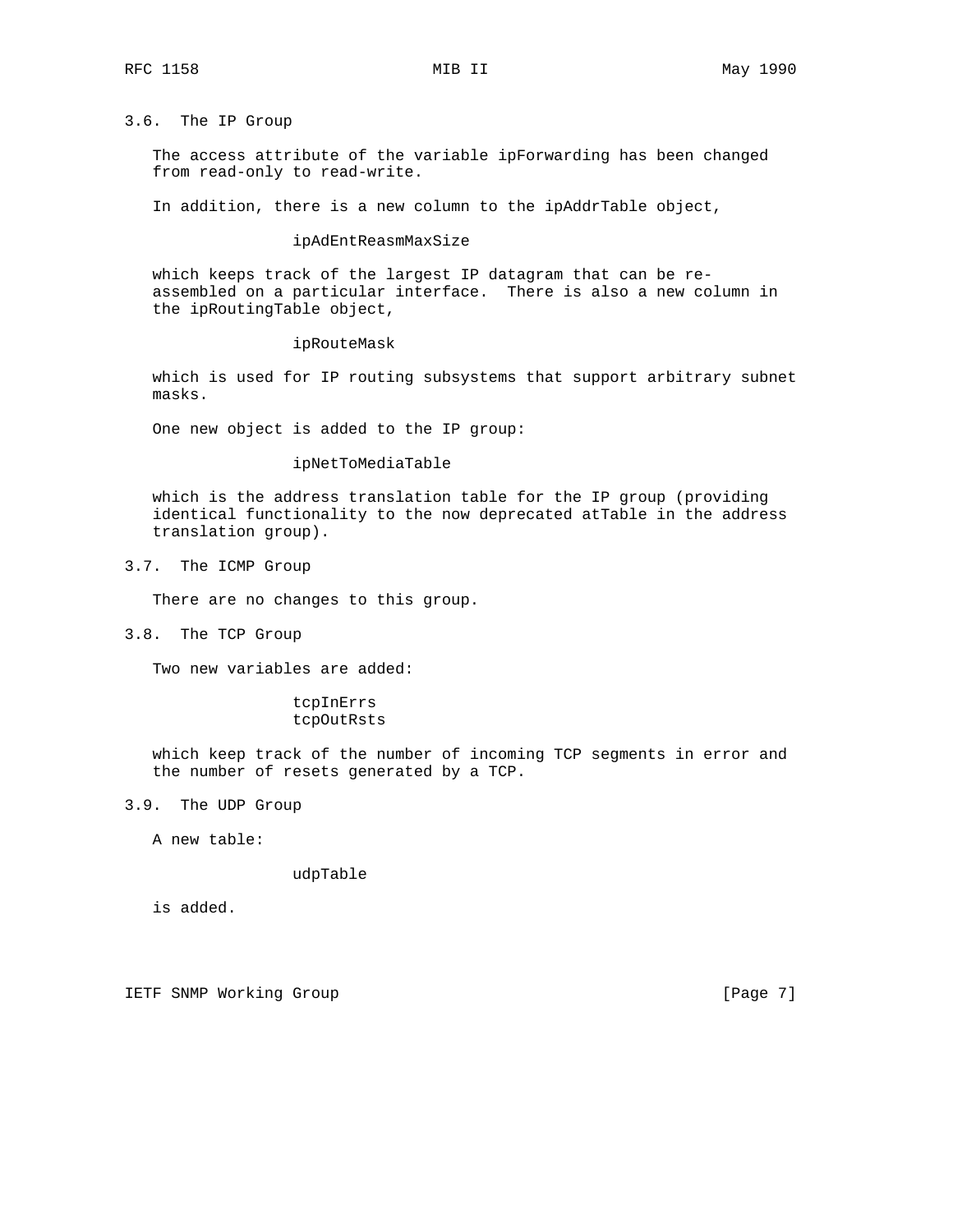### 3.6. The IP Group

The access attribute of the variable ipForwarding has been changed from read-only to read-write.

In addition, there is a new column to the ipAddrTable object,

ipAdEntReasmMaxSize

which keeps track of the largest IP datagram that can be re-assembled on a particular interface. There is also a new column in the ipRoutingTable object,

ipRouteMask

which is used for IP routing subsystems that support arbitrary subnet masks.

One new object is added to the IP group:

ipNetToMediaTable

which is the address translation table for the IP group (providing identical functionality to the now deprecated atTable in the address translation group).

### 3.7. The ICMP Group

There are no changes to this group.

### 3.8. The TCP Group

Two new variables are added:

tcpInErrs
tcpOutRsts

which keep track of the number of incoming TCP segments in error and the number of resets generated by a TCP.

### 3.9. The UDP Group

A new table:

udpTable

is added.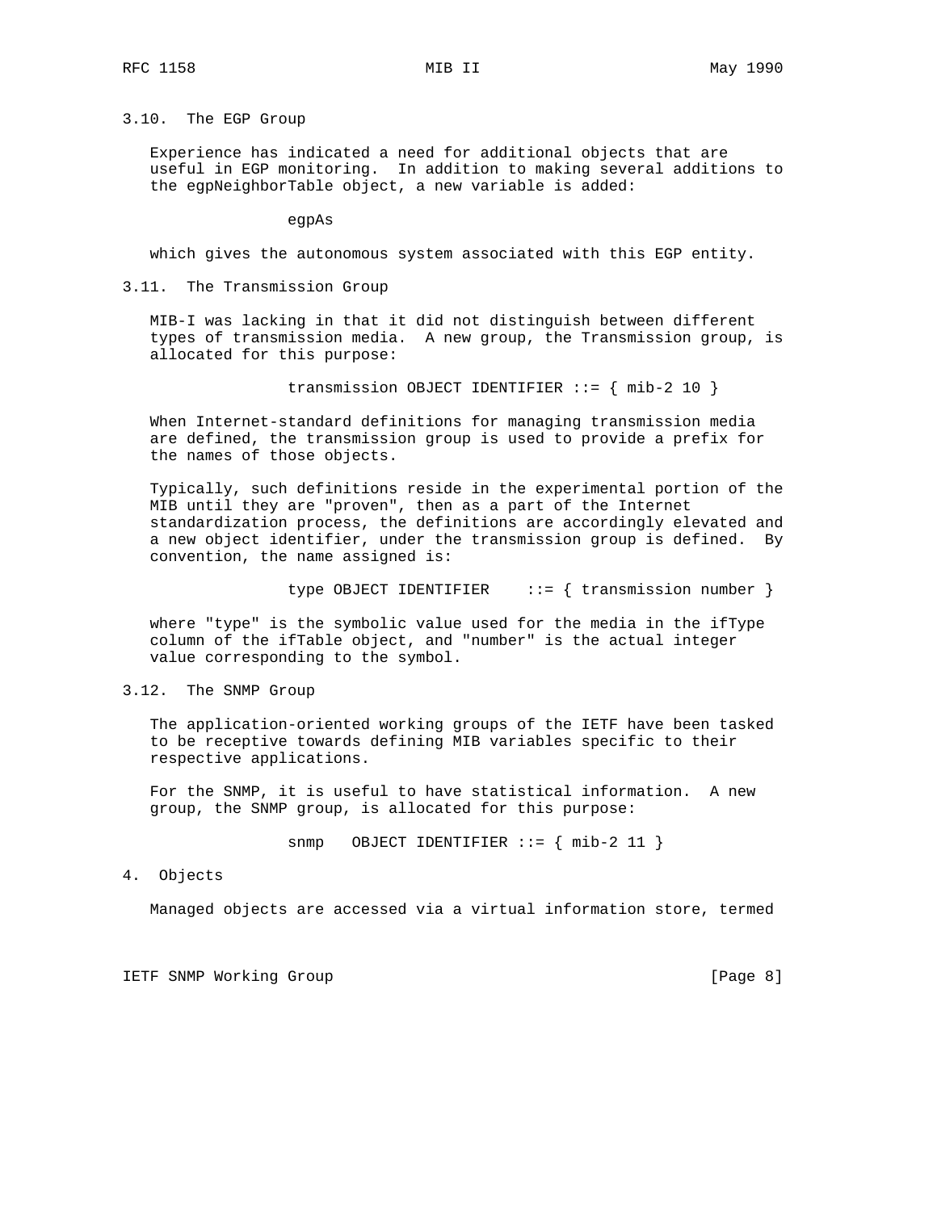### 3.10. The EGP Group

Experience has indicated a need for additional objects that are useful in EGP monitoring. In addition to making several additions to the egpNeighborTable object, a new variable is added:

```
egpAs
```

which gives the autonomous system associated with this EGP entity.

### 3.11. The Transmission Group

MIB-I was lacking in that it did not distinguish between different types of transmission media. A new group, the Transmission group, is allocated for this purpose:

```
transmission OBJECT IDENTIFIER ::= { mib-2 10 }
```

When Internet-standard definitions for managing transmission media are defined, the transmission group is used to provide a prefix for the names of those objects.

Typically, such definitions reside in the experimental portion of the MIB until they are "proven", then as a part of the Internet standardization process, the definitions are accordingly elevated and a new object identifier, under the transmission group is defined. By convention, the name assigned is:

```
type OBJECT IDENTIFIER    ::= { transmission number }
```

where "type" is the symbolic value used for the media in the ifType column of the ifTable object, and "number" is the actual integer value corresponding to the symbol.

### 3.12. The SNMP Group

The application-oriented working groups of the IETF have been tasked to be receptive towards defining MIB variables specific to their respective applications.

For the SNMP, it is useful to have statistical information. A new group, the SNMP group, is allocated for this purpose:

```
snmp   OBJECT IDENTIFIER ::= { mib-2 11 }
```

## 4. Objects

Managed objects are accessed via a virtual information store, termed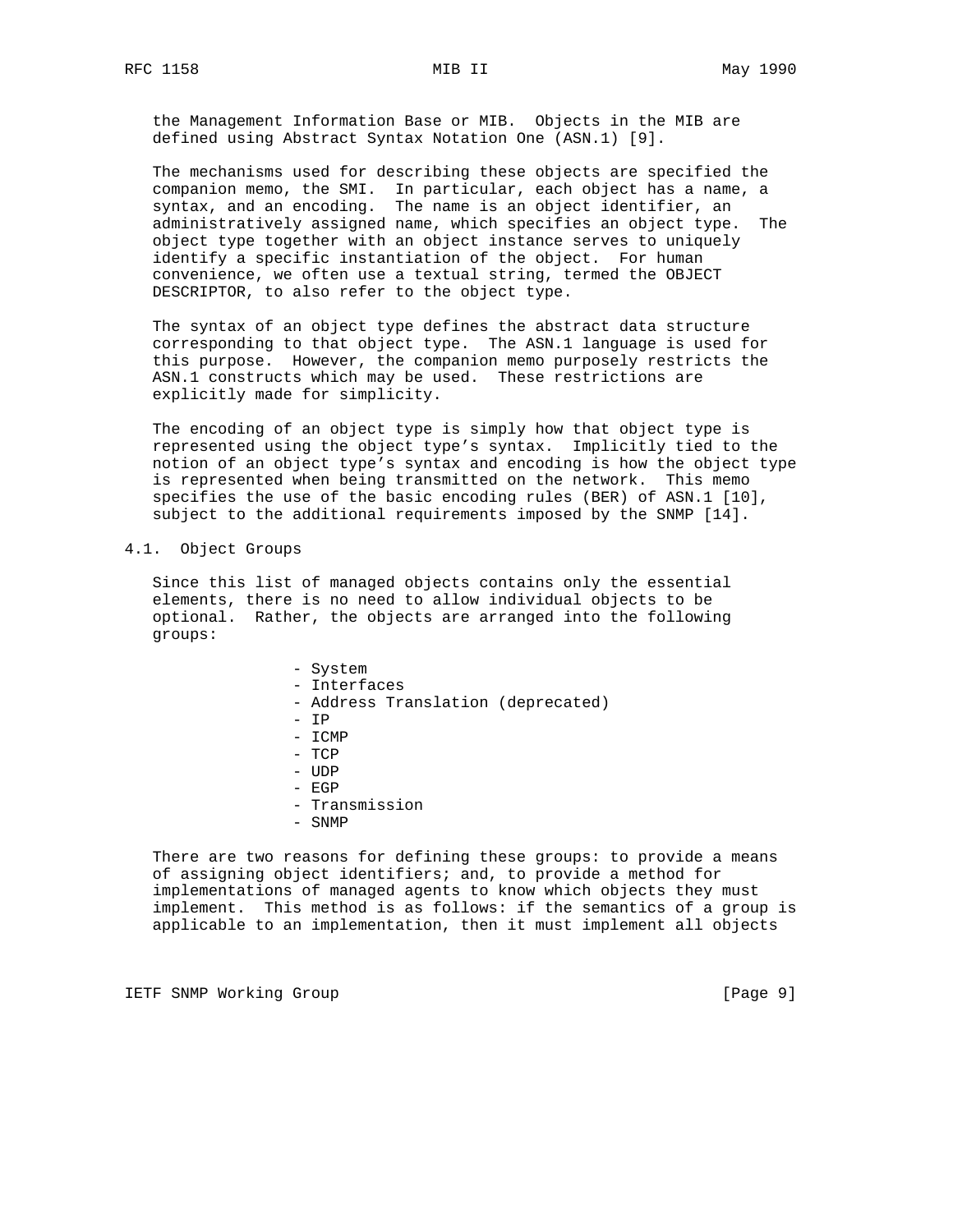the Management Information Base or MIB. Objects in the MIB are defined using Abstract Syntax Notation One (ASN.1) [9].

The mechanisms used for describing these objects are specified the companion memo, the SMI. In particular, each object has a name, a syntax, and an encoding. The name is an object identifier, an administratively assigned name, which specifies an object type. The object type together with an object instance serves to uniquely identify a specific instantiation of the object. For human convenience, we often use a textual string, termed the OBJECT DESCRIPTOR, to also refer to the object type.

The syntax of an object type defines the abstract data structure corresponding to that object type. The ASN.1 language is used for this purpose. However, the companion memo purposely restricts the ASN.1 constructs which may be used. These restrictions are explicitly made for simplicity.

The encoding of an object type is simply how that object type is represented using the object type's syntax. Implicitly tied to the notion of an object type's syntax and encoding is how the object type is represented when being transmitted on the network. This memo specifies the use of the basic encoding rules (BER) of ASN.1 [10], subject to the additional requirements imposed by the SNMP [14].

## 4.1. Object Groups

Since this list of managed objects contains only the essential elements, there is no need to allow individual objects to be optional. Rather, the objects are arranged into the following groups:

- System
- Interfaces
- Address Translation (deprecated)
- IP
- ICMP
- TCP
- UDP
- EGP
- Transmission
- SNMP

There are two reasons for defining these groups: to provide a means of assigning object identifiers; and, to provide a method for implementations of managed agents to know which objects they must implement. This method is as follows: if the semantics of a group is applicable to an implementation, then it must implement all objects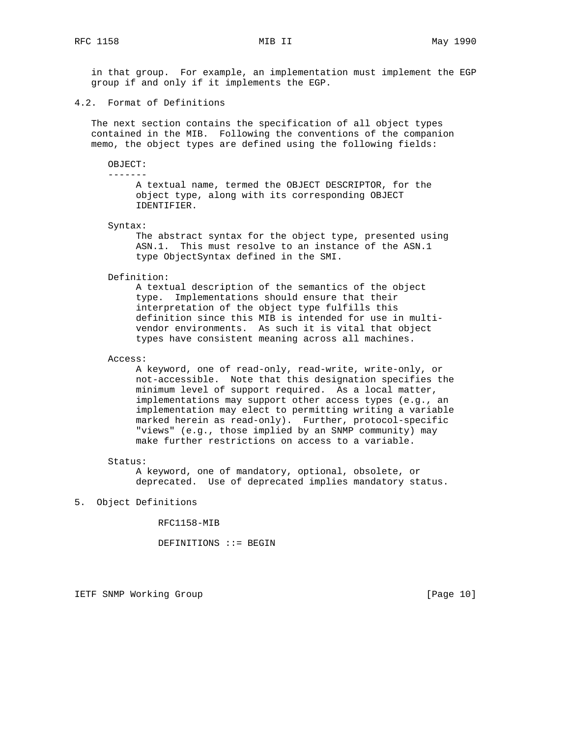in that group. For example, an implementation must implement the EGP group if and only if it implements the EGP.

### 4.2. Format of Definitions

The next section contains the specification of all object types contained in the MIB. Following the conventions of the companion memo, the object types are defined using the following fields:

OBJECT:
-------
A textual name, termed the OBJECT DESCRIPTOR, for the object type, along with its corresponding OBJECT IDENTIFIER.

Syntax:
The abstract syntax for the object type, presented using ASN.1. This must resolve to an instance of the ASN.1 type ObjectSyntax defined in the SMI.

Definition:
A textual description of the semantics of the object type. Implementations should ensure that their interpretation of the object type fulfills this definition since this MIB is intended for use in multi-vendor environments. As such it is vital that object types have consistent meaning across all machines.

Access:
A keyword, one of read-only, read-write, write-only, or not-accessible. Note that this designation specifies the minimum level of support required. As a local matter, implementations may support other access types (e.g., an implementation may elect to permitting writing a variable marked herein as read-only). Further, protocol-specific "views" (e.g., those implied by an SNMP community) may make further restrictions on access to a variable.

Status:
A keyword, one of mandatory, optional, obsolete, or deprecated. Use of deprecated implies mandatory status.

## 5. Object Definitions

```
RFC1158-MIB

DEFINITIONS ::= BEGIN
```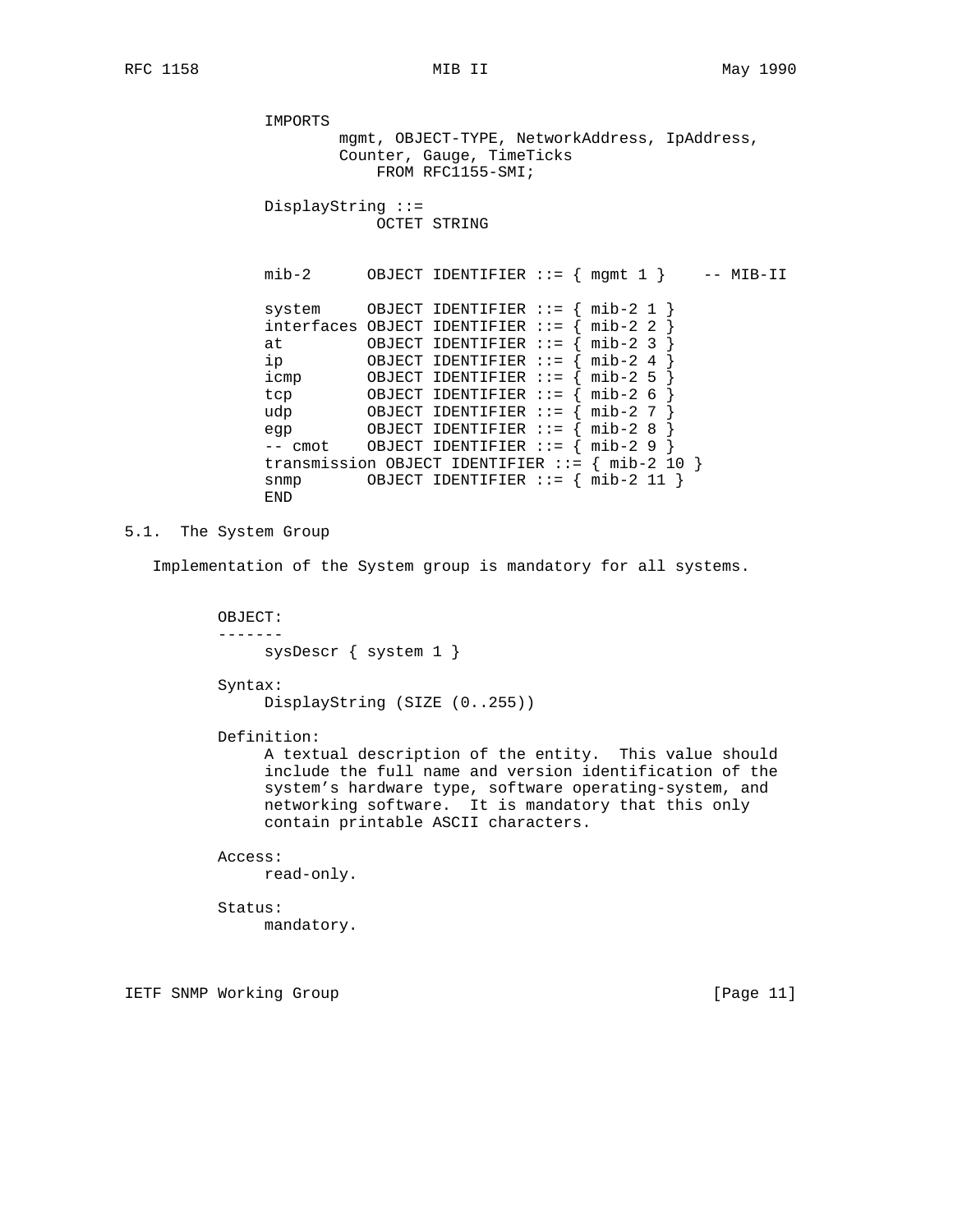```
IMPORTS
        mgmt, OBJECT-TYPE, NetworkAddress, IpAddress,
        Counter, Gauge, TimeTicks
            FROM RFC1155-SMI;

DisplayString ::=
            OCTET STRING


mib-2      OBJECT IDENTIFIER ::= { mgmt 1 }    -- MIB-II

system     OBJECT IDENTIFIER ::= { mib-2 1 }
interfaces OBJECT IDENTIFIER ::= { mib-2 2 }
at         OBJECT IDENTIFIER ::= { mib-2 3 }
ip         OBJECT IDENTIFIER ::= { mib-2 4 }
icmp       OBJECT IDENTIFIER ::= { mib-2 5 }
tcp        OBJECT IDENTIFIER ::= { mib-2 6 }
udp        OBJECT IDENTIFIER ::= { mib-2 7 }
egp        OBJECT IDENTIFIER ::= { mib-2 8 }
-- cmot    OBJECT IDENTIFIER ::= { mib-2 9 }
transmission OBJECT IDENTIFIER ::= { mib-2 10 }
snmp       OBJECT IDENTIFIER ::= { mib-2 11 }
END
```

## 5.1. The System Group

Implementation of the System group is mandatory for all systems.

```
OBJECT:
-------
     sysDescr { system 1 }

Syntax:
     DisplayString (SIZE (0..255))

Definition:
     A textual description of the entity.  This value should
     include the full name and version identification of the
     system's hardware type, software operating-system, and
     networking software.  It is mandatory that this only
     contain printable ASCII characters.

Access:
     read-only.

Status:
     mandatory.
```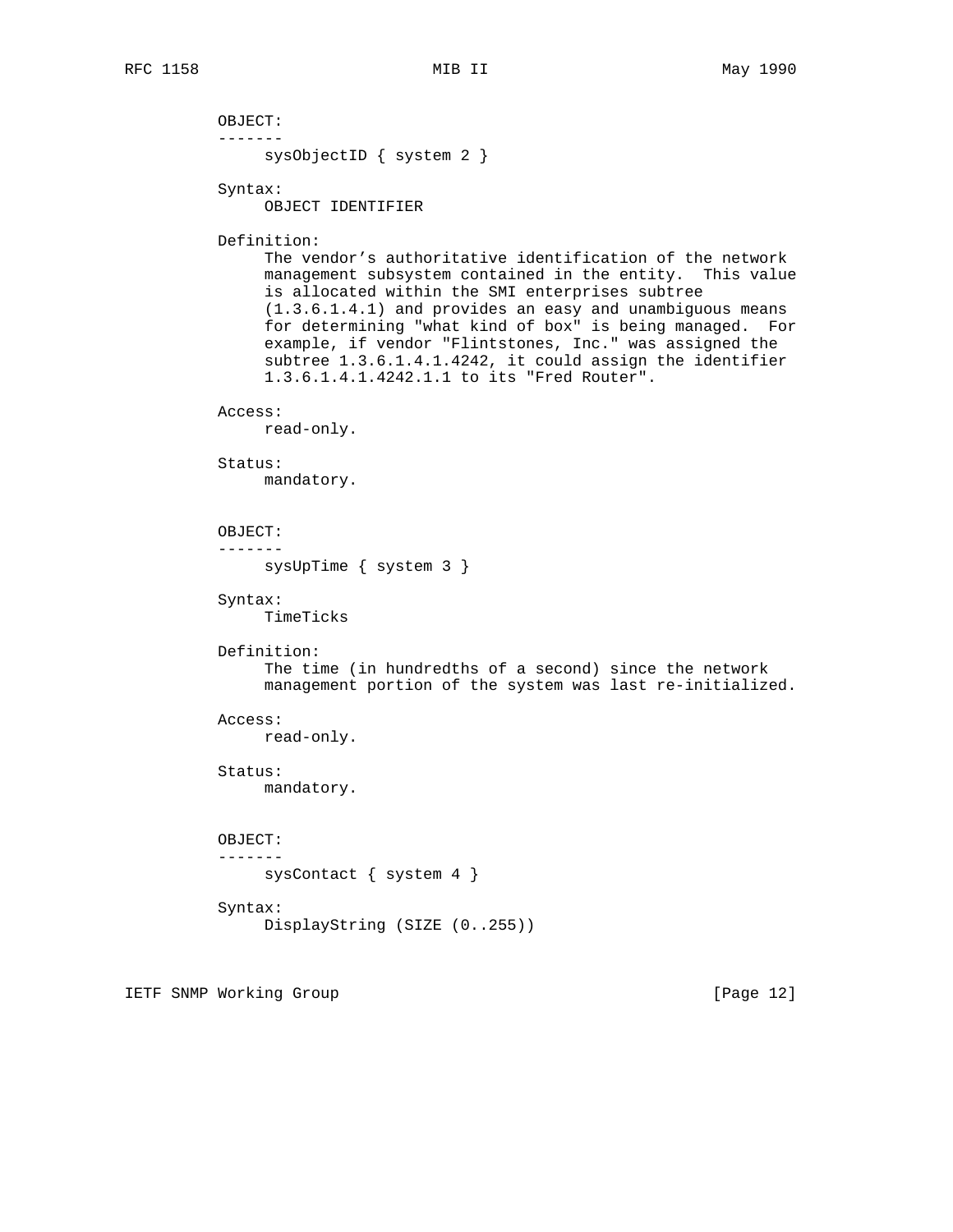OBJECT:
-------
sysObjectID { system 2 }

Syntax:
OBJECT IDENTIFIER

Definition:
The vendor's authoritative identification of the network management subsystem contained in the entity. This value is allocated within the SMI enterprises subtree (1.3.6.1.4.1) and provides an easy and unambiguous means for determining "what kind of box" is being managed. For example, if vendor "Flintstones, Inc." was assigned the subtree 1.3.6.1.4.1.4242, it could assign the identifier 1.3.6.1.4.1.4242.1.1 to its "Fred Router".

Access:
read-only.

Status:
mandatory.

OBJECT:
-------
sysUpTime { system 3 }

Syntax:
TimeTicks

Definition:
The time (in hundredths of a second) since the network management portion of the system was last re-initialized.

Access:
read-only.

Status:
mandatory.

OBJECT:
-------
sysContact { system 4 }

Syntax:
DisplayString (SIZE (0..255))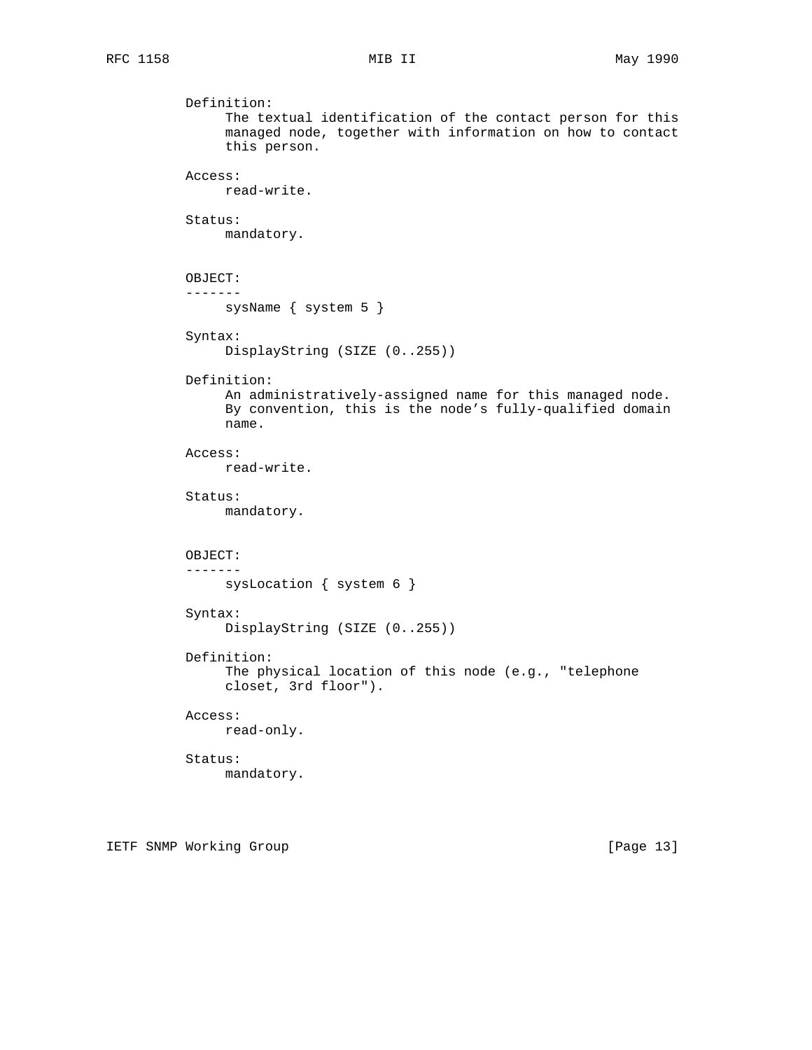Definition:
     The textual identification of the contact person for this
     managed node, together with information on how to contact
     this person.

Access:
     read-write.

Status:
     mandatory.

OBJECT:
-------
     sysName { system 5 }

Syntax:
     DisplayString (SIZE (0..255))

Definition:
     An administratively-assigned name for this managed node.
     By convention, this is the node’s fully-qualified domain
     name.

Access:
     read-write.

Status:
     mandatory.

OBJECT:
-------
     sysLocation { system 6 }

Syntax:
     DisplayString (SIZE (0..255))

Definition:
     The physical location of this node (e.g., "telephone
     closet, 3rd floor").

Access:
     read-only.

Status:
     mandatory.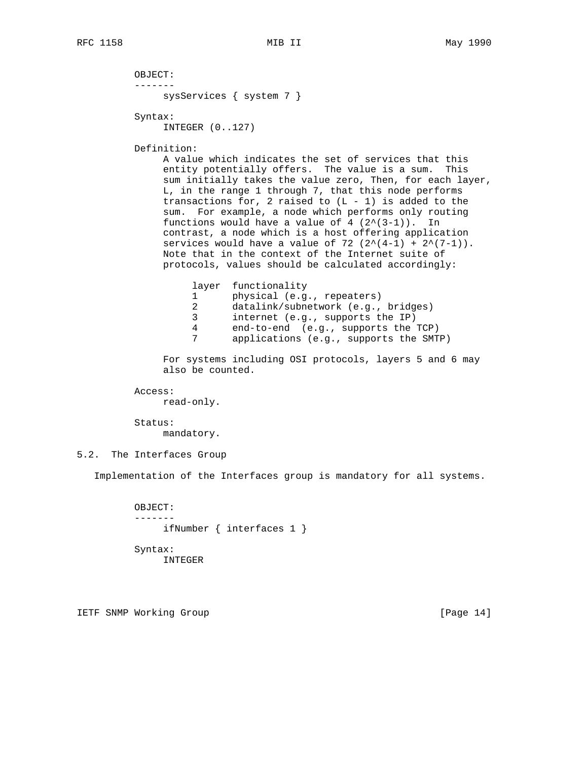OBJECT:
-------
sysServices { system 7 }

Syntax:
INTEGER (0..127)

Definition:
A value which indicates the set of services that this entity potentially offers. The value is a sum. This sum initially takes the value zero, Then, for each layer, L, in the range 1 through 7, that this node performs transactions for, 2 raised to (L - 1) is added to the sum. For example, a node which performs only routing functions would have a value of 4 (2^(3-1)). In contrast, a node which is a host offering application services would have a value of 72 (2^(4-1) + 2^(7-1)). Note that in the context of the Internet suite of protocols, values should be calculated accordingly:

| layer | functionality |
|---|---|
| 1 | physical (e.g., repeaters) |
| 2 | datalink/subnetwork (e.g., bridges) |
| 3 | internet (e.g., supports the IP) |
| 4 | end-to-end (e.g., supports the TCP) |
| 7 | applications (e.g., supports the SMTP) |

For systems including OSI protocols, layers 5 and 6 may also be counted.

Access:
read-only.

Status:
mandatory.

## 5.2. The Interfaces Group

Implementation of the Interfaces group is mandatory for all systems.

OBJECT:
-------
ifNumber { interfaces 1 }

Syntax:
INTEGER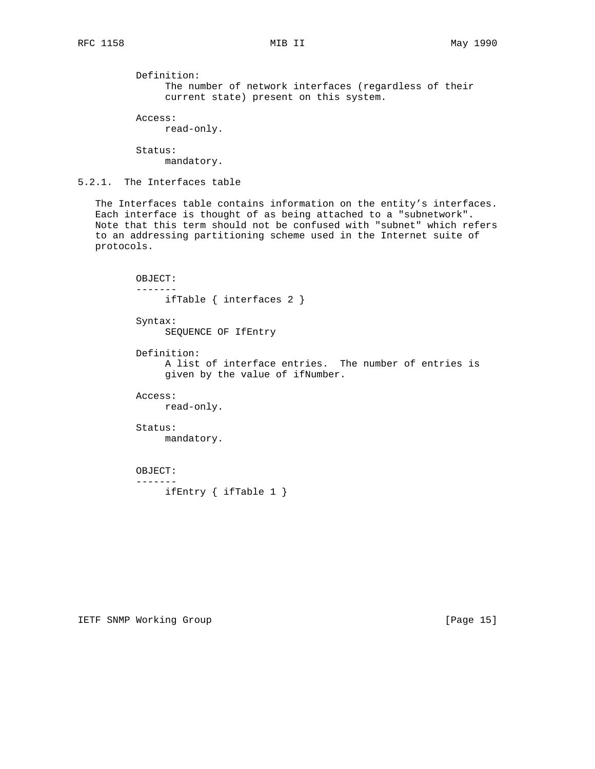Definition:
The number of network interfaces (regardless of their current state) present on this system.

Access:
read-only.

Status:
mandatory.

### 5.2.1. The Interfaces table

The Interfaces table contains information on the entity's interfaces. Each interface is thought of as being attached to a "subnetwork". Note that this term should not be confused with "subnet" which refers to an addressing partitioning scheme used in the Internet suite of protocols.

OBJECT:
-------
ifTable { interfaces 2 }

Syntax:
SEQUENCE OF IfEntry

Definition:
A list of interface entries. The number of entries is given by the value of ifNumber.

Access:
read-only.

Status:
mandatory.

OBJECT:
-------
ifEntry { ifTable 1 }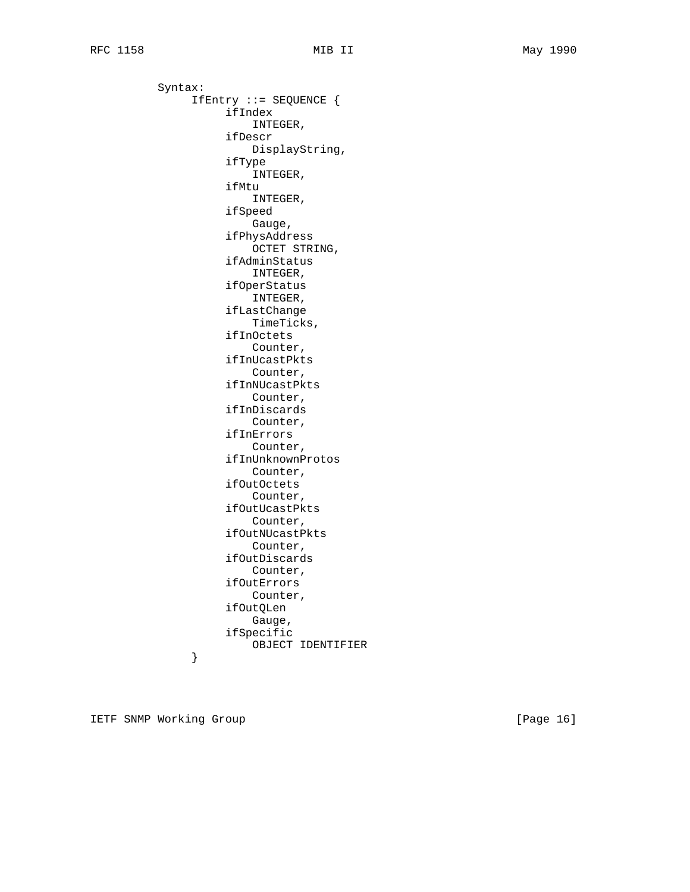```
          Syntax:
               IfEntry ::= SEQUENCE {
                    ifIndex
                        INTEGER,
                    ifDescr
                        DisplayString,
                    ifType
                        INTEGER,
                    ifMtu
                        INTEGER,
                    ifSpeed
                        Gauge,
                    ifPhysAddress
                        OCTET STRING,
                    ifAdminStatus
                        INTEGER,
                    ifOperStatus
                        INTEGER,
                    ifLastChange
                        TimeTicks,
                    ifInOctets
                        Counter,
                    ifInUcastPkts
                        Counter,
                    ifInNUcastPkts
                        Counter,
                    ifInDiscards
                        Counter,
                    ifInErrors
                        Counter,
                    ifInUnknownProtos
                        Counter,
                    ifOutOctets
                        Counter,
                    ifOutUcastPkts
                        Counter,
                    ifOutNUcastPkts
                        Counter,
                    ifOutDiscards
                        Counter,
                    ifOutErrors
                        Counter,
                    ifOutQLen
                        Gauge,
                    ifSpecific
                        OBJECT IDENTIFIER
               }
```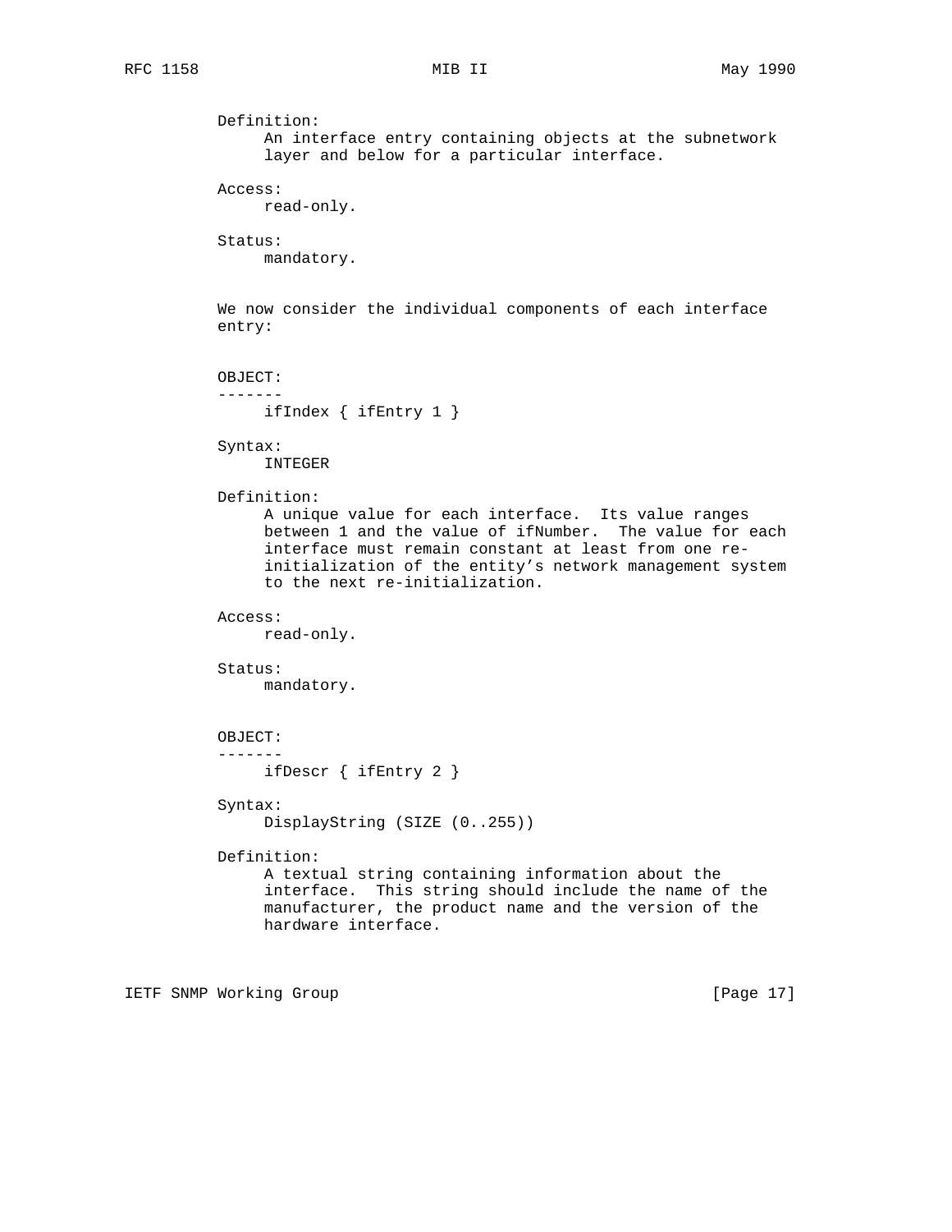Definition:
     An interface entry containing objects at the subnetwork
     layer and below for a particular interface.

Access:
     read-only.

Status:
     mandatory.

We now consider the individual components of each interface
entry:

OBJECT:
-------
     ifIndex { ifEntry 1 }

Syntax:
     INTEGER

Definition:
     A unique value for each interface.  Its value ranges
     between 1 and the value of ifNumber.  The value for each
     interface must remain constant at least from one re-
     initialization of the entity's network management system
     to the next re-initialization.

Access:
     read-only.

Status:
     mandatory.

OBJECT:
-------
     ifDescr { ifEntry 2 }

Syntax:
     DisplayString (SIZE (0..255))

Definition:
     A textual string containing information about the
     interface.  This string should include the name of the
     manufacturer, the product name and the version of the
     hardware interface.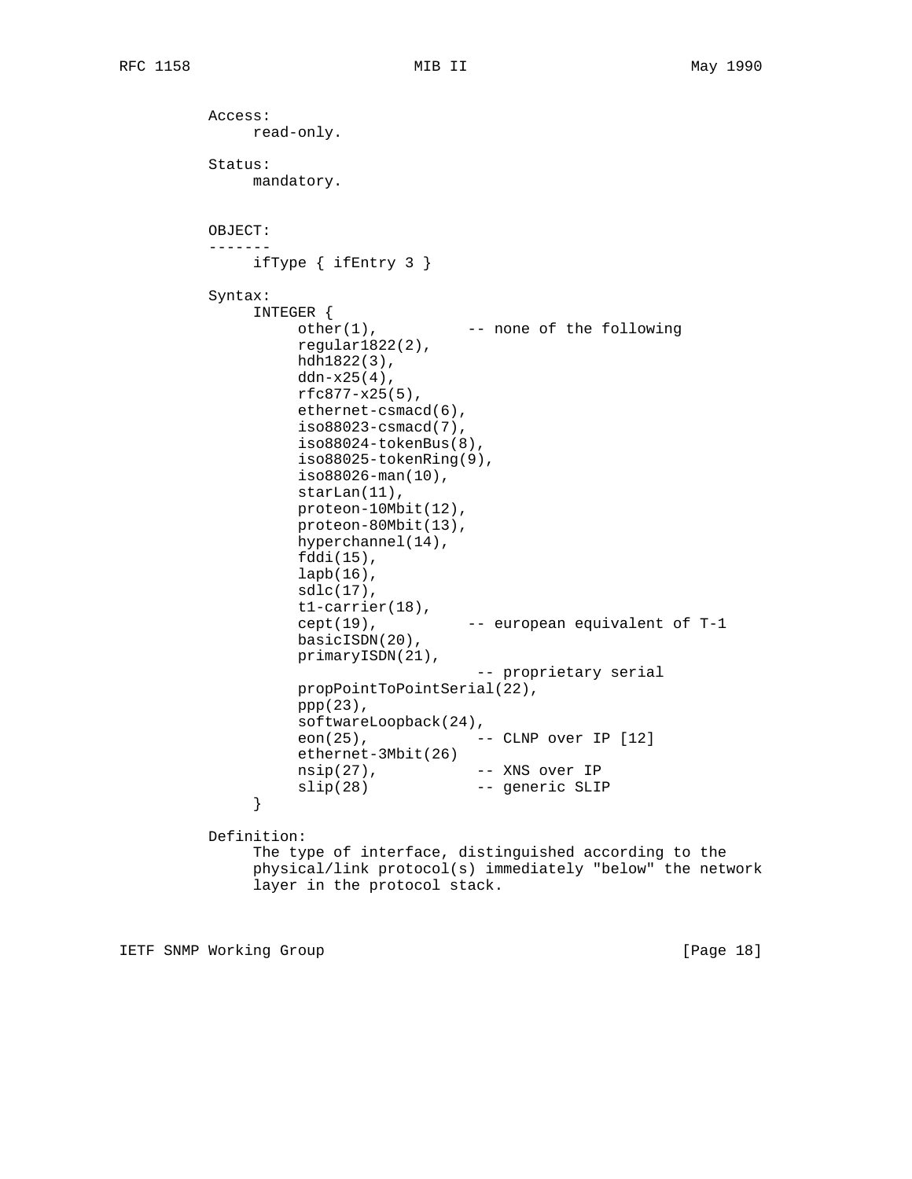```
Access:
     read-only.

Status:
     mandatory.


OBJECT:
-------
     ifType { ifEntry 3 }

Syntax:
     INTEGER {
          other(1),          -- none of the following
          regular1822(2),
          hdh1822(3),
          ddn-x25(4),
          rfc877-x25(5),
          ethernet-csmacd(6),
          iso88023-csmacd(7),
          iso88024-tokenBus(8),
          iso88025-tokenRing(9),
          iso88026-man(10),
          starLan(11),
          proteon-10Mbit(12),
          proteon-80Mbit(13),
          hyperchannel(14),
          fddi(15),
          lapb(16),
          sdlc(17),
          t1-carrier(18),
          cept(19),          -- european equivalent of T-1
          basicISDN(20),
          primaryISDN(21),
                              -- proprietary serial
          propPointToPointSerial(22),
          ppp(23),
          softwareLoopback(24),
          eon(25),            -- CLNP over IP [12]
          ethernet-3Mbit(26)
          nsip(27),           -- XNS over IP
          slip(28)            -- generic SLIP
     }

Definition:
     The type of interface, distinguished according to the
     physical/link protocol(s) immediately "below" the network
     layer in the protocol stack.
```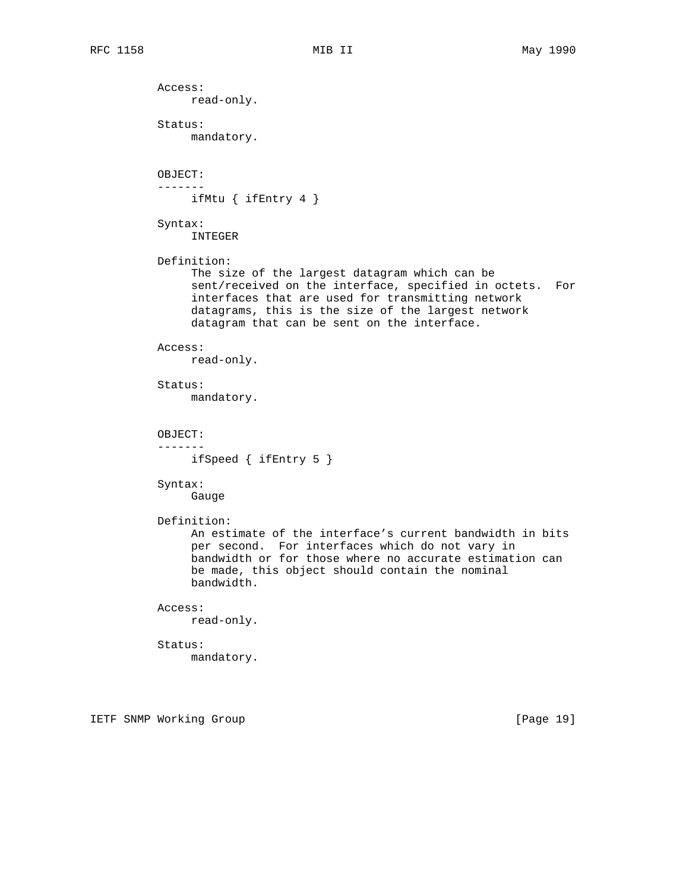Access:
     read-only.

Status:
     mandatory.

OBJECT:
-------
     ifMtu { ifEntry 4 }

Syntax:
     INTEGER

Definition:
     The size of the largest datagram which can be sent/received on the interface, specified in octets. For interfaces that are used for transmitting network datagrams, this is the size of the largest network datagram that can be sent on the interface.

Access:
     read-only.

Status:
     mandatory.

OBJECT:
-------
     ifSpeed { ifEntry 5 }

Syntax:
     Gauge

Definition:
     An estimate of the interface's current bandwidth in bits per second. For interfaces which do not vary in bandwidth or for those where no accurate estimation can be made, this object should contain the nominal bandwidth.

Access:
     read-only.

Status:
     mandatory.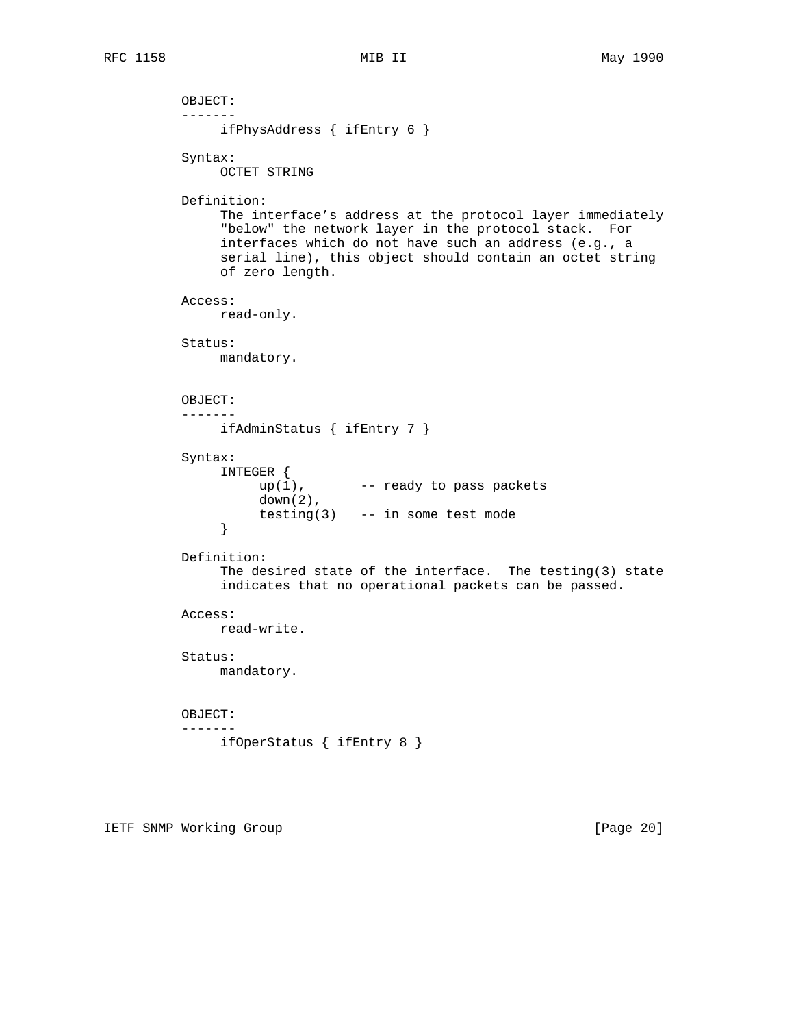OBJECT:
-------
     ifPhysAddress { ifEntry 6 }

Syntax:
     OCTET STRING

Definition:
     The interface's address at the protocol layer immediately "below" the network layer in the protocol stack. For interfaces which do not have such an address (e.g., a serial line), this object should contain an octet string of zero length.

Access:
     read-only.

Status:
     mandatory.

OBJECT:
-------
     ifAdminStatus { ifEntry 7 }

Syntax:

```
INTEGER {
     up(1),       -- ready to pass packets
     down(2),
     testing(3)   -- in some test mode
}
```

Definition:
     The desired state of the interface. The testing(3) state indicates that no operational packets can be passed.

Access:
     read-write.

Status:
     mandatory.

OBJECT:
-------
     ifOperStatus { ifEntry 8 }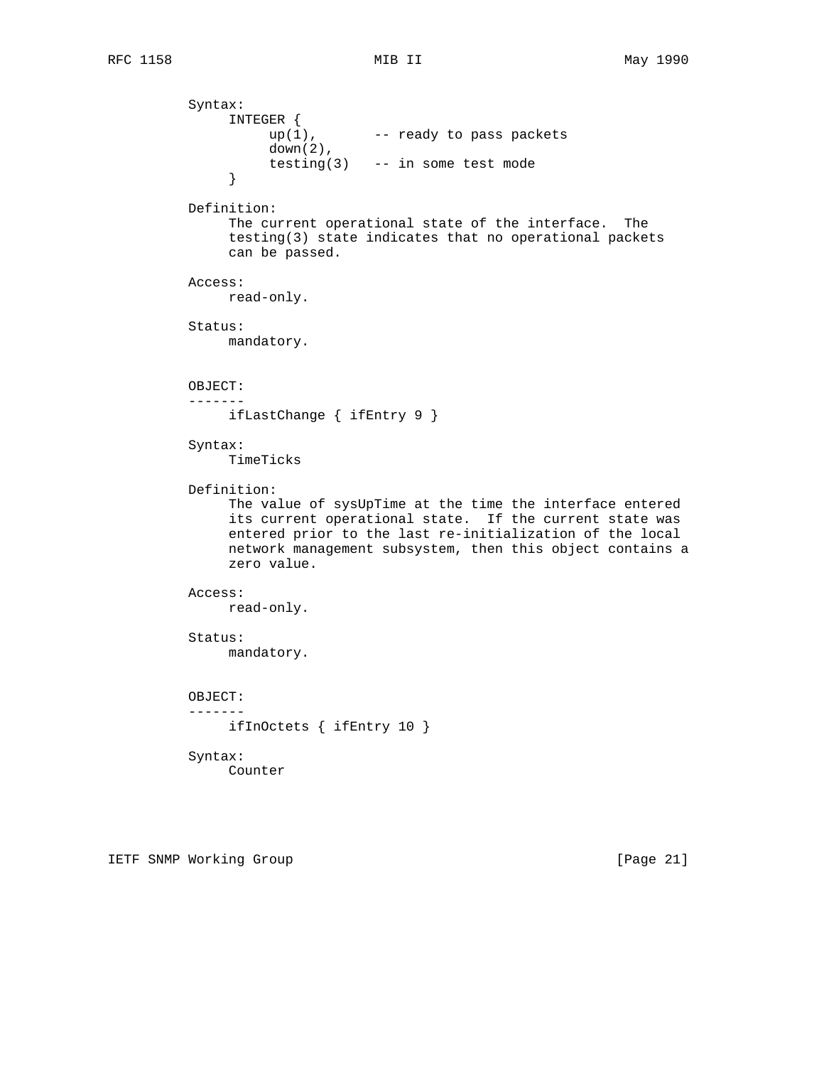```
Syntax:
     INTEGER {
          up(1),       -- ready to pass packets
          down(2),
          testing(3)   -- in some test mode
     }

Definition:
     The current operational state of the interface.  The
     testing(3) state indicates that no operational packets
     can be passed.

Access:
     read-only.

Status:
     mandatory.


OBJECT:
-------
     ifLastChange { ifEntry 9 }

Syntax:
     TimeTicks

Definition:
     The value of sysUpTime at the time the interface entered
     its current operational state.  If the current state was
     entered prior to the last re-initialization of the local
     network management subsystem, then this object contains a
     zero value.

Access:
     read-only.

Status:
     mandatory.


OBJECT:
-------
     ifInOctets { ifEntry 10 }

Syntax:
     Counter
```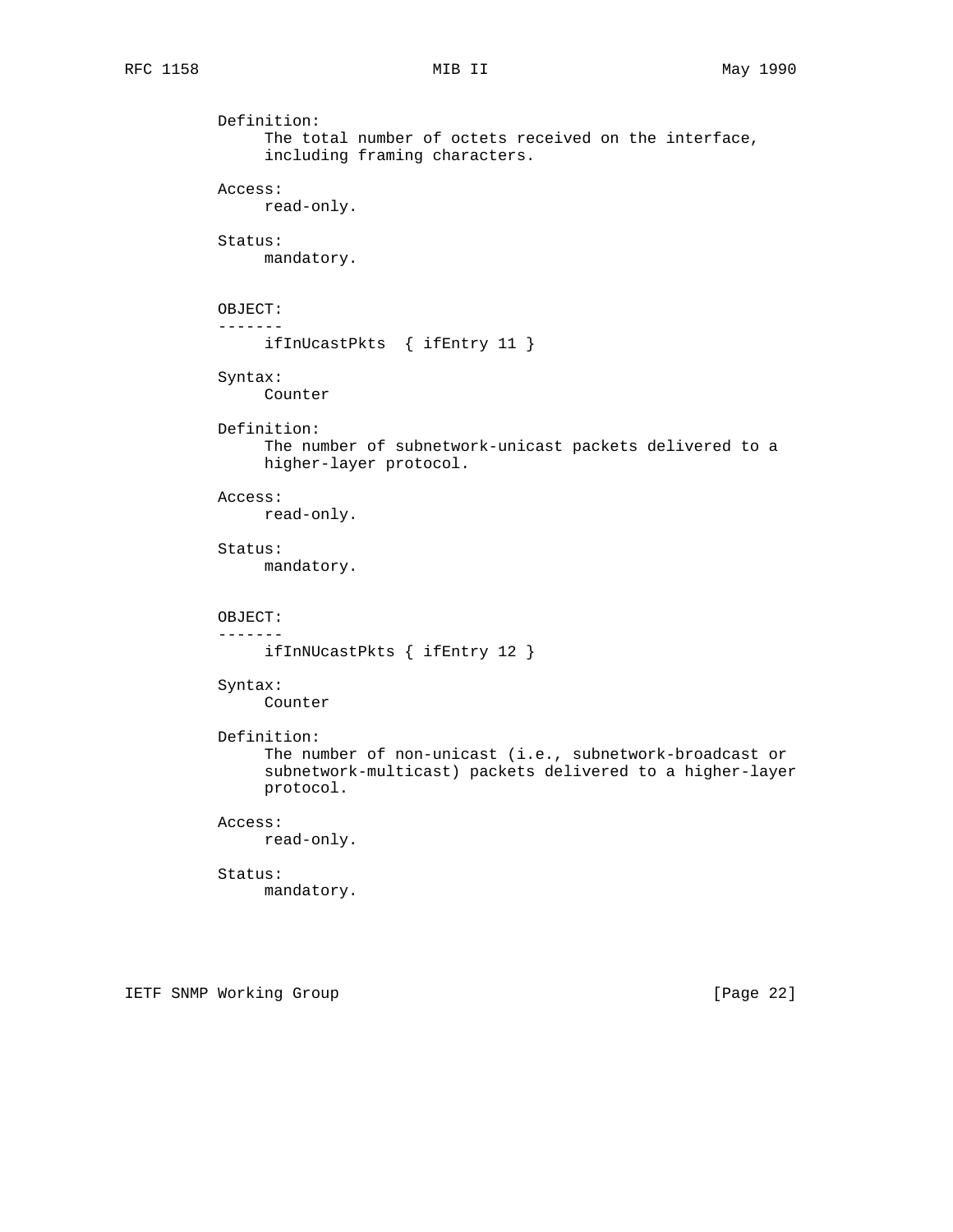Definition:
The total number of octets received on the interface, including framing characters.

Access:
read-only.

Status:
mandatory.

OBJECT:
-------
ifInUcastPkts { ifEntry 11 }

Syntax:
Counter

Definition:
The number of subnetwork-unicast packets delivered to a higher-layer protocol.

Access:
read-only.

Status:
mandatory.

OBJECT:
-------
ifInNUcastPkts { ifEntry 12 }

Syntax:
Counter

Definition:
The number of non-unicast (i.e., subnetwork-broadcast or subnetwork-multicast) packets delivered to a higher-layer protocol.

Access:
read-only.

Status:
mandatory.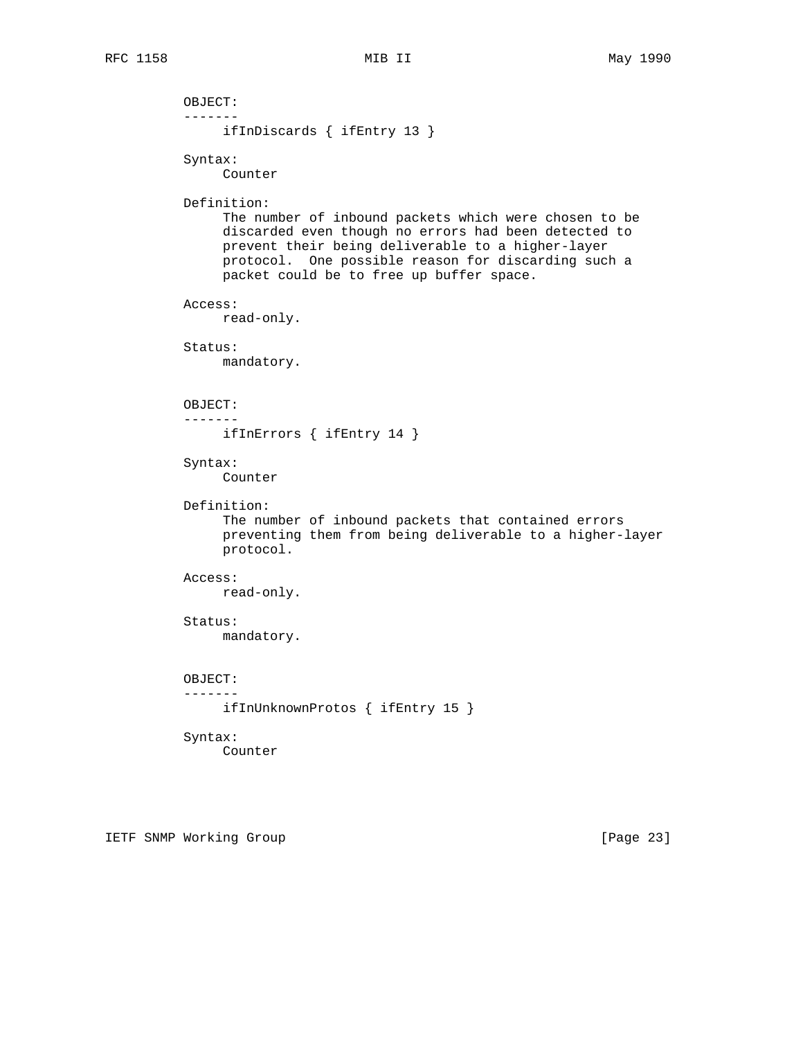OBJECT:
-------
ifInDiscards { ifEntry 13 }

Syntax:
Counter

Definition:
The number of inbound packets which were chosen to be discarded even though no errors had been detected to prevent their being deliverable to a higher-layer protocol. One possible reason for discarding such a packet could be to free up buffer space.

Access:
read-only.

Status:
mandatory.

OBJECT:
-------
ifInErrors { ifEntry 14 }

Syntax:
Counter

Definition:
The number of inbound packets that contained errors preventing them from being deliverable to a higher-layer protocol.

Access:
read-only.

Status:
mandatory.

OBJECT:
-------
ifInUnknownProtos { ifEntry 15 }

Syntax:
Counter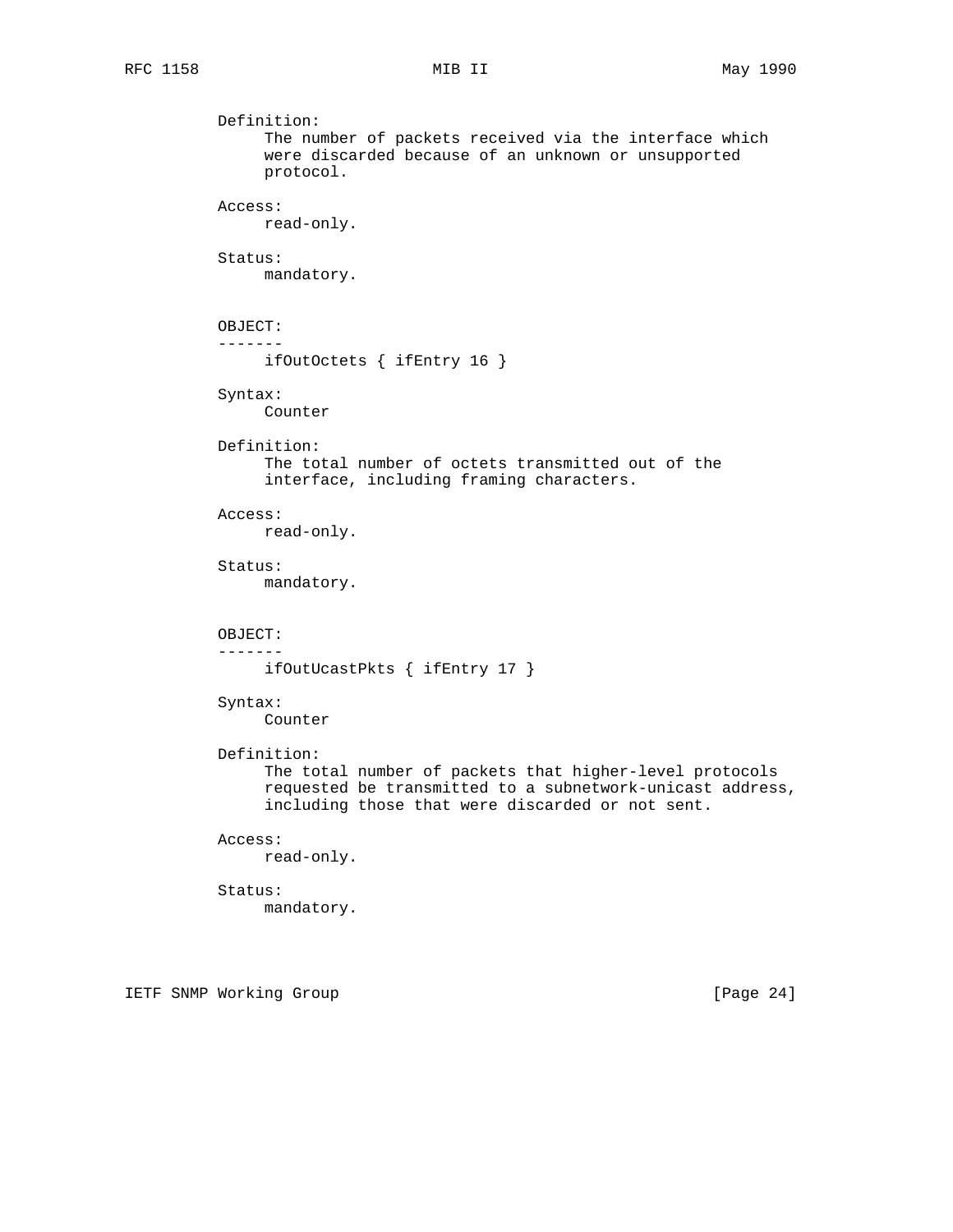Definition:
     The number of packets received via the interface which
     were discarded because of an unknown or unsupported
     protocol.

Access:
     read-only.

Status:
     mandatory.

OBJECT:
-------
     ifOutOctets { ifEntry 16 }

Syntax:
     Counter

Definition:
     The total number of octets transmitted out of the
     interface, including framing characters.

Access:
     read-only.

Status:
     mandatory.

OBJECT:
-------
     ifOutUcastPkts { ifEntry 17 }

Syntax:
     Counter

Definition:
     The total number of packets that higher-level protocols
     requested be transmitted to a subnetwork-unicast address,
     including those that were discarded or not sent.

Access:
     read-only.

Status:
     mandatory.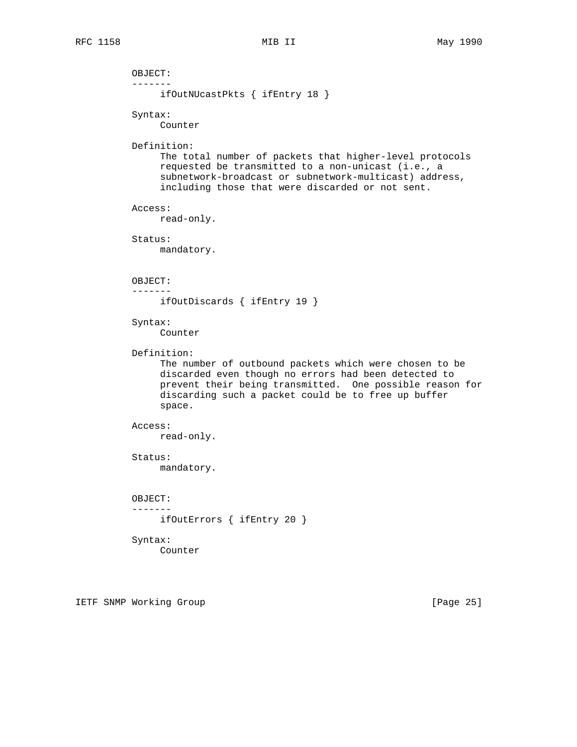OBJECT:
-------
     ifOutNUcastPkts { ifEntry 18 }

Syntax:
     Counter

Definition:
     The total number of packets that higher-level protocols
     requested be transmitted to a non-unicast (i.e., a
     subnetwork-broadcast or subnetwork-multicast) address,
     including those that were discarded or not sent.

Access:
     read-only.

Status:
     mandatory.

OBJECT:
-------
     ifOutDiscards { ifEntry 19 }

Syntax:
     Counter

Definition:
     The number of outbound packets which were chosen to be
     discarded even though no errors had been detected to
     prevent their being transmitted. One possible reason for
     discarding such a packet could be to free up buffer
     space.

Access:
     read-only.

Status:
     mandatory.

OBJECT:
-------
     ifOutErrors { ifEntry 20 }

Syntax:
     Counter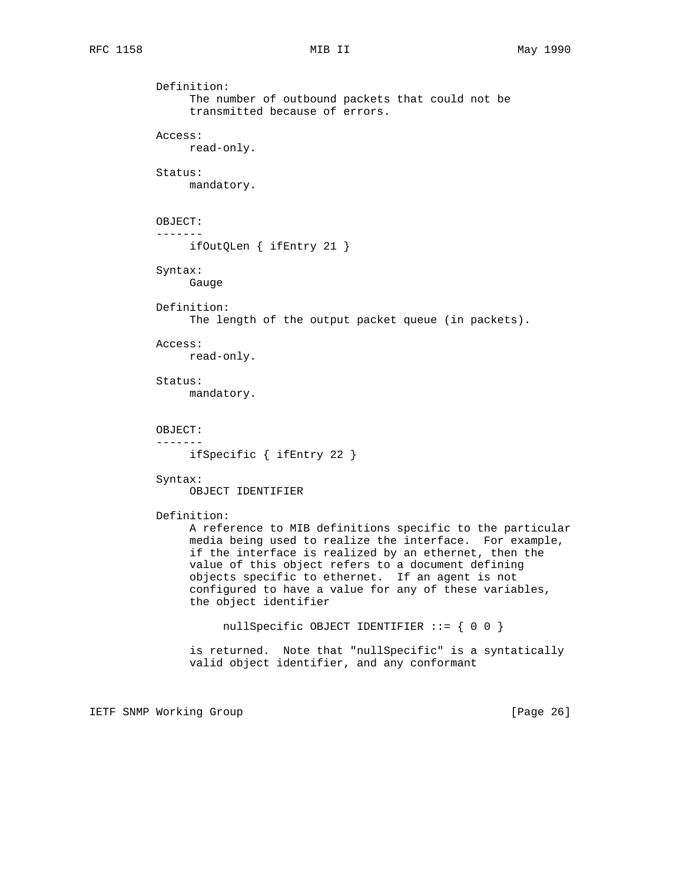Definition:
     The number of outbound packets that could not be
     transmitted because of errors.

Access:
     read-only.

Status:
     mandatory.

OBJECT:
-------
     ifOutQLen { ifEntry 21 }

Syntax:
     Gauge

Definition:
     The length of the output packet queue (in packets).

Access:
     read-only.

Status:
     mandatory.

OBJECT:
-------
     ifSpecific { ifEntry 22 }

Syntax:
     OBJECT IDENTIFIER

Definition:
     A reference to MIB definitions specific to the particular
     media being used to realize the interface. For example,
     if the interface is realized by an ethernet, then the
     value of this object refers to a document defining
     objects specific to ethernet. If an agent is not
     configured to have a value for any of these variables,
     the object identifier

```
nullSpecific OBJECT IDENTIFIER ::= { 0 0 }
```

     is returned. Note that "nullSpecific" is a syntatically
     valid object identifier, and any conformant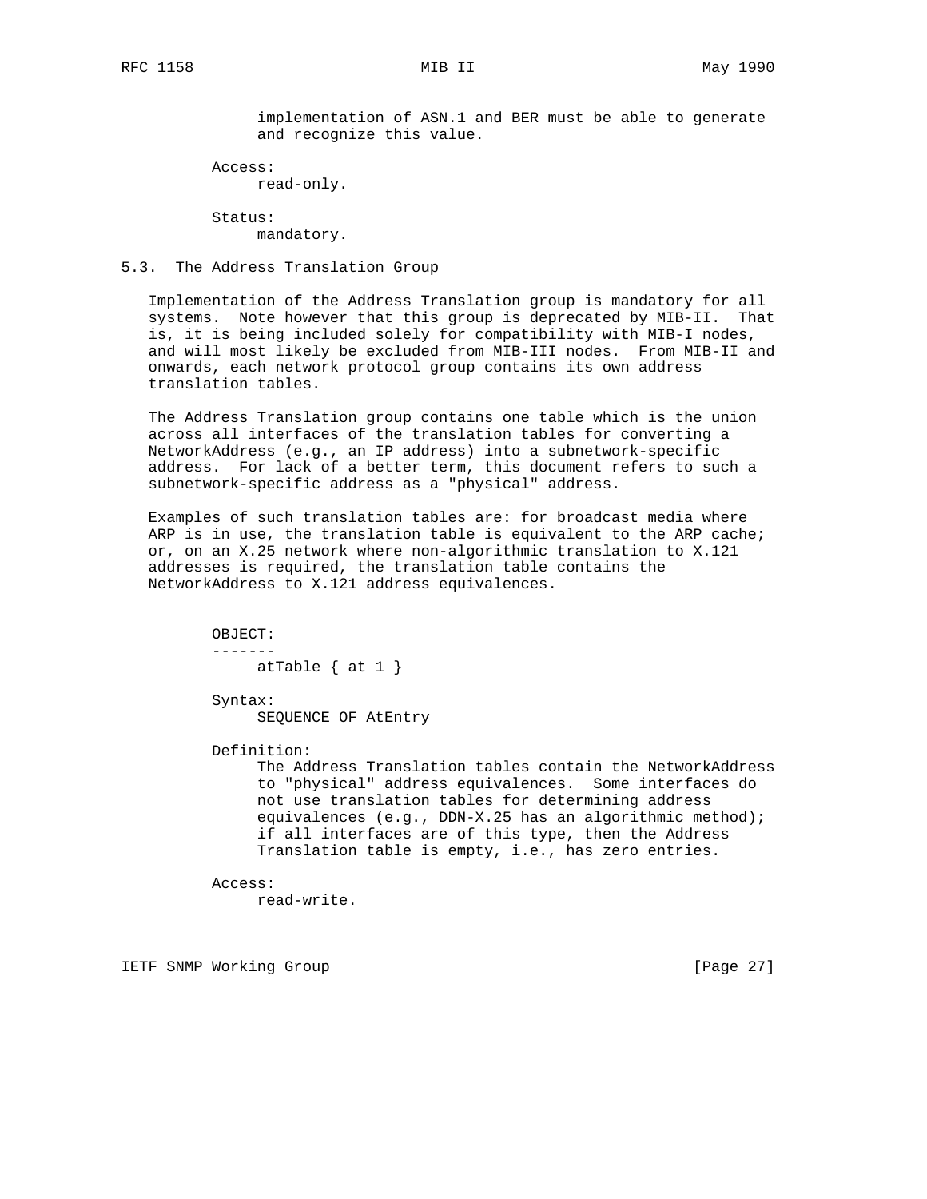implementation of ASN.1 and BER must be able to generate and recognize this value.

Access:
read-only.

Status:
mandatory.

## 5.3. The Address Translation Group

Implementation of the Address Translation group is mandatory for all systems. Note however that this group is deprecated by MIB-II. That is, it is being included solely for compatibility with MIB-I nodes, and will most likely be excluded from MIB-III nodes. From MIB-II and onwards, each network protocol group contains its own address translation tables.

The Address Translation group contains one table which is the union across all interfaces of the translation tables for converting a NetworkAddress (e.g., an IP address) into a subnetwork-specific address. For lack of a better term, this document refers to such a subnetwork-specific address as a "physical" address.

Examples of such translation tables are: for broadcast media where ARP is in use, the translation table is equivalent to the ARP cache; or, on an X.25 network where non-algorithmic translation to X.121 addresses is required, the translation table contains the NetworkAddress to X.121 address equivalences.

OBJECT:
-------
atTable { at 1 }

Syntax:
SEQUENCE OF AtEntry

Definition:
The Address Translation tables contain the NetworkAddress to "physical" address equivalences. Some interfaces do not use translation tables for determining address equivalences (e.g., DDN-X.25 has an algorithmic method); if all interfaces are of this type, then the Address Translation table is empty, i.e., has zero entries.

Access:
read-write.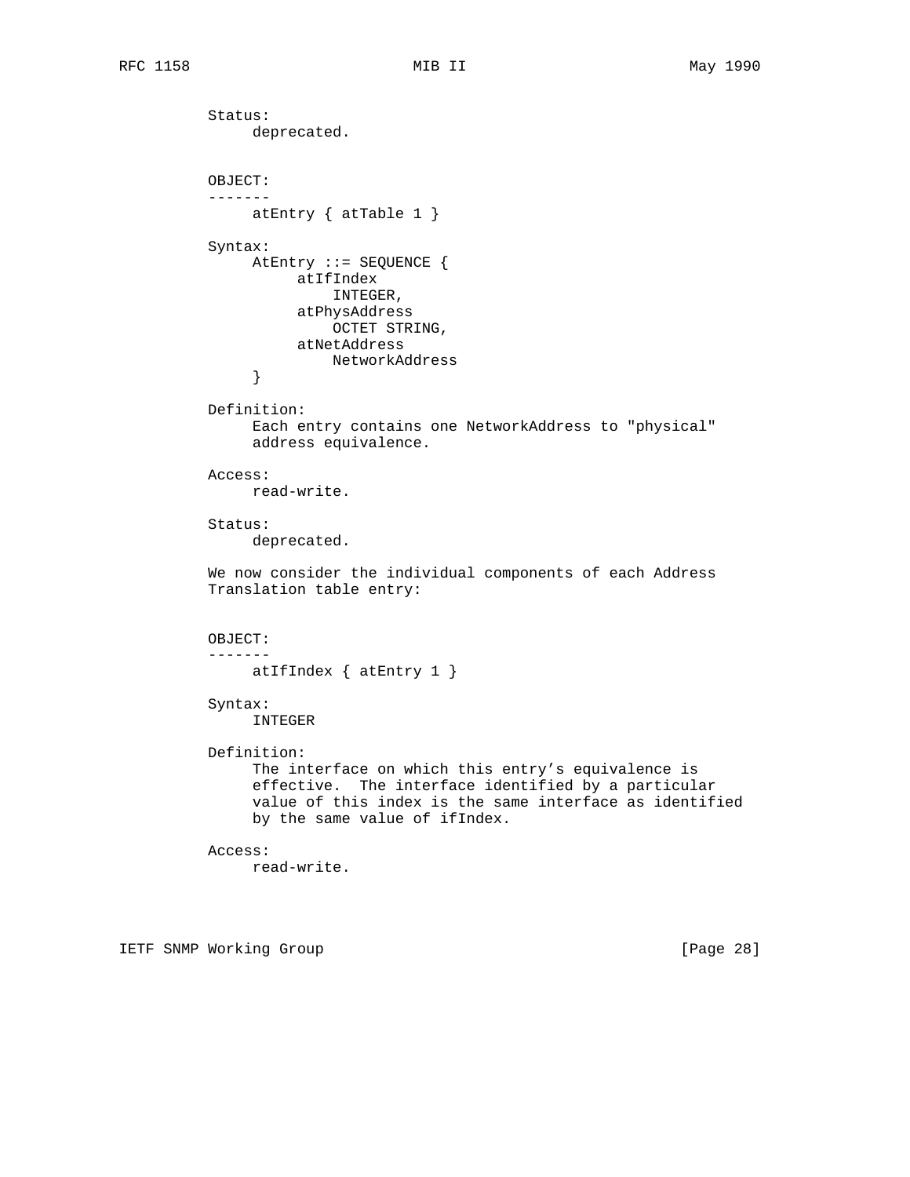Status:
     deprecated.

OBJECT:
-------
     atEntry { atTable 1 }

Syntax:

```
AtEntry ::= SEQUENCE {
     atIfIndex
         INTEGER,
     atPhysAddress
         OCTET STRING,
     atNetAddress
         NetworkAddress
}
```

Definition:
     Each entry contains one NetworkAddress to "physical" address equivalence.

Access:
     read-write.

Status:
     deprecated.

We now consider the individual components of each Address Translation table entry:

OBJECT:
-------
     atIfIndex { atEntry 1 }

Syntax:
     INTEGER

Definition:
     The interface on which this entry's equivalence is effective. The interface identified by a particular value of this index is the same interface as identified by the same value of ifIndex.

Access:
     read-write.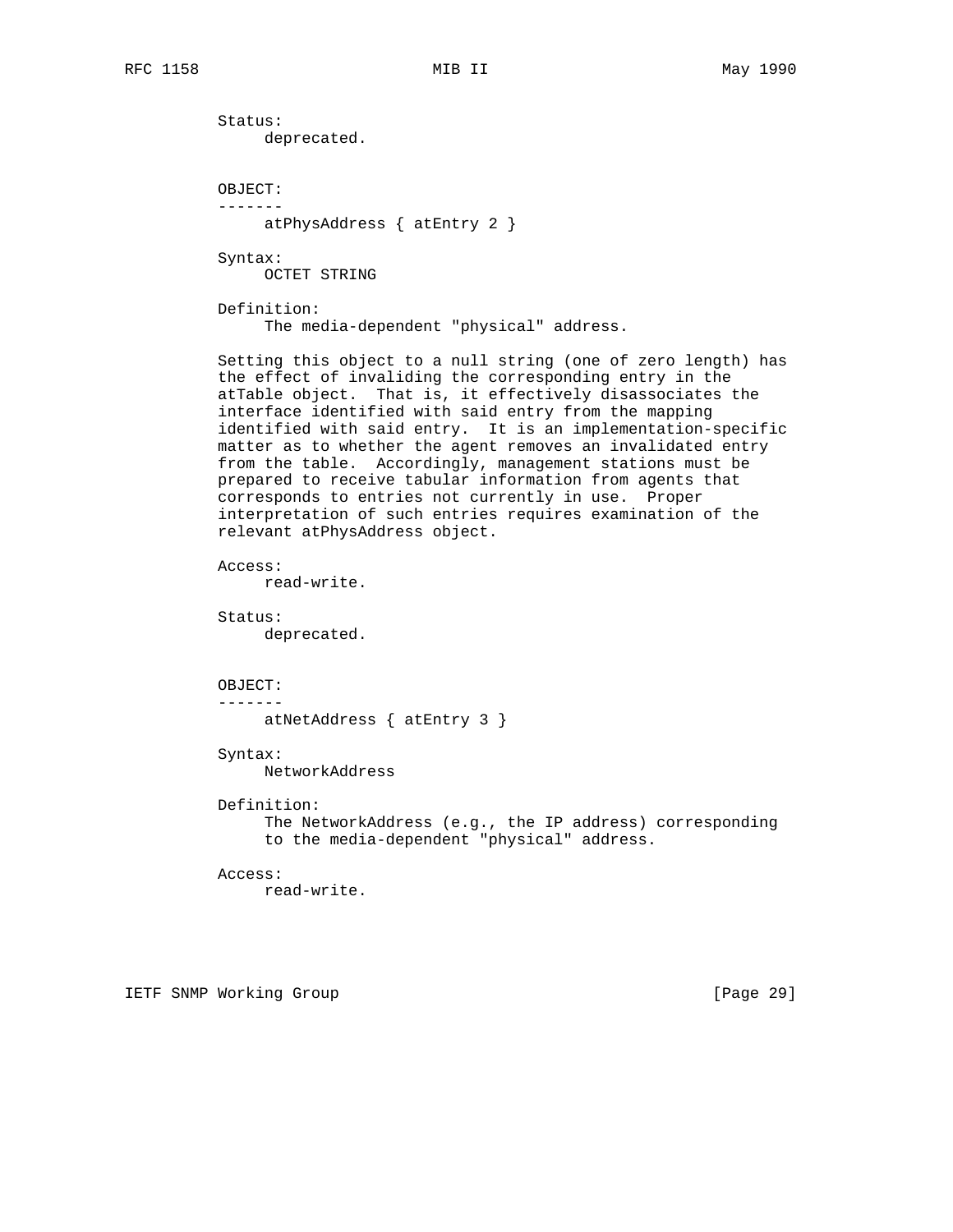Status:
     deprecated.

OBJECT:
-------
     atPhysAddress { atEntry 2 }

Syntax:
     OCTET STRING

Definition:
     The media-dependent "physical" address.

Setting this object to a null string (one of zero length) has the effect of invaliding the corresponding entry in the atTable object. That is, it effectively disassociates the interface identified with said entry from the mapping identified with said entry. It is an implementation-specific matter as to whether the agent removes an invalidated entry from the table. Accordingly, management stations must be prepared to receive tabular information from agents that corresponds to entries not currently in use. Proper interpretation of such entries requires examination of the relevant atPhysAddress object.

Access:
     read-write.

Status:
     deprecated.

OBJECT:
-------
     atNetAddress { atEntry 3 }

Syntax:
     NetworkAddress

Definition:
     The NetworkAddress (e.g., the IP address) corresponding to the media-dependent "physical" address.

Access:
     read-write.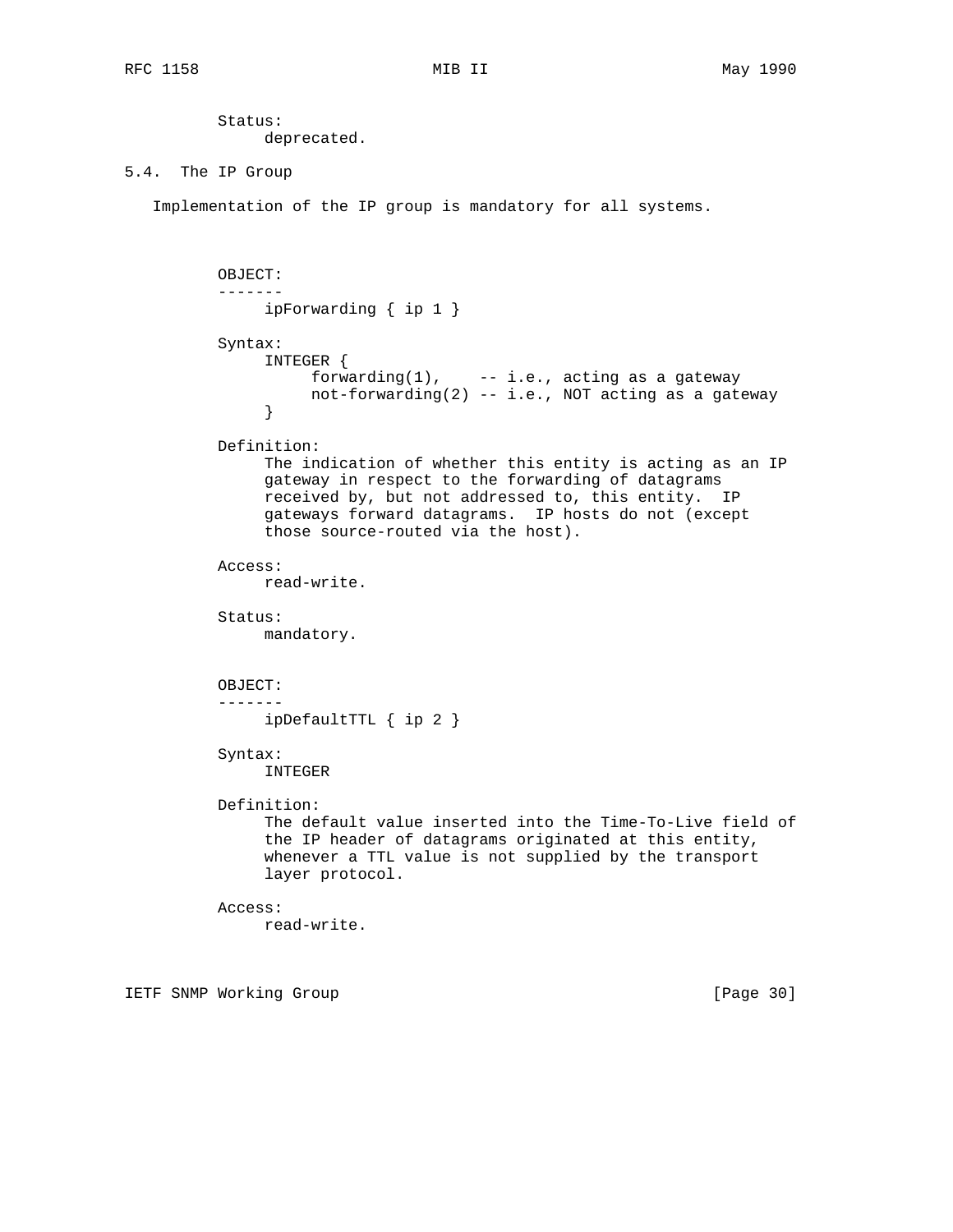Status:
     deprecated.

## 5.4. The IP Group

Implementation of the IP group is mandatory for all systems.

```
OBJECT:
-------
     ipForwarding { ip 1 }

Syntax:
     INTEGER {
          forwarding(1),    -- i.e., acting as a gateway
          not-forwarding(2) -- i.e., NOT acting as a gateway
     }

Definition:
     The indication of whether this entity is acting as an IP
     gateway in respect to the forwarding of datagrams
     received by, but not addressed to, this entity.  IP
     gateways forward datagrams.  IP hosts do not (except
     those source-routed via the host).

Access:
     read-write.

Status:
     mandatory.


OBJECT:
-------
     ipDefaultTTL { ip 2 }

Syntax:
     INTEGER

Definition:
     The default value inserted into the Time-To-Live field of
     the IP header of datagrams originated at this entity,
     whenever a TTL value is not supplied by the transport
     layer protocol.

Access:
     read-write.
```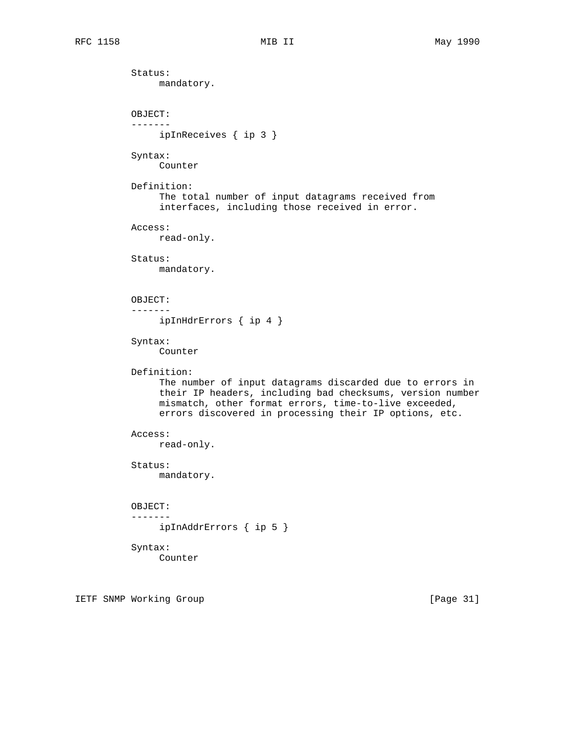Status:
     mandatory.

OBJECT:
-------
     ipInReceives { ip 3 }

Syntax:
     Counter

Definition:
     The total number of input datagrams received from
     interfaces, including those received in error.

Access:
     read-only.

Status:
     mandatory.

OBJECT:
-------
     ipInHdrErrors { ip 4 }

Syntax:
     Counter

Definition:
     The number of input datagrams discarded due to errors in
     their IP headers, including bad checksums, version number
     mismatch, other format errors, time-to-live exceeded,
     errors discovered in processing their IP options, etc.

Access:
     read-only.

Status:
     mandatory.

OBJECT:
-------
     ipInAddrErrors { ip 5 }

Syntax:
     Counter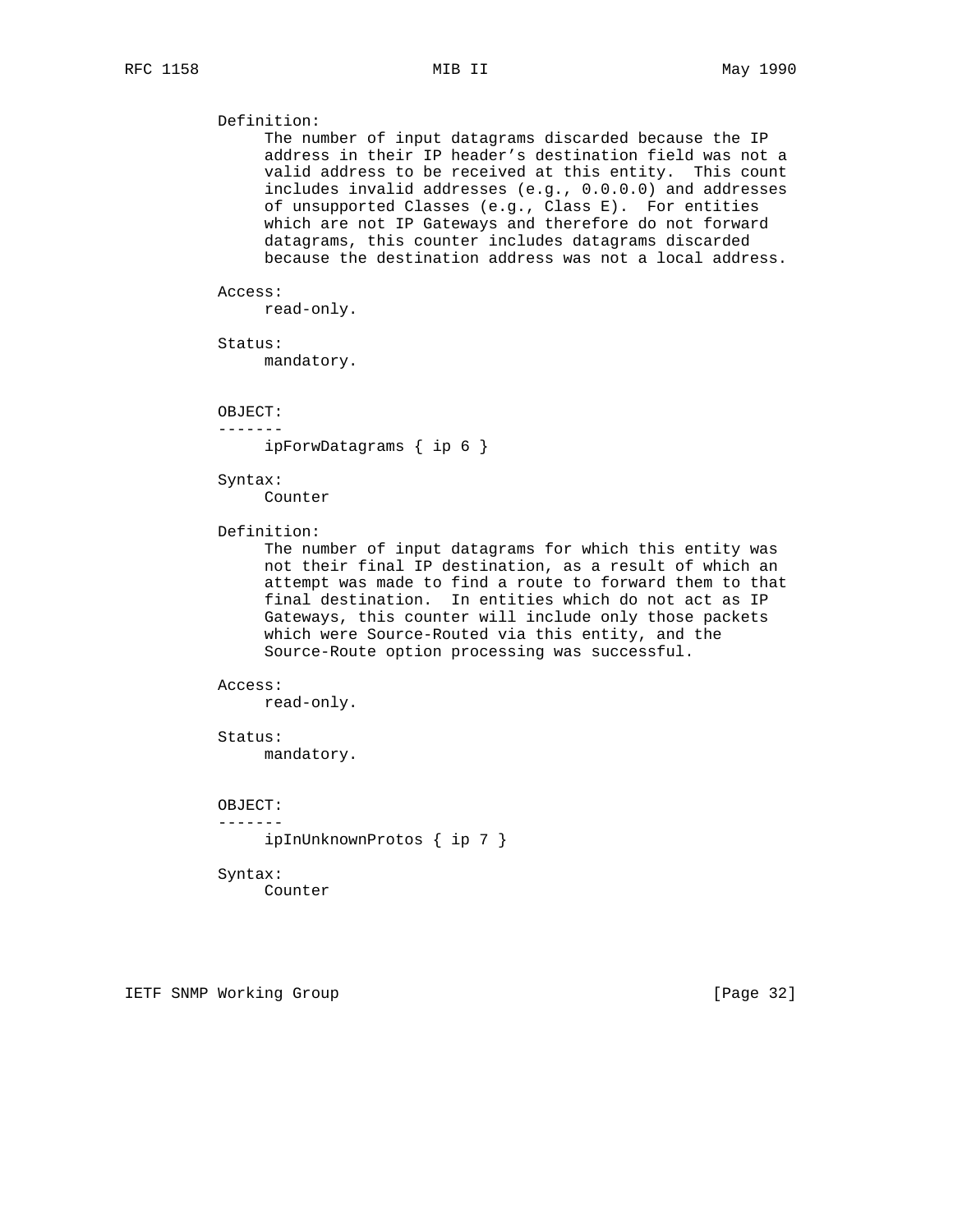Definition:

The number of input datagrams discarded because the IP address in their IP header's destination field was not a valid address to be received at this entity. This count includes invalid addresses (e.g., 0.0.0.0) and addresses of unsupported Classes (e.g., Class E). For entities which are not IP Gateways and therefore do not forward datagrams, this counter includes datagrams discarded because the destination address was not a local address.

Access:

read-only.

Status:

mandatory.

OBJECT:
-------

ipForwDatagrams { ip 6 }

Syntax:

Counter

Definition:

The number of input datagrams for which this entity was not their final IP destination, as a result of which an attempt was made to find a route to forward them to that final destination. In entities which do not act as IP Gateways, this counter will include only those packets which were Source-Routed via this entity, and the Source-Route option processing was successful.

Access:

read-only.

Status:

mandatory.

OBJECT:
-------

ipInUnknownProtos { ip 7 }

Syntax:

Counter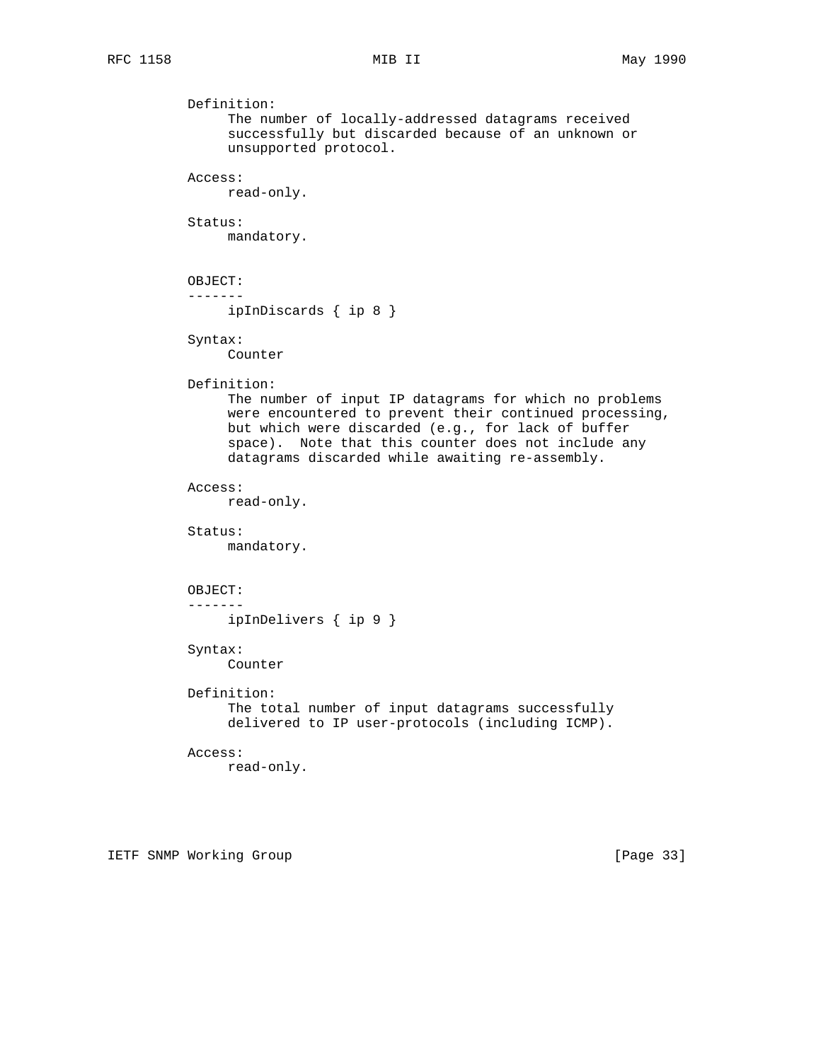Definition:
The number of locally-addressed datagrams received successfully but discarded because of an unknown or unsupported protocol.

Access:
read-only.

Status:
mandatory.

OBJECT:
-------
ipInDiscards { ip 8 }

Syntax:
Counter

Definition:
The number of input IP datagrams for which no problems were encountered to prevent their continued processing, but which were discarded (e.g., for lack of buffer space). Note that this counter does not include any datagrams discarded while awaiting re-assembly.

Access:
read-only.

Status:
mandatory.

OBJECT:
-------
ipInDelivers { ip 9 }

Syntax:
Counter

Definition:
The total number of input datagrams successfully delivered to IP user-protocols (including ICMP).

Access:
read-only.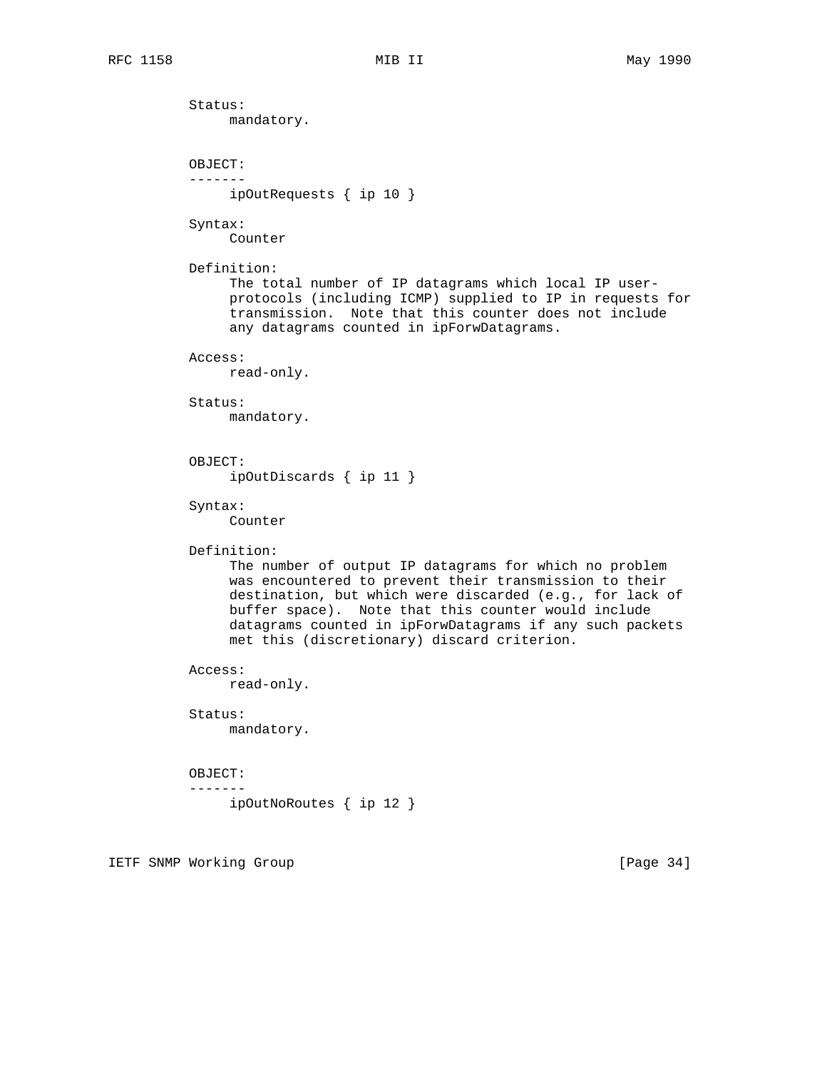```
          Status:
               mandatory.


          OBJECT:
          -------
               ipOutRequests { ip 10 }

          Syntax:
               Counter

          Definition:
               The total number of IP datagrams which local IP user-
               protocols (including ICMP) supplied to IP in requests for
               transmission.  Note that this counter does not include
               any datagrams counted in ipForwDatagrams.

          Access:
               read-only.

          Status:
               mandatory.


          OBJECT:
               ipOutDiscards { ip 11 }

          Syntax:
               Counter

          Definition:
               The number of output IP datagrams for which no problem
               was encountered to prevent their transmission to their
               destination, but which were discarded (e.g., for lack of
               buffer space).  Note that this counter would include
               datagrams counted in ipForwDatagrams if any such packets
               met this (discretionary) discard criterion.

          Access:
               read-only.

          Status:
               mandatory.


          OBJECT:
          -------
               ipOutNoRoutes { ip 12 }
```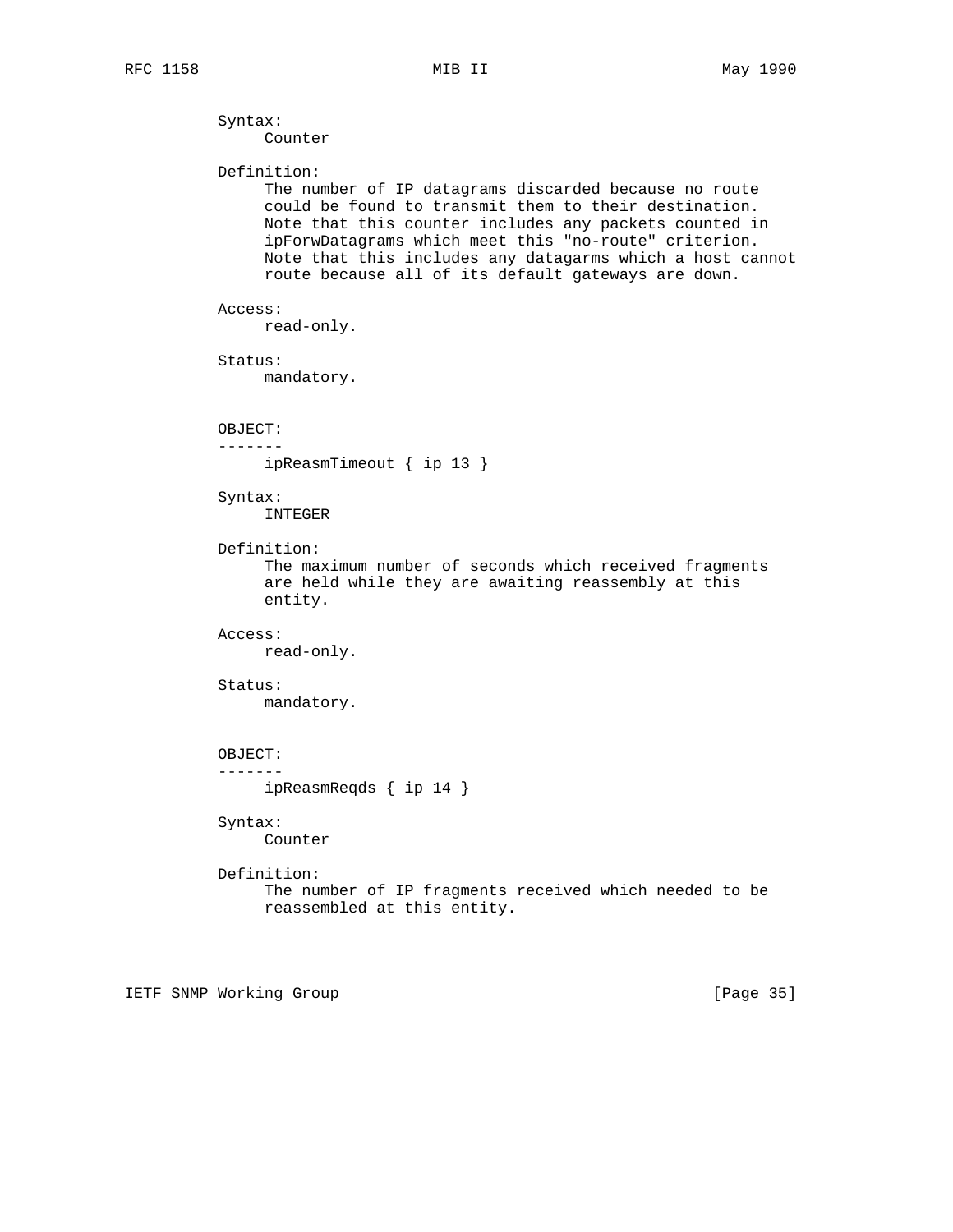Syntax:
     Counter

Definition:
     The number of IP datagrams discarded because no route
     could be found to transmit them to their destination.
     Note that this counter includes any packets counted in
     ipForwDatagrams which meet this "no-route" criterion.
     Note that this includes any datagarms which a host cannot
     route because all of its default gateways are down.

Access:
     read-only.

Status:
     mandatory.

OBJECT:
-------
     ipReasmTimeout { ip 13 }

Syntax:
     INTEGER

Definition:
     The maximum number of seconds which received fragments
     are held while they are awaiting reassembly at this
     entity.

Access:
     read-only.

Status:
     mandatory.

OBJECT:
-------
     ipReasmReqds { ip 14 }

Syntax:
     Counter

Definition:
     The number of IP fragments received which needed to be
     reassembled at this entity.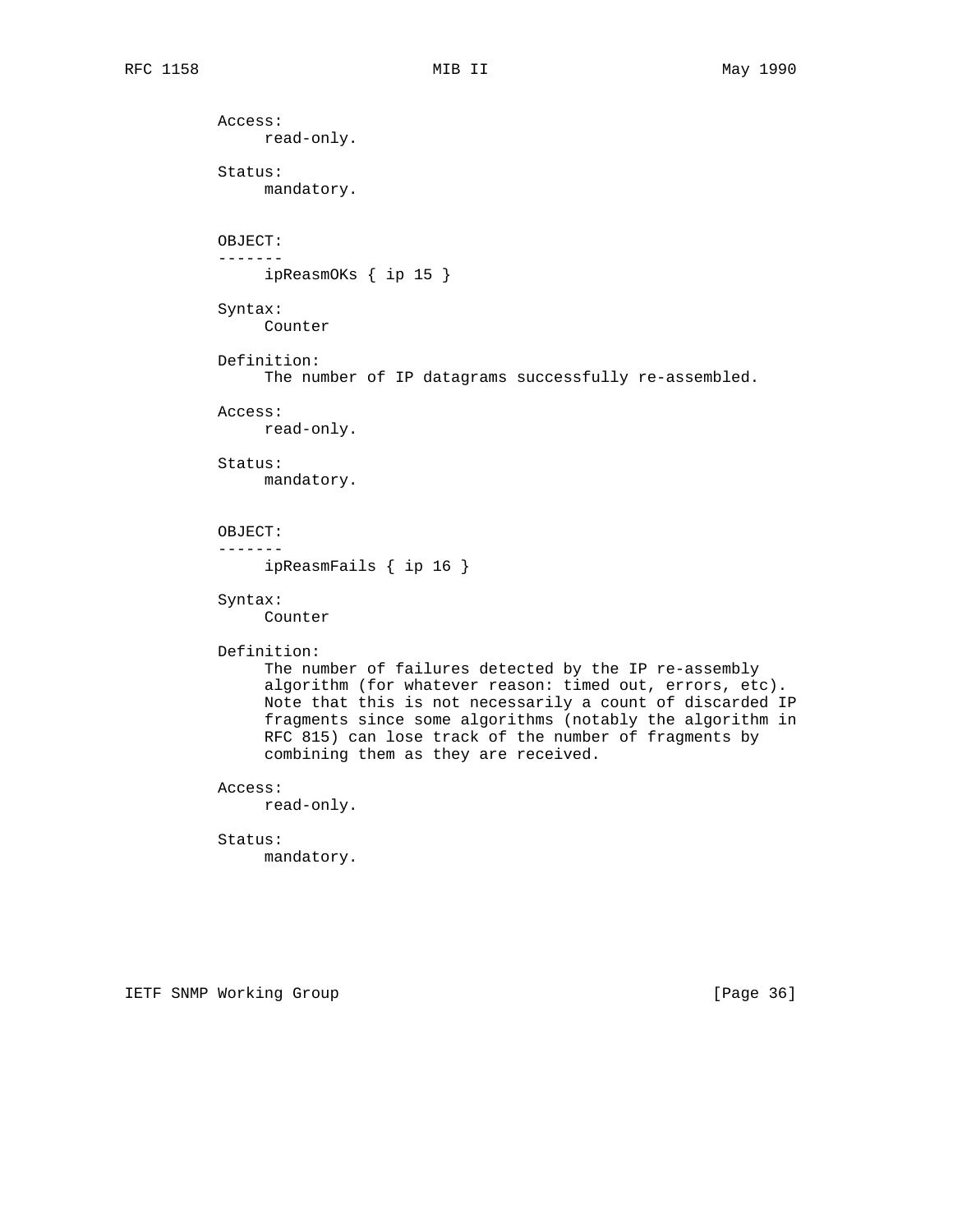Access:
     read-only.

Status:
     mandatory.

OBJECT:
-------
     ipReasmOKs { ip 15 }

Syntax:
     Counter

Definition:
     The number of IP datagrams successfully re-assembled.

Access:
     read-only.

Status:
     mandatory.

OBJECT:
-------
     ipReasmFails { ip 16 }

Syntax:
     Counter

Definition:
     The number of failures detected by the IP re-assembly
     algorithm (for whatever reason: timed out, errors, etc).
     Note that this is not necessarily a count of discarded IP
     fragments since some algorithms (notably the algorithm in
     RFC 815) can lose track of the number of fragments by
     combining them as they are received.

Access:
     read-only.

Status:
     mandatory.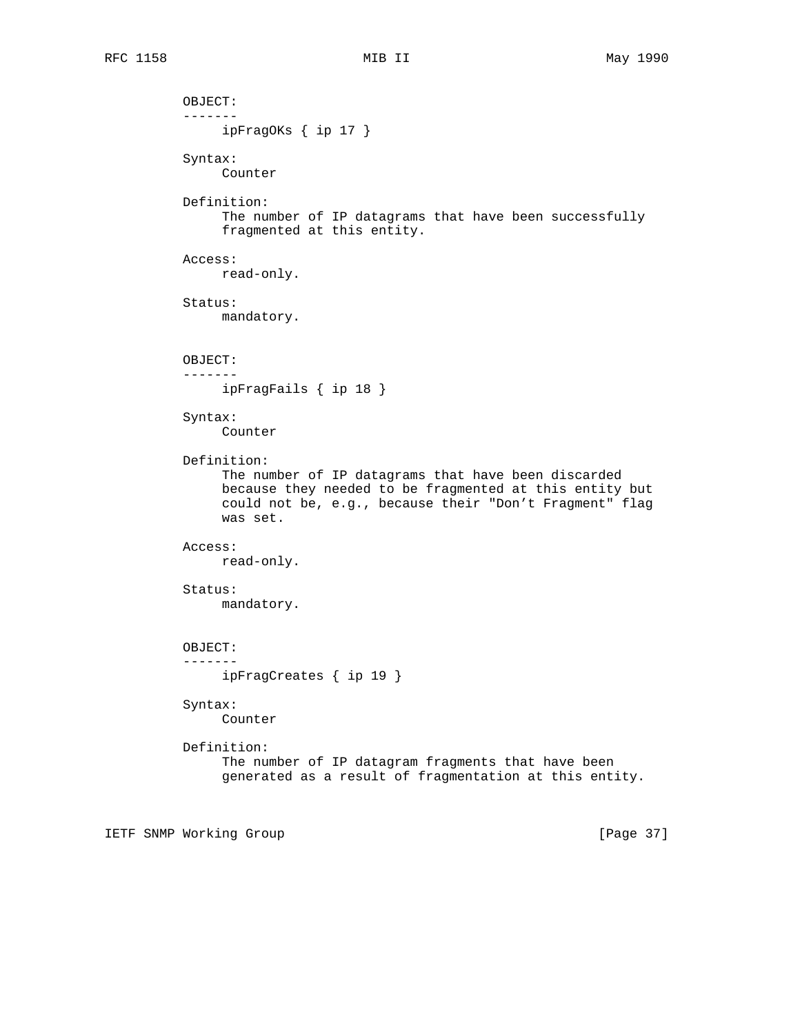OBJECT:
-------
ipFragOKs { ip 17 }

Syntax:
Counter

Definition:
The number of IP datagrams that have been successfully fragmented at this entity.

Access:
read-only.

Status:
mandatory.

OBJECT:
-------
ipFragFails { ip 18 }

Syntax:
Counter

Definition:
The number of IP datagrams that have been discarded because they needed to be fragmented at this entity but could not be, e.g., because their "Don't Fragment" flag was set.

Access:
read-only.

Status:
mandatory.

OBJECT:
-------
ipFragCreates { ip 19 }

Syntax:
Counter

Definition:
The number of IP datagram fragments that have been generated as a result of fragmentation at this entity.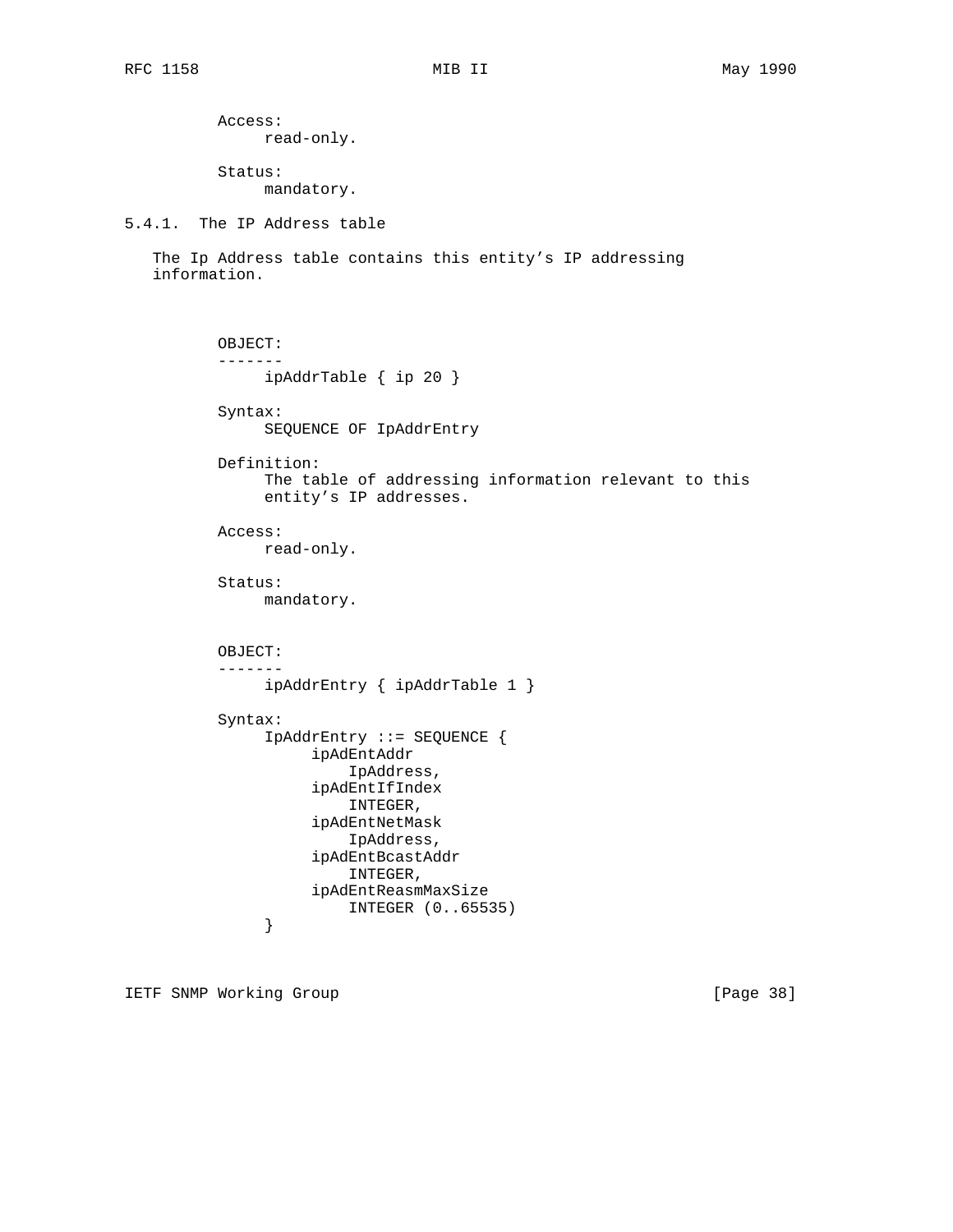Access:
     read-only.

Status:
     mandatory.

### 5.4.1. The IP Address table

The Ip Address table contains this entity's IP addressing information.

```
OBJECT:
-------
     ipAddrTable { ip 20 }

Syntax:
     SEQUENCE OF IpAddrEntry

Definition:
     The table of addressing information relevant to this
     entity's IP addresses.

Access:
     read-only.

Status:
     mandatory.


OBJECT:
-------
     ipAddrEntry { ipAddrTable 1 }

Syntax:
     IpAddrEntry ::= SEQUENCE {
          ipAdEntAddr
              IpAddress,
          ipAdEntIfIndex
              INTEGER,
          ipAdEntNetMask
              IpAddress,
          ipAdEntBcastAddr
              INTEGER,
          ipAdEntReasmMaxSize
              INTEGER (0..65535)
     }
```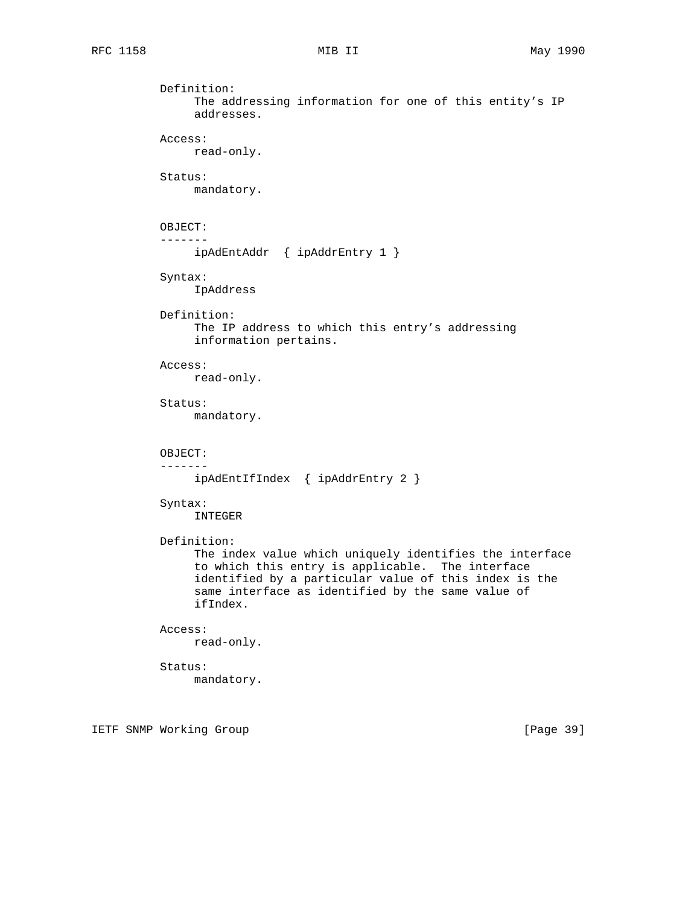Definition:
     The addressing information for one of this entity's IP
     addresses.

Access:
     read-only.

Status:
     mandatory.

OBJECT:
-------
     ipAdEntAddr  { ipAddrEntry 1 }

Syntax:
     IpAddress

Definition:
     The IP address to which this entry's addressing
     information pertains.

Access:
     read-only.

Status:
     mandatory.

OBJECT:
-------
     ipAdEntIfIndex  { ipAddrEntry 2 }

Syntax:
     INTEGER

Definition:
     The index value which uniquely identifies the interface
     to which this entry is applicable.  The interface
     identified by a particular value of this index is the
     same interface as identified by the same value of
     ifIndex.

Access:
     read-only.

Status:
     mandatory.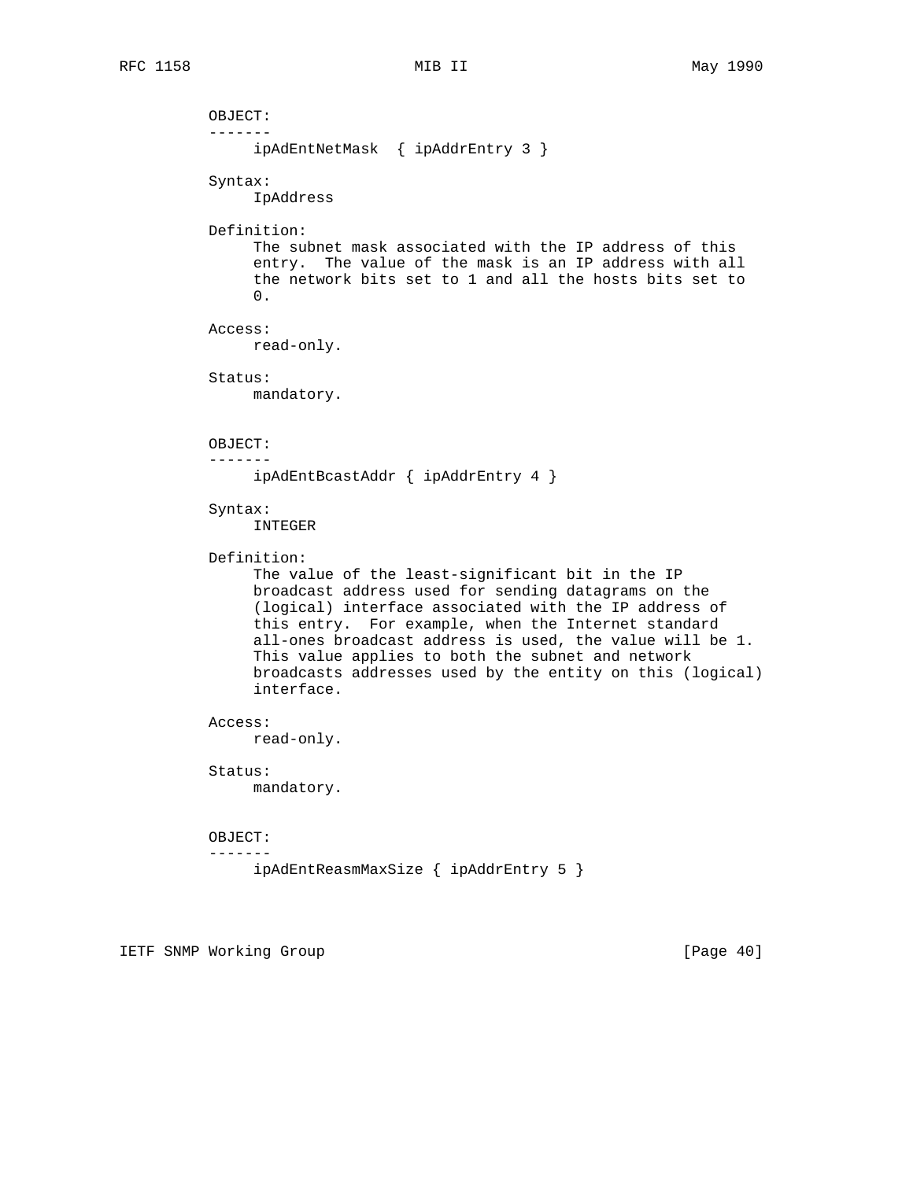OBJECT:
-------
ipAdEntNetMask { ipAddrEntry 3 }

Syntax:
IpAddress

Definition:
The subnet mask associated with the IP address of this entry. The value of the mask is an IP address with all the network bits set to 1 and all the hosts bits set to 0.

Access:
read-only.

Status:
mandatory.

OBJECT:
-------
ipAdEntBcastAddr { ipAddrEntry 4 }

Syntax:
INTEGER

Definition:
The value of the least-significant bit in the IP broadcast address used for sending datagrams on the (logical) interface associated with the IP address of this entry. For example, when the Internet standard all-ones broadcast address is used, the value will be 1. This value applies to both the subnet and network broadcasts addresses used by the entity on this (logical) interface.

Access:
read-only.

Status:
mandatory.

OBJECT:
-------
ipAdEntReasmMaxSize { ipAddrEntry 5 }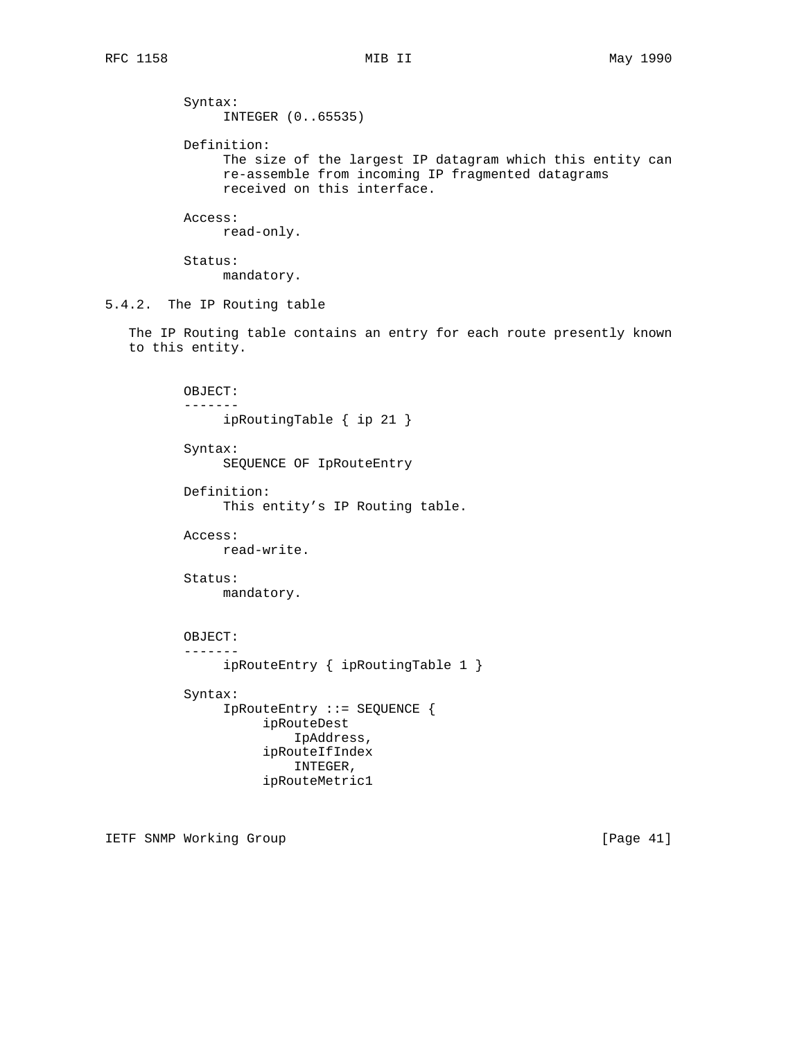```
          Syntax:
               INTEGER (0..65535)

          Definition:
               The size of the largest IP datagram which this entity can
               re-assemble from incoming IP fragmented datagrams
               received on this interface.

          Access:
               read-only.

          Status:
               mandatory.
```

### 5.4.2. The IP Routing table

The IP Routing table contains an entry for each route presently known to this entity.

```
          OBJECT:
          -------
               ipRoutingTable { ip 21 }

          Syntax:
               SEQUENCE OF IpRouteEntry

          Definition:
               This entity's IP Routing table.

          Access:
               read-write.

          Status:
               mandatory.


          OBJECT:
          -------
               ipRouteEntry { ipRoutingTable 1 }

          Syntax:
               IpRouteEntry ::= SEQUENCE {
                    ipRouteDest
                        IpAddress,
                    ipRouteIfIndex
                        INTEGER,
                    ipRouteMetric1
```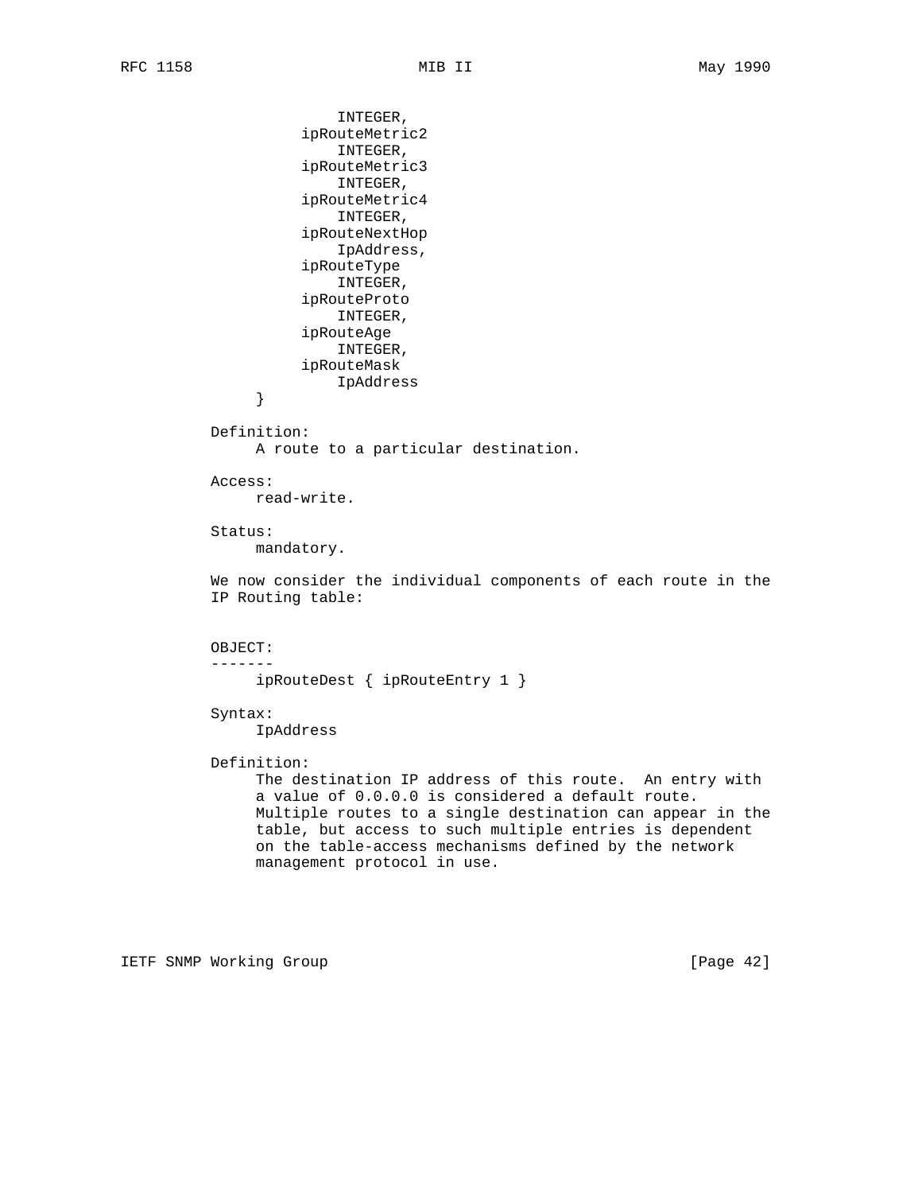```
            INTEGER,
        ipRouteMetric2
            INTEGER,
        ipRouteMetric3
            INTEGER,
        ipRouteMetric4
            INTEGER,
        ipRouteNextHop
            IpAddress,
        ipRouteType
            INTEGER,
        ipRouteProto
            INTEGER,
        ipRouteAge
            INTEGER,
        ipRouteMask
            IpAddress
    }
```

Definition:
A route to a particular destination.

Access:
read-write.

Status:
mandatory.

We now consider the individual components of each route in the IP Routing table:

OBJECT:
-------
ipRouteDest { ipRouteEntry 1 }

Syntax:
IpAddress

Definition:
The destination IP address of this route. An entry with a value of 0.0.0.0 is considered a default route. Multiple routes to a single destination can appear in the table, but access to such multiple entries is dependent on the table-access mechanisms defined by the network management protocol in use.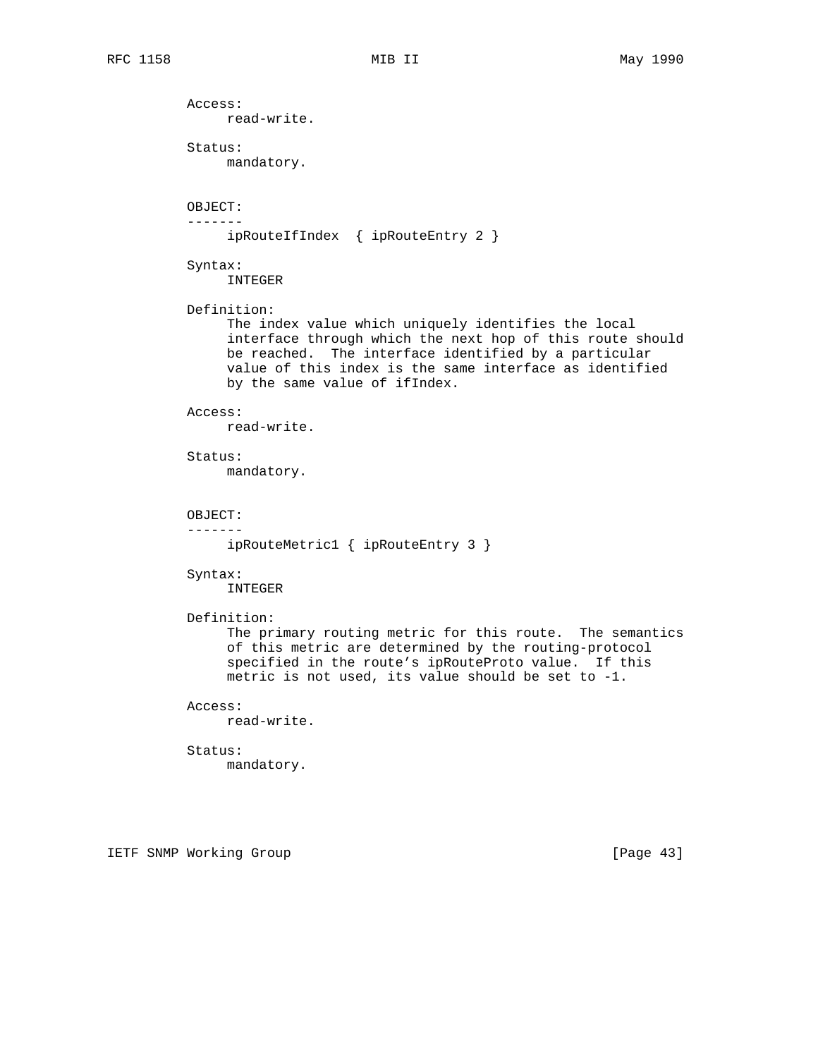Access:
    read-write.

Status:
    mandatory.

OBJECT:
-------
    ipRouteIfIndex  { ipRouteEntry 2 }

Syntax:
    INTEGER

Definition:
    The index value which uniquely identifies the local
    interface through which the next hop of this route should
    be reached.  The interface identified by a particular
    value of this index is the same interface as identified
    by the same value of ifIndex.

Access:
    read-write.

Status:
    mandatory.

OBJECT:
-------
    ipRouteMetric1 { ipRouteEntry 3 }

Syntax:
    INTEGER

Definition:
    The primary routing metric for this route.  The semantics
    of this metric are determined by the routing-protocol
    specified in the route's ipRouteProto value.  If this
    metric is not used, its value should be set to -1.

Access:
    read-write.

Status:
    mandatory.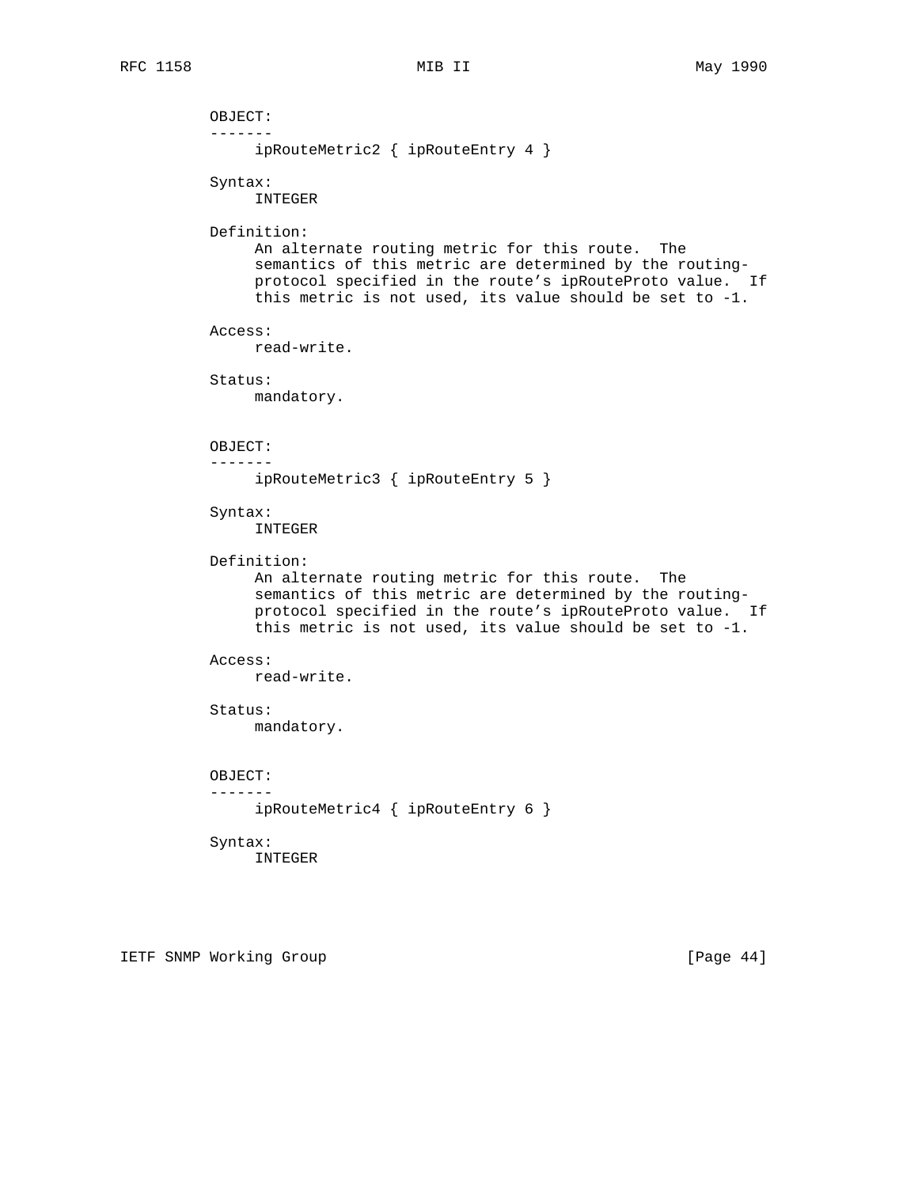OBJECT:
-------
     ipRouteMetric2 { ipRouteEntry 4 }

Syntax:
     INTEGER

Definition:
     An alternate routing metric for this route. The semantics of this metric are determined by the routing-protocol specified in the route's ipRouteProto value. If this metric is not used, its value should be set to -1.

Access:
     read-write.

Status:
     mandatory.

OBJECT:
-------
     ipRouteMetric3 { ipRouteEntry 5 }

Syntax:
     INTEGER

Definition:
     An alternate routing metric for this route. The semantics of this metric are determined by the routing-protocol specified in the route's ipRouteProto value. If this metric is not used, its value should be set to -1.

Access:
     read-write.

Status:
     mandatory.

OBJECT:
-------
     ipRouteMetric4 { ipRouteEntry 6 }

Syntax:
     INTEGER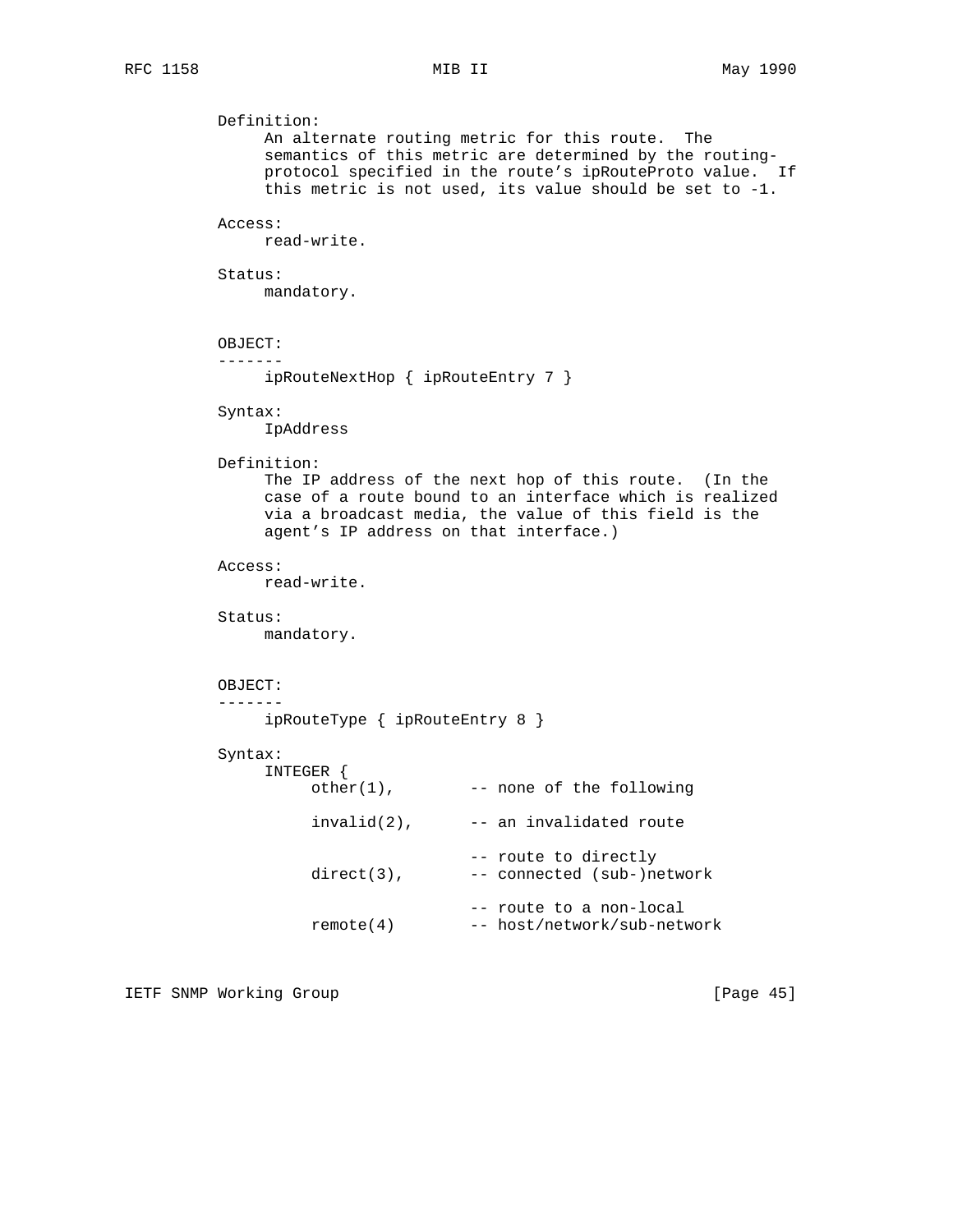Definition:
     An alternate routing metric for this route.  The
     semantics of this metric are determined by the routing-
     protocol specified in the route's ipRouteProto value.  If
     this metric is not used, its value should be set to -1.

Access:
     read-write.

Status:
     mandatory.

OBJECT:
-------
     ipRouteNextHop { ipRouteEntry 7 }

Syntax:
     IpAddress

Definition:
     The IP address of the next hop of this route.  (In the
     case of a route bound to an interface which is realized
     via a broadcast media, the value of this field is the
     agent's IP address on that interface.)

Access:
     read-write.

Status:
     mandatory.

OBJECT:
-------
     ipRouteType { ipRouteEntry 8 }

Syntax:

```
INTEGER {
     other(1),        -- none of the following

     invalid(2),      -- an invalidated route

                      -- route to directly
     direct(3),       -- connected (sub-)network

                      -- route to a non-local
     remote(4)        -- host/network/sub-network
```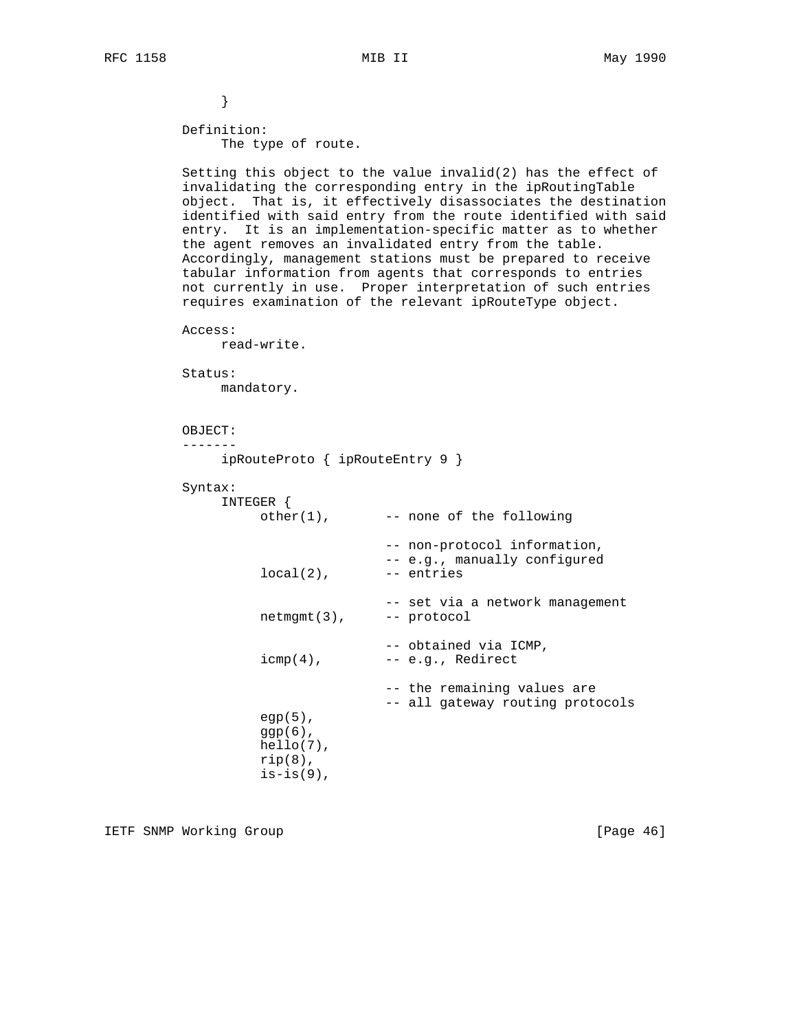```
     }

Definition:
     The type of route.

Setting this object to the value invalid(2) has the effect of
invalidating the corresponding entry in the ipRoutingTable
object.  That is, it effectively disassociates the destination
identified with said entry from the route identified with said
entry.  It is an implementation-specific matter as to whether
the agent removes an invalidated entry from the table.
Accordingly, management stations must be prepared to receive
tabular information from agents that corresponds to entries
not currently in use.  Proper interpretation of such entries
requires examination of the relevant ipRouteType object.

Access:
     read-write.

Status:
     mandatory.


OBJECT:
-------
     ipRouteProto { ipRouteEntry 9 }

Syntax:
     INTEGER {
          other(1),       -- none of the following

                          -- non-protocol information,
                          -- e.g., manually configured
          local(2),       -- entries

                          -- set via a network management
          netmgmt(3),     -- protocol

                          -- obtained via ICMP,
          icmp(4),        -- e.g., Redirect

                          -- the remaining values are
                          -- all gateway routing protocols
          egp(5),
          ggp(6),
          hello(7),
          rip(8),
          is-is(9),
```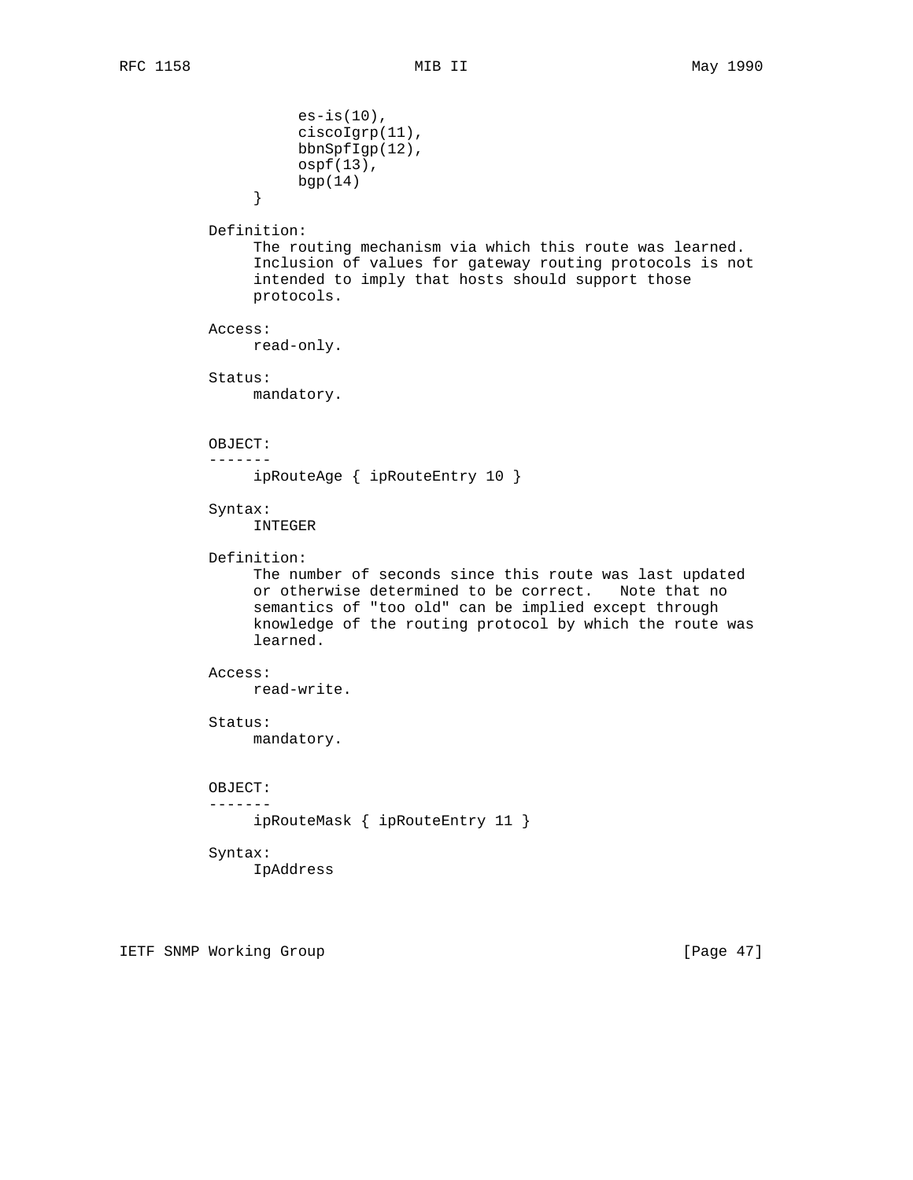```
                 es-is(10),
                 ciscoIgrp(11),
                 bbnSpfIgp(12),
                 ospf(13),
                 bgp(14)
             }

          Definition:
               The routing mechanism via which this route was learned.
               Inclusion of values for gateway routing protocols is not
               intended to imply that hosts should support those
               protocols.

          Access:
               read-only.

          Status:
               mandatory.


          OBJECT:
          -------
               ipRouteAge { ipRouteEntry 10 }

          Syntax:
               INTEGER

          Definition:
               The number of seconds since this route was last updated
               or otherwise determined to be correct.   Note that no
               semantics of "too old" can be implied except through
               knowledge of the routing protocol by which the route was
               learned.

          Access:
               read-write.

          Status:
               mandatory.


          OBJECT:
          -------
               ipRouteMask { ipRouteEntry 11 }

          Syntax:
               IpAddress
```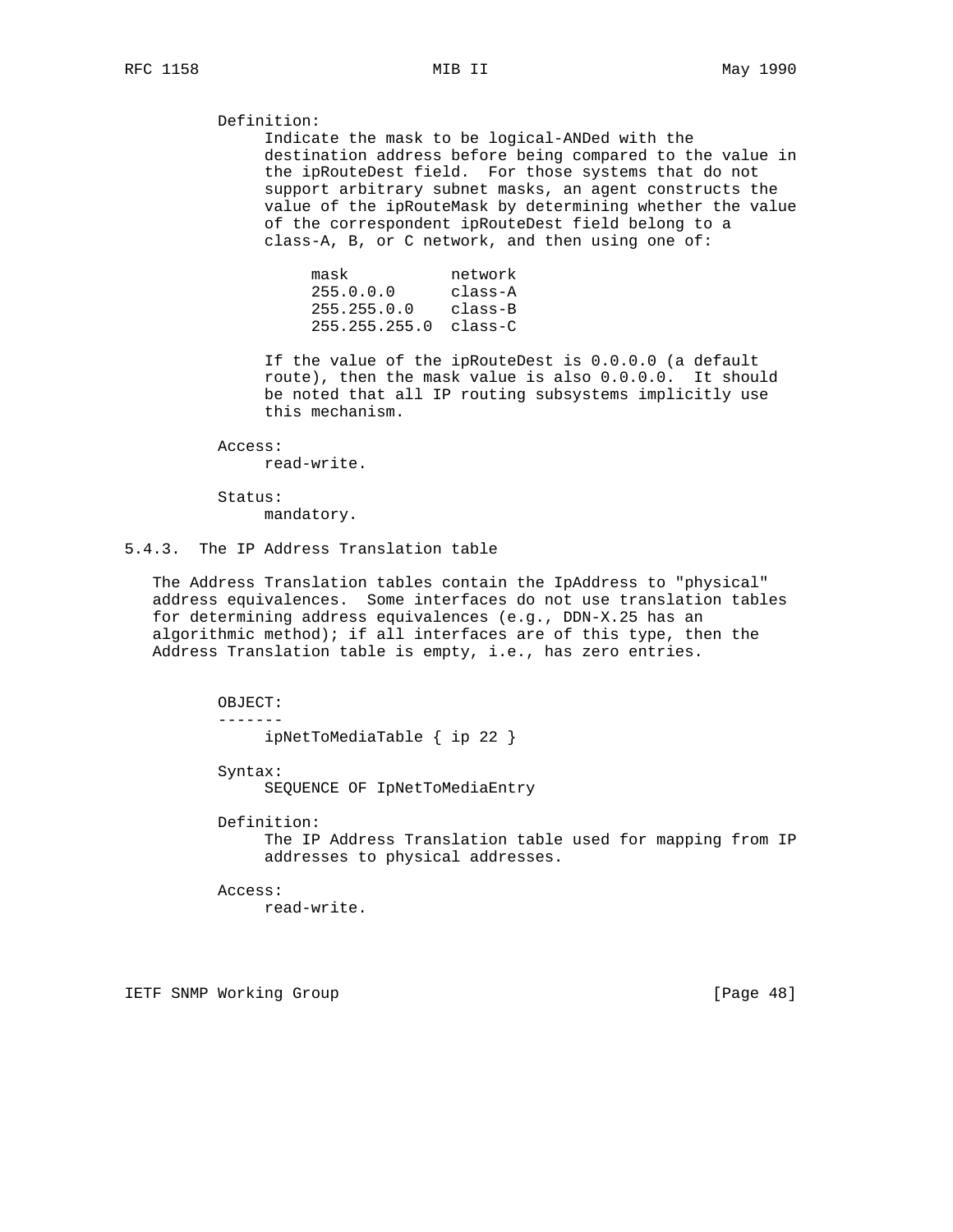Definition:

Indicate the mask to be logical-ANDed with the destination address before being compared to the value in the ipRouteDest field. For those systems that do not support arbitrary subnet masks, an agent constructs the value of the ipRouteMask by determining whether the value of the correspondent ipRouteDest field belong to a class-A, B, or C network, and then using one of:

| mask | network |
|---|---|
| 255.0.0.0 | class-A |
| 255.255.0.0 | class-B |
| 255.255.255.0 | class-C |

If the value of the ipRouteDest is 0.0.0.0 (a default route), then the mask value is also 0.0.0.0. It should be noted that all IP routing subsystems implicitly use this mechanism.

Access:

read-write.

Status:

mandatory.

### 5.4.3. The IP Address Translation table

The Address Translation tables contain the IpAddress to "physical" address equivalences. Some interfaces do not use translation tables for determining address equivalences (e.g., DDN-X.25 has an algorithmic method); if all interfaces are of this type, then the Address Translation table is empty, i.e., has zero entries.

OBJECT:

-------

ipNetToMediaTable { ip 22 }

Syntax:

SEQUENCE OF IpNetToMediaEntry

Definition:

The IP Address Translation table used for mapping from IP addresses to physical addresses.

Access:

read-write.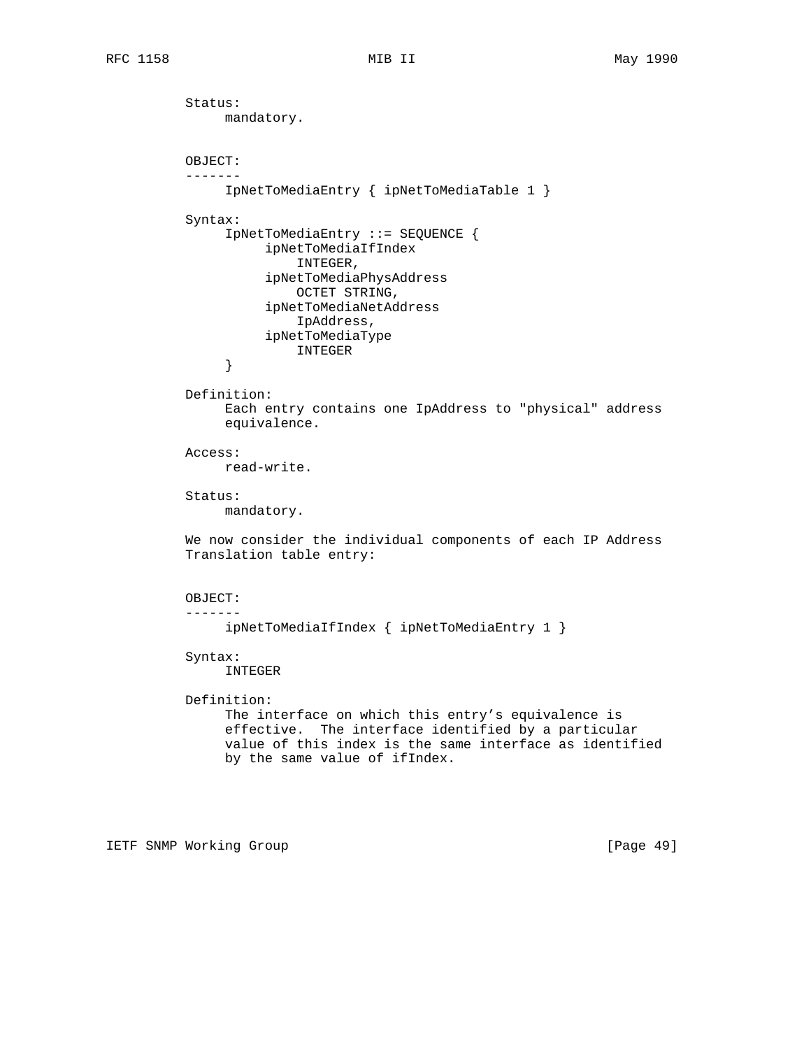Status:
     mandatory.

OBJECT:
-------
     IpNetToMediaEntry { ipNetToMediaTable 1 }

Syntax:

```
IpNetToMediaEntry ::= SEQUENCE {
     ipNetToMediaIfIndex
         INTEGER,
     ipNetToMediaPhysAddress
         OCTET STRING,
     ipNetToMediaNetAddress
         IpAddress,
     ipNetToMediaType
         INTEGER
}
```

Definition:
     Each entry contains one IpAddress to "physical" address
     equivalence.

Access:
     read-write.

Status:
     mandatory.

We now consider the individual components of each IP Address
Translation table entry:

OBJECT:
-------
     ipNetToMediaIfIndex { ipNetToMediaEntry 1 }

Syntax:
     INTEGER

Definition:
     The interface on which this entry's equivalence is
     effective. The interface identified by a particular
     value of this index is the same interface as identified
     by the same value of ifIndex.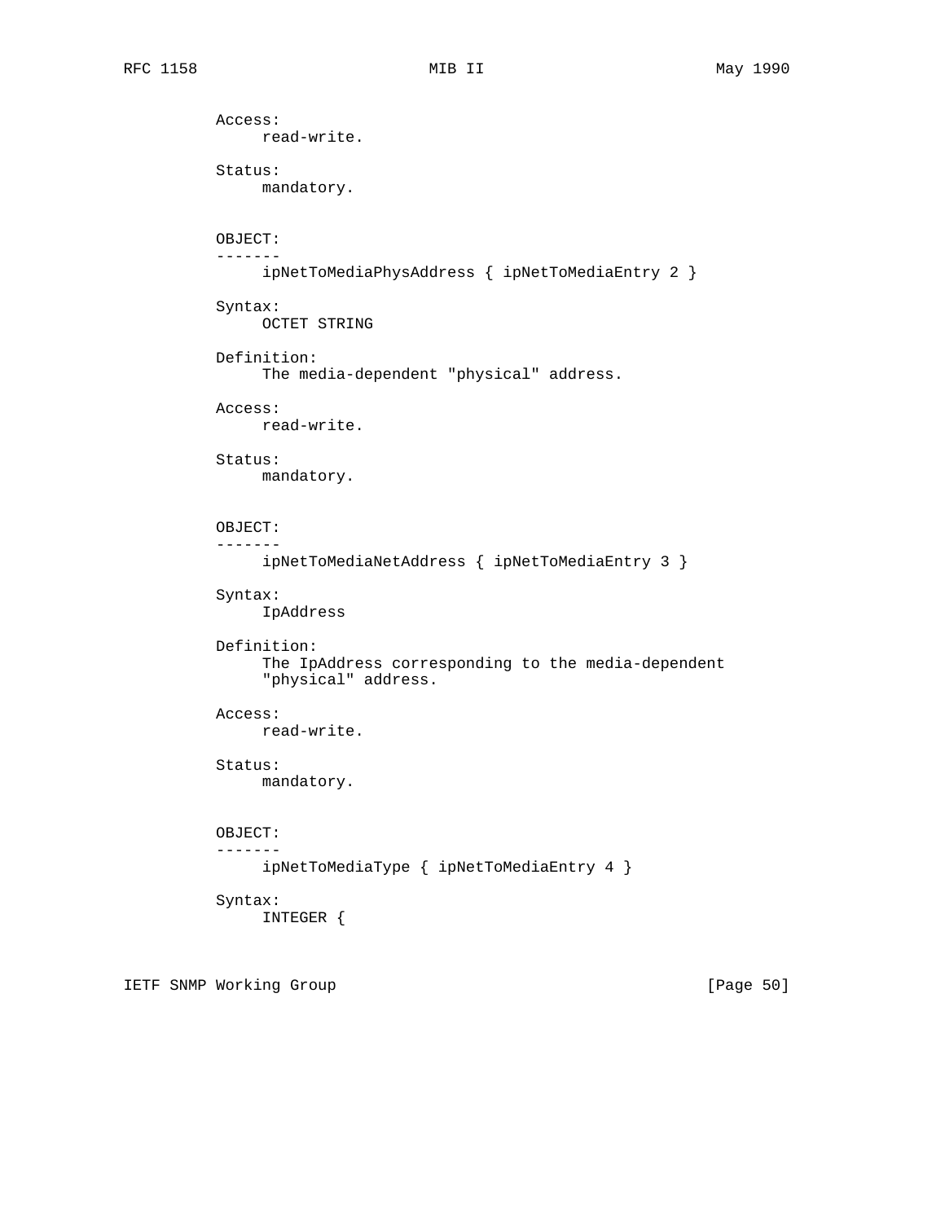```
          Access:
               read-write.

          Status:
               mandatory.


          OBJECT:
          -------
               ipNetToMediaPhysAddress { ipNetToMediaEntry 2 }

          Syntax:
               OCTET STRING

          Definition:
               The media-dependent "physical" address.

          Access:
               read-write.

          Status:
               mandatory.


          OBJECT:
          -------
               ipNetToMediaNetAddress { ipNetToMediaEntry 3 }

          Syntax:
               IpAddress

          Definition:
               The IpAddress corresponding to the media-dependent
               "physical" address.

          Access:
               read-write.

          Status:
               mandatory.


          OBJECT:
          -------
               ipNetToMediaType { ipNetToMediaEntry 4 }

          Syntax:
               INTEGER {
```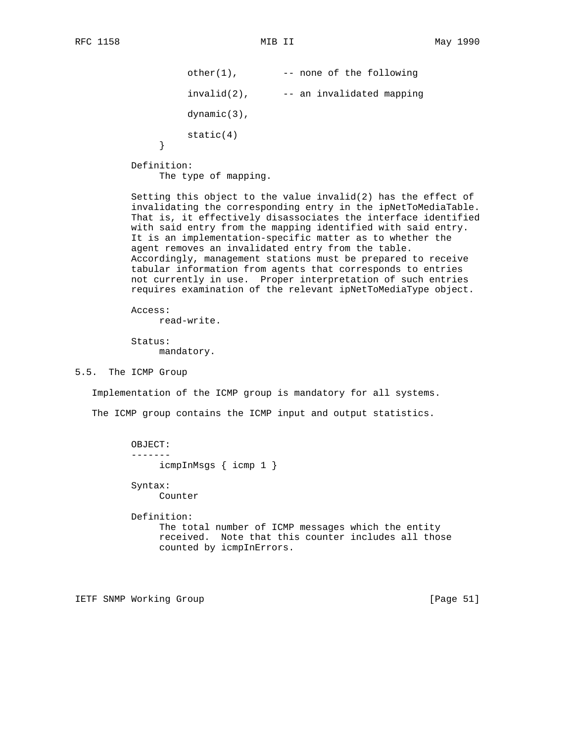```
                    other(1),        -- none of the following

                    invalid(2),      -- an invalidated mapping

                    dynamic(3),

                    static(4)
                }
```

Definition:
The type of mapping.

Setting this object to the value invalid(2) has the effect of invalidating the corresponding entry in the ipNetToMediaTable. That is, it effectively disassociates the interface identified with said entry from the mapping identified with said entry. It is an implementation-specific matter as to whether the agent removes an invalidated entry from the table. Accordingly, management stations must be prepared to receive tabular information from agents that corresponds to entries not currently in use. Proper interpretation of such entries requires examination of the relevant ipNetToMediaType object.

Access:
read-write.

Status:
mandatory.

## 5.5. The ICMP Group

Implementation of the ICMP group is mandatory for all systems.

The ICMP group contains the ICMP input and output statistics.

OBJECT:
-------
icmpInMsgs { icmp 1 }

Syntax:
Counter

Definition:
The total number of ICMP messages which the entity received. Note that this counter includes all those counted by icmpInErrors.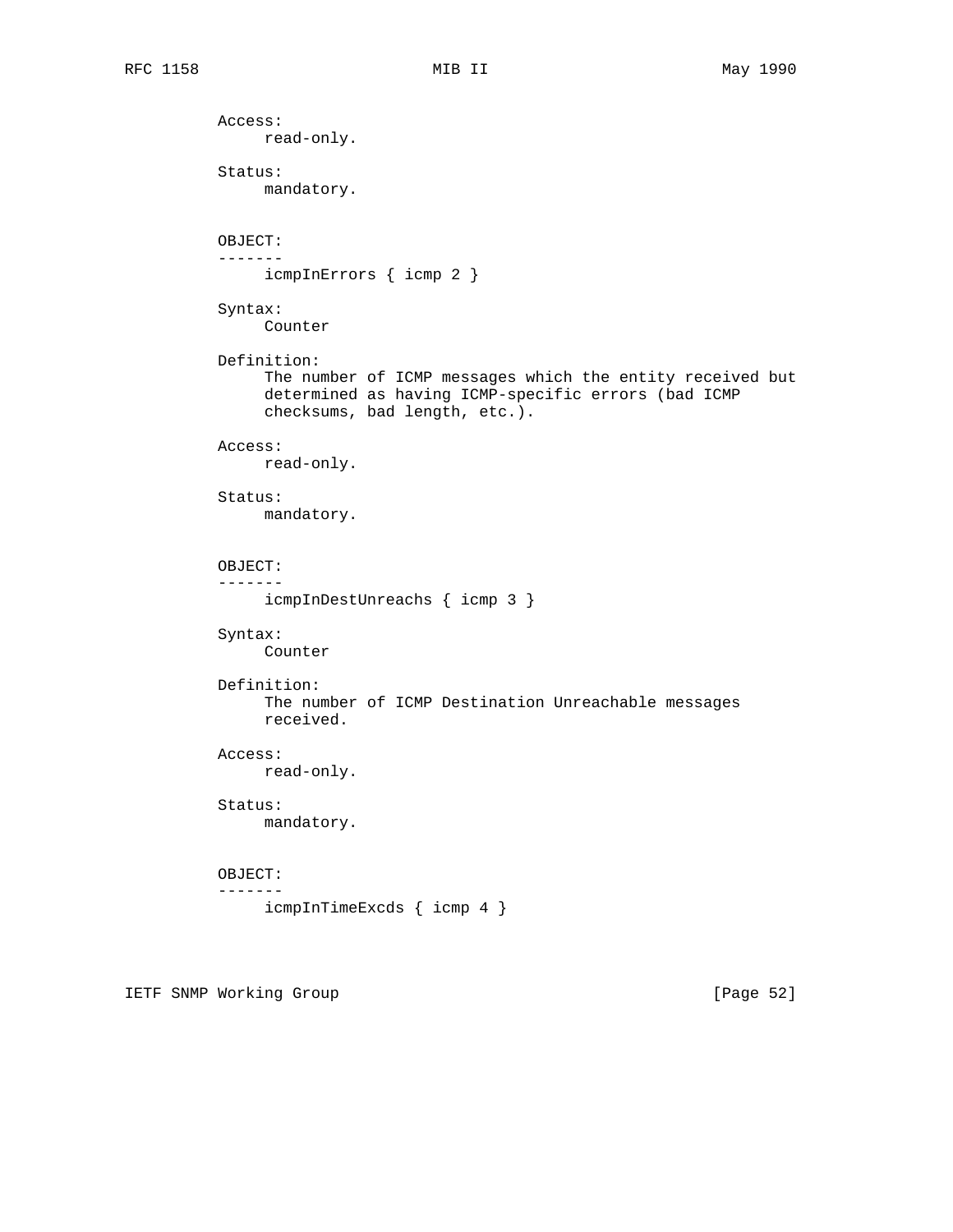Access:
     read-only.

Status:
     mandatory.

OBJECT:
-------
     icmpInErrors { icmp 2 }

Syntax:
     Counter

Definition:
     The number of ICMP messages which the entity received but
     determined as having ICMP-specific errors (bad ICMP
     checksums, bad length, etc.).

Access:
     read-only.

Status:
     mandatory.

OBJECT:
-------
     icmpInDestUnreachs { icmp 3 }

Syntax:
     Counter

Definition:
     The number of ICMP Destination Unreachable messages
     received.

Access:
     read-only.

Status:
     mandatory.

OBJECT:
-------
     icmpInTimeExcds { icmp 4 }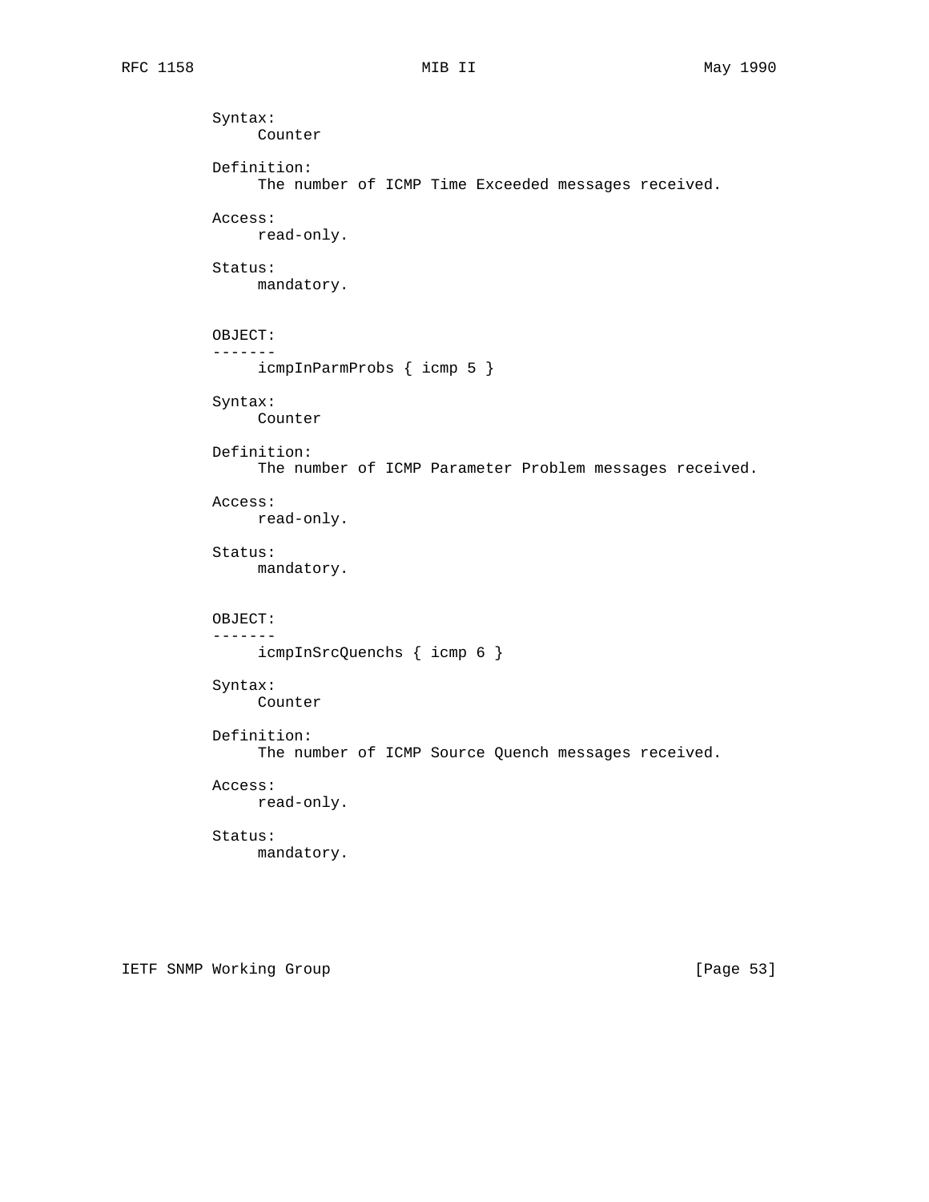Syntax:
     Counter

Definition:
     The number of ICMP Time Exceeded messages received.

Access:
     read-only.

Status:
     mandatory.

OBJECT:
-------
     icmpInParmProbs { icmp 5 }

Syntax:
     Counter

Definition:
     The number of ICMP Parameter Problem messages received.

Access:
     read-only.

Status:
     mandatory.

OBJECT:
-------
     icmpInSrcQuenchs { icmp 6 }

Syntax:
     Counter

Definition:
     The number of ICMP Source Quench messages received.

Access:
     read-only.

Status:
     mandatory.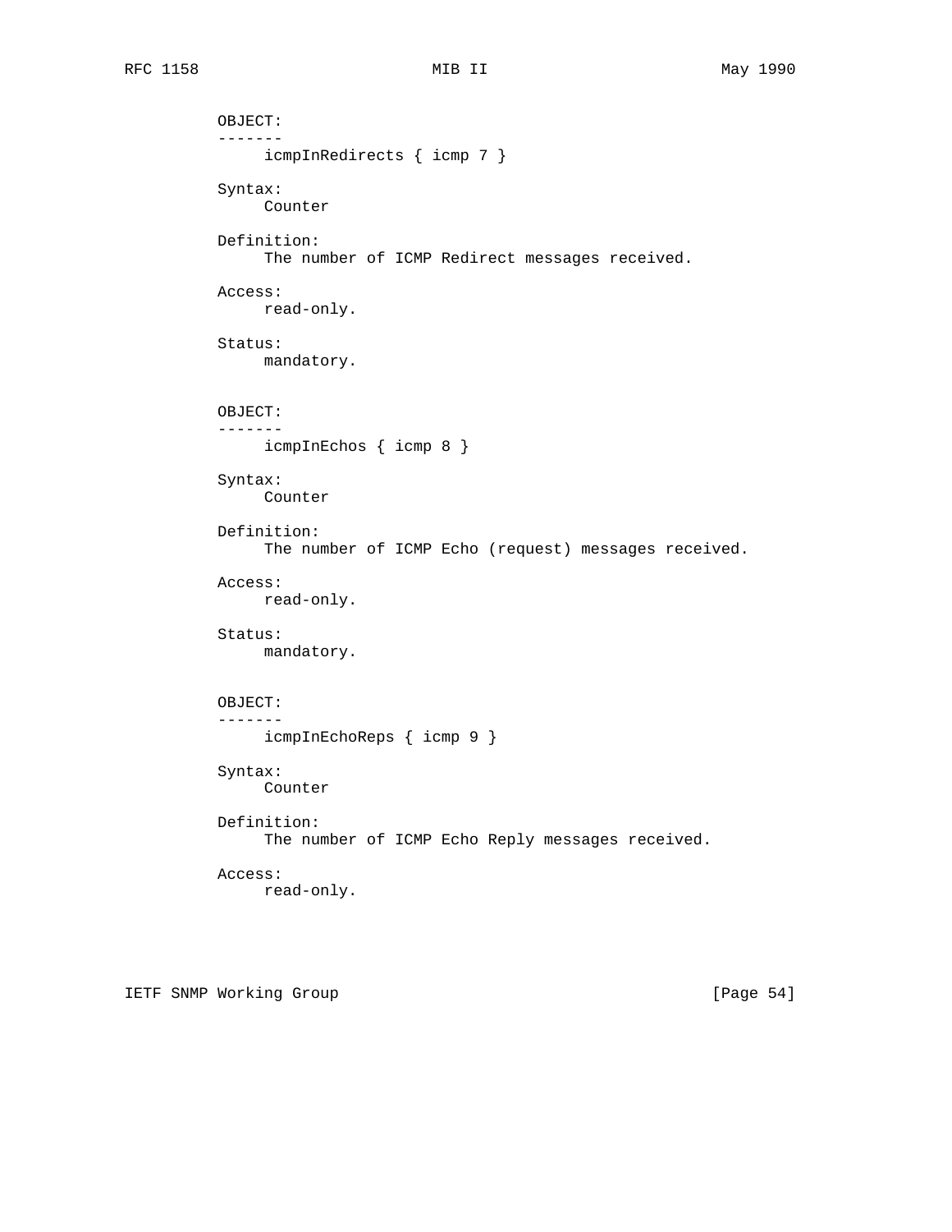OBJECT:
-------
icmpInRedirects { icmp 7 }

Syntax:
Counter

Definition:
The number of ICMP Redirect messages received.

Access:
read-only.

Status:
mandatory.

OBJECT:
-------
icmpInEchos { icmp 8 }

Syntax:
Counter

Definition:
The number of ICMP Echo (request) messages received.

Access:
read-only.

Status:
mandatory.

OBJECT:
-------
icmpInEchoReps { icmp 9 }

Syntax:
Counter

Definition:
The number of ICMP Echo Reply messages received.

Access:
read-only.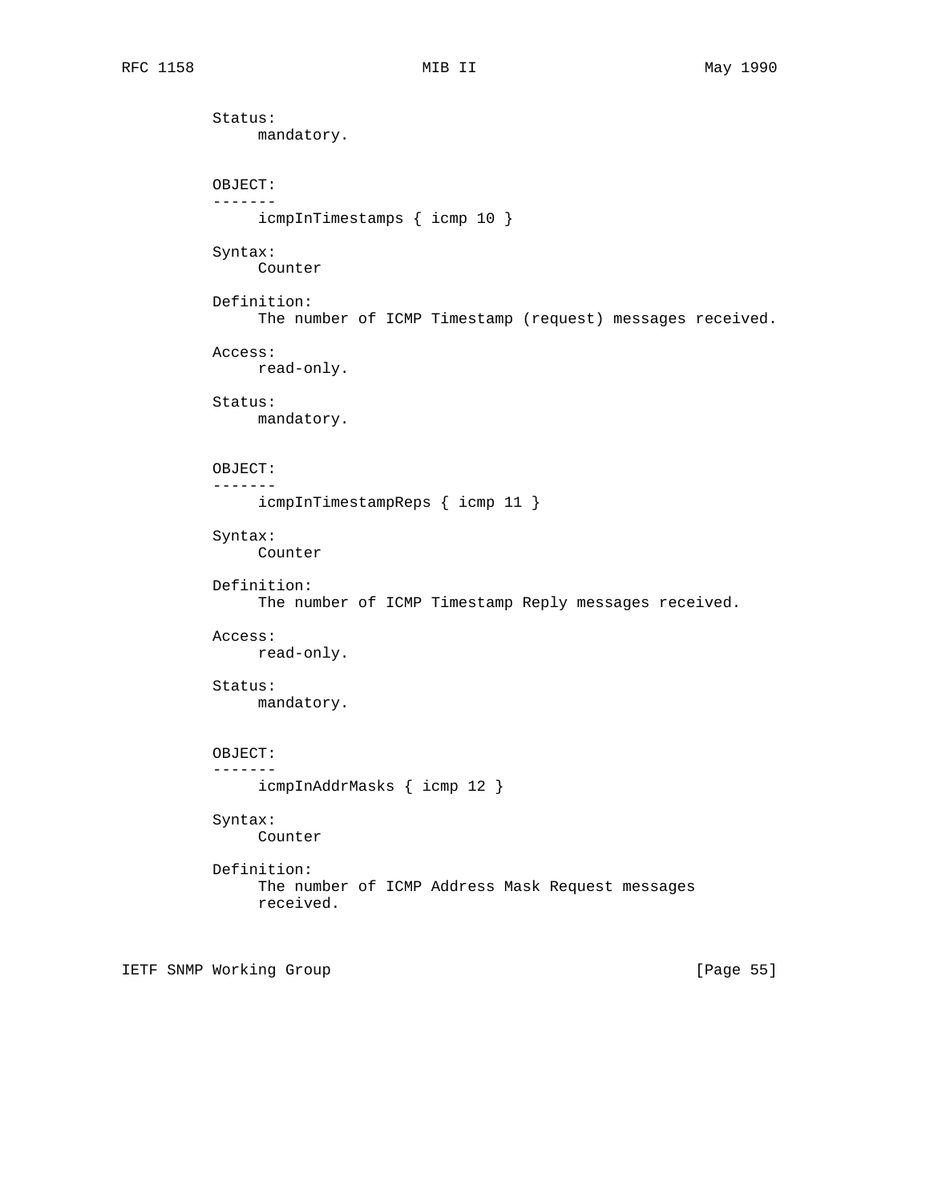Status:
     mandatory.

OBJECT:
-------
     icmpInTimestamps { icmp 10 }

Syntax:
     Counter

Definition:
     The number of ICMP Timestamp (request) messages received.

Access:
     read-only.

Status:
     mandatory.

OBJECT:
-------
     icmpInTimestampReps { icmp 11 }

Syntax:
     Counter

Definition:
     The number of ICMP Timestamp Reply messages received.

Access:
     read-only.

Status:
     mandatory.

OBJECT:
-------
     icmpInAddrMasks { icmp 12 }

Syntax:
     Counter

Definition:
     The number of ICMP Address Mask Request messages
     received.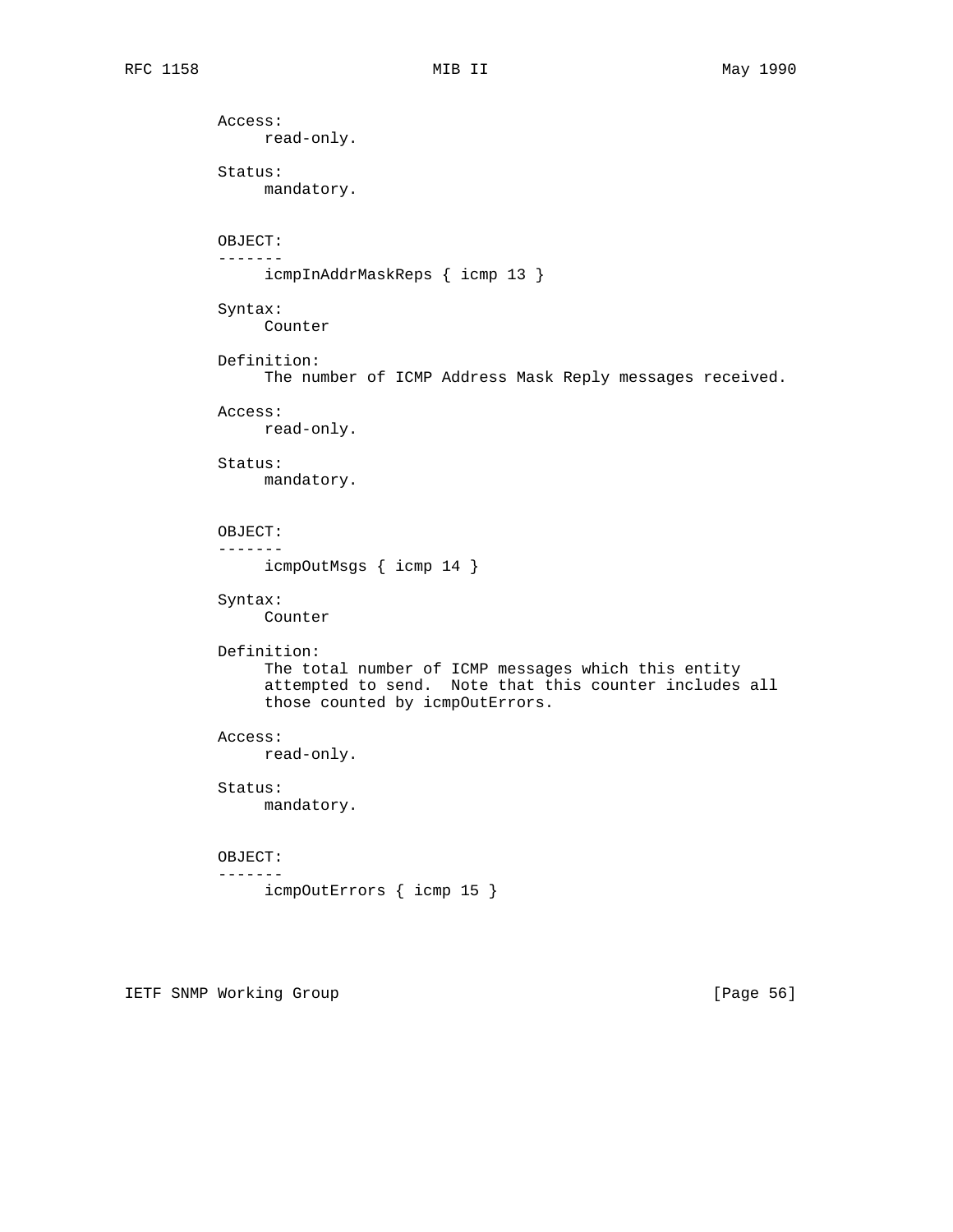Access:
     read-only.

Status:
     mandatory.

OBJECT:
-------
     icmpInAddrMaskReps { icmp 13 }

Syntax:
     Counter

Definition:
     The number of ICMP Address Mask Reply messages received.

Access:
     read-only.

Status:
     mandatory.

OBJECT:
-------
     icmpOutMsgs { icmp 14 }

Syntax:
     Counter

Definition:
     The total number of ICMP messages which this entity
     attempted to send.  Note that this counter includes all
     those counted by icmpOutErrors.

Access:
     read-only.

Status:
     mandatory.

OBJECT:
-------
     icmpOutErrors { icmp 15 }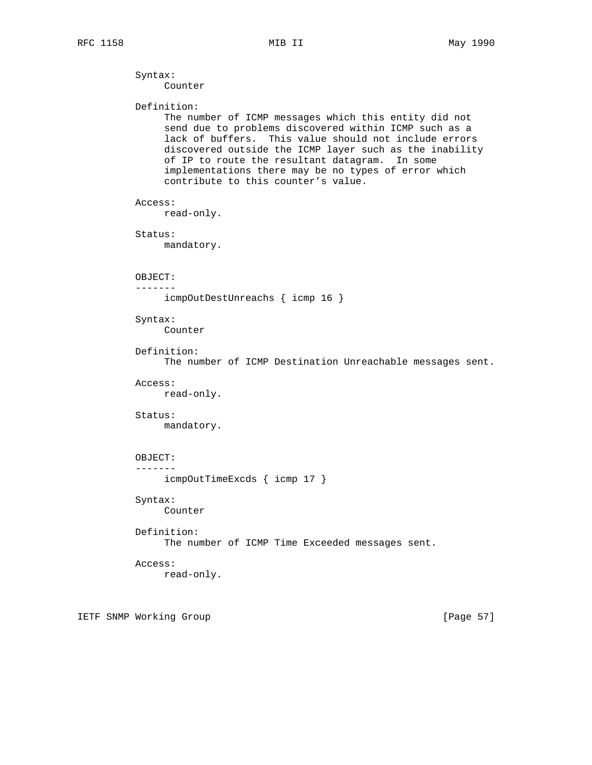Syntax:
     Counter

Definition:
     The number of ICMP messages which this entity did not send due to problems discovered within ICMP such as a lack of buffers. This value should not include errors discovered outside the ICMP layer such as the inability of IP to route the resultant datagram. In some implementations there may be no types of error which contribute to this counter's value.

Access:
     read-only.

Status:
     mandatory.

OBJECT:
-------
     icmpOutDestUnreachs { icmp 16 }

Syntax:
     Counter

Definition:
     The number of ICMP Destination Unreachable messages sent.

Access:
     read-only.

Status:
     mandatory.

OBJECT:
-------
     icmpOutTimeExcds { icmp 17 }

Syntax:
     Counter

Definition:
     The number of ICMP Time Exceeded messages sent.

Access:
     read-only.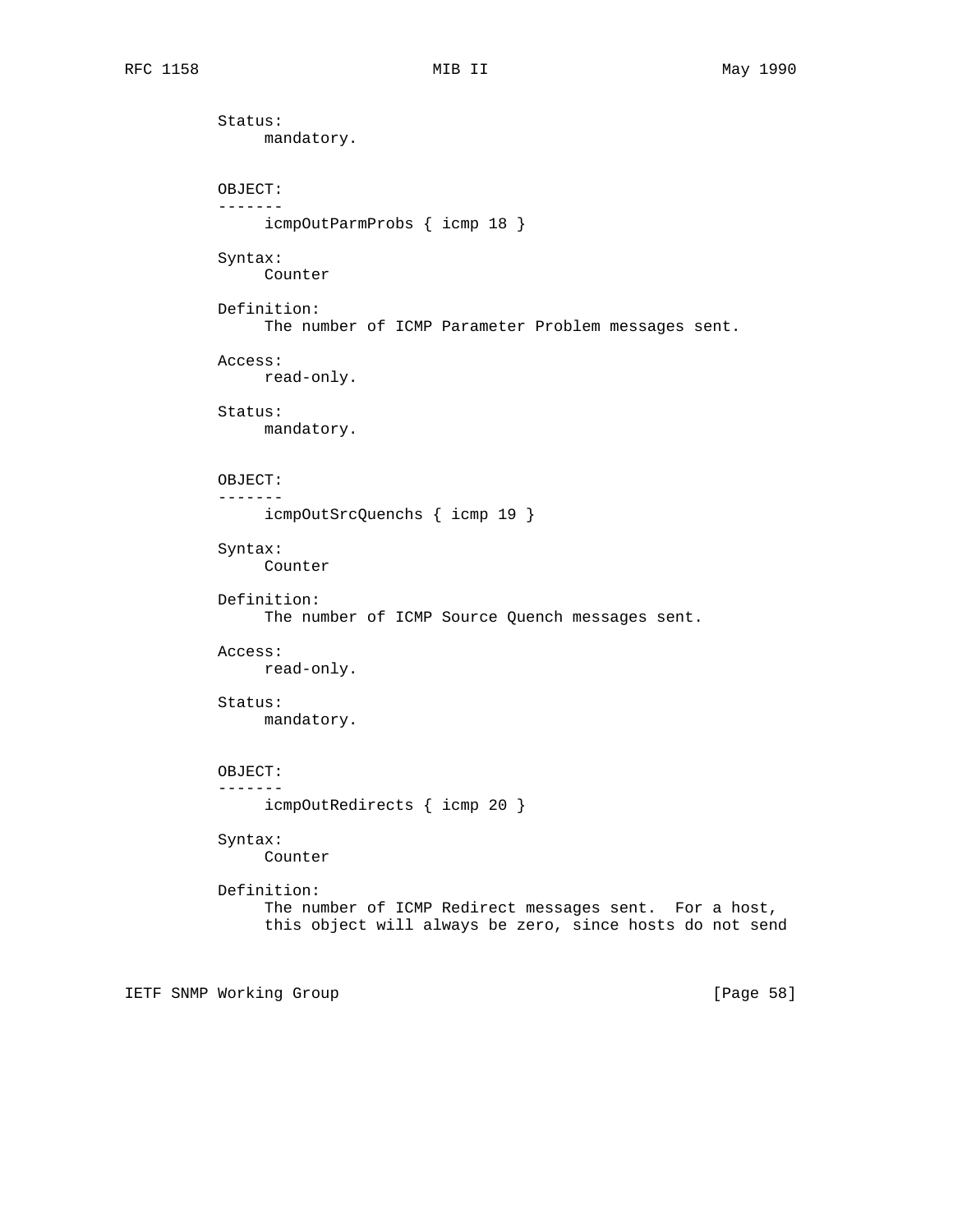Status:
     mandatory.

OBJECT:
-------
     icmpOutParmProbs { icmp 18 }

Syntax:
     Counter

Definition:
     The number of ICMP Parameter Problem messages sent.

Access:
     read-only.

Status:
     mandatory.

OBJECT:
-------
     icmpOutSrcQuenchs { icmp 19 }

Syntax:
     Counter

Definition:
     The number of ICMP Source Quench messages sent.

Access:
     read-only.

Status:
     mandatory.

OBJECT:
-------
     icmpOutRedirects { icmp 20 }

Syntax:
     Counter

Definition:
     The number of ICMP Redirect messages sent.  For a host, this object will always be zero, since hosts do not send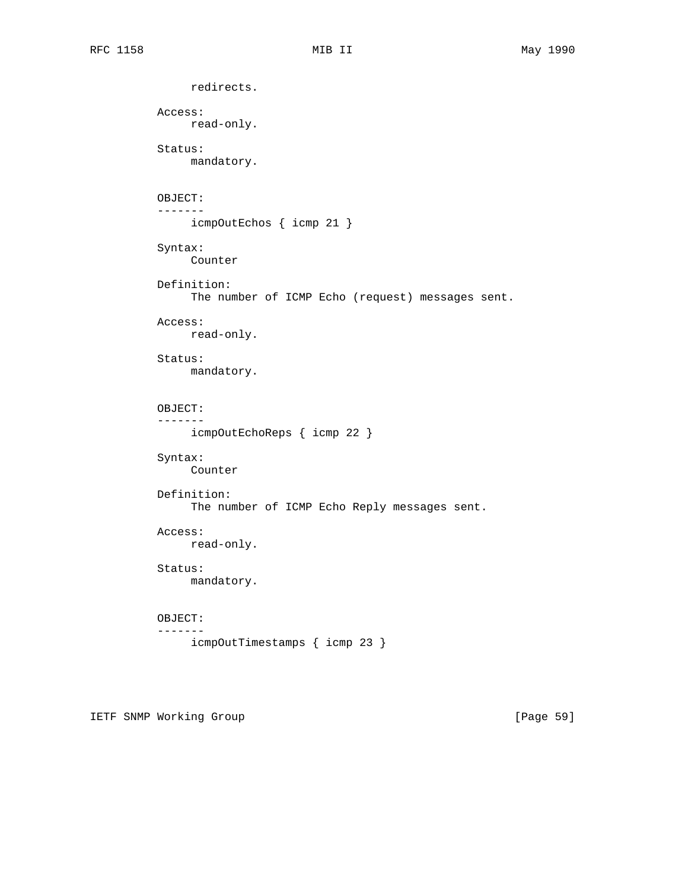redirects.

Access:
read-only.

Status:
mandatory.

OBJECT:
-------
icmpOutEchos { icmp 21 }

Syntax:
Counter

Definition:
The number of ICMP Echo (request) messages sent.

Access:
read-only.

Status:
mandatory.

OBJECT:
-------
icmpOutEchoReps { icmp 22 }

Syntax:
Counter

Definition:
The number of ICMP Echo Reply messages sent.

Access:
read-only.

Status:
mandatory.

OBJECT:
-------
icmpOutTimestamps { icmp 23 }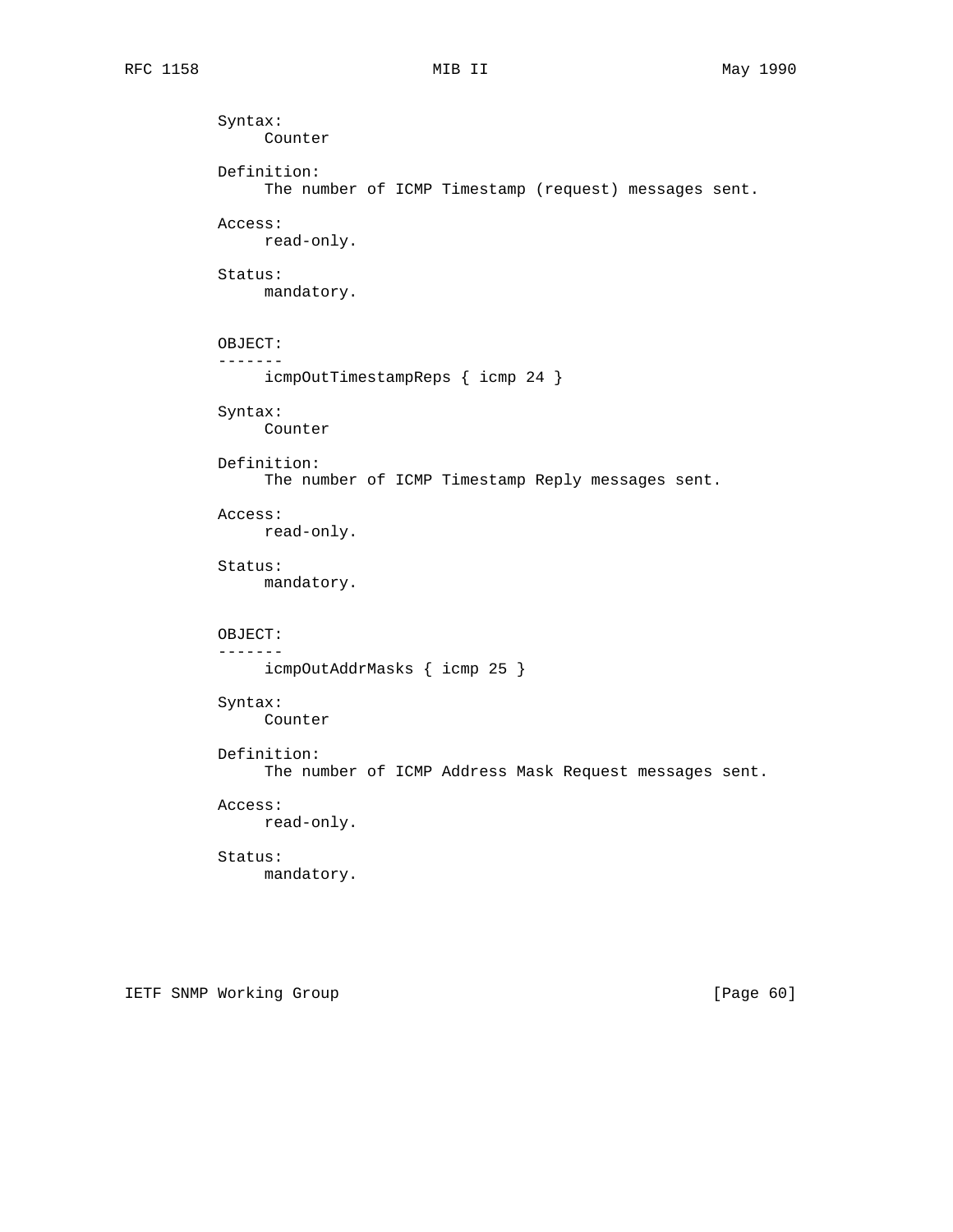Syntax:
     Counter

Definition:
     The number of ICMP Timestamp (request) messages sent.

Access:
     read-only.

Status:
     mandatory.

OBJECT:
-------
     icmpOutTimestampReps { icmp 24 }

Syntax:
     Counter

Definition:
     The number of ICMP Timestamp Reply messages sent.

Access:
     read-only.

Status:
     mandatory.

OBJECT:
-------
     icmpOutAddrMasks { icmp 25 }

Syntax:
     Counter

Definition:
     The number of ICMP Address Mask Request messages sent.

Access:
     read-only.

Status:
     mandatory.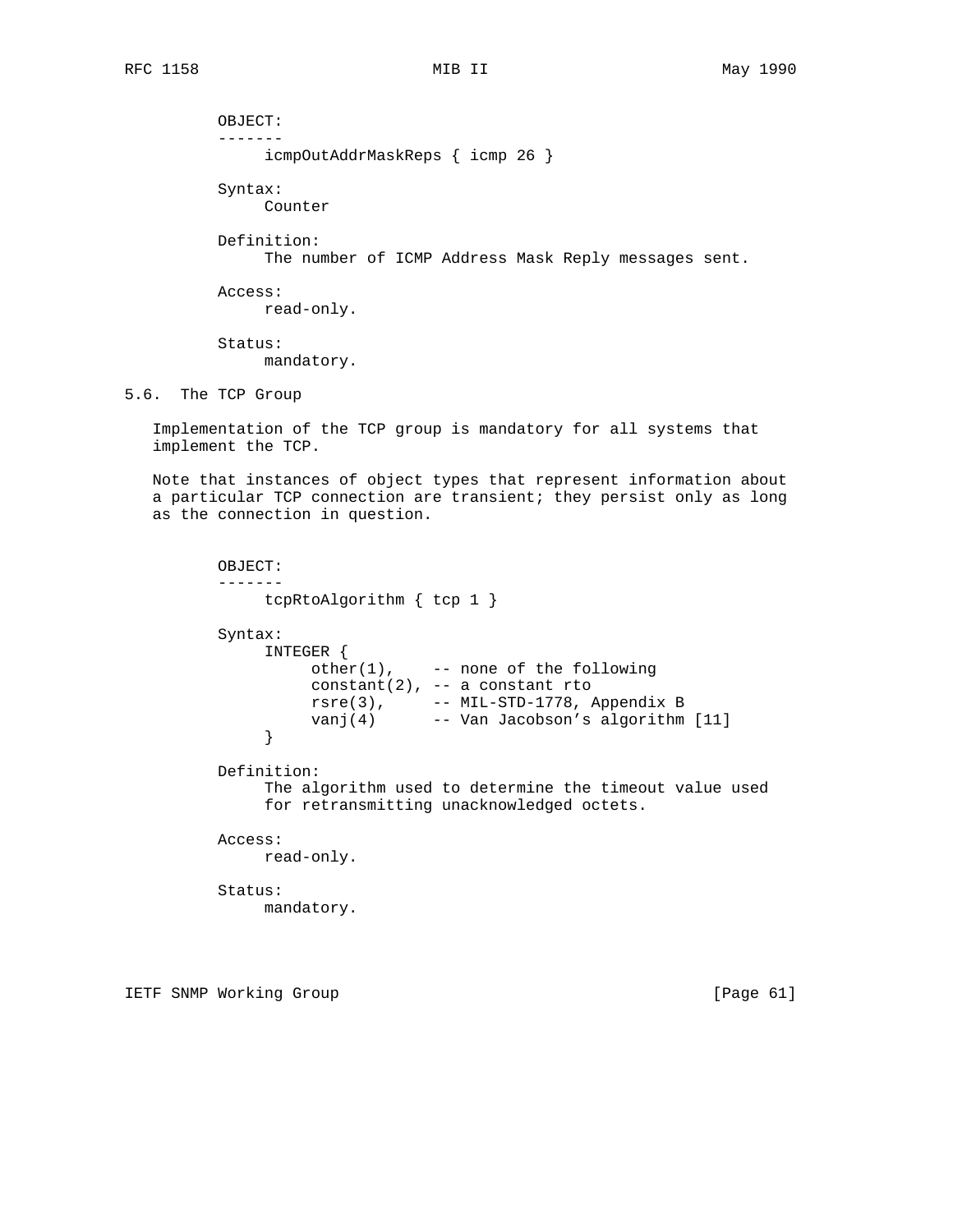OBJECT:
-------
icmpOutAddrMaskReps { icmp 26 }

Syntax:
Counter

Definition:
The number of ICMP Address Mask Reply messages sent.

Access:
read-only.

Status:
mandatory.

## 5.6. The TCP Group

Implementation of the TCP group is mandatory for all systems that implement the TCP.

Note that instances of object types that represent information about a particular TCP connection are transient; they persist only as long as the connection in question.

OBJECT:
-------
tcpRtoAlgorithm { tcp 1 }

Syntax:

```
INTEGER {
     other(1),    -- none of the following
     constant(2), -- a constant rto
     rsre(3),     -- MIL-STD-1778, Appendix B
     vanj(4)      -- Van Jacobson's algorithm [11]
}
```

Definition:
The algorithm used to determine the timeout value used for retransmitting unacknowledged octets.

Access:
read-only.

Status:
mandatory.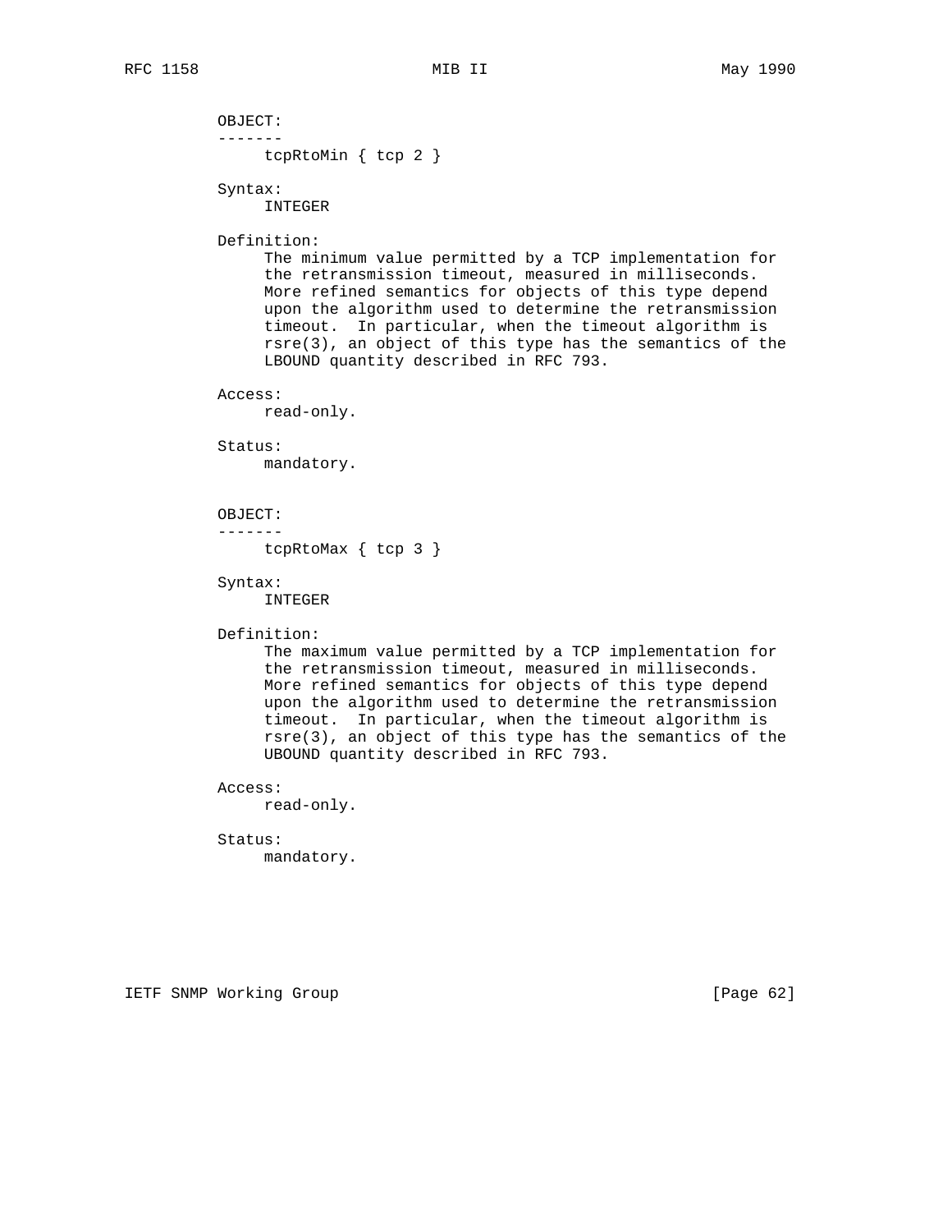OBJECT:
-------
tcpRtoMin { tcp 2 }

Syntax:
INTEGER

Definition:
The minimum value permitted by a TCP implementation for the retransmission timeout, measured in milliseconds. More refined semantics for objects of this type depend upon the algorithm used to determine the retransmission timeout. In particular, when the timeout algorithm is rsre(3), an object of this type has the semantics of the LBOUND quantity described in RFC 793.

Access:
read-only.

Status:
mandatory.

OBJECT:
-------
tcpRtoMax { tcp 3 }

Syntax:
INTEGER

Definition:
The maximum value permitted by a TCP implementation for the retransmission timeout, measured in milliseconds. More refined semantics for objects of this type depend upon the algorithm used to determine the retransmission timeout. In particular, when the timeout algorithm is rsre(3), an object of this type has the semantics of the UBOUND quantity described in RFC 793.

Access:
read-only.

Status:
mandatory.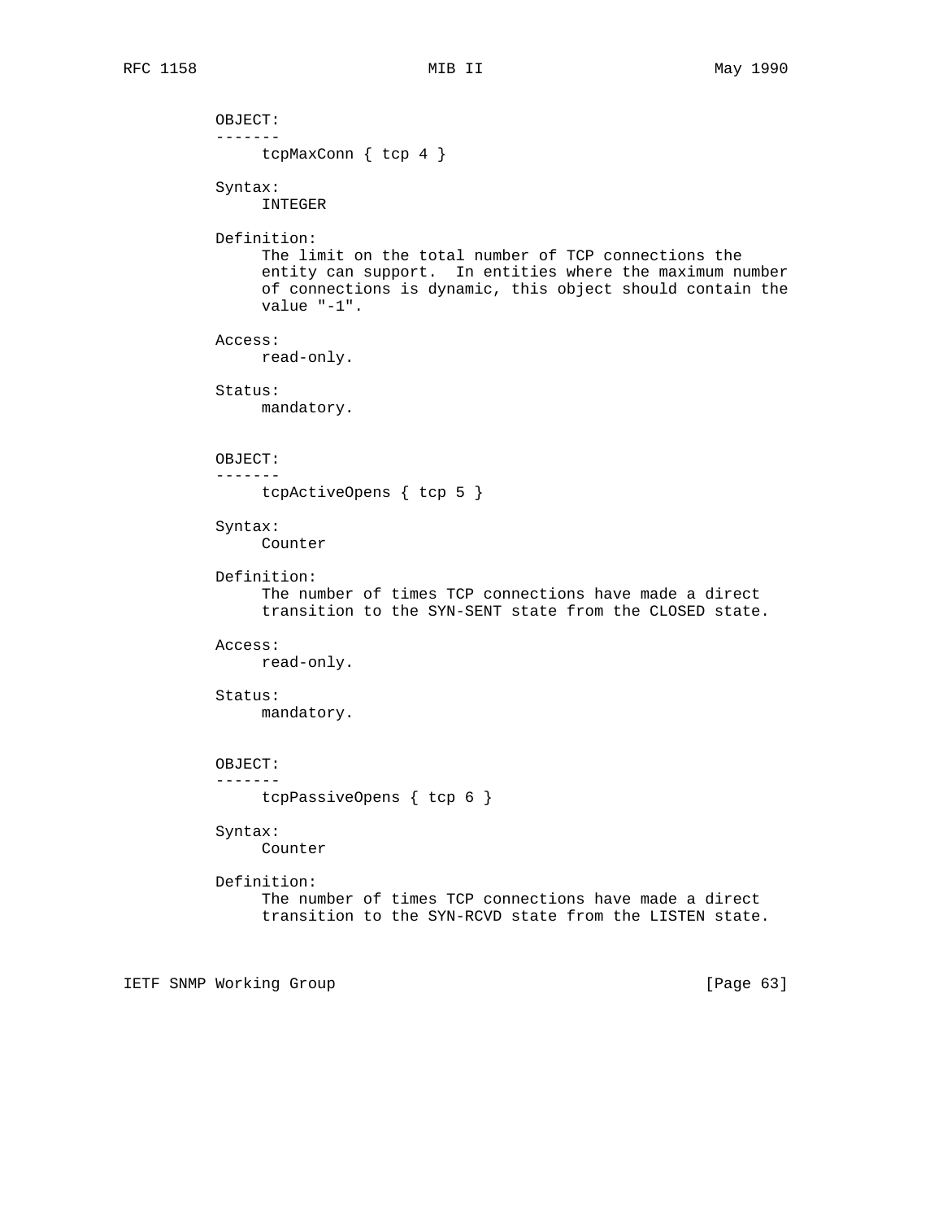OBJECT:
-------
     tcpMaxConn { tcp 4 }

Syntax:
     INTEGER

Definition:
     The limit on the total number of TCP connections the
     entity can support.  In entities where the maximum number
     of connections is dynamic, this object should contain the
     value "-1".

Access:
     read-only.

Status:
     mandatory.

OBJECT:
-------
     tcpActiveOpens { tcp 5 }

Syntax:
     Counter

Definition:
     The number of times TCP connections have made a direct
     transition to the SYN-SENT state from the CLOSED state.

Access:
     read-only.

Status:
     mandatory.

OBJECT:
-------
     tcpPassiveOpens { tcp 6 }

Syntax:
     Counter

Definition:
     The number of times TCP connections have made a direct
     transition to the SYN-RCVD state from the LISTEN state.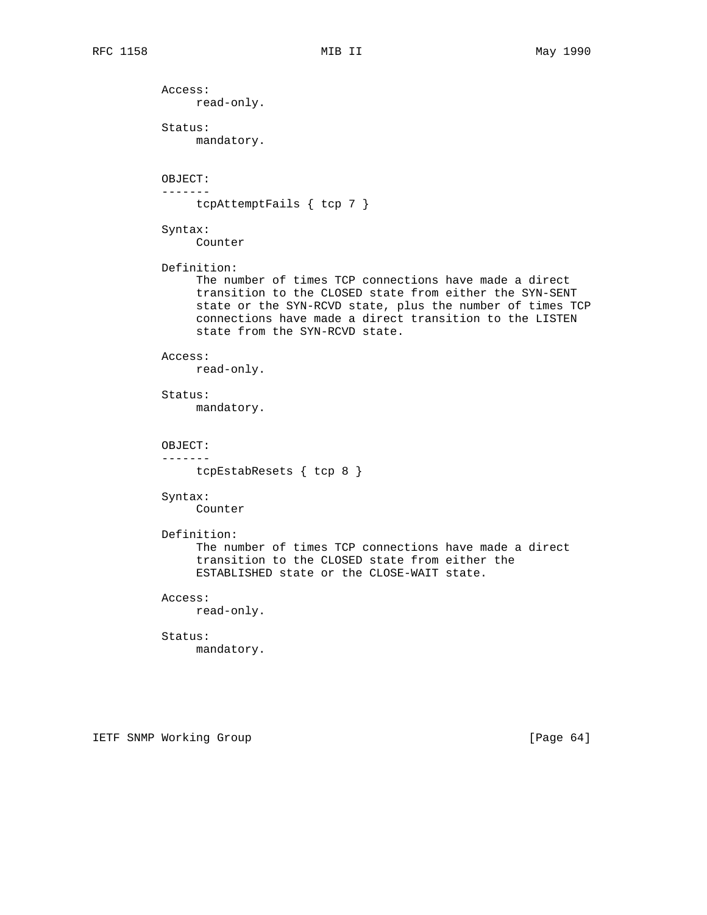Access:
read-only.

Status:
mandatory.

OBJECT:
-------
tcpAttemptFails { tcp 7 }

Syntax:
Counter

Definition:
The number of times TCP connections have made a direct transition to the CLOSED state from either the SYN-SENT state or the SYN-RCVD state, plus the number of times TCP connections have made a direct transition to the LISTEN state from the SYN-RCVD state.

Access:
read-only.

Status:
mandatory.

OBJECT:
-------
tcpEstabResets { tcp 8 }

Syntax:
Counter

Definition:
The number of times TCP connections have made a direct transition to the CLOSED state from either the ESTABLISHED state or the CLOSE-WAIT state.

Access:
read-only.

Status:
mandatory.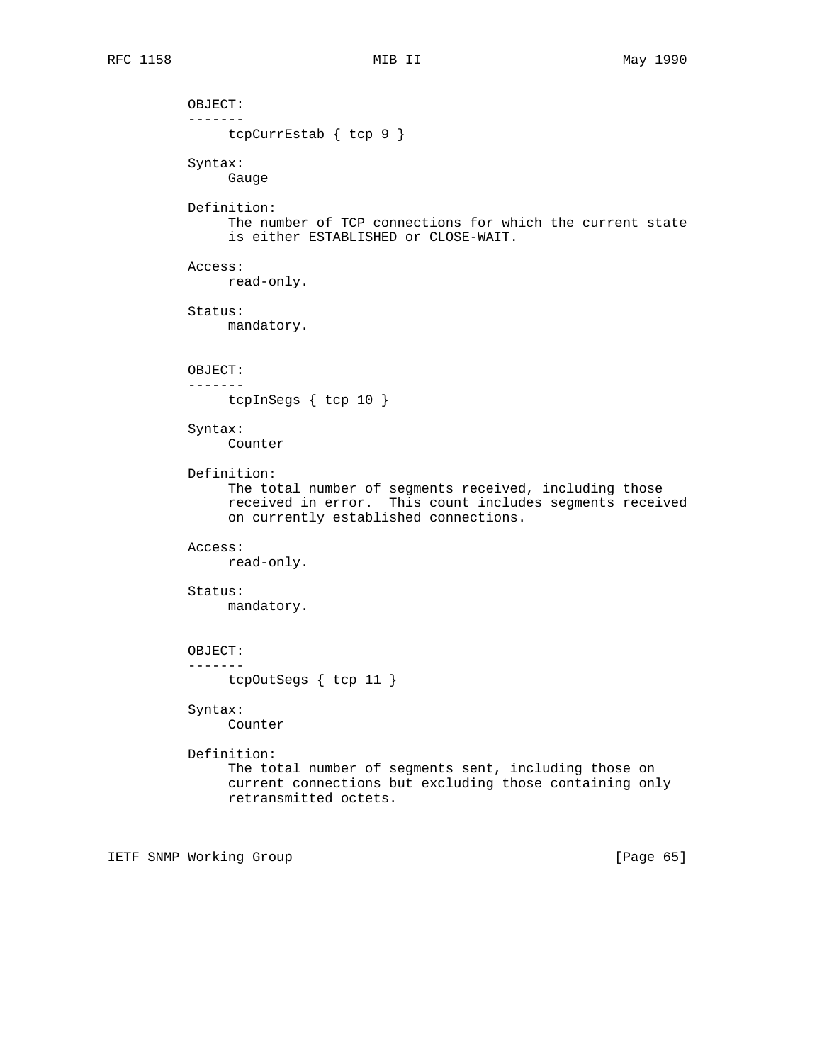OBJECT:
-------
tcpCurrEstab { tcp 9 }

Syntax:
Gauge

Definition:
The number of TCP connections for which the current state is either ESTABLISHED or CLOSE-WAIT.

Access:
read-only.

Status:
mandatory.

OBJECT:
-------
tcpInSegs { tcp 10 }

Syntax:
Counter

Definition:
The total number of segments received, including those received in error. This count includes segments received on currently established connections.

Access:
read-only.

Status:
mandatory.

OBJECT:
-------
tcpOutSegs { tcp 11 }

Syntax:
Counter

Definition:
The total number of segments sent, including those on current connections but excluding those containing only retransmitted octets.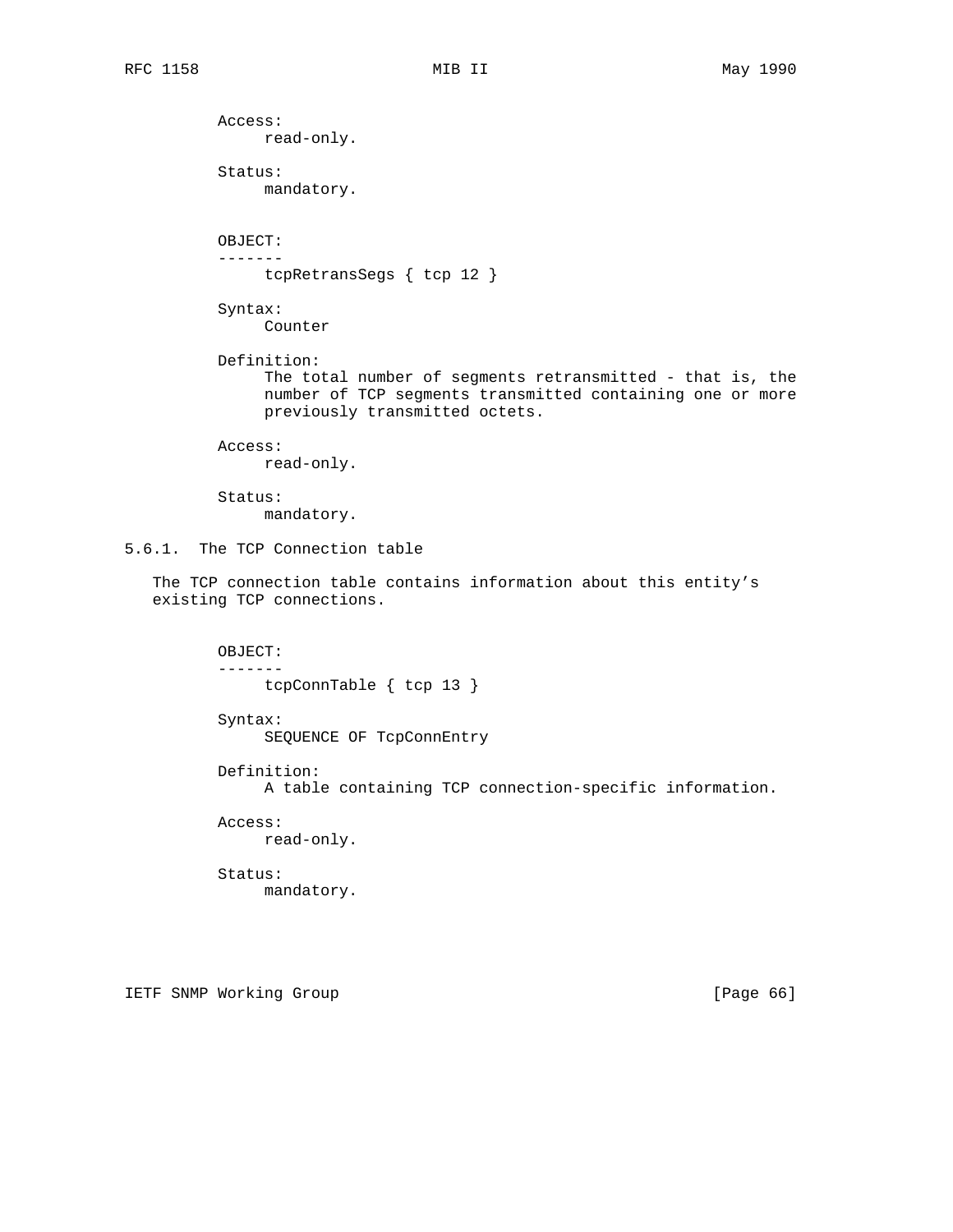Access:
read-only.

Status:
mandatory.

OBJECT:
-------
tcpRetransSegs { tcp 12 }

Syntax:
Counter

Definition:
The total number of segments retransmitted - that is, the number of TCP segments transmitted containing one or more previously transmitted octets.

Access:
read-only.

Status:
mandatory.

### 5.6.1. The TCP Connection table

The TCP connection table contains information about this entity's existing TCP connections.

OBJECT:
-------
tcpConnTable { tcp 13 }

Syntax:
SEQUENCE OF TcpConnEntry

Definition:
A table containing TCP connection-specific information.

Access:
read-only.

Status:
mandatory.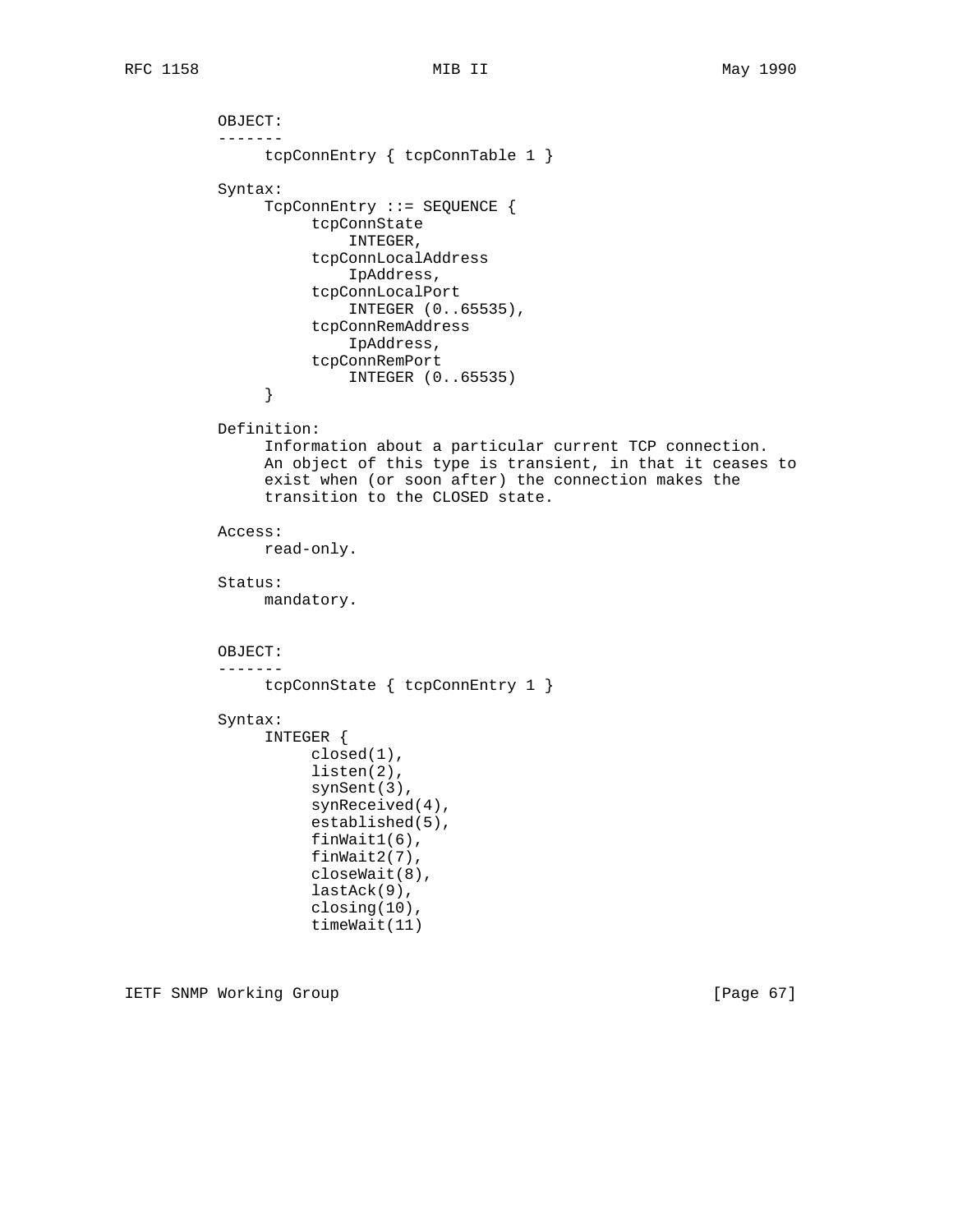OBJECT:
-------
     tcpConnEntry { tcpConnTable 1 }

Syntax:
```
TcpConnEntry ::= SEQUENCE {
     tcpConnState
         INTEGER,
     tcpConnLocalAddress
         IpAddress,
     tcpConnLocalPort
         INTEGER (0..65535),
     tcpConnRemAddress
         IpAddress,
     tcpConnRemPort
         INTEGER (0..65535)
}
```

Definition:
     Information about a particular current TCP connection. An object of this type is transient, in that it ceases to exist when (or soon after) the connection makes the transition to the CLOSED state.

Access:
     read-only.

Status:
     mandatory.

OBJECT:
-------
     tcpConnState { tcpConnEntry 1 }

Syntax:
```
INTEGER {
     closed(1),
     listen(2),
     synSent(3),
     synReceived(4),
     established(5),
     finWait1(6),
     finWait2(7),
     closeWait(8),
     lastAck(9),
     closing(10),
     timeWait(11)
```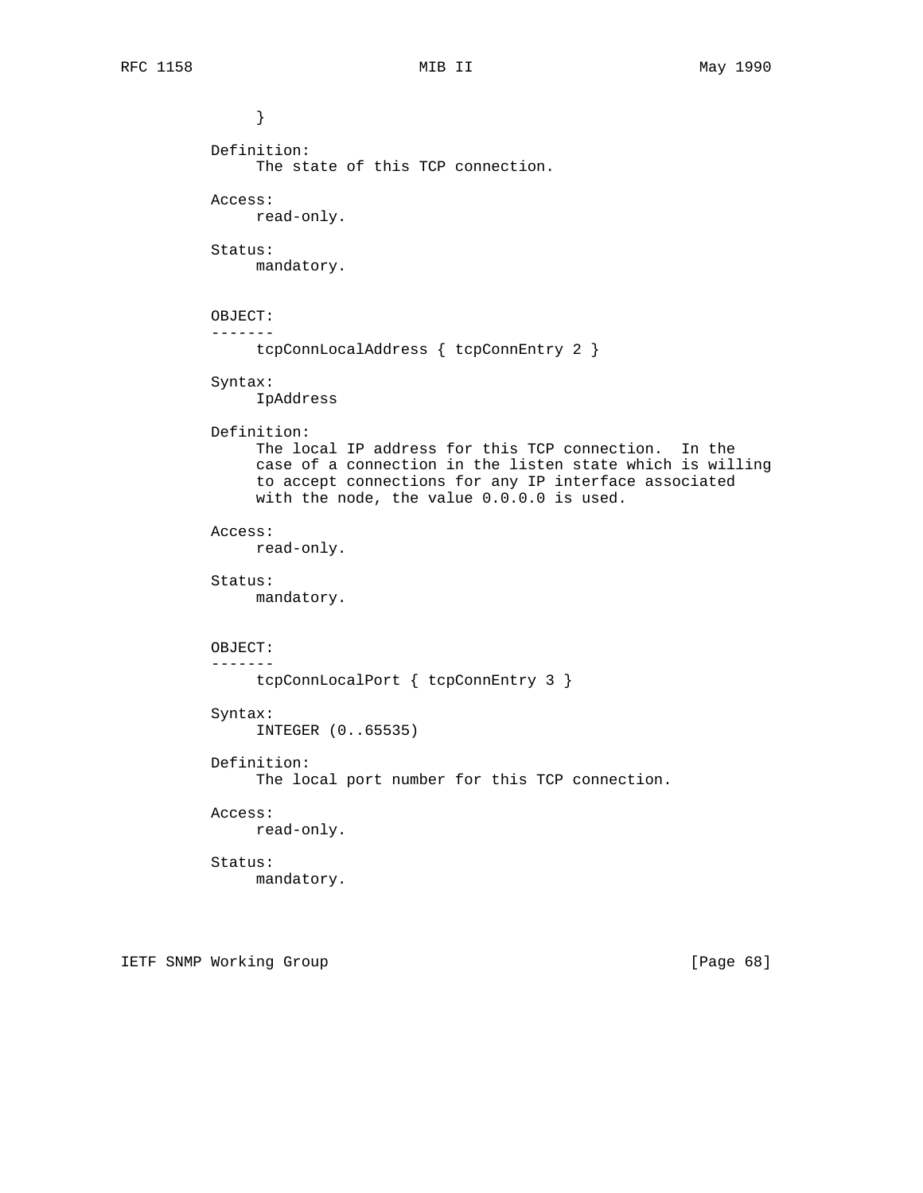}

Definition:
     The state of this TCP connection.

Access:
     read-only.

Status:
     mandatory.

OBJECT:
-------
     tcpConnLocalAddress { tcpConnEntry 2 }

Syntax:
     IpAddress

Definition:
     The local IP address for this TCP connection. In the case of a connection in the listen state which is willing to accept connections for any IP interface associated with the node, the value 0.0.0.0 is used.

Access:
     read-only.

Status:
     mandatory.

OBJECT:
-------
     tcpConnLocalPort { tcpConnEntry 3 }

Syntax:
     INTEGER (0..65535)

Definition:
     The local port number for this TCP connection.

Access:
     read-only.

Status:
     mandatory.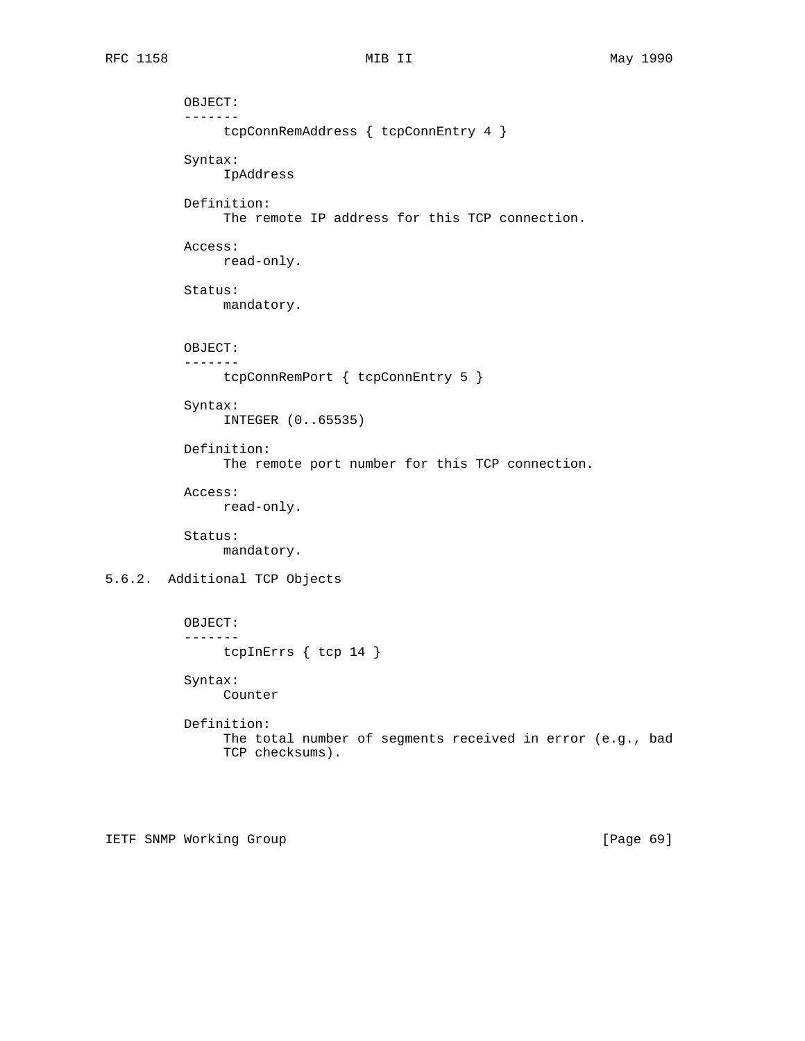OBJECT:
-------
tcpConnRemAddress { tcpConnEntry 4 }

Syntax:
IpAddress

Definition:
The remote IP address for this TCP connection.

Access:
read-only.

Status:
mandatory.

OBJECT:
-------
tcpConnRemPort { tcpConnEntry 5 }

Syntax:
INTEGER (0..65535)

Definition:
The remote port number for this TCP connection.

Access:
read-only.

Status:
mandatory.

### 5.6.2. Additional TCP Objects

OBJECT:
-------
tcpInErrs { tcp 14 }

Syntax:
Counter

Definition:
The total number of segments received in error (e.g., bad TCP checksums).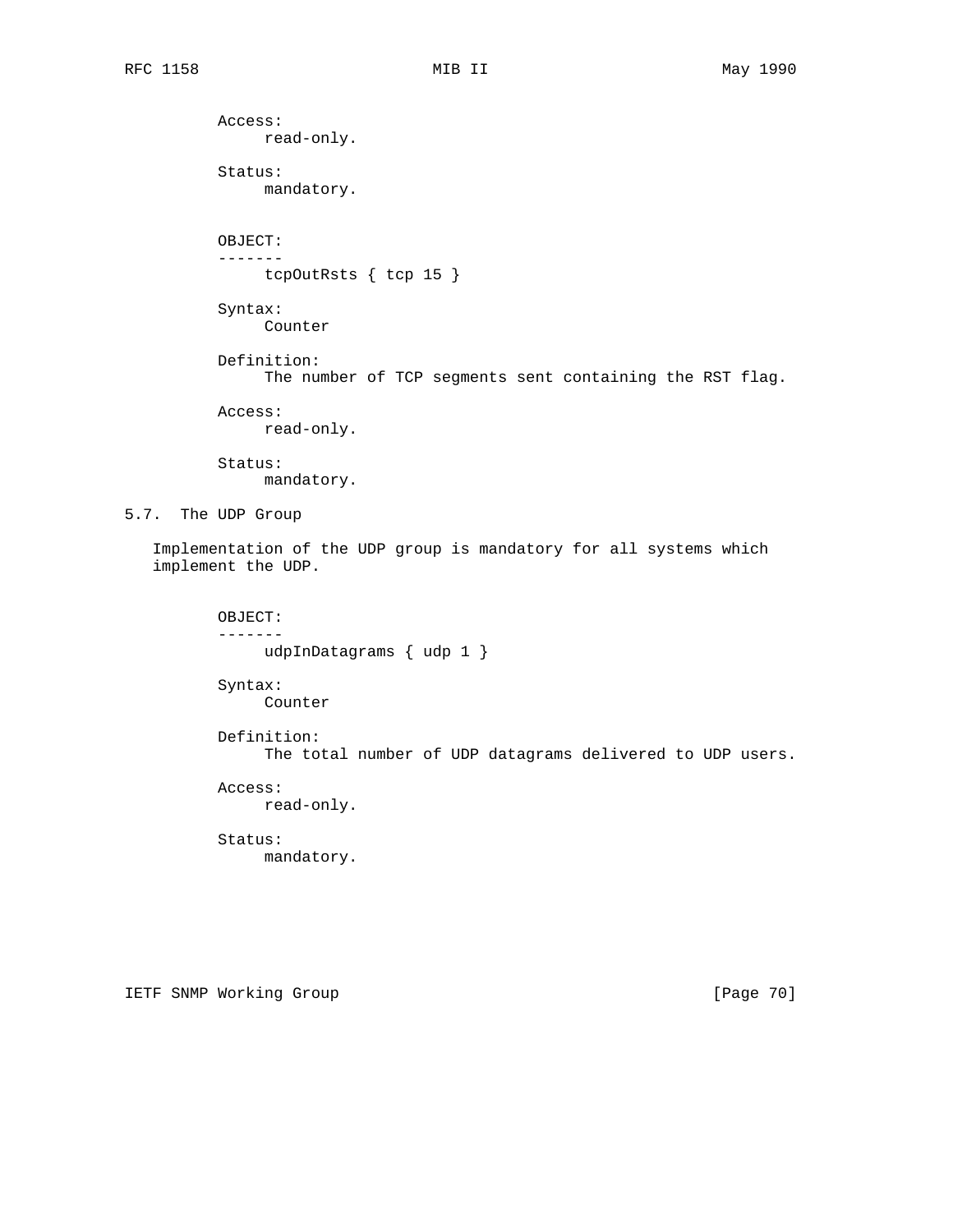Access:
read-only.

Status:
mandatory.

OBJECT:
-------
tcpOutRsts { tcp 15 }

Syntax:
Counter

Definition:
The number of TCP segments sent containing the RST flag.

Access:
read-only.

Status:
mandatory.

## 5.7. The UDP Group

Implementation of the UDP group is mandatory for all systems which implement the UDP.

OBJECT:
-------
udpInDatagrams { udp 1 }

Syntax:
Counter

Definition:
The total number of UDP datagrams delivered to UDP users.

Access:
read-only.

Status:
mandatory.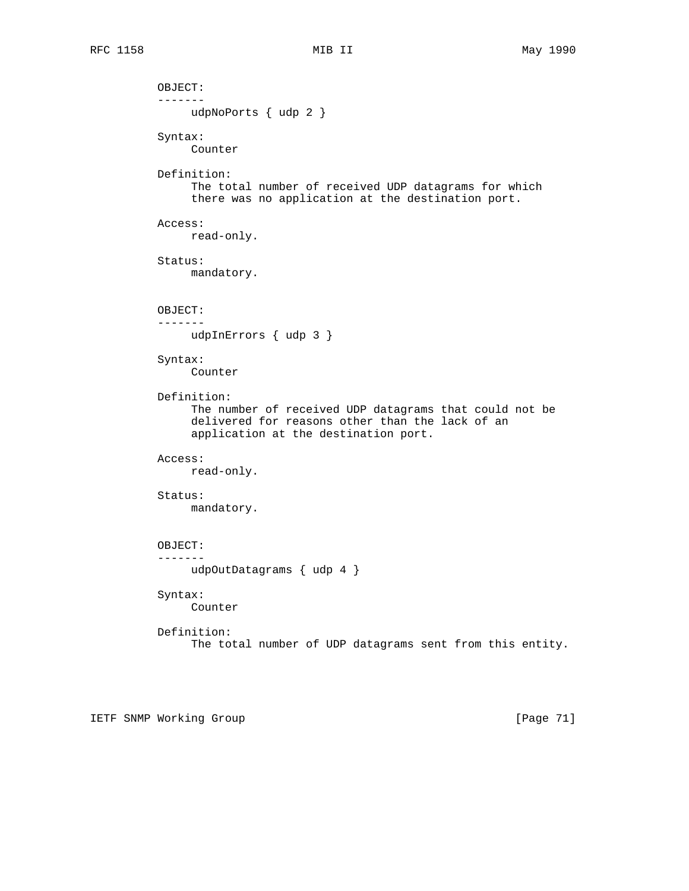```
OBJECT:
-------
     udpNoPorts { udp 2 }

Syntax:
     Counter

Definition:
     The total number of received UDP datagrams for which
     there was no application at the destination port.

Access:
     read-only.

Status:
     mandatory.


OBJECT:
-------
     udpInErrors { udp 3 }

Syntax:
     Counter

Definition:
     The number of received UDP datagrams that could not be
     delivered for reasons other than the lack of an
     application at the destination port.

Access:
     read-only.

Status:
     mandatory.


OBJECT:
-------
     udpOutDatagrams { udp 4 }

Syntax:
     Counter

Definition:
     The total number of UDP datagrams sent from this entity.
```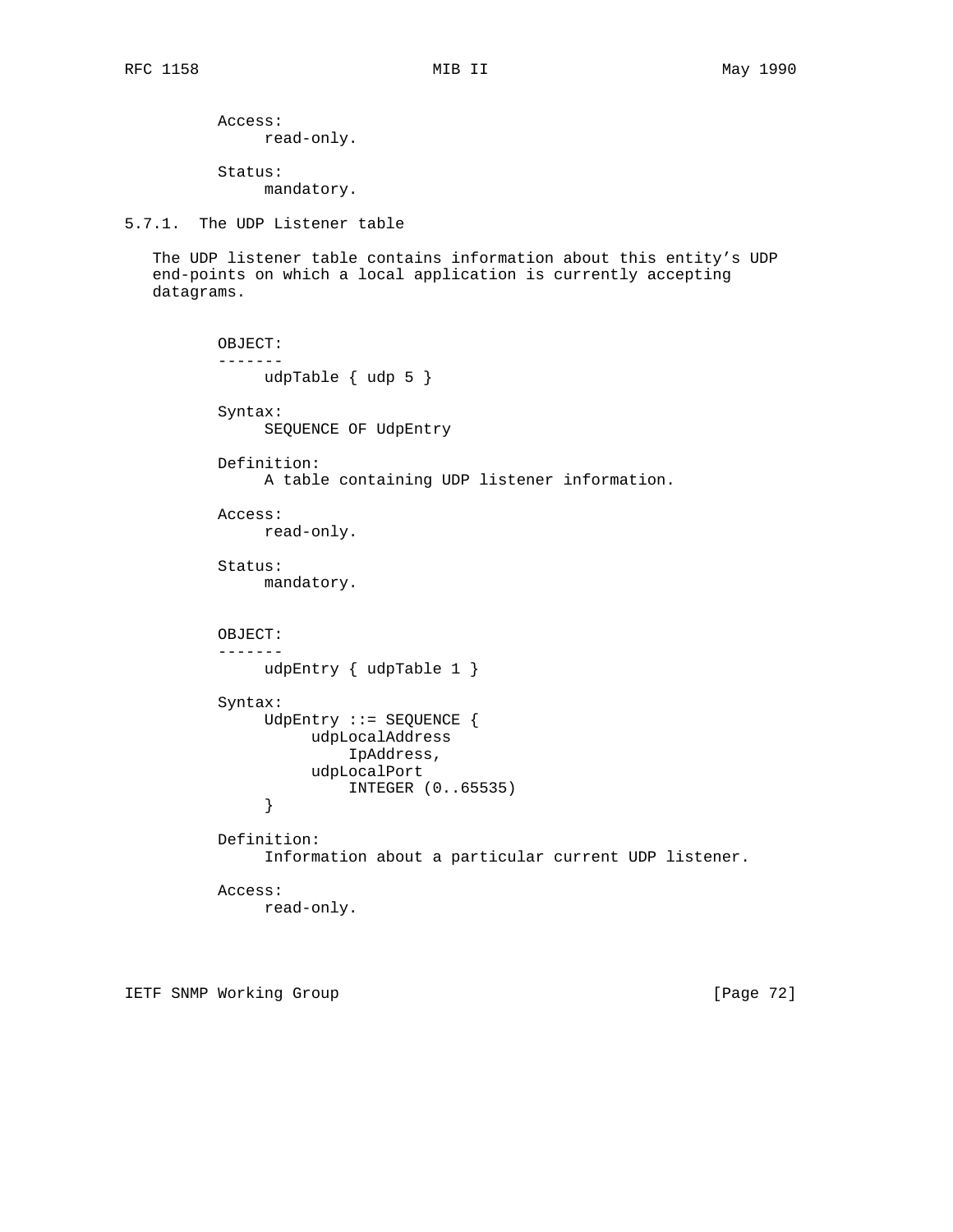Access:
     read-only.

Status:
     mandatory.

### 5.7.1. The UDP Listener table

The UDP listener table contains information about this entity's UDP end-points on which a local application is currently accepting datagrams.

```
OBJECT:
-------
     udpTable { udp 5 }

Syntax:
     SEQUENCE OF UdpEntry

Definition:
     A table containing UDP listener information.

Access:
     read-only.

Status:
     mandatory.


OBJECT:
-------
     udpEntry { udpTable 1 }

Syntax:
     UdpEntry ::= SEQUENCE {
          udpLocalAddress
              IpAddress,
          udpLocalPort
              INTEGER (0..65535)
     }

Definition:
     Information about a particular current UDP listener.

Access:
     read-only.
```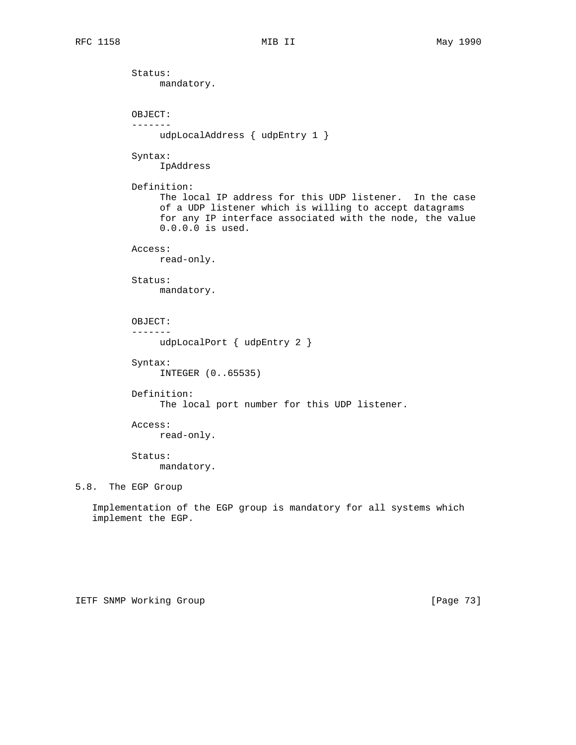Status:
     mandatory.

OBJECT:
-------
     udpLocalAddress { udpEntry 1 }

Syntax:
     IpAddress

Definition:
     The local IP address for this UDP listener. In the case of a UDP listener which is willing to accept datagrams for any IP interface associated with the node, the value 0.0.0.0 is used.

Access:
     read-only.

Status:
     mandatory.

OBJECT:
-------
     udpLocalPort { udpEntry 2 }

Syntax:
     INTEGER (0..65535)

Definition:
     The local port number for this UDP listener.

Access:
     read-only.

Status:
     mandatory.

## 5.8. The EGP Group

Implementation of the EGP group is mandatory for all systems which implement the EGP.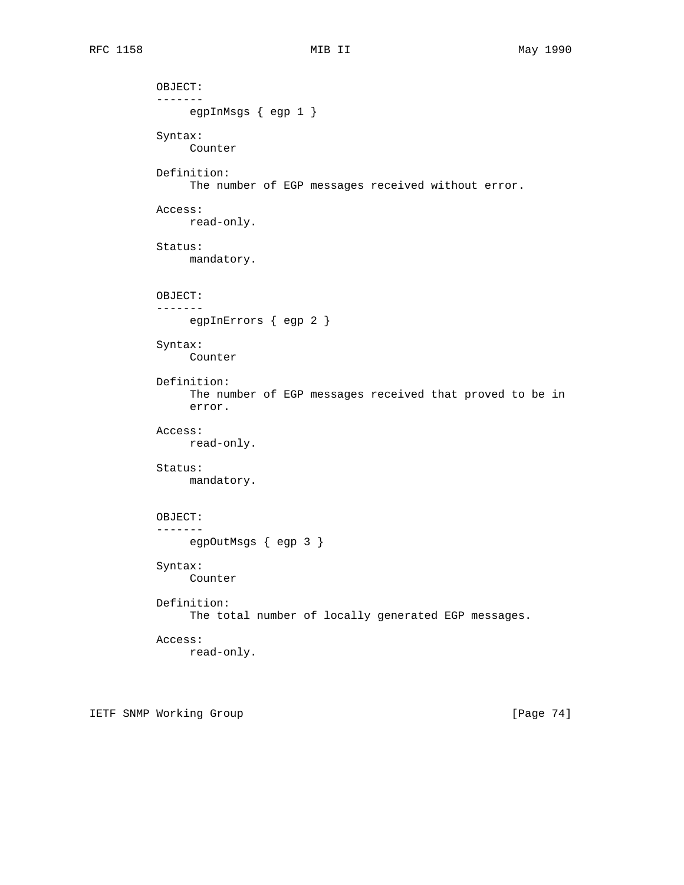OBJECT:
-------
egpInMsgs { egp 1 }

Syntax:
Counter

Definition:
The number of EGP messages received without error.

Access:
read-only.

Status:
mandatory.

OBJECT:
-------
egpInErrors { egp 2 }

Syntax:
Counter

Definition:
The number of EGP messages received that proved to be in error.

Access:
read-only.

Status:
mandatory.

OBJECT:
-------
egpOutMsgs { egp 3 }

Syntax:
Counter

Definition:
The total number of locally generated EGP messages.

Access:
read-only.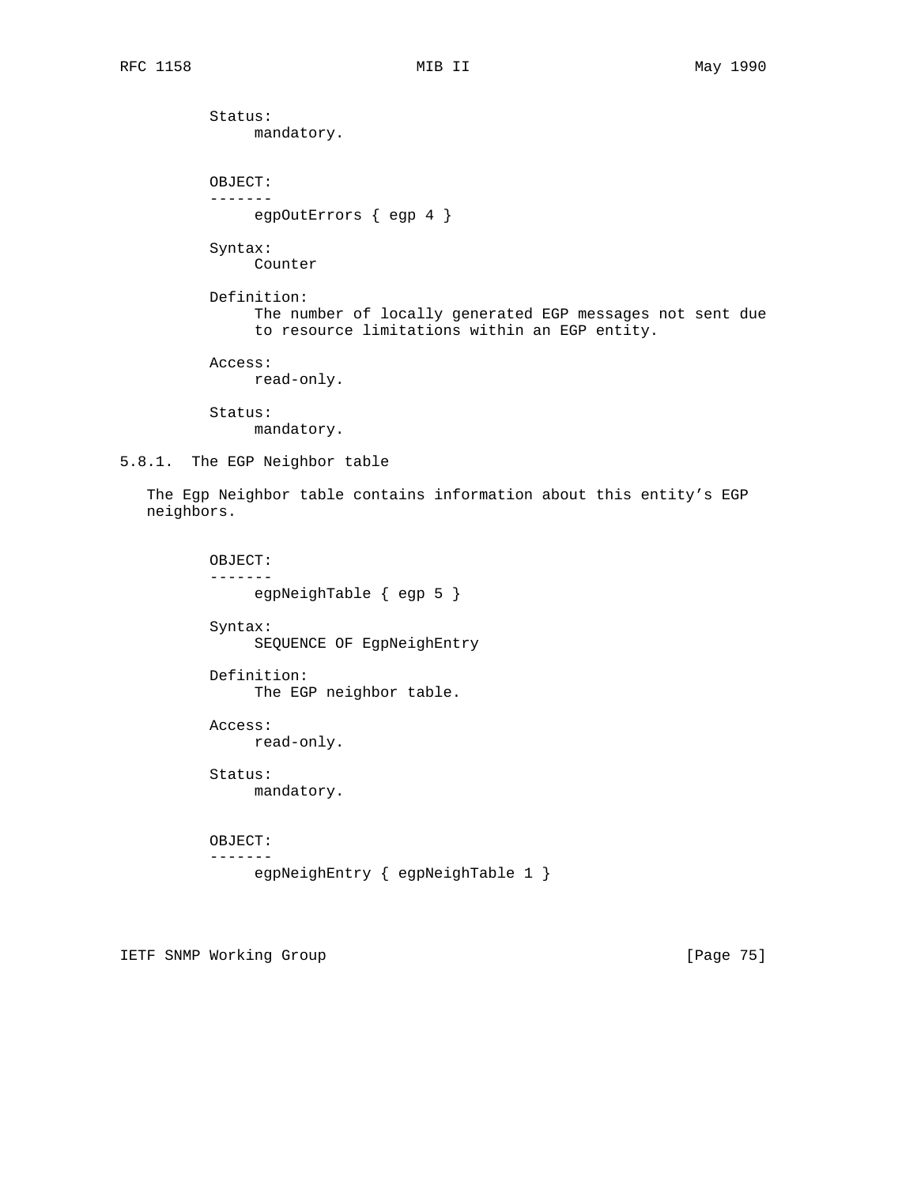Status:
     mandatory.

OBJECT:
-------
     egpOutErrors { egp 4 }

Syntax:
     Counter

Definition:
     The number of locally generated EGP messages not sent due to resource limitations within an EGP entity.

Access:
     read-only.

Status:
     mandatory.

### 5.8.1. The EGP Neighbor table

The Egp Neighbor table contains information about this entity's EGP neighbors.

OBJECT:
-------
     egpNeighTable { egp 5 }

Syntax:
     SEQUENCE OF EgpNeighEntry

Definition:
     The EGP neighbor table.

Access:
     read-only.

Status:
     mandatory.

OBJECT:
-------
     egpNeighEntry { egpNeighTable 1 }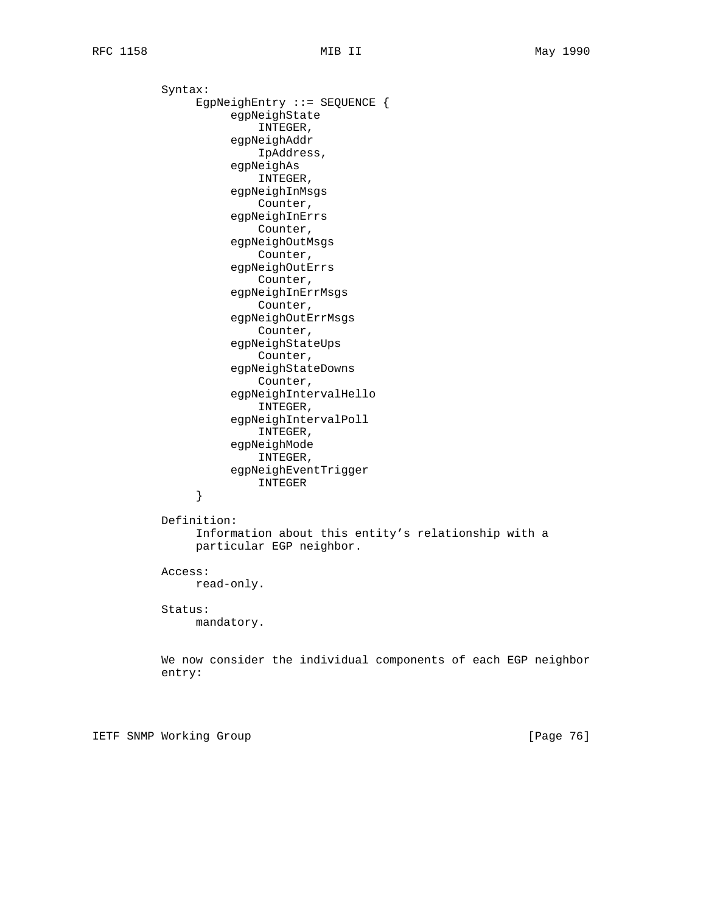Syntax:

```
EgpNeighEntry ::= SEQUENCE {
     egpNeighState
         INTEGER,
     egpNeighAddr
         IpAddress,
     egpNeighAs
         INTEGER,
     egpNeighInMsgs
         Counter,
     egpNeighInErrs
         Counter,
     egpNeighOutMsgs
         Counter,
     egpNeighOutErrs
         Counter,
     egpNeighInErrMsgs
         Counter,
     egpNeighOutErrMsgs
         Counter,
     egpNeighStateUps
         Counter,
     egpNeighStateDowns
         Counter,
     egpNeighIntervalHello
         INTEGER,
     egpNeighIntervalPoll
         INTEGER,
     egpNeighMode
         INTEGER,
     egpNeighEventTrigger
         INTEGER
}
```

Definition:
Information about this entity’s relationship with a particular EGP neighbor.

Access:
read-only.

Status:
mandatory.

We now consider the individual components of each EGP neighbor entry: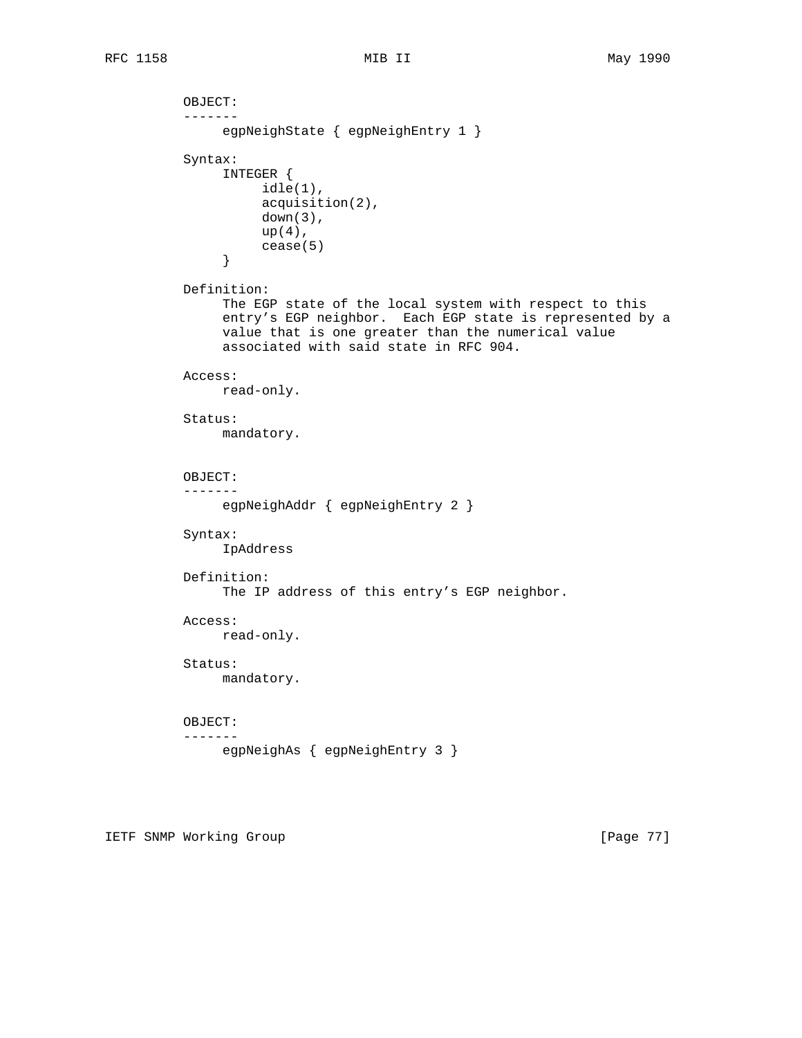OBJECT:
-------
egpNeighState { egpNeighEntry 1 }

Syntax:
```
INTEGER {
     idle(1),
     acquisition(2),
     down(3),
     up(4),
     cease(5)
}
```

Definition:
The EGP state of the local system with respect to this entry’s EGP neighbor. Each EGP state is represented by a value that is one greater than the numerical value associated with said state in RFC 904.

Access:
read-only.

Status:
mandatory.

OBJECT:
-------
egpNeighAddr { egpNeighEntry 2 }

Syntax:
IpAddress

Definition:
The IP address of this entry’s EGP neighbor.

Access:
read-only.

Status:
mandatory.

OBJECT:
-------
egpNeighAs { egpNeighEntry 3 }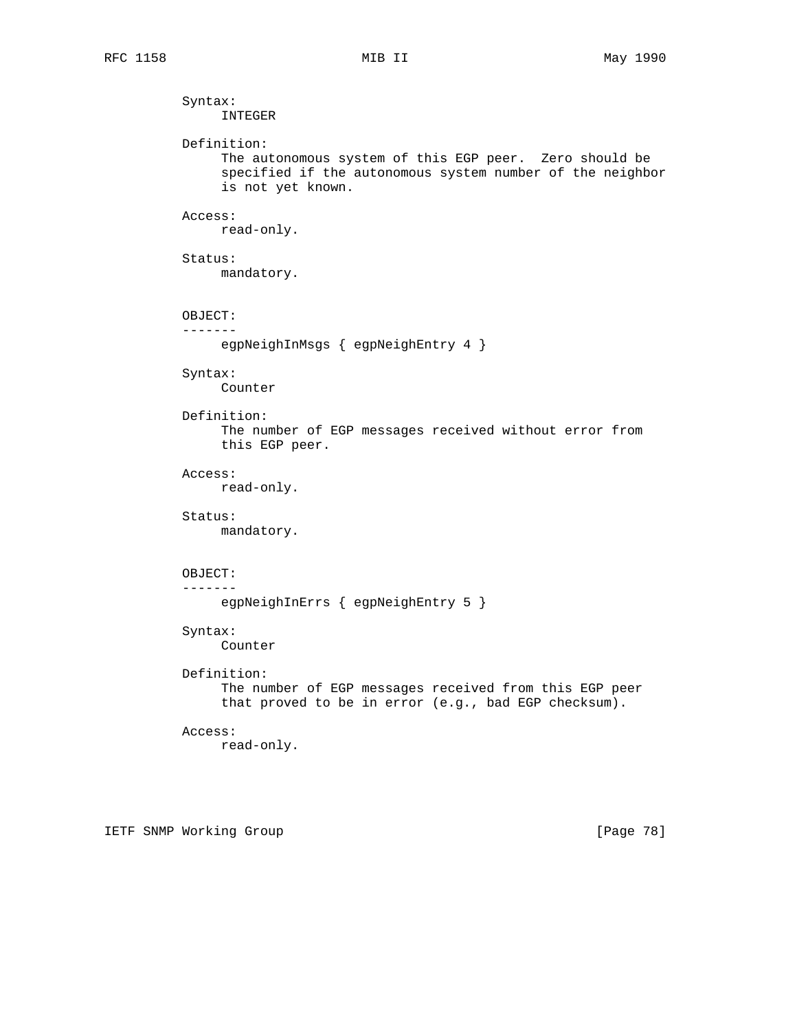Syntax:
     INTEGER

Definition:
     The autonomous system of this EGP peer.  Zero should be
     specified if the autonomous system number of the neighbor
     is not yet known.

Access:
     read-only.

Status:
     mandatory.

OBJECT:
-------
     egpNeighInMsgs { egpNeighEntry 4 }

Syntax:
     Counter

Definition:
     The number of EGP messages received without error from
     this EGP peer.

Access:
     read-only.

Status:
     mandatory.

OBJECT:
-------
     egpNeighInErrs { egpNeighEntry 5 }

Syntax:
     Counter

Definition:
     The number of EGP messages received from this EGP peer
     that proved to be in error (e.g., bad EGP checksum).

Access:
     read-only.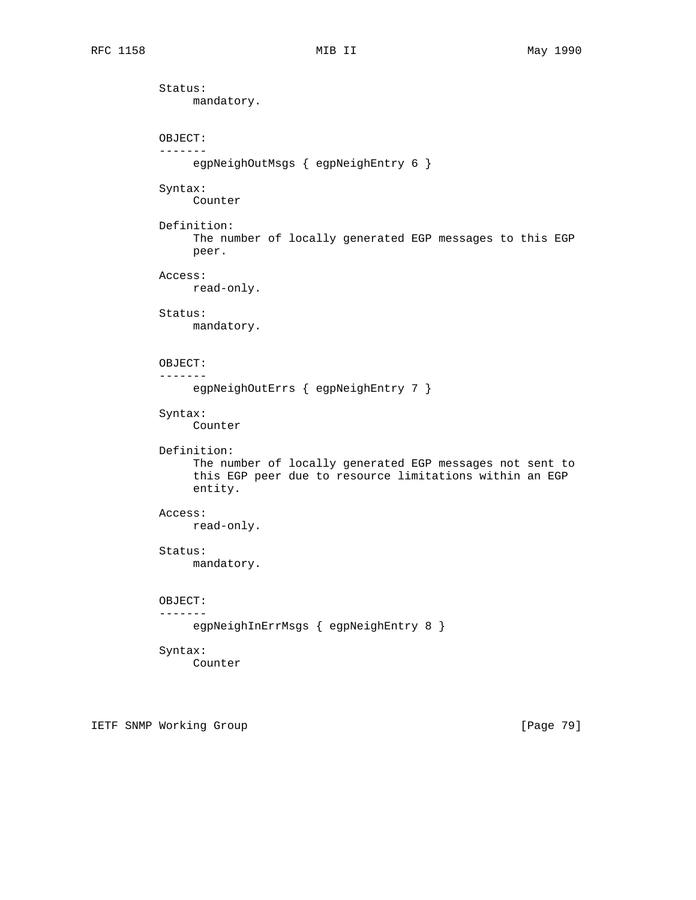Status:
     mandatory.

OBJECT:
-------
     egpNeighOutMsgs { egpNeighEntry 6 }

Syntax:
     Counter

Definition:
     The number of locally generated EGP messages to this EGP
     peer.

Access:
     read-only.

Status:
     mandatory.

OBJECT:
-------
     egpNeighOutErrs { egpNeighEntry 7 }

Syntax:
     Counter

Definition:
     The number of locally generated EGP messages not sent to
     this EGP peer due to resource limitations within an EGP
     entity.

Access:
     read-only.

Status:
     mandatory.

OBJECT:
-------
     egpNeighInErrMsgs { egpNeighEntry 8 }

Syntax:
     Counter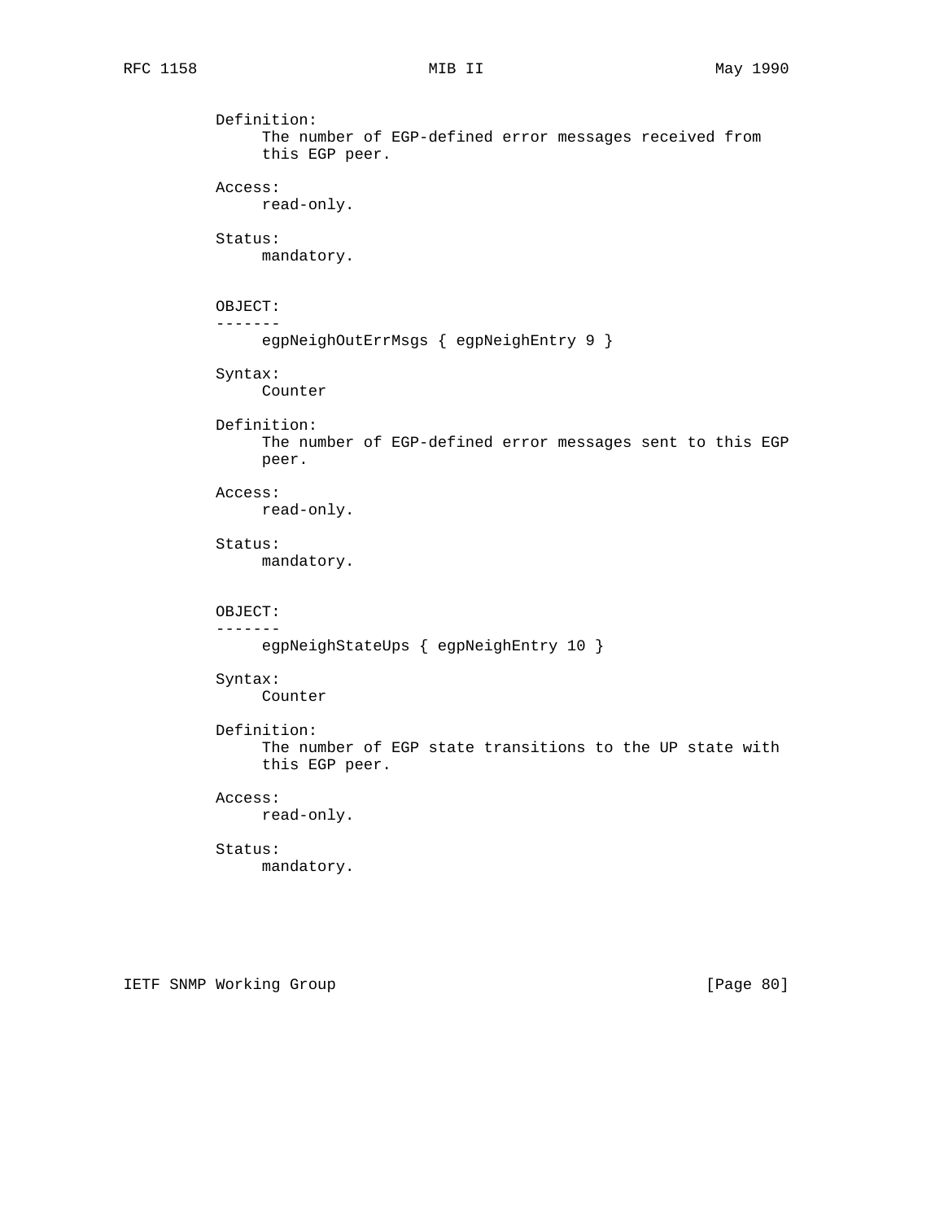Definition:
     The number of EGP-defined error messages received from
     this EGP peer.

Access:
     read-only.

Status:
     mandatory.

OBJECT:
-------
     egpNeighOutErrMsgs { egpNeighEntry 9 }

Syntax:
     Counter

Definition:
     The number of EGP-defined error messages sent to this EGP
     peer.

Access:
     read-only.

Status:
     mandatory.

OBJECT:
-------
     egpNeighStateUps { egpNeighEntry 10 }

Syntax:
     Counter

Definition:
     The number of EGP state transitions to the UP state with
     this EGP peer.

Access:
     read-only.

Status:
     mandatory.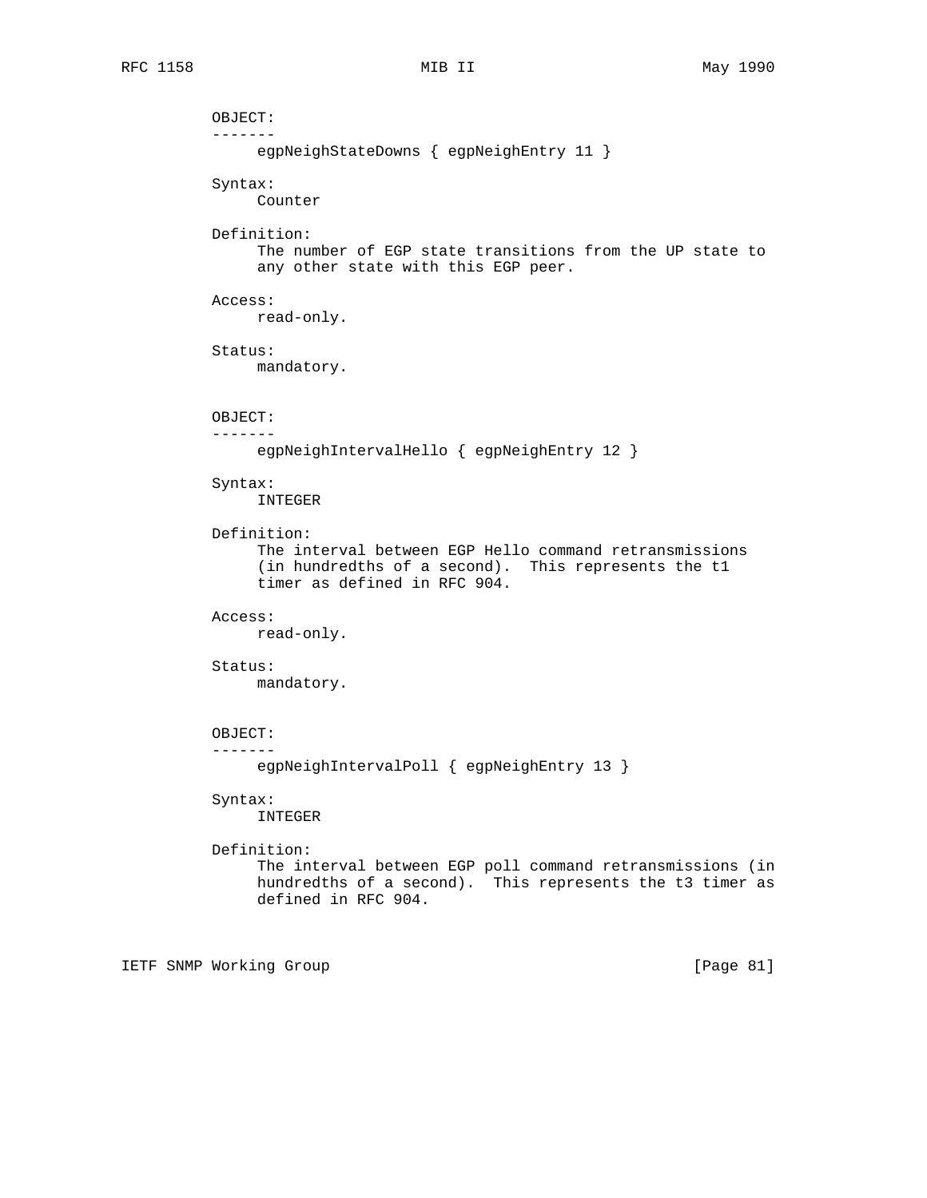OBJECT:
-------
egpNeighStateDowns { egpNeighEntry 11 }

Syntax:
Counter

Definition:
The number of EGP state transitions from the UP state to any other state with this EGP peer.

Access:
read-only.

Status:
mandatory.

OBJECT:
-------
egpNeighIntervalHello { egpNeighEntry 12 }

Syntax:
INTEGER

Definition:
The interval between EGP Hello command retransmissions (in hundredths of a second). This represents the t1 timer as defined in RFC 904.

Access:
read-only.

Status:
mandatory.

OBJECT:
-------
egpNeighIntervalPoll { egpNeighEntry 13 }

Syntax:
INTEGER

Definition:
The interval between EGP poll command retransmissions (in hundredths of a second). This represents the t3 timer as defined in RFC 904.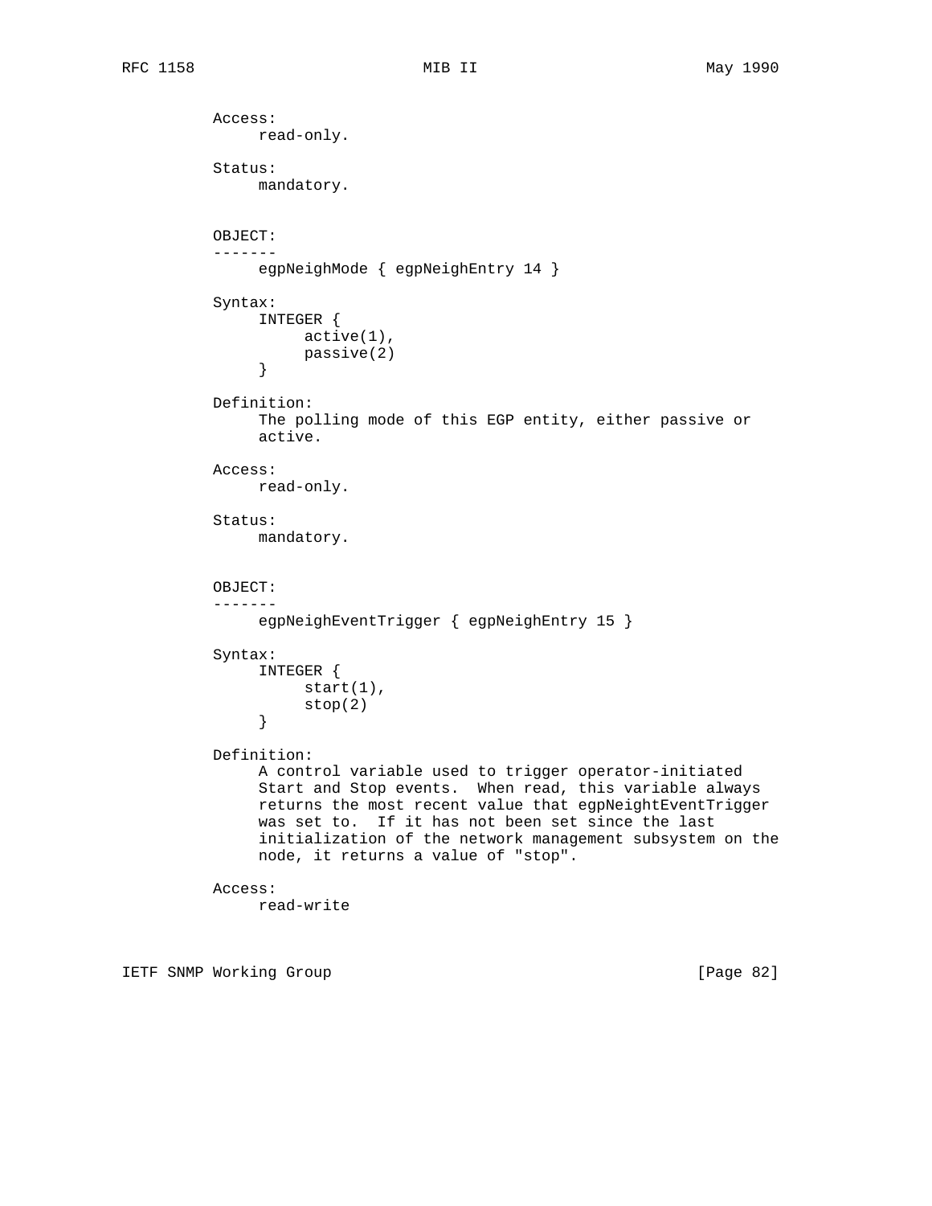Access:
read-only.

Status:
mandatory.

OBJECT:
-------
egpNeighMode { egpNeighEntry 14 }

Syntax:
```
INTEGER {
     active(1),
     passive(2)
}
```

Definition:
The polling mode of this EGP entity, either passive or active.

Access:
read-only.

Status:
mandatory.

OBJECT:
-------
egpNeighEventTrigger { egpNeighEntry 15 }

Syntax:
```
INTEGER {
     start(1),
     stop(2)
}
```

Definition:
A control variable used to trigger operator-initiated Start and Stop events. When read, this variable always returns the most recent value that egpNeightEventTrigger was set to. If it has not been set since the last initialization of the network management subsystem on the node, it returns a value of "stop".

Access:
read-write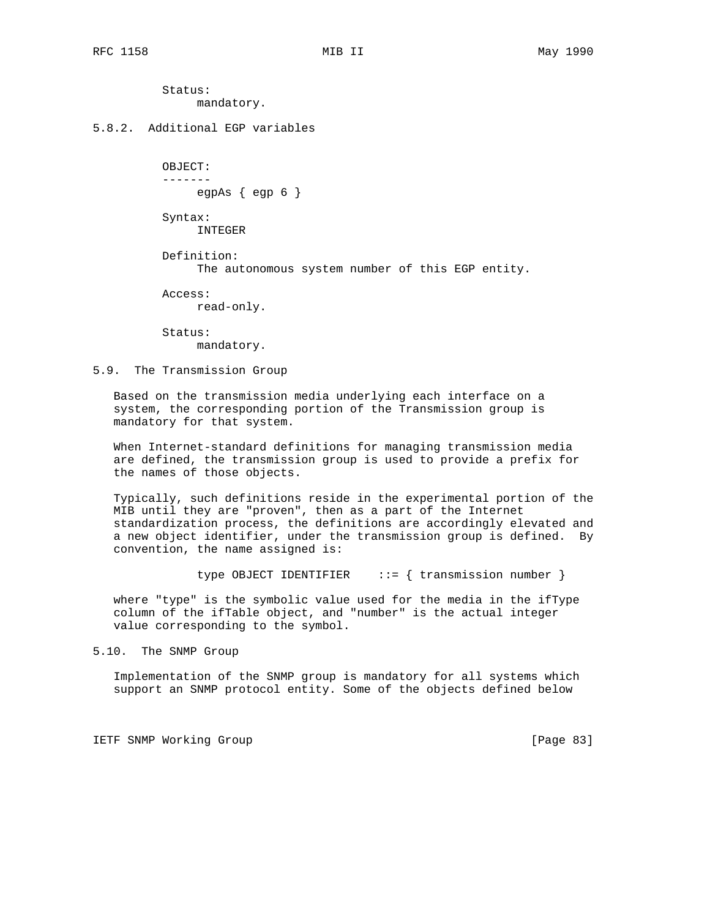Status:
mandatory.

### 5.8.2. Additional EGP variables

OBJECT:
-------
egpAs { egp 6 }

Syntax:
INTEGER

Definition:
The autonomous system number of this EGP entity.

Access:
read-only.

Status:
mandatory.

## 5.9. The Transmission Group

Based on the transmission media underlying each interface on a system, the corresponding portion of the Transmission group is mandatory for that system.

When Internet-standard definitions for managing transmission media are defined, the transmission group is used to provide a prefix for the names of those objects.

Typically, such definitions reside in the experimental portion of the MIB until they are "proven", then as a part of the Internet standardization process, the definitions are accordingly elevated and a new object identifier, under the transmission group is defined. By convention, the name assigned is:

```
type OBJECT IDENTIFIER    ::= { transmission number }
```

where "type" is the symbolic value used for the media in the ifType column of the ifTable object, and "number" is the actual integer value corresponding to the symbol.

## 5.10. The SNMP Group

Implementation of the SNMP group is mandatory for all systems which support an SNMP protocol entity. Some of the objects defined below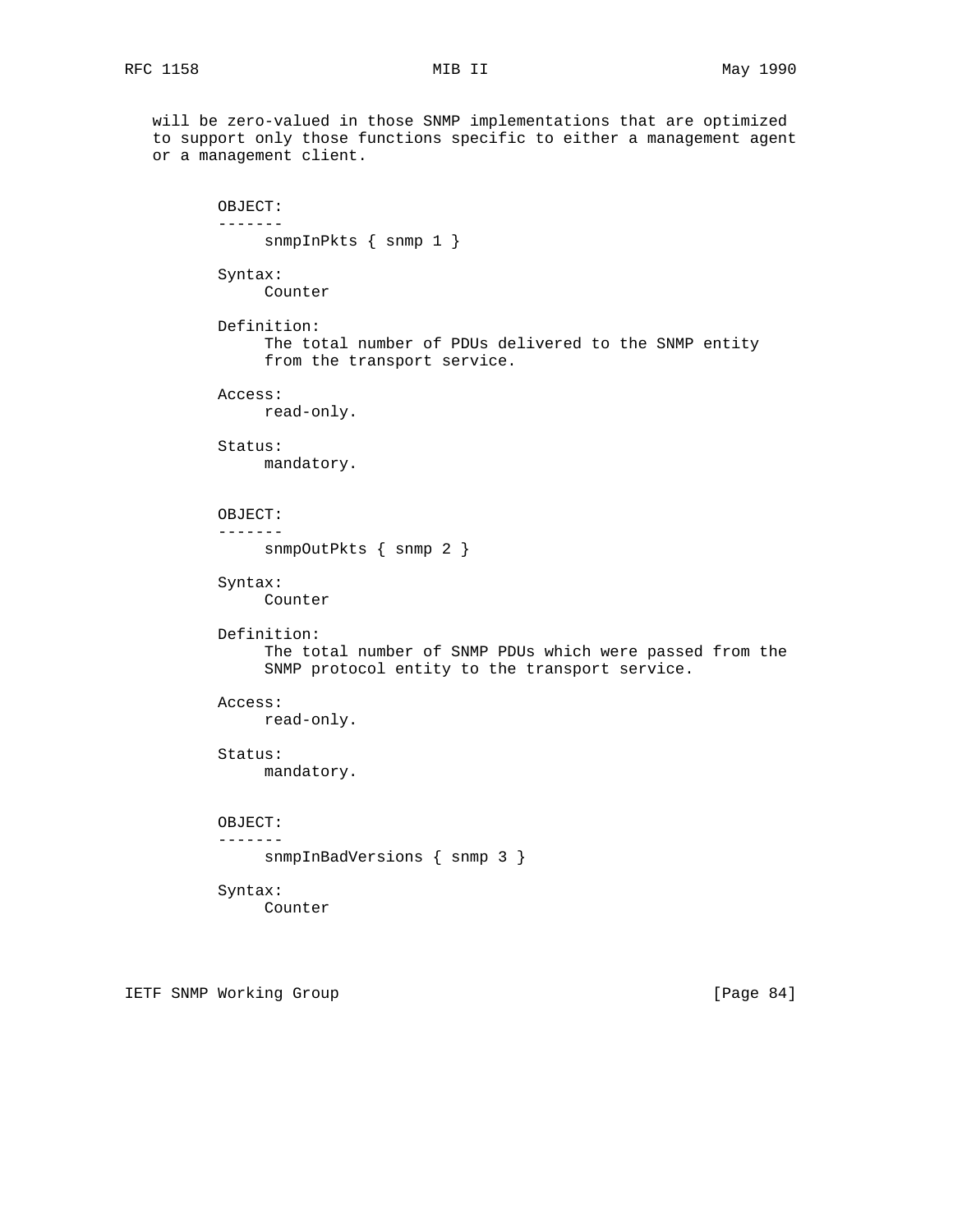will be zero-valued in those SNMP implementations that are optimized to support only those functions specific to either a management agent or a management client.

```
OBJECT:
-------
     snmpInPkts { snmp 1 }

Syntax:
     Counter

Definition:
     The total number of PDUs delivered to the SNMP entity
     from the transport service.

Access:
     read-only.

Status:
     mandatory.


OBJECT:
-------
     snmpOutPkts { snmp 2 }

Syntax:
     Counter

Definition:
     The total number of SNMP PDUs which were passed from the
     SNMP protocol entity to the transport service.

Access:
     read-only.

Status:
     mandatory.


OBJECT:
-------
     snmpInBadVersions { snmp 3 }

Syntax:
     Counter
```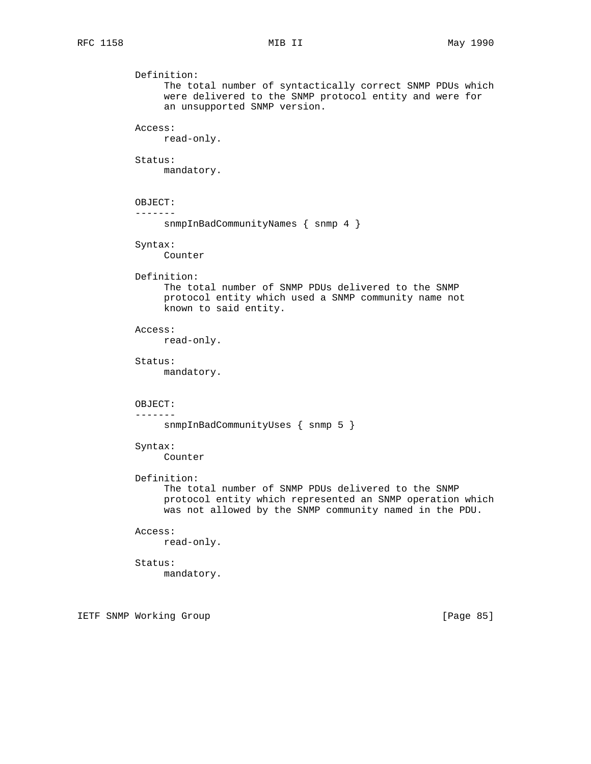Definition:
     The total number of syntactically correct SNMP PDUs which
     were delivered to the SNMP protocol entity and were for
     an unsupported SNMP version.

Access:
     read-only.

Status:
     mandatory.

OBJECT:
-------
     snmpInBadCommunityNames { snmp 4 }

Syntax:
     Counter

Definition:
     The total number of SNMP PDUs delivered to the SNMP
     protocol entity which used a SNMP community name not
     known to said entity.

Access:
     read-only.

Status:
     mandatory.

OBJECT:
-------
     snmpInBadCommunityUses { snmp 5 }

Syntax:
     Counter

Definition:
     The total number of SNMP PDUs delivered to the SNMP
     protocol entity which represented an SNMP operation which
     was not allowed by the SNMP community named in the PDU.

Access:
     read-only.

Status:
     mandatory.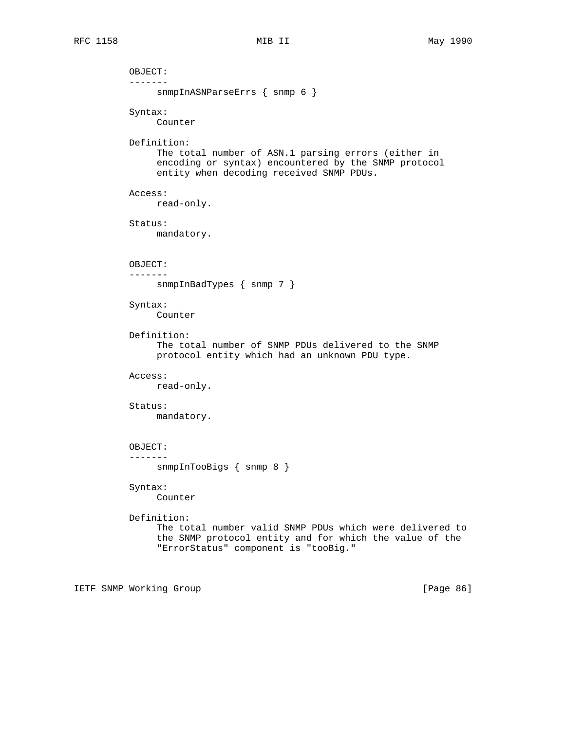OBJECT:
-------
snmpInASNParseErrs { snmp 6 }

Syntax:
Counter

Definition:
The total number of ASN.1 parsing errors (either in encoding or syntax) encountered by the SNMP protocol entity when decoding received SNMP PDUs.

Access:
read-only.

Status:
mandatory.

OBJECT:
-------
snmpInBadTypes { snmp 7 }

Syntax:
Counter

Definition:
The total number of SNMP PDUs delivered to the SNMP protocol entity which had an unknown PDU type.

Access:
read-only.

Status:
mandatory.

OBJECT:
-------
snmpInTooBigs { snmp 8 }

Syntax:
Counter

Definition:
The total number valid SNMP PDUs which were delivered to the SNMP protocol entity and for which the value of the "ErrorStatus" component is "tooBig."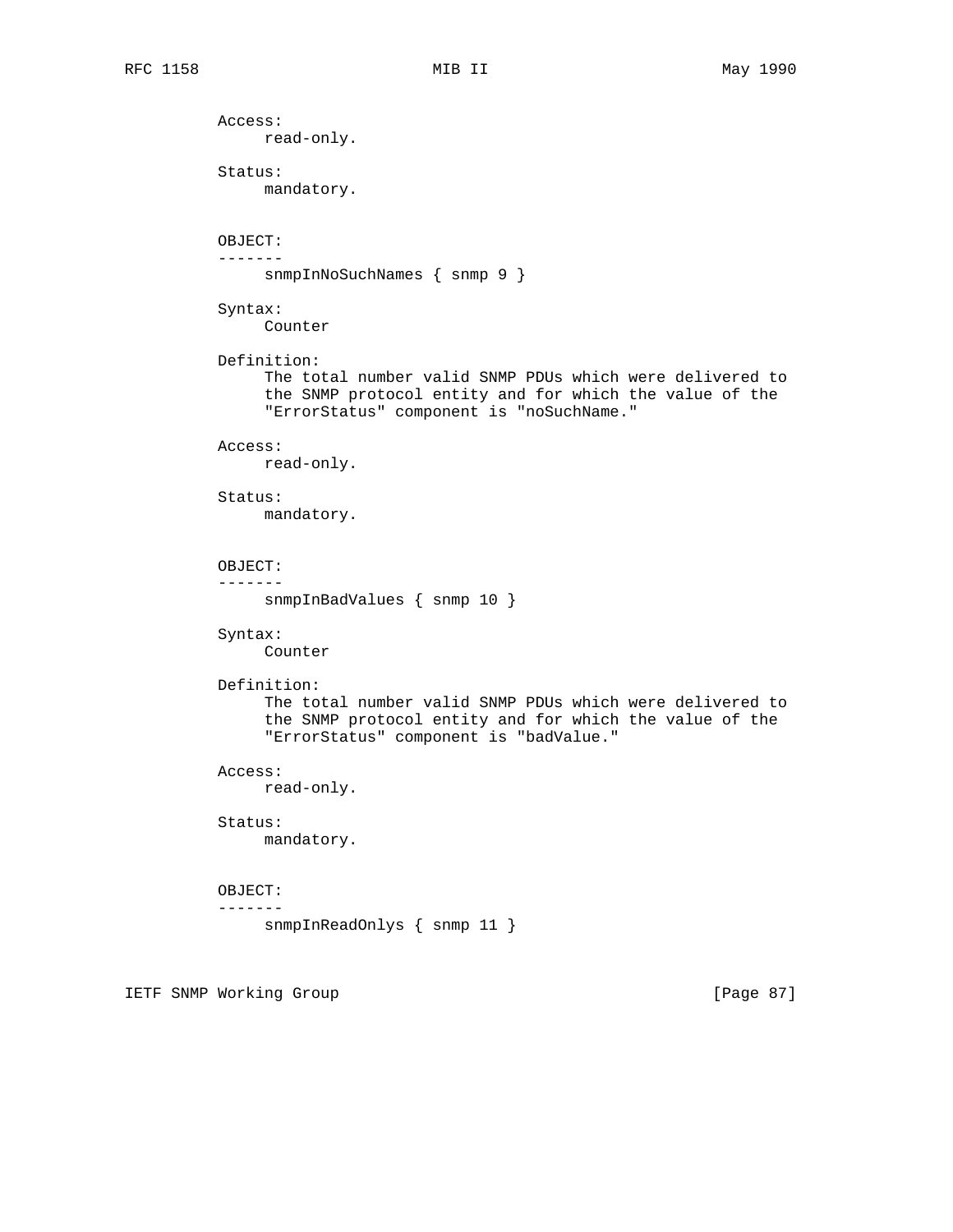Access:
     read-only.

Status:
     mandatory.

OBJECT:
-------
     snmpInNoSuchNames { snmp 9 }

Syntax:
     Counter

Definition:
     The total number valid SNMP PDUs which were delivered to
     the SNMP protocol entity and for which the value of the
     "ErrorStatus" component is "noSuchName."

Access:
     read-only.

Status:
     mandatory.

OBJECT:
-------
     snmpInBadValues { snmp 10 }

Syntax:
     Counter

Definition:
     The total number valid SNMP PDUs which were delivered to
     the SNMP protocol entity and for which the value of the
     "ErrorStatus" component is "badValue."

Access:
     read-only.

Status:
     mandatory.

OBJECT:
-------
     snmpInReadOnlys { snmp 11 }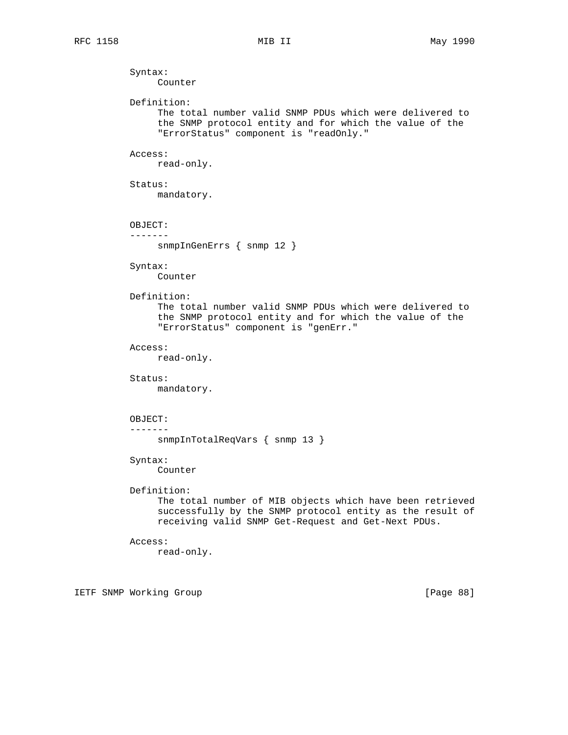Syntax:
     Counter

Definition:
     The total number valid SNMP PDUs which were delivered to the SNMP protocol entity and for which the value of the "ErrorStatus" component is "readOnly."

Access:
     read-only.

Status:
     mandatory.

OBJECT:
-------
     snmpInGenErrs { snmp 12 }

Syntax:
     Counter

Definition:
     The total number valid SNMP PDUs which were delivered to the SNMP protocol entity and for which the value of the "ErrorStatus" component is "genErr."

Access:
     read-only.

Status:
     mandatory.

OBJECT:
-------
     snmpInTotalReqVars { snmp 13 }

Syntax:
     Counter

Definition:
     The total number of MIB objects which have been retrieved successfully by the SNMP protocol entity as the result of receiving valid SNMP Get-Request and Get-Next PDUs.

Access:
     read-only.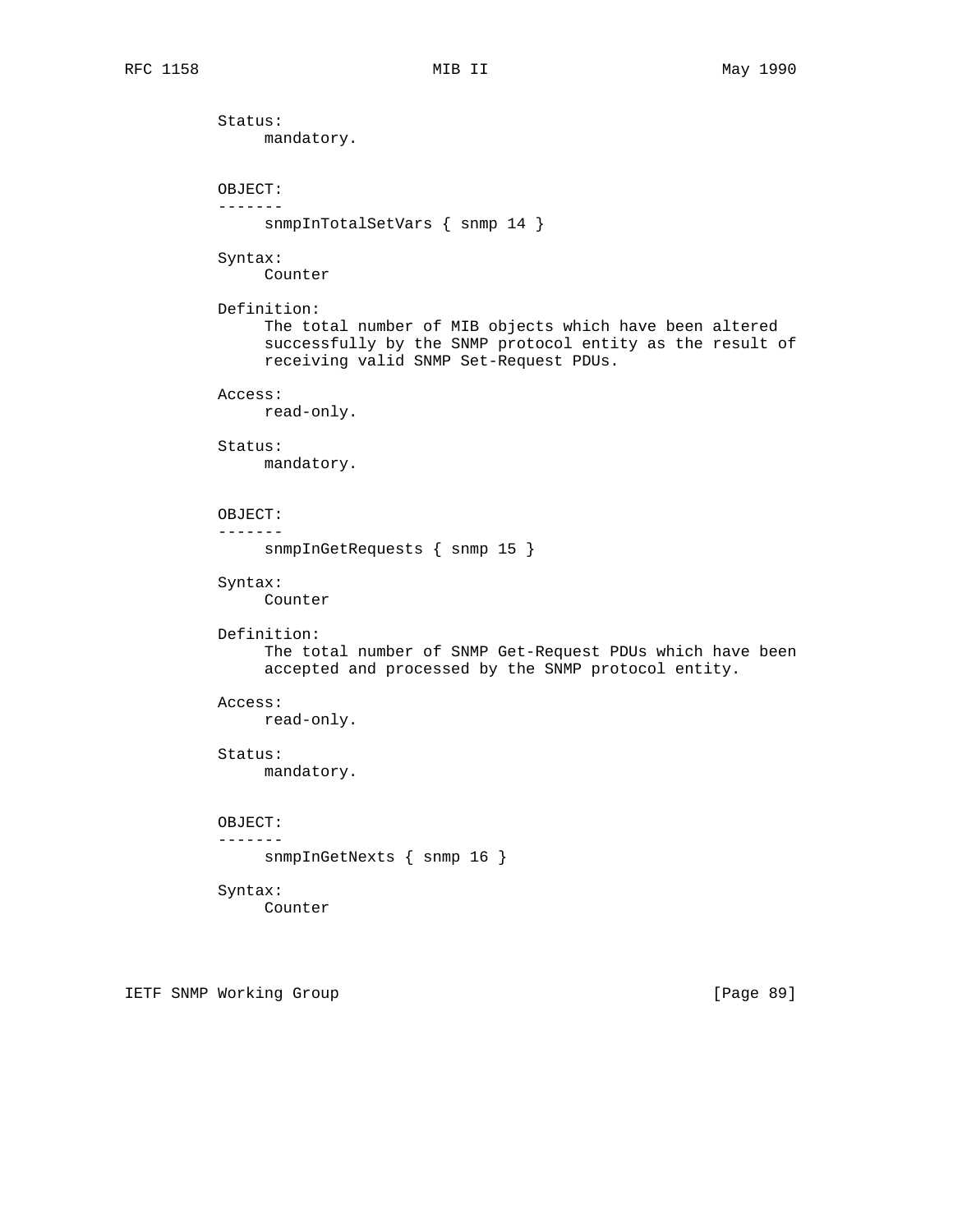Status:
     mandatory.

OBJECT:
-------
     snmpInTotalSetVars { snmp 14 }

Syntax:
     Counter

Definition:
     The total number of MIB objects which have been altered
     successfully by the SNMP protocol entity as the result of
     receiving valid SNMP Set-Request PDUs.

Access:
     read-only.

Status:
     mandatory.

OBJECT:
-------
     snmpInGetRequests { snmp 15 }

Syntax:
     Counter

Definition:
     The total number of SNMP Get-Request PDUs which have been
     accepted and processed by the SNMP protocol entity.

Access:
     read-only.

Status:
     mandatory.

OBJECT:
-------
     snmpInGetNexts { snmp 16 }

Syntax:
     Counter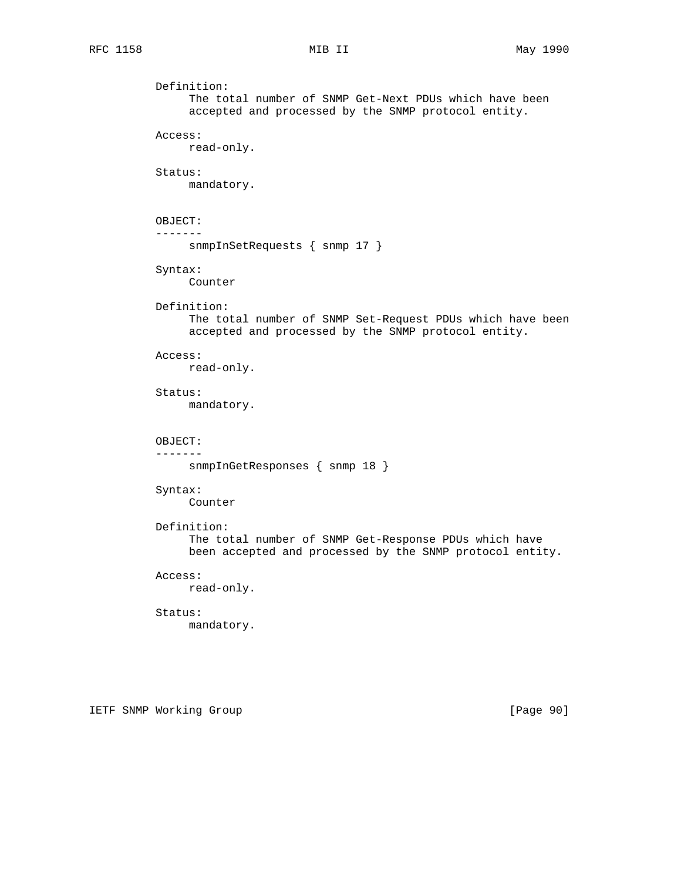Definition:
     The total number of SNMP Get-Next PDUs which have been
     accepted and processed by the SNMP protocol entity.

Access:
     read-only.

Status:
     mandatory.

OBJECT:
-------
     snmpInSetRequests { snmp 17 }

Syntax:
     Counter

Definition:
     The total number of SNMP Set-Request PDUs which have been
     accepted and processed by the SNMP protocol entity.

Access:
     read-only.

Status:
     mandatory.

OBJECT:
-------
     snmpInGetResponses { snmp 18 }

Syntax:
     Counter

Definition:
     The total number of SNMP Get-Response PDUs which have
     been accepted and processed by the SNMP protocol entity.

Access:
     read-only.

Status:
     mandatory.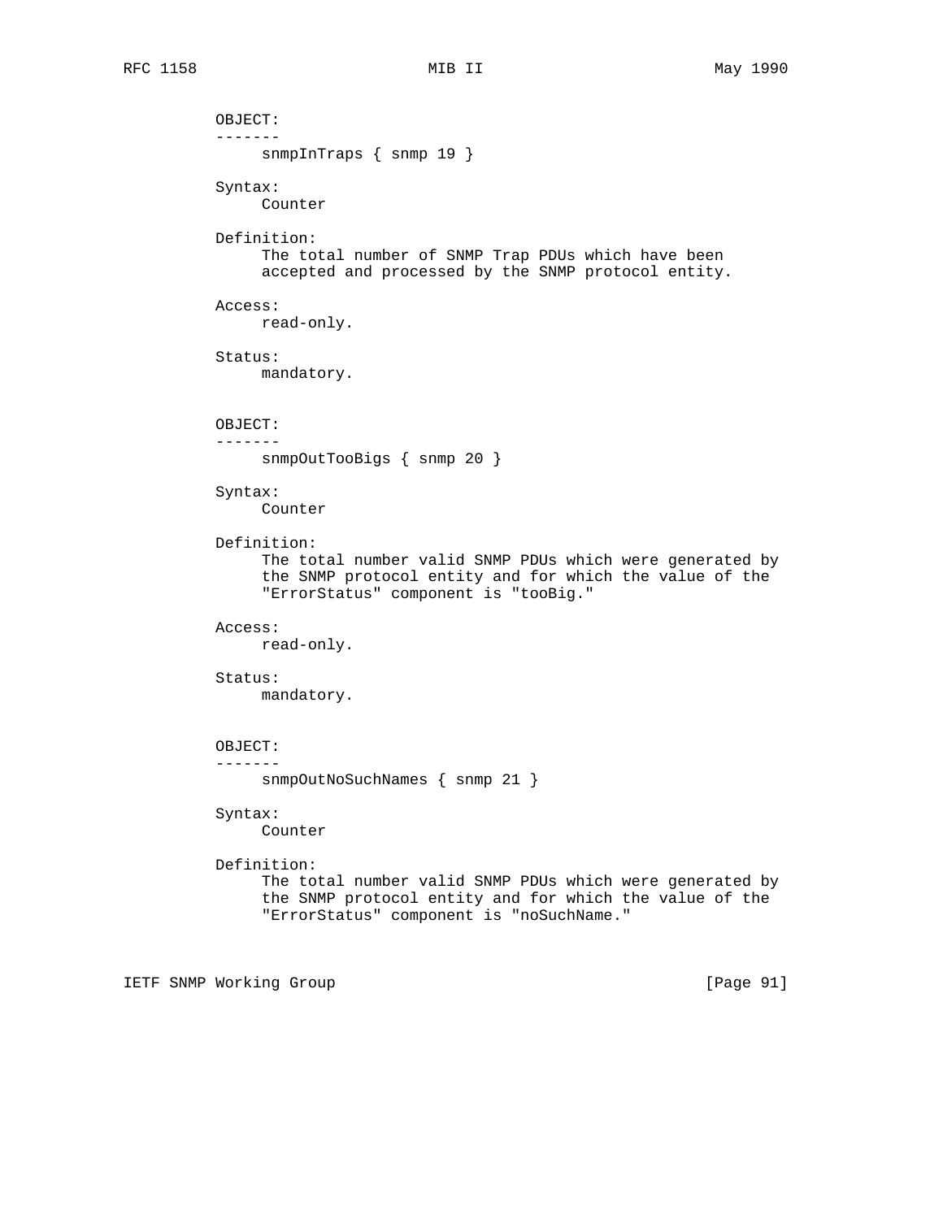OBJECT:
-------
snmpInTraps { snmp 19 }

Syntax:
Counter

Definition:
The total number of SNMP Trap PDUs which have been accepted and processed by the SNMP protocol entity.

Access:
read-only.

Status:
mandatory.

OBJECT:
-------
snmpOutTooBigs { snmp 20 }

Syntax:
Counter

Definition:
The total number valid SNMP PDUs which were generated by the SNMP protocol entity and for which the value of the "ErrorStatus" component is "tooBig."

Access:
read-only.

Status:
mandatory.

OBJECT:
-------
snmpOutNoSuchNames { snmp 21 }

Syntax:
Counter

Definition:
The total number valid SNMP PDUs which were generated by the SNMP protocol entity and for which the value of the "ErrorStatus" component is "noSuchName."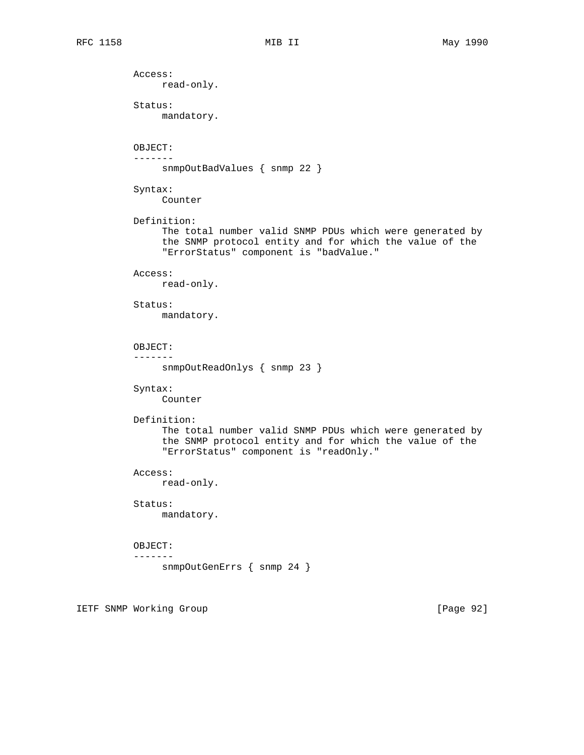```
          Access:
               read-only.

          Status:
               mandatory.


          OBJECT:
          -------
               snmpOutBadValues { snmp 22 }

          Syntax:
               Counter

          Definition:
               The total number valid SNMP PDUs which were generated by
               the SNMP protocol entity and for which the value of the
               "ErrorStatus" component is "badValue."

          Access:
               read-only.

          Status:
               mandatory.


          OBJECT:
          -------
               snmpOutReadOnlys { snmp 23 }

          Syntax:
               Counter

          Definition:
               The total number valid SNMP PDUs which were generated by
               the SNMP protocol entity and for which the value of the
               "ErrorStatus" component is "readOnly."

          Access:
               read-only.

          Status:
               mandatory.


          OBJECT:
          -------
               snmpOutGenErrs { snmp 24 }
```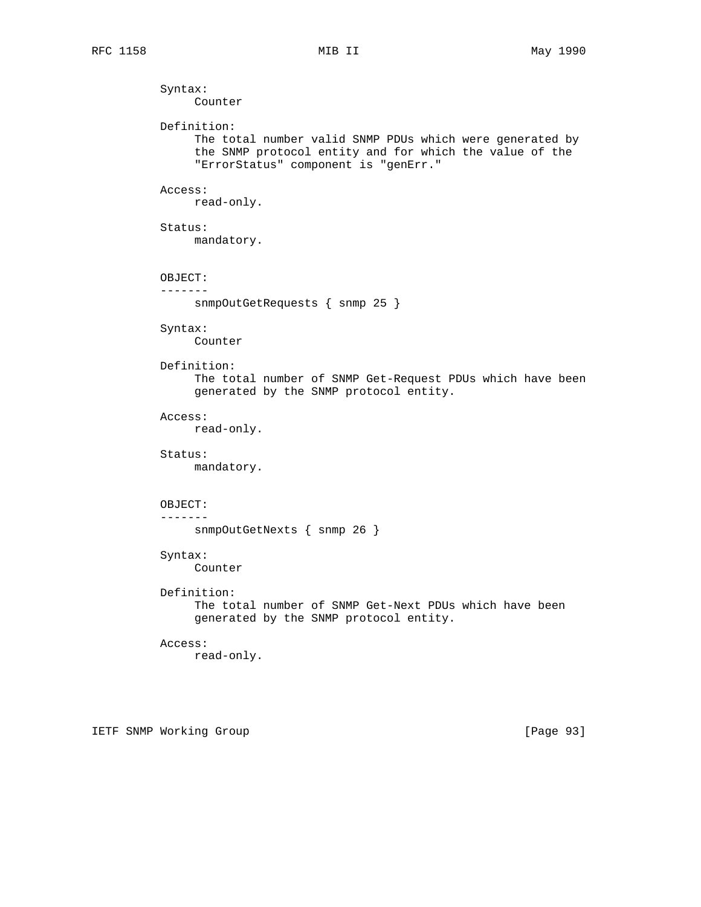Syntax:
     Counter

Definition:
     The total number valid SNMP PDUs which were generated by
     the SNMP protocol entity and for which the value of the
     "ErrorStatus" component is "genErr."

Access:
     read-only.

Status:
     mandatory.

OBJECT:
-------
     snmpOutGetRequests { snmp 25 }

Syntax:
     Counter

Definition:
     The total number of SNMP Get-Request PDUs which have been
     generated by the SNMP protocol entity.

Access:
     read-only.

Status:
     mandatory.

OBJECT:
-------
     snmpOutGetNexts { snmp 26 }

Syntax:
     Counter

Definition:
     The total number of SNMP Get-Next PDUs which have been
     generated by the SNMP protocol entity.

Access:
     read-only.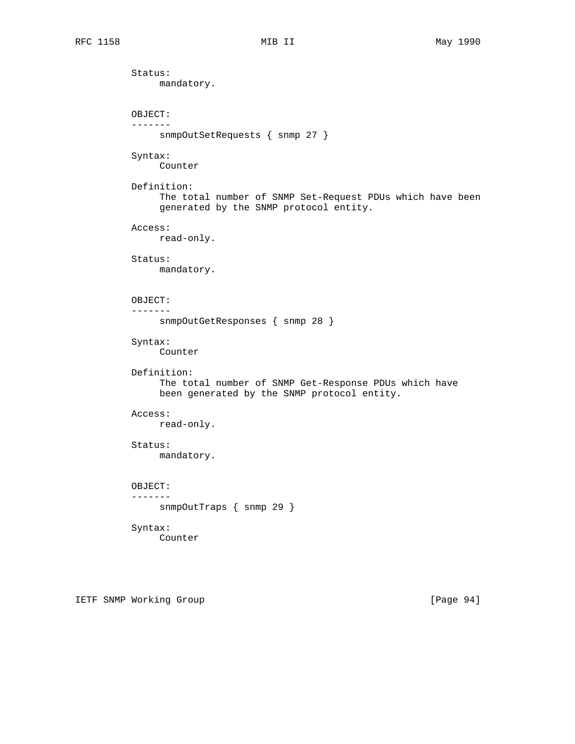Status:
     mandatory.

OBJECT:
-------
     snmpOutSetRequests { snmp 27 }

Syntax:
     Counter

Definition:
     The total number of SNMP Set-Request PDUs which have been
     generated by the SNMP protocol entity.

Access:
     read-only.

Status:
     mandatory.

OBJECT:
-------
     snmpOutGetResponses { snmp 28 }

Syntax:
     Counter

Definition:
     The total number of SNMP Get-Response PDUs which have
     been generated by the SNMP protocol entity.

Access:
     read-only.

Status:
     mandatory.

OBJECT:
-------
     snmpOutTraps { snmp 29 }

Syntax:
     Counter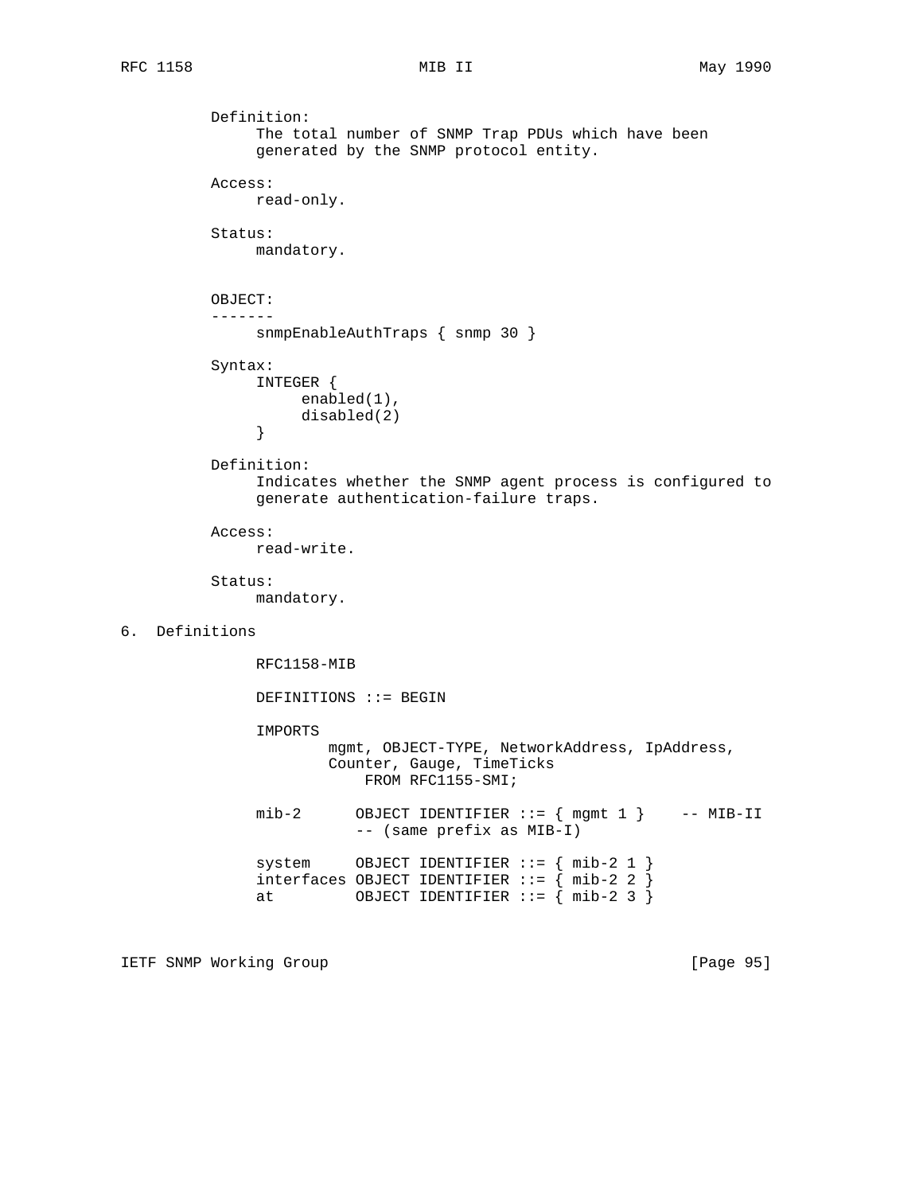Definition:
The total number of SNMP Trap PDUs which have been generated by the SNMP protocol entity.

Access:
read-only.

Status:
mandatory.

OBJECT:
-------
snmpEnableAuthTraps { snmp 30 }

Syntax:

```
INTEGER {
     enabled(1),
     disabled(2)
}
```

Definition:
Indicates whether the SNMP agent process is configured to generate authentication-failure traps.

Access:
read-write.

Status:
mandatory.

## 6. Definitions

```
RFC1158-MIB

DEFINITIONS ::= BEGIN

IMPORTS
        mgmt, OBJECT-TYPE, NetworkAddress, IpAddress,
        Counter, Gauge, TimeTicks
            FROM RFC1155-SMI;

mib-2      OBJECT IDENTIFIER ::= { mgmt 1 }    -- MIB-II
           -- (same prefix as MIB-I)

system     OBJECT IDENTIFIER ::= { mib-2 1 }
interfaces OBJECT IDENTIFIER ::= { mib-2 2 }
at         OBJECT IDENTIFIER ::= { mib-2 3 }
```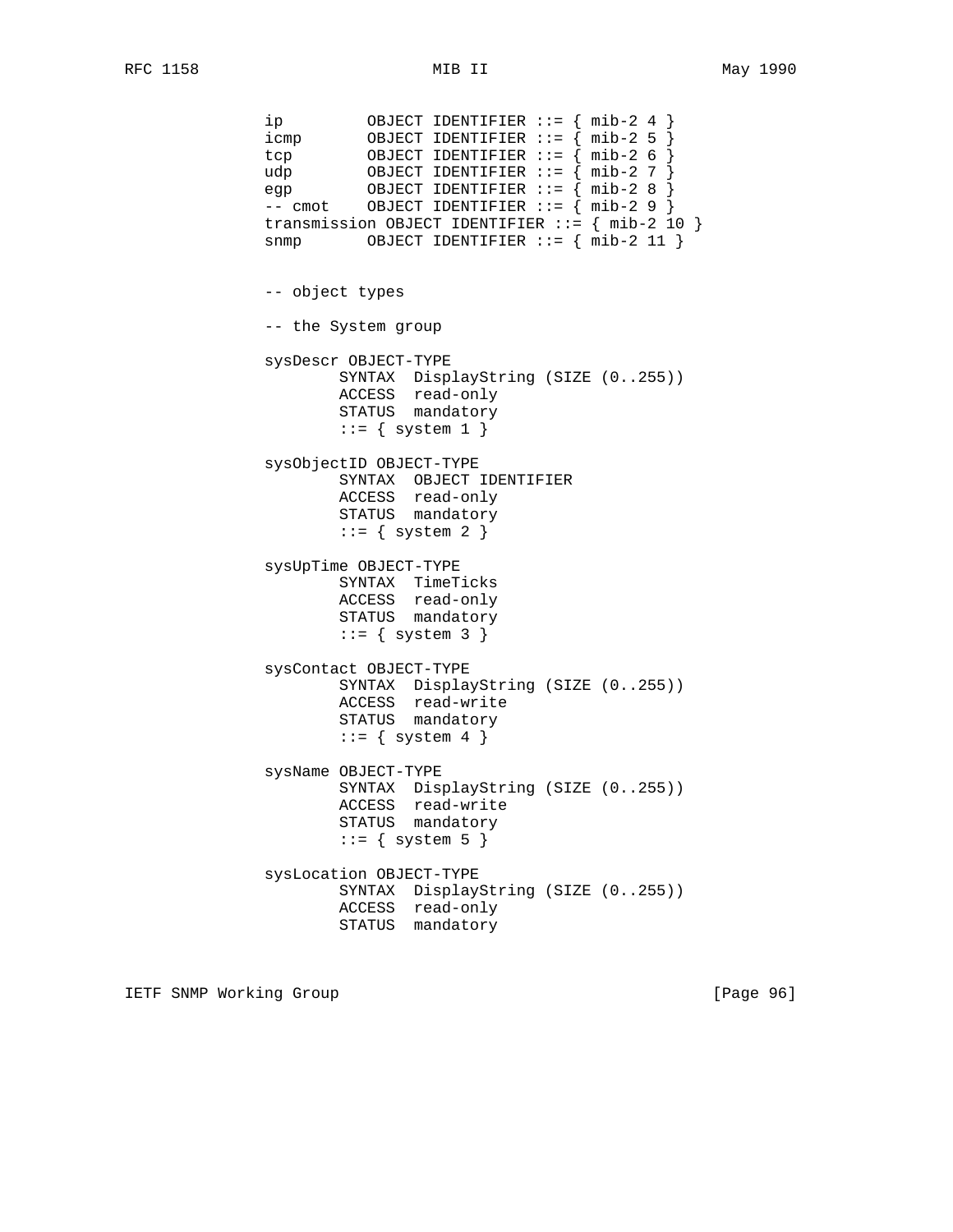```
ip         OBJECT IDENTIFIER ::= { mib-2 4 }
icmp       OBJECT IDENTIFIER ::= { mib-2 5 }
tcp        OBJECT IDENTIFIER ::= { mib-2 6 }
udp        OBJECT IDENTIFIER ::= { mib-2 7 }
egp        OBJECT IDENTIFIER ::= { mib-2 8 }
-- cmot    OBJECT IDENTIFIER ::= { mib-2 9 }
transmission OBJECT IDENTIFIER ::= { mib-2 10 }
snmp       OBJECT IDENTIFIER ::= { mib-2 11 }


-- object types

-- the System group

sysDescr OBJECT-TYPE
        SYNTAX  DisplayString (SIZE (0..255))
        ACCESS  read-only
        STATUS  mandatory
        ::= { system 1 }

sysObjectID OBJECT-TYPE
        SYNTAX  OBJECT IDENTIFIER
        ACCESS  read-only
        STATUS  mandatory
        ::= { system 2 }

sysUpTime OBJECT-TYPE
        SYNTAX  TimeTicks
        ACCESS  read-only
        STATUS  mandatory
        ::= { system 3 }

sysContact OBJECT-TYPE
        SYNTAX  DisplayString (SIZE (0..255))
        ACCESS  read-write
        STATUS  mandatory
        ::= { system 4 }

sysName OBJECT-TYPE
        SYNTAX  DisplayString (SIZE (0..255))
        ACCESS  read-write
        STATUS  mandatory
        ::= { system 5 }

sysLocation OBJECT-TYPE
        SYNTAX  DisplayString (SIZE (0..255))
        ACCESS  read-only
        STATUS  mandatory
```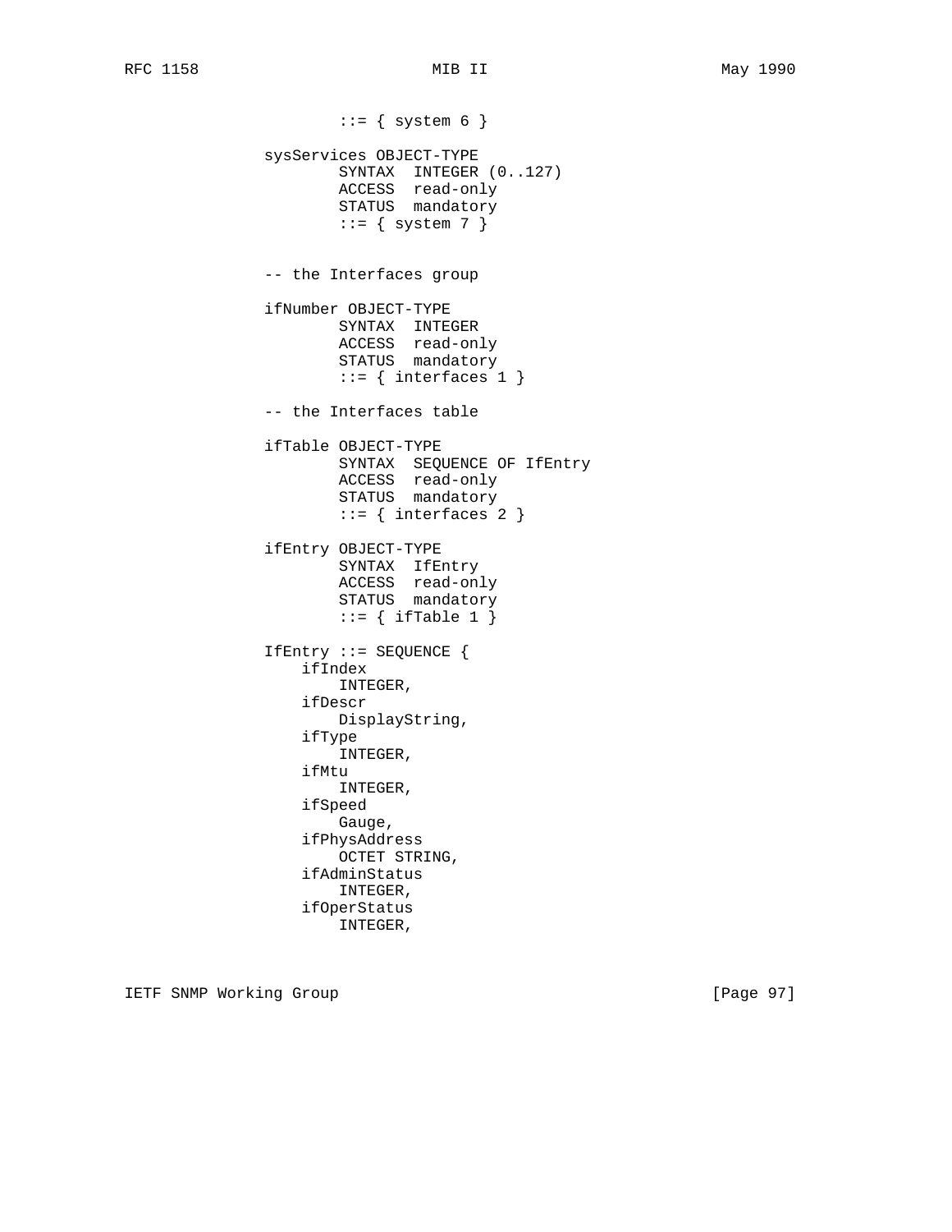```
                ::= { system 6 }

        sysServices OBJECT-TYPE
                SYNTAX  INTEGER (0..127)
                ACCESS  read-only
                STATUS  mandatory
                ::= { system 7 }


        -- the Interfaces group

        ifNumber OBJECT-TYPE
                SYNTAX  INTEGER
                ACCESS  read-only
                STATUS  mandatory
                ::= { interfaces 1 }

        -- the Interfaces table

        ifTable OBJECT-TYPE
                SYNTAX  SEQUENCE OF IfEntry
                ACCESS  read-only
                STATUS  mandatory
                ::= { interfaces 2 }

        ifEntry OBJECT-TYPE
                SYNTAX  IfEntry
                ACCESS  read-only
                STATUS  mandatory
                ::= { ifTable 1 }

        IfEntry ::= SEQUENCE {
            ifIndex
                INTEGER,
            ifDescr
                DisplayString,
            ifType
                INTEGER,
            ifMtu
                INTEGER,
            ifSpeed
                Gauge,
            ifPhysAddress
                OCTET STRING,
            ifAdminStatus
                INTEGER,
            ifOperStatus
                INTEGER,
```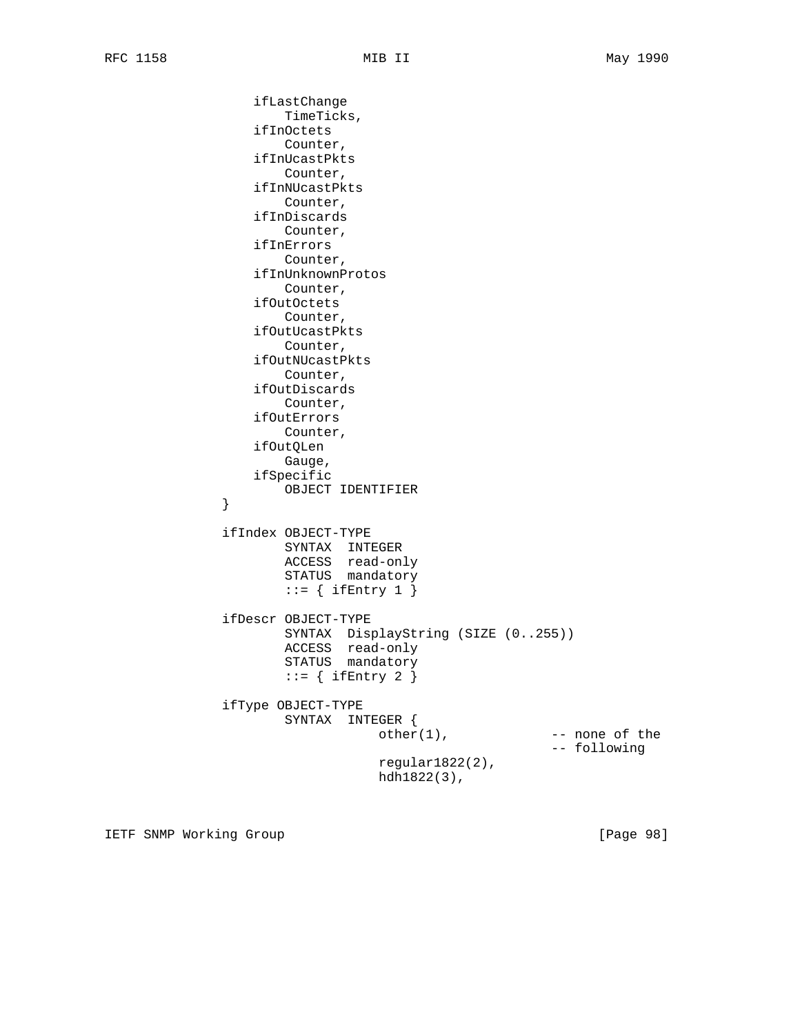```
                    ifLastChange
                        TimeTicks,
                    ifInOctets
                        Counter,
                    ifInUcastPkts
                        Counter,
                    ifInNUcastPkts
                        Counter,
                    ifInDiscards
                        Counter,
                    ifInErrors
                        Counter,
                    ifInUnknownProtos
                        Counter,
                    ifOutOctets
                        Counter,
                    ifOutUcastPkts
                        Counter,
                    ifOutNUcastPkts
                        Counter,
                    ifOutDiscards
                        Counter,
                    ifOutErrors
                        Counter,
                    ifOutQLen
                        Gauge,
                    ifSpecific
                        OBJECT IDENTIFIER
                }

                ifIndex OBJECT-TYPE
                        SYNTAX  INTEGER
                        ACCESS  read-only
                        STATUS  mandatory
                        ::= { ifEntry 1 }

                ifDescr OBJECT-TYPE
                        SYNTAX  DisplayString (SIZE (0..255))
                        ACCESS  read-only
                        STATUS  mandatory
                        ::= { ifEntry 2 }

                ifType OBJECT-TYPE
                        SYNTAX  INTEGER {
                                    other(1),             -- none of the
                                                          -- following
                                    regular1822(2),
                                    hdh1822(3),
```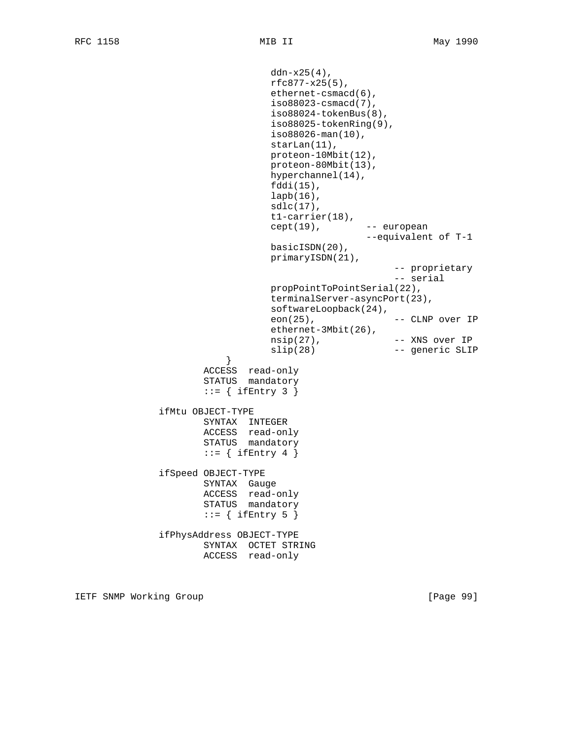```
                                ddn-x25(4),
                                rfc877-x25(5),
                                ethernet-csmacd(6),
                                iso88023-csmacd(7),
                                iso88024-tokenBus(8),
                                iso88025-tokenRing(9),
                                iso88026-man(10),
                                starLan(11),
                                proteon-10Mbit(12),
                                proteon-80Mbit(13),
                                hyperchannel(14),
                                fddi(15),
                                lapb(16),
                                sdlc(17),
                                t1-carrier(18),
                                cept(19),        -- european
                                                 --equivalent of T-1
                                basicISDN(20),
                                primaryISDN(21),
                                                      -- proprietary
                                                      -- serial
                                propPointToPointSerial(22),
                                terminalServer-asyncPort(23),
                                softwareLoopback(24),
                                eon(25),              -- CLNP over IP
                                ethernet-3Mbit(26),
                                nsip(27),             -- XNS over IP
                                slip(28)              -- generic SLIP
                        }
                    ACCESS  read-only
                    STATUS  mandatory
                    ::= { ifEntry 3 }

            ifMtu OBJECT-TYPE
                    SYNTAX  INTEGER
                    ACCESS  read-only
                    STATUS  mandatory
                    ::= { ifEntry 4 }

            ifSpeed OBJECT-TYPE
                    SYNTAX  Gauge
                    ACCESS  read-only
                    STATUS  mandatory
                    ::= { ifEntry 5 }

            ifPhysAddress OBJECT-TYPE
                    SYNTAX  OCTET STRING
                    ACCESS  read-only
```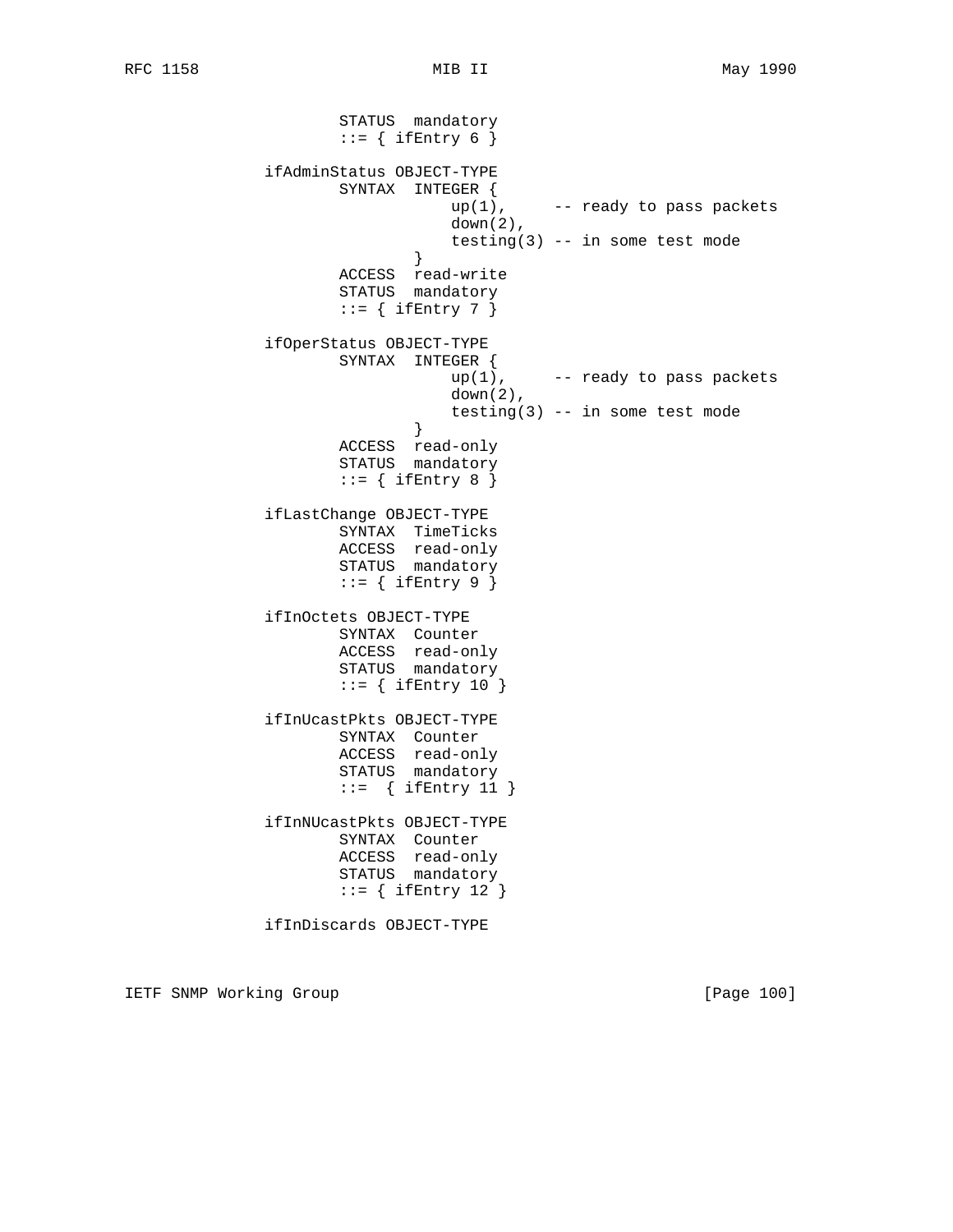```
                  STATUS  mandatory
                  ::= { ifEntry 6 }

          ifAdminStatus OBJECT-TYPE
                  SYNTAX  INTEGER {
                              up(1),     -- ready to pass packets
                              down(2),
                              testing(3) -- in some test mode
                          }
                  ACCESS  read-write
                  STATUS  mandatory
                  ::= { ifEntry 7 }

          ifOperStatus OBJECT-TYPE
                  SYNTAX  INTEGER {
                              up(1),     -- ready to pass packets
                              down(2),
                              testing(3) -- in some test mode
                          }
                  ACCESS  read-only
                  STATUS  mandatory
                  ::= { ifEntry 8 }

          ifLastChange OBJECT-TYPE
                  SYNTAX  TimeTicks
                  ACCESS  read-only
                  STATUS  mandatory
                  ::= { ifEntry 9 }

          ifInOctets OBJECT-TYPE
                  SYNTAX  Counter
                  ACCESS  read-only
                  STATUS  mandatory
                  ::= { ifEntry 10 }

          ifInUcastPkts OBJECT-TYPE
                  SYNTAX  Counter
                  ACCESS  read-only
                  STATUS  mandatory
                  ::=  { ifEntry 11 }

          ifInNUcastPkts OBJECT-TYPE
                  SYNTAX  Counter
                  ACCESS  read-only
                  STATUS  mandatory
                  ::= { ifEntry 12 }

          ifInDiscards OBJECT-TYPE
```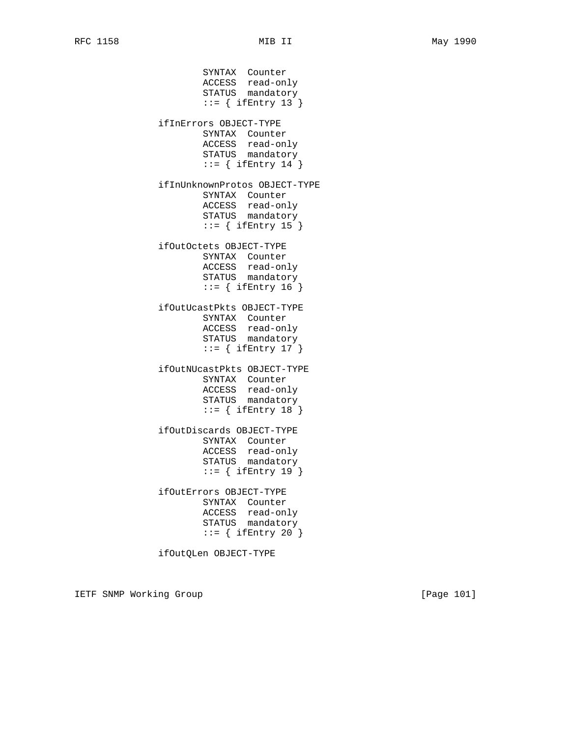```
                  SYNTAX  Counter
                  ACCESS  read-only
                  STATUS  mandatory
                  ::= { ifEntry 13 }

          ifInErrors OBJECT-TYPE
                  SYNTAX  Counter
                  ACCESS  read-only
                  STATUS  mandatory
                  ::= { ifEntry 14 }

          ifInUnknownProtos OBJECT-TYPE
                  SYNTAX  Counter
                  ACCESS  read-only
                  STATUS  mandatory
                  ::= { ifEntry 15 }

          ifOutOctets OBJECT-TYPE
                  SYNTAX  Counter
                  ACCESS  read-only
                  STATUS  mandatory
                  ::= { ifEntry 16 }

          ifOutUcastPkts OBJECT-TYPE
                  SYNTAX  Counter
                  ACCESS  read-only
                  STATUS  mandatory
                  ::= { ifEntry 17 }

          ifOutNUcastPkts OBJECT-TYPE
                  SYNTAX  Counter
                  ACCESS  read-only
                  STATUS  mandatory
                  ::= { ifEntry 18 }

          ifOutDiscards OBJECT-TYPE
                  SYNTAX  Counter
                  ACCESS  read-only
                  STATUS  mandatory
                  ::= { ifEntry 19 }

          ifOutErrors OBJECT-TYPE
                  SYNTAX  Counter
                  ACCESS  read-only
                  STATUS  mandatory
                  ::= { ifEntry 20 }

          ifOutQLen OBJECT-TYPE
```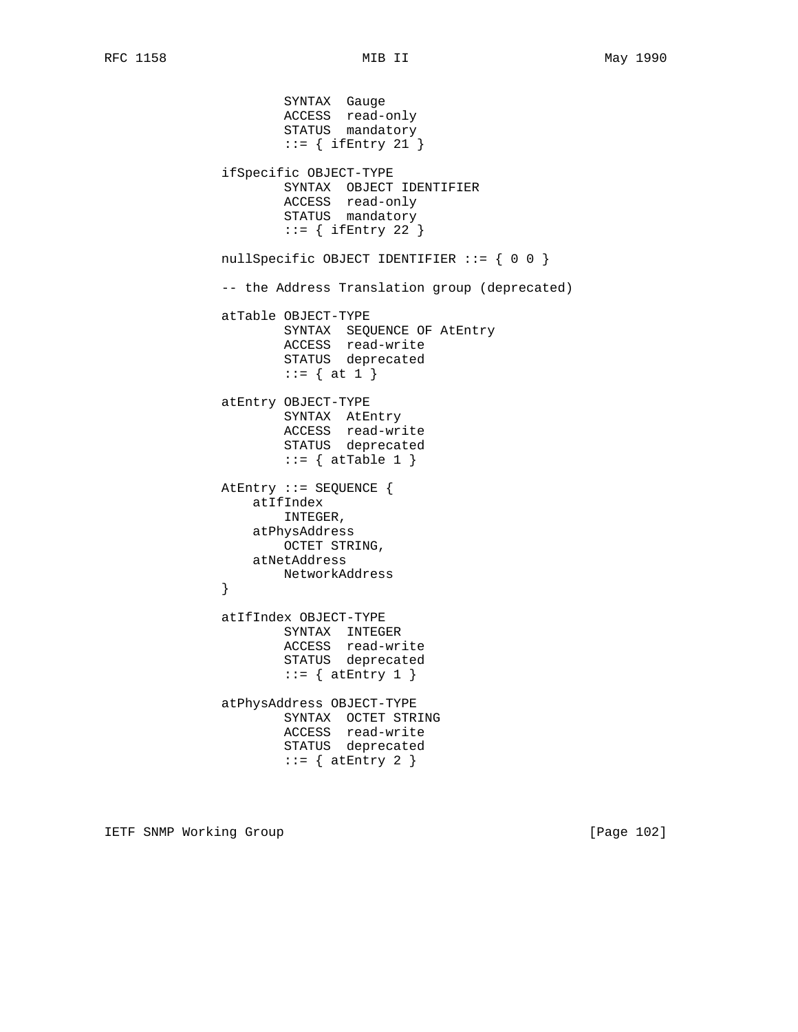```
                        SYNTAX  Gauge
                        ACCESS  read-only
                        STATUS  mandatory
                        ::= { ifEntry 21 }

                ifSpecific OBJECT-TYPE
                        SYNTAX  OBJECT IDENTIFIER
                        ACCESS  read-only
                        STATUS  mandatory
                        ::= { ifEntry 22 }

                nullSpecific OBJECT IDENTIFIER ::= { 0 0 }

                -- the Address Translation group (deprecated)

                atTable OBJECT-TYPE
                        SYNTAX  SEQUENCE OF AtEntry
                        ACCESS  read-write
                        STATUS  deprecated
                        ::= { at 1 }

                atEntry OBJECT-TYPE
                        SYNTAX  AtEntry
                        ACCESS  read-write
                        STATUS  deprecated
                        ::= { atTable 1 }

                AtEntry ::= SEQUENCE {
                    atIfIndex
                        INTEGER,
                    atPhysAddress
                        OCTET STRING,
                    atNetAddress
                        NetworkAddress
                }

                atIfIndex OBJECT-TYPE
                        SYNTAX  INTEGER
                        ACCESS  read-write
                        STATUS  deprecated
                        ::= { atEntry 1 }

                atPhysAddress OBJECT-TYPE
                        SYNTAX  OCTET STRING
                        ACCESS  read-write
                        STATUS  deprecated
                        ::= { atEntry 2 }
```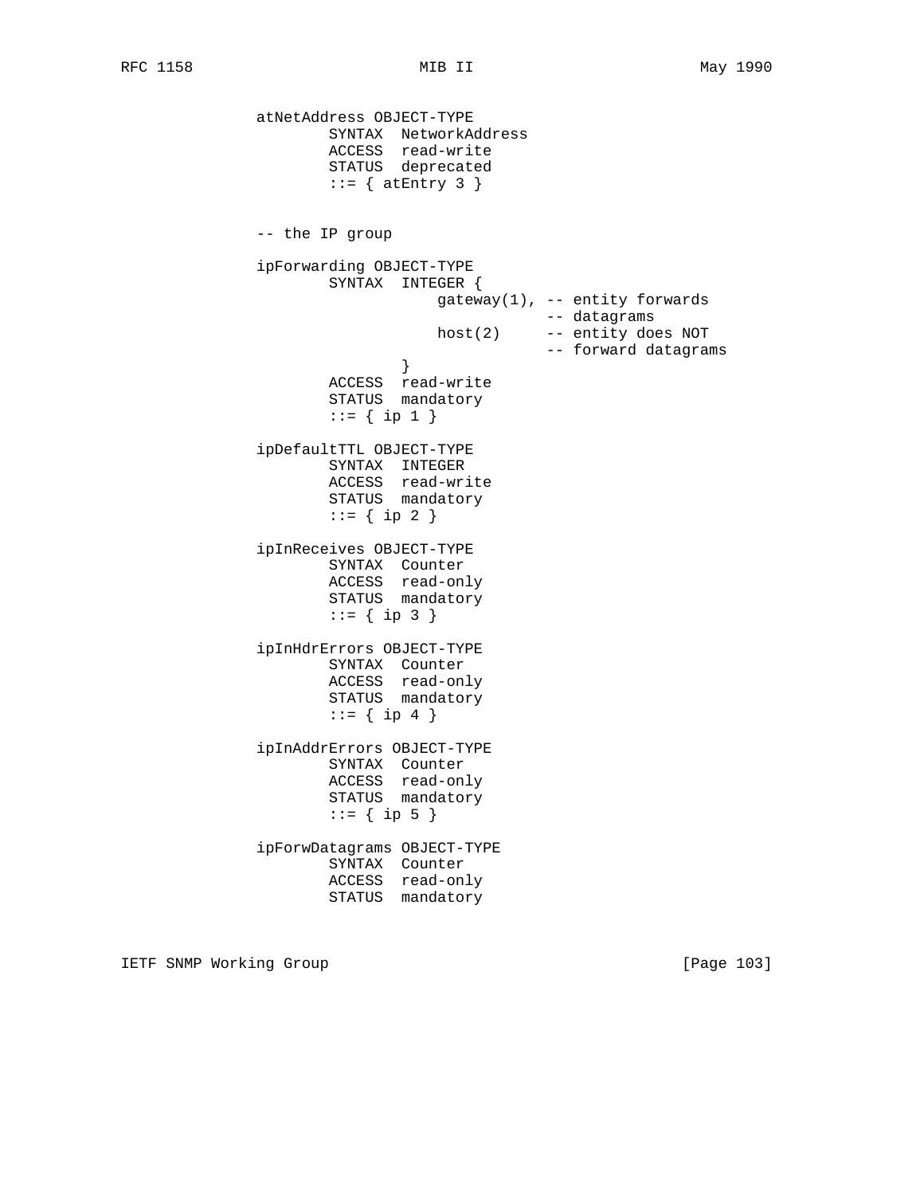```
atNetAddress OBJECT-TYPE
        SYNTAX  NetworkAddress
        ACCESS  read-write
        STATUS  deprecated
        ::= { atEntry 3 }


-- the IP group

ipForwarding OBJECT-TYPE
        SYNTAX  INTEGER {
                    gateway(1), -- entity forwards
                                -- datagrams
                    host(2)     -- entity does NOT
                                -- forward datagrams
                }
        ACCESS  read-write
        STATUS  mandatory
        ::= { ip 1 }

ipDefaultTTL OBJECT-TYPE
        SYNTAX  INTEGER
        ACCESS  read-write
        STATUS  mandatory
        ::= { ip 2 }

ipInReceives OBJECT-TYPE
        SYNTAX  Counter
        ACCESS  read-only
        STATUS  mandatory
        ::= { ip 3 }

ipInHdrErrors OBJECT-TYPE
        SYNTAX  Counter
        ACCESS  read-only
        STATUS  mandatory
        ::= { ip 4 }

ipInAddrErrors OBJECT-TYPE
        SYNTAX  Counter
        ACCESS  read-only
        STATUS  mandatory
        ::= { ip 5 }

ipForwDatagrams OBJECT-TYPE
        SYNTAX  Counter
        ACCESS  read-only
        STATUS  mandatory
```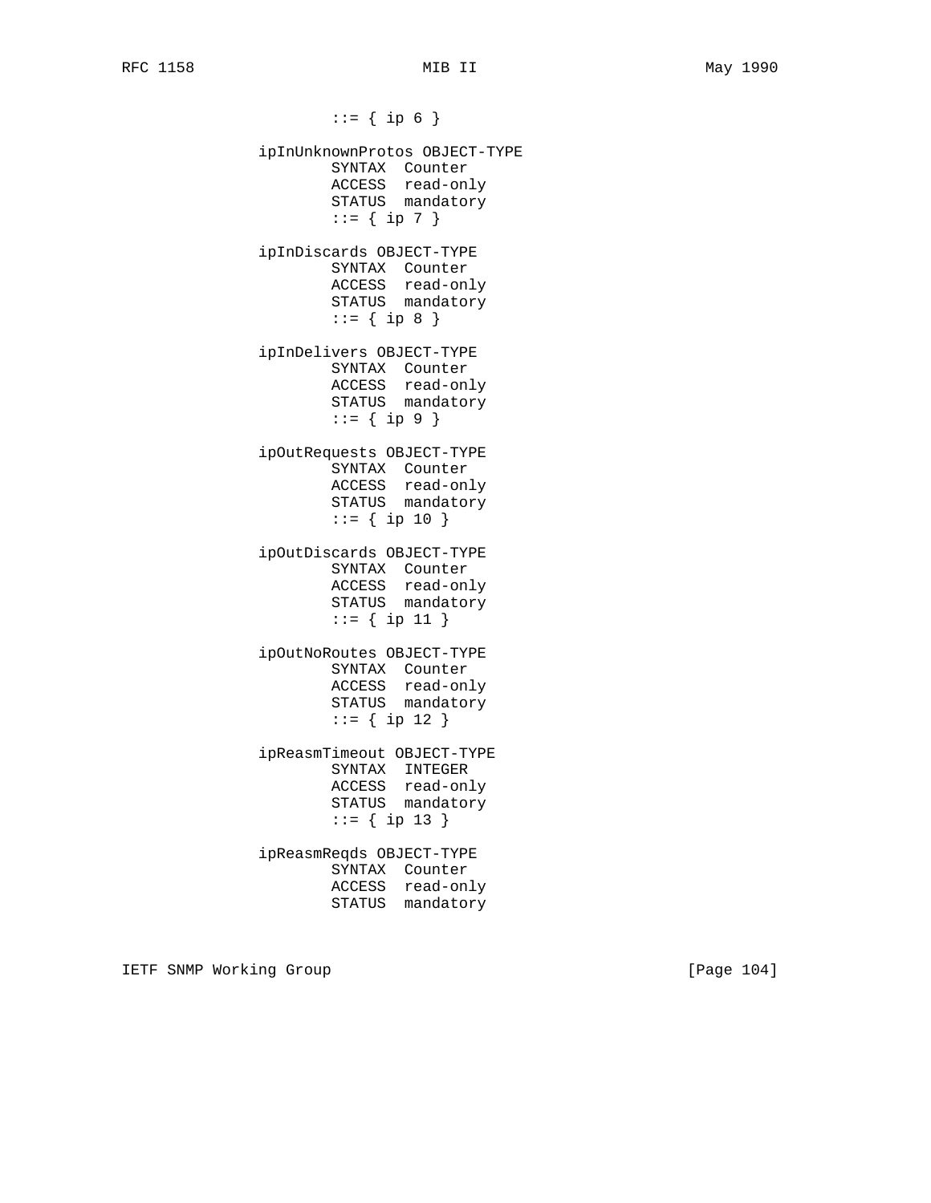```
                        ::= { ip 6 }

                ipInUnknownProtos OBJECT-TYPE
                        SYNTAX  Counter
                        ACCESS  read-only
                        STATUS  mandatory
                        ::= { ip 7 }

                ipInDiscards OBJECT-TYPE
                        SYNTAX  Counter
                        ACCESS  read-only
                        STATUS  mandatory
                        ::= { ip 8 }

                ipInDelivers OBJECT-TYPE
                        SYNTAX  Counter
                        ACCESS  read-only
                        STATUS  mandatory
                        ::= { ip 9 }

                ipOutRequests OBJECT-TYPE
                        SYNTAX  Counter
                        ACCESS  read-only
                        STATUS  mandatory
                        ::= { ip 10 }

                ipOutDiscards OBJECT-TYPE
                        SYNTAX  Counter
                        ACCESS  read-only
                        STATUS  mandatory
                        ::= { ip 11 }

                ipOutNoRoutes OBJECT-TYPE
                        SYNTAX  Counter
                        ACCESS  read-only
                        STATUS  mandatory
                        ::= { ip 12 }

                ipReasmTimeout OBJECT-TYPE
                        SYNTAX  INTEGER
                        ACCESS  read-only
                        STATUS  mandatory
                        ::= { ip 13 }

                ipReasmReqds OBJECT-TYPE
                        SYNTAX  Counter
                        ACCESS  read-only
                        STATUS  mandatory
```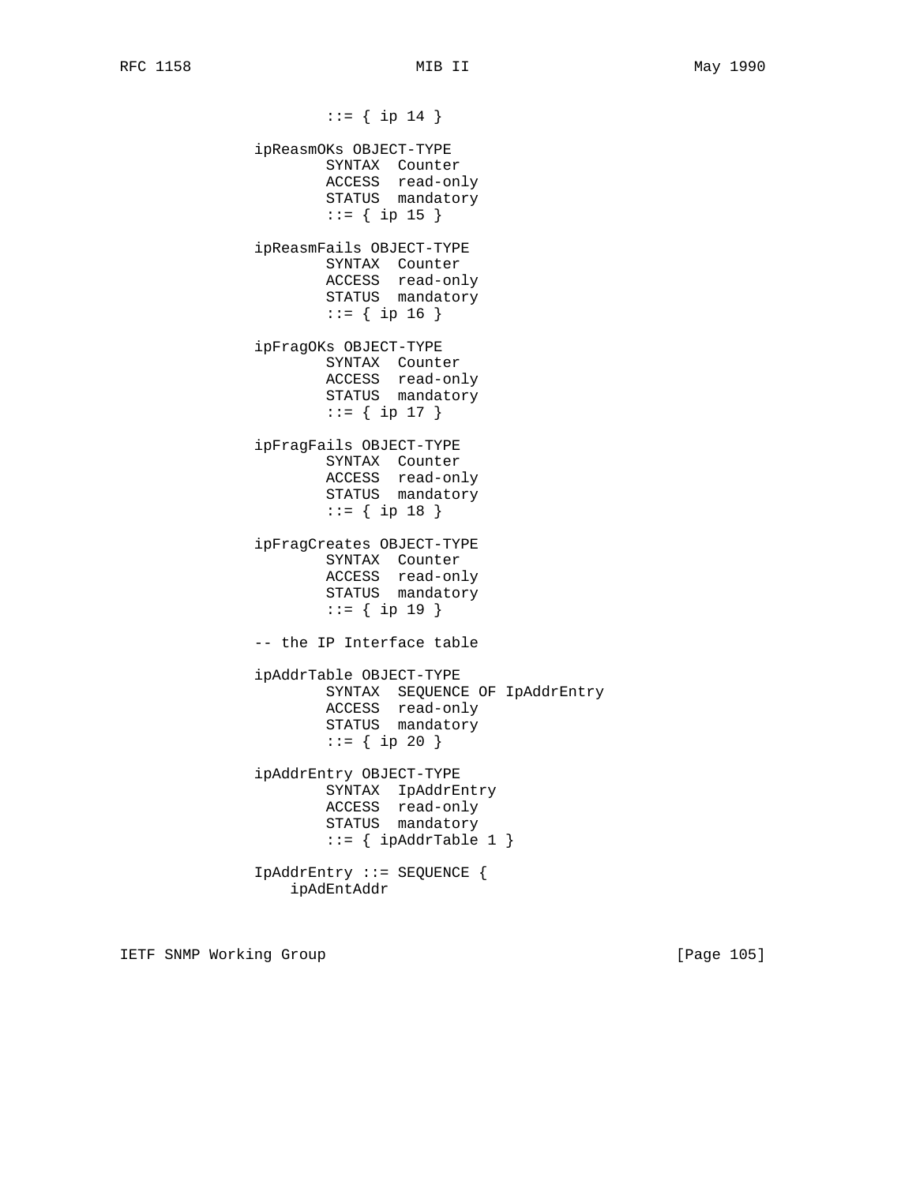```
                        ::= { ip 14 }

                ipReasmOKs OBJECT-TYPE
                        SYNTAX  Counter
                        ACCESS  read-only
                        STATUS  mandatory
                        ::= { ip 15 }

                ipReasmFails OBJECT-TYPE
                        SYNTAX  Counter
                        ACCESS  read-only
                        STATUS  mandatory
                        ::= { ip 16 }

                ipFragOKs OBJECT-TYPE
                        SYNTAX  Counter
                        ACCESS  read-only
                        STATUS  mandatory
                        ::= { ip 17 }

                ipFragFails OBJECT-TYPE
                        SYNTAX  Counter
                        ACCESS  read-only
                        STATUS  mandatory
                        ::= { ip 18 }

                ipFragCreates OBJECT-TYPE
                        SYNTAX  Counter
                        ACCESS  read-only
                        STATUS  mandatory
                        ::= { ip 19 }

                -- the IP Interface table

                ipAddrTable OBJECT-TYPE
                        SYNTAX  SEQUENCE OF IpAddrEntry
                        ACCESS  read-only
                        STATUS  mandatory
                        ::= { ip 20 }

                ipAddrEntry OBJECT-TYPE
                        SYNTAX  IpAddrEntry
                        ACCESS  read-only
                        STATUS  mandatory
                        ::= { ipAddrTable 1 }

                IpAddrEntry ::= SEQUENCE {
                    ipAdEntAddr
```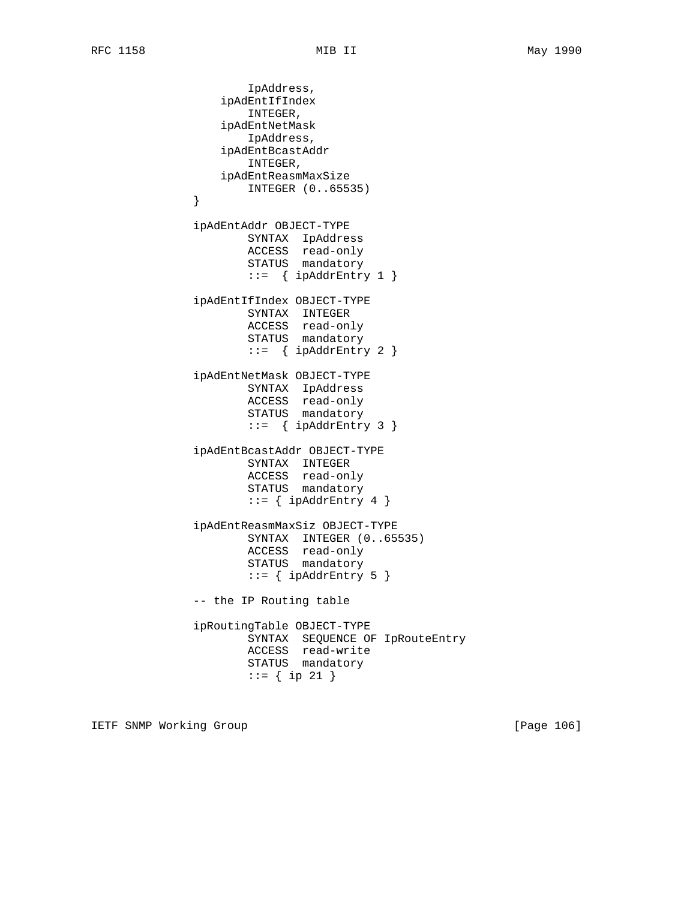```
                   IpAddress,
               ipAdEntIfIndex
                   INTEGER,
               ipAdEntNetMask
                   IpAddress,
               ipAdEntBcastAddr
                   INTEGER,
               ipAdEntReasmMaxSize
                   INTEGER (0..65535)
           }

           ipAdEntAddr OBJECT-TYPE
                   SYNTAX  IpAddress
                   ACCESS  read-only
                   STATUS  mandatory
                   ::=  { ipAddrEntry 1 }

           ipAdEntIfIndex OBJECT-TYPE
                   SYNTAX  INTEGER
                   ACCESS  read-only
                   STATUS  mandatory
                   ::=  { ipAddrEntry 2 }

           ipAdEntNetMask OBJECT-TYPE
                   SYNTAX  IpAddress
                   ACCESS  read-only
                   STATUS  mandatory
                   ::=  { ipAddrEntry 3 }

           ipAdEntBcastAddr OBJECT-TYPE
                   SYNTAX  INTEGER
                   ACCESS  read-only
                   STATUS  mandatory
                   ::= { ipAddrEntry 4 }

           ipAdEntReasmMaxSiz OBJECT-TYPE
                   SYNTAX  INTEGER (0..65535)
                   ACCESS  read-only
                   STATUS  mandatory
                   ::= { ipAddrEntry 5 }

           -- the IP Routing table

           ipRoutingTable OBJECT-TYPE
                   SYNTAX  SEQUENCE OF IpRouteEntry
                   ACCESS  read-write
                   STATUS  mandatory
                   ::= { ip 21 }
```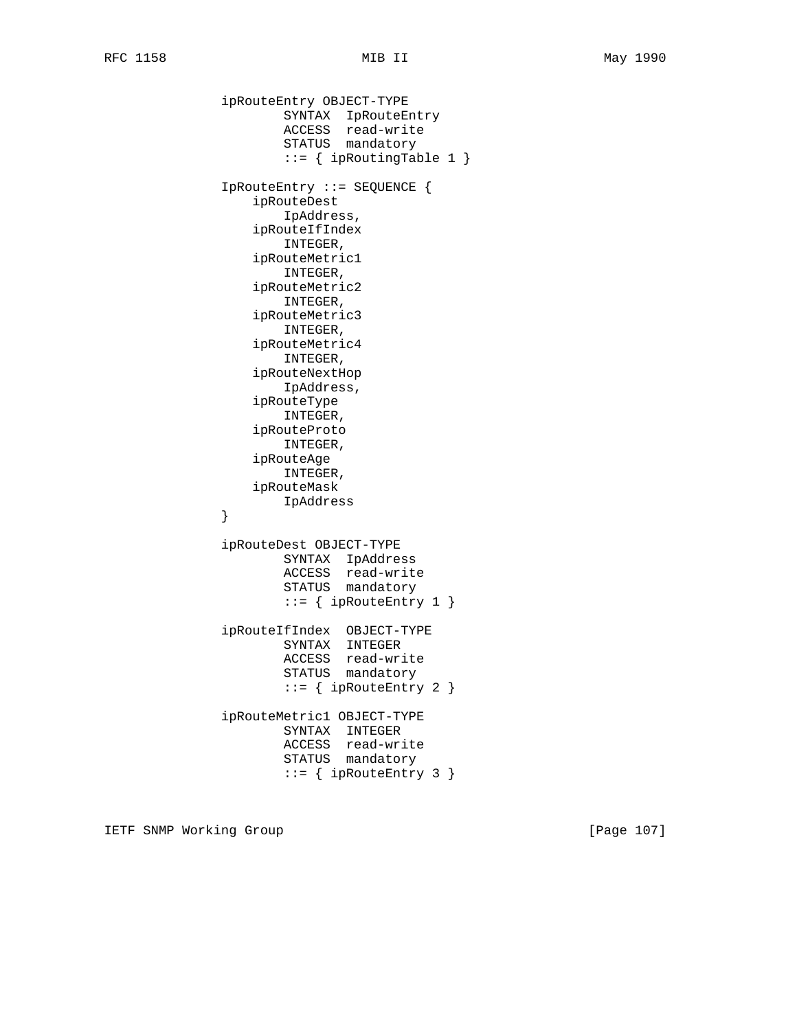```
          ipRouteEntry OBJECT-TYPE
                  SYNTAX  IpRouteEntry
                  ACCESS  read-write
                  STATUS  mandatory
                  ::= { ipRoutingTable 1 }

          IpRouteEntry ::= SEQUENCE {
              ipRouteDest
                  IpAddress,
              ipRouteIfIndex
                  INTEGER,
              ipRouteMetric1
                  INTEGER,
              ipRouteMetric2
                  INTEGER,
              ipRouteMetric3
                  INTEGER,
              ipRouteMetric4
                  INTEGER,
              ipRouteNextHop
                  IpAddress,
              ipRouteType
                  INTEGER,
              ipRouteProto
                  INTEGER,
              ipRouteAge
                  INTEGER,
              ipRouteMask
                  IpAddress
          }

          ipRouteDest OBJECT-TYPE
                  SYNTAX  IpAddress
                  ACCESS  read-write
                  STATUS  mandatory
                  ::= { ipRouteEntry 1 }

          ipRouteIfIndex  OBJECT-TYPE
                  SYNTAX  INTEGER
                  ACCESS  read-write
                  STATUS  mandatory
                  ::= { ipRouteEntry 2 }

          ipRouteMetric1 OBJECT-TYPE
                  SYNTAX  INTEGER
                  ACCESS  read-write
                  STATUS  mandatory
                  ::= { ipRouteEntry 3 }
```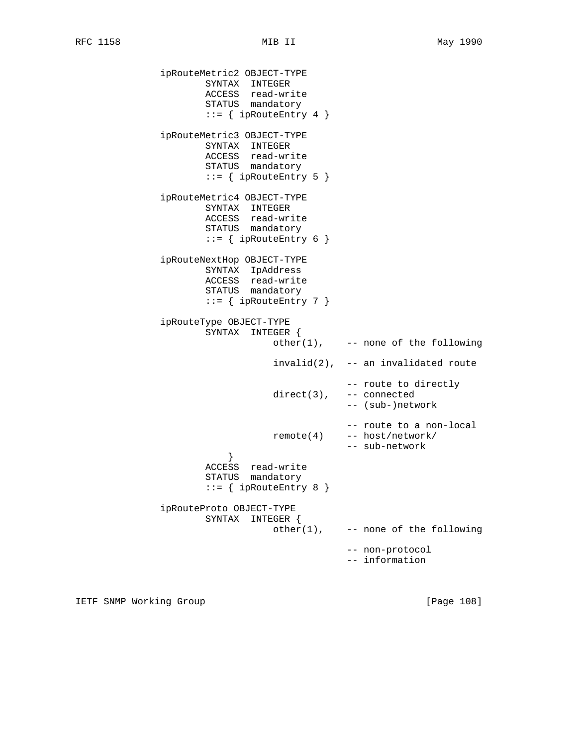```
          ipRouteMetric2 OBJECT-TYPE
                  SYNTAX  INTEGER
                  ACCESS  read-write
                  STATUS  mandatory
                  ::= { ipRouteEntry 4 }

          ipRouteMetric3 OBJECT-TYPE
                  SYNTAX  INTEGER
                  ACCESS  read-write
                  STATUS  mandatory
                  ::= { ipRouteEntry 5 }

          ipRouteMetric4 OBJECT-TYPE
                  SYNTAX  INTEGER
                  ACCESS  read-write
                  STATUS  mandatory
                  ::= { ipRouteEntry 6 }

          ipRouteNextHop OBJECT-TYPE
                  SYNTAX  IpAddress
                  ACCESS  read-write
                  STATUS  mandatory
                  ::= { ipRouteEntry 7 }

          ipRouteType OBJECT-TYPE
                  SYNTAX  INTEGER {
                              other(1),    -- none of the following

                              invalid(2),  -- an invalidated route

                                           -- route to directly
                              direct(3),   -- connected
                                           -- (sub-)network

                                           -- route to a non-local
                              remote(4)    -- host/network/
                                           -- sub-network
                      }
                  ACCESS  read-write
                  STATUS  mandatory
                  ::= { ipRouteEntry 8 }

          ipRouteProto OBJECT-TYPE
                  SYNTAX  INTEGER {
                              other(1),    -- none of the following

                                           -- non-protocol
                                           -- information
```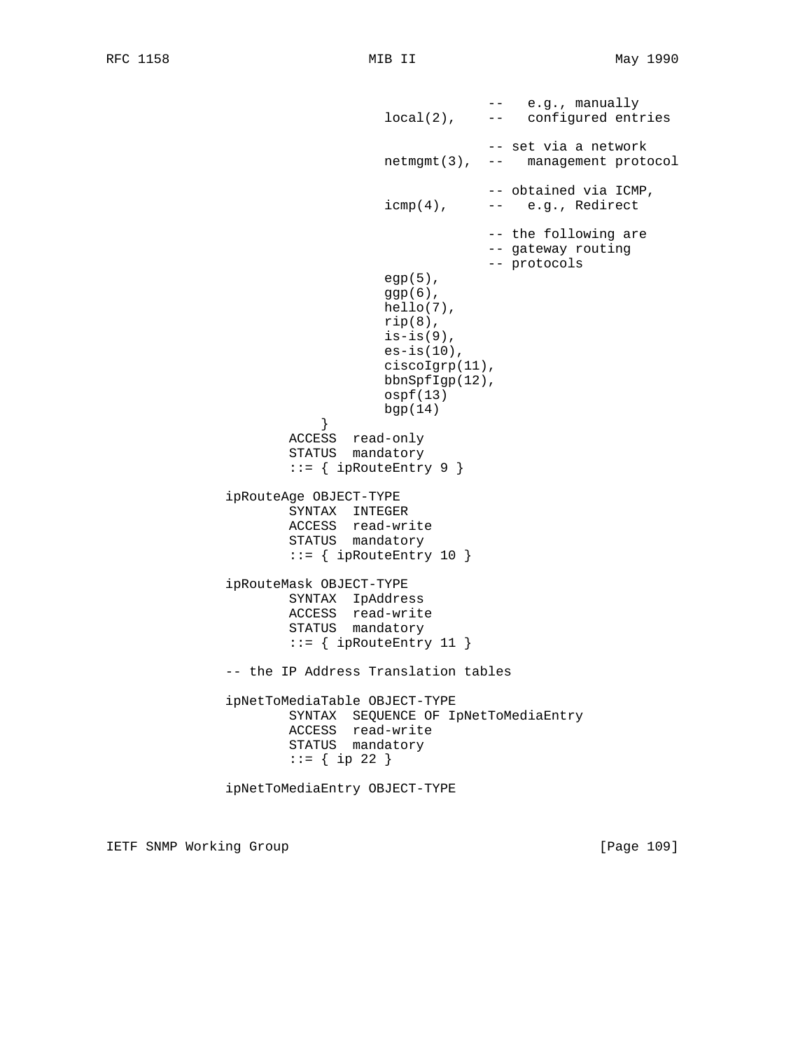```
                                          --   e.g., manually
                            local(2),    --   configured entries

                                          -- set via a network
                            netmgmt(3),  --   management protocol

                                          -- obtained via ICMP,
                            icmp(4),     --   e.g., Redirect

                                          -- the following are
                                          -- gateway routing
                                          -- protocols
                            egp(5),
                            ggp(6),
                            hello(7),
                            rip(8),
                            is-is(9),
                            es-is(10),
                            ciscoIgrp(11),
                            bbnSpfIgp(12),
                            ospf(13)
                            bgp(14)
                        }
                    ACCESS  read-only
                    STATUS  mandatory
                    ::= { ipRouteEntry 9 }

            ipRouteAge OBJECT-TYPE
                    SYNTAX  INTEGER
                    ACCESS  read-write
                    STATUS  mandatory
                    ::= { ipRouteEntry 10 }

            ipRouteMask OBJECT-TYPE
                    SYNTAX  IpAddress
                    ACCESS  read-write
                    STATUS  mandatory
                    ::= { ipRouteEntry 11 }

            -- the IP Address Translation tables

            ipNetToMediaTable OBJECT-TYPE
                    SYNTAX  SEQUENCE OF IpNetToMediaEntry
                    ACCESS  read-write
                    STATUS  mandatory
                    ::= { ip 22 }

            ipNetToMediaEntry OBJECT-TYPE
```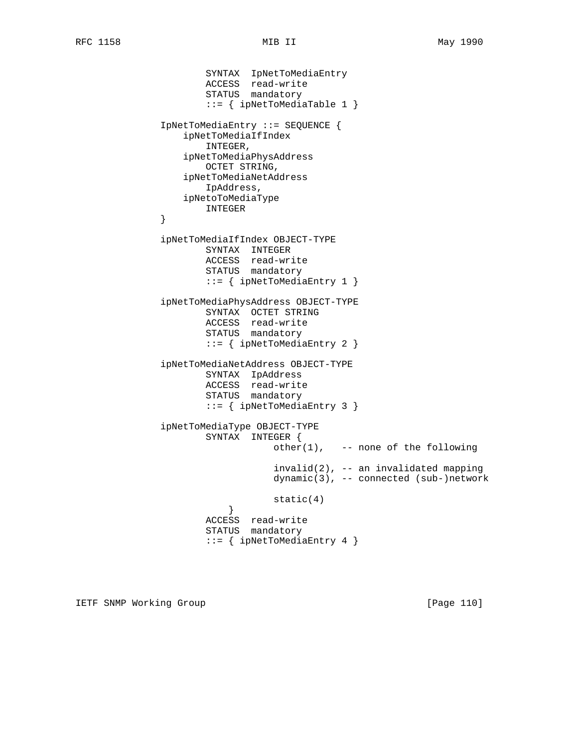```
                  SYNTAX  IpNetToMediaEntry
                  ACCESS  read-write
                  STATUS  mandatory
                  ::= { ipNetToMediaTable 1 }

          IpNetToMediaEntry ::= SEQUENCE {
              ipNetToMediaIfIndex
                  INTEGER,
              ipNetToMediaPhysAddress
                  OCTET STRING,
              ipNetToMediaNetAddress
                  IpAddress,
              ipNetoToMediaType
                  INTEGER
          }

          ipNetToMediaIfIndex OBJECT-TYPE
                  SYNTAX  INTEGER
                  ACCESS  read-write
                  STATUS  mandatory
                  ::= { ipNetToMediaEntry 1 }

          ipNetToMediaPhysAddress OBJECT-TYPE
                  SYNTAX  OCTET STRING
                  ACCESS  read-write
                  STATUS  mandatory
                  ::= { ipNetToMediaEntry 2 }

          ipNetToMediaNetAddress OBJECT-TYPE
                  SYNTAX  IpAddress
                  ACCESS  read-write
                  STATUS  mandatory
                  ::= { ipNetToMediaEntry 3 }

          ipNetToMediaType OBJECT-TYPE
                  SYNTAX  INTEGER {
                              other(1),   -- none of the following

                              invalid(2), -- an invalidated mapping
                              dynamic(3), -- connected (sub-)network

                              static(4)
                      }
                  ACCESS  read-write
                  STATUS  mandatory
                  ::= { ipNetToMediaEntry 4 }
```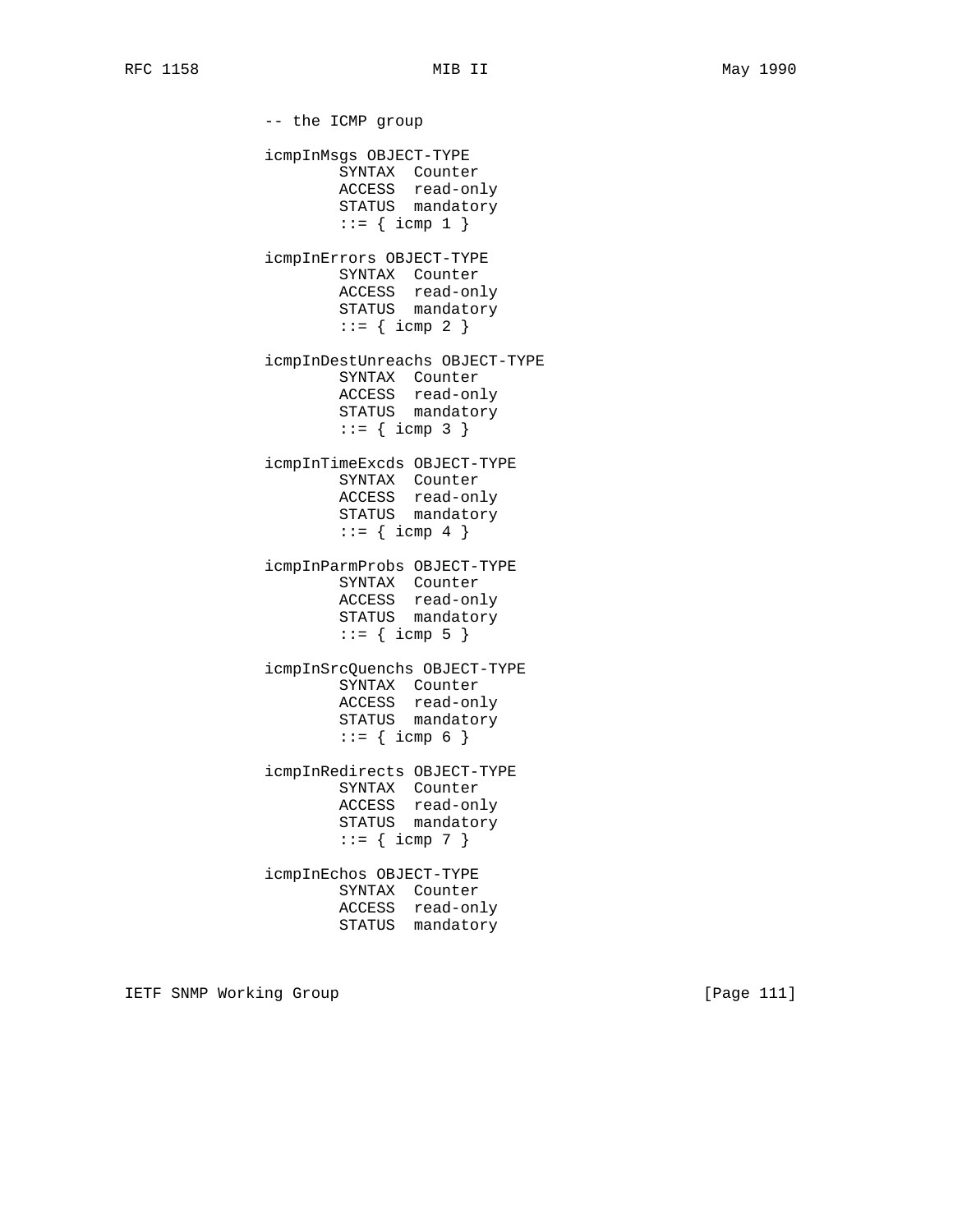```
          -- the ICMP group

          icmpInMsgs OBJECT-TYPE
                  SYNTAX  Counter
                  ACCESS  read-only
                  STATUS  mandatory
                  ::= { icmp 1 }

          icmpInErrors OBJECT-TYPE
                  SYNTAX  Counter
                  ACCESS  read-only
                  STATUS  mandatory
                  ::= { icmp 2 }

          icmpInDestUnreachs OBJECT-TYPE
                  SYNTAX  Counter
                  ACCESS  read-only
                  STATUS  mandatory
                  ::= { icmp 3 }

          icmpInTimeExcds OBJECT-TYPE
                  SYNTAX  Counter
                  ACCESS  read-only
                  STATUS  mandatory
                  ::= { icmp 4 }

          icmpInParmProbs OBJECT-TYPE
                  SYNTAX  Counter
                  ACCESS  read-only
                  STATUS  mandatory
                  ::= { icmp 5 }

          icmpInSrcQuenchs OBJECT-TYPE
                  SYNTAX  Counter
                  ACCESS  read-only
                  STATUS  mandatory
                  ::= { icmp 6 }

          icmpInRedirects OBJECT-TYPE
                  SYNTAX  Counter
                  ACCESS  read-only
                  STATUS  mandatory
                  ::= { icmp 7 }

          icmpInEchos OBJECT-TYPE
                  SYNTAX  Counter
                  ACCESS  read-only
                  STATUS  mandatory
```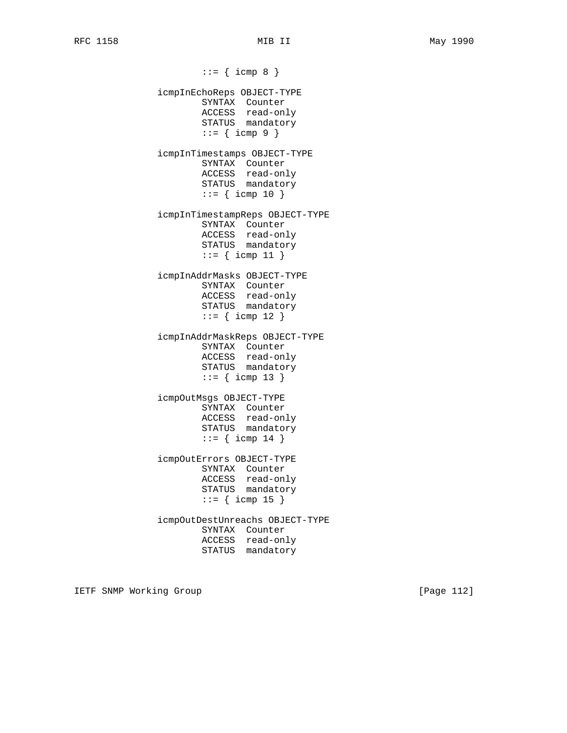```
                        ::= { icmp 8 }

                icmpInEchoReps OBJECT-TYPE
                        SYNTAX  Counter
                        ACCESS  read-only
                        STATUS  mandatory
                        ::= { icmp 9 }

                icmpInTimestamps OBJECT-TYPE
                        SYNTAX  Counter
                        ACCESS  read-only
                        STATUS  mandatory
                        ::= { icmp 10 }

                icmpInTimestampReps OBJECT-TYPE
                        SYNTAX  Counter
                        ACCESS  read-only
                        STATUS  mandatory
                        ::= { icmp 11 }

                icmpInAddrMasks OBJECT-TYPE
                        SYNTAX  Counter
                        ACCESS  read-only
                        STATUS  mandatory
                        ::= { icmp 12 }

                icmpInAddrMaskReps OBJECT-TYPE
                        SYNTAX  Counter
                        ACCESS  read-only
                        STATUS  mandatory
                        ::= { icmp 13 }

                icmpOutMsgs OBJECT-TYPE
                        SYNTAX  Counter
                        ACCESS  read-only
                        STATUS  mandatory
                        ::= { icmp 14 }

                icmpOutErrors OBJECT-TYPE
                        SYNTAX  Counter
                        ACCESS  read-only
                        STATUS  mandatory
                        ::= { icmp 15 }

                icmpOutDestUnreachs OBJECT-TYPE
                        SYNTAX  Counter
                        ACCESS  read-only
                        STATUS  mandatory
```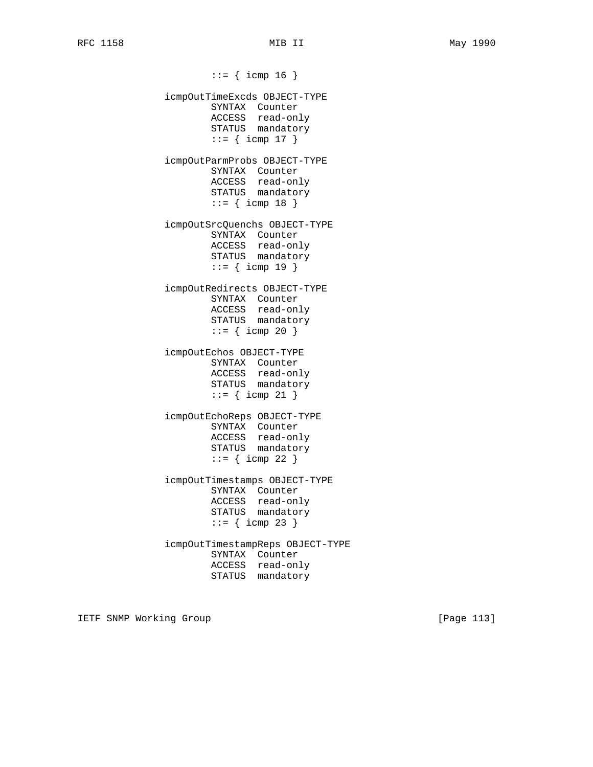```
                        ::= { icmp 16 }

                icmpOutTimeExcds OBJECT-TYPE
                        SYNTAX  Counter
                        ACCESS  read-only
                        STATUS  mandatory
                        ::= { icmp 17 }

                icmpOutParmProbs OBJECT-TYPE
                        SYNTAX  Counter
                        ACCESS  read-only
                        STATUS  mandatory
                        ::= { icmp 18 }

                icmpOutSrcQuenchs OBJECT-TYPE
                        SYNTAX  Counter
                        ACCESS  read-only
                        STATUS  mandatory
                        ::= { icmp 19 }

                icmpOutRedirects OBJECT-TYPE
                        SYNTAX  Counter
                        ACCESS  read-only
                        STATUS  mandatory
                        ::= { icmp 20 }

                icmpOutEchos OBJECT-TYPE
                        SYNTAX  Counter
                        ACCESS  read-only
                        STATUS  mandatory
                        ::= { icmp 21 }

                icmpOutEchoReps OBJECT-TYPE
                        SYNTAX  Counter
                        ACCESS  read-only
                        STATUS  mandatory
                        ::= { icmp 22 }

                icmpOutTimestamps OBJECT-TYPE
                        SYNTAX  Counter
                        ACCESS  read-only
                        STATUS  mandatory
                        ::= { icmp 23 }

                icmpOutTimestampReps OBJECT-TYPE
                        SYNTAX  Counter
                        ACCESS  read-only
                        STATUS  mandatory
```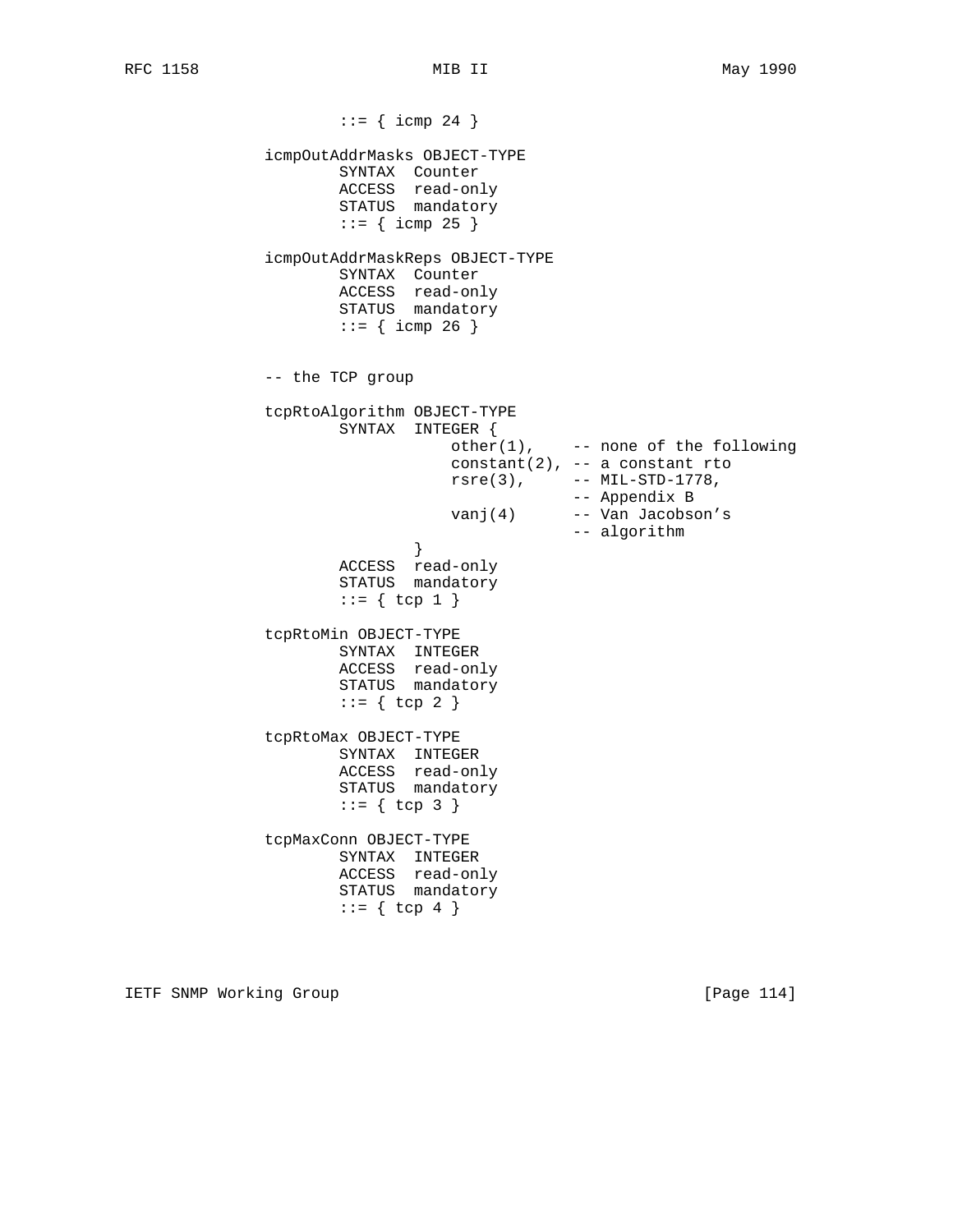```
                        ::= { icmp 24 }

                icmpOutAddrMasks OBJECT-TYPE
                        SYNTAX  Counter
                        ACCESS  read-only
                        STATUS  mandatory
                        ::= { icmp 25 }

                icmpOutAddrMaskReps OBJECT-TYPE
                        SYNTAX  Counter
                        ACCESS  read-only
                        STATUS  mandatory
                        ::= { icmp 26 }


                -- the TCP group

                tcpRtoAlgorithm OBJECT-TYPE
                        SYNTAX  INTEGER {
                                    other(1),    -- none of the following
                                    constant(2), -- a constant rto
                                    rsre(3),     -- MIL-STD-1778,
                                                 -- Appendix B
                                    vanj(4)      -- Van Jacobson's
                                                 -- algorithm
                                }
                        ACCESS  read-only
                        STATUS  mandatory
                        ::= { tcp 1 }

                tcpRtoMin OBJECT-TYPE
                        SYNTAX  INTEGER
                        ACCESS  read-only
                        STATUS  mandatory
                        ::= { tcp 2 }

                tcpRtoMax OBJECT-TYPE
                        SYNTAX  INTEGER
                        ACCESS  read-only
                        STATUS  mandatory
                        ::= { tcp 3 }

                tcpMaxConn OBJECT-TYPE
                        SYNTAX  INTEGER
                        ACCESS  read-only
                        STATUS  mandatory
                        ::= { tcp 4 }
```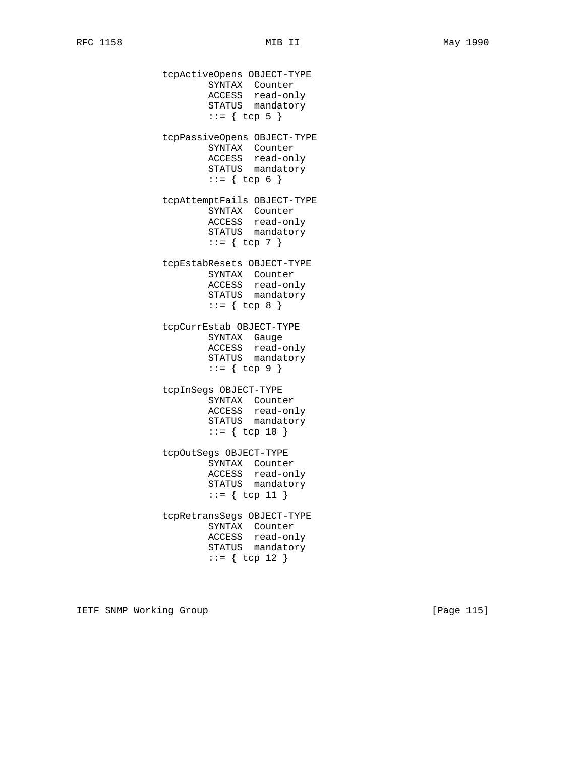```
tcpActiveOpens OBJECT-TYPE
        SYNTAX  Counter
        ACCESS  read-only
        STATUS  mandatory
        ::= { tcp 5 }

tcpPassiveOpens OBJECT-TYPE
        SYNTAX  Counter
        ACCESS  read-only
        STATUS  mandatory
        ::= { tcp 6 }

tcpAttemptFails OBJECT-TYPE
        SYNTAX  Counter
        ACCESS  read-only
        STATUS  mandatory
        ::= { tcp 7 }

tcpEstabResets OBJECT-TYPE
        SYNTAX  Counter
        ACCESS  read-only
        STATUS  mandatory
        ::= { tcp 8 }

tcpCurrEstab OBJECT-TYPE
        SYNTAX  Gauge
        ACCESS  read-only
        STATUS  mandatory
        ::= { tcp 9 }

tcpInSegs OBJECT-TYPE
        SYNTAX  Counter
        ACCESS  read-only
        STATUS  mandatory
        ::= { tcp 10 }

tcpOutSegs OBJECT-TYPE
        SYNTAX  Counter
        ACCESS  read-only
        STATUS  mandatory
        ::= { tcp 11 }

tcpRetransSegs OBJECT-TYPE
        SYNTAX  Counter
        ACCESS  read-only
        STATUS  mandatory
        ::= { tcp 12 }
```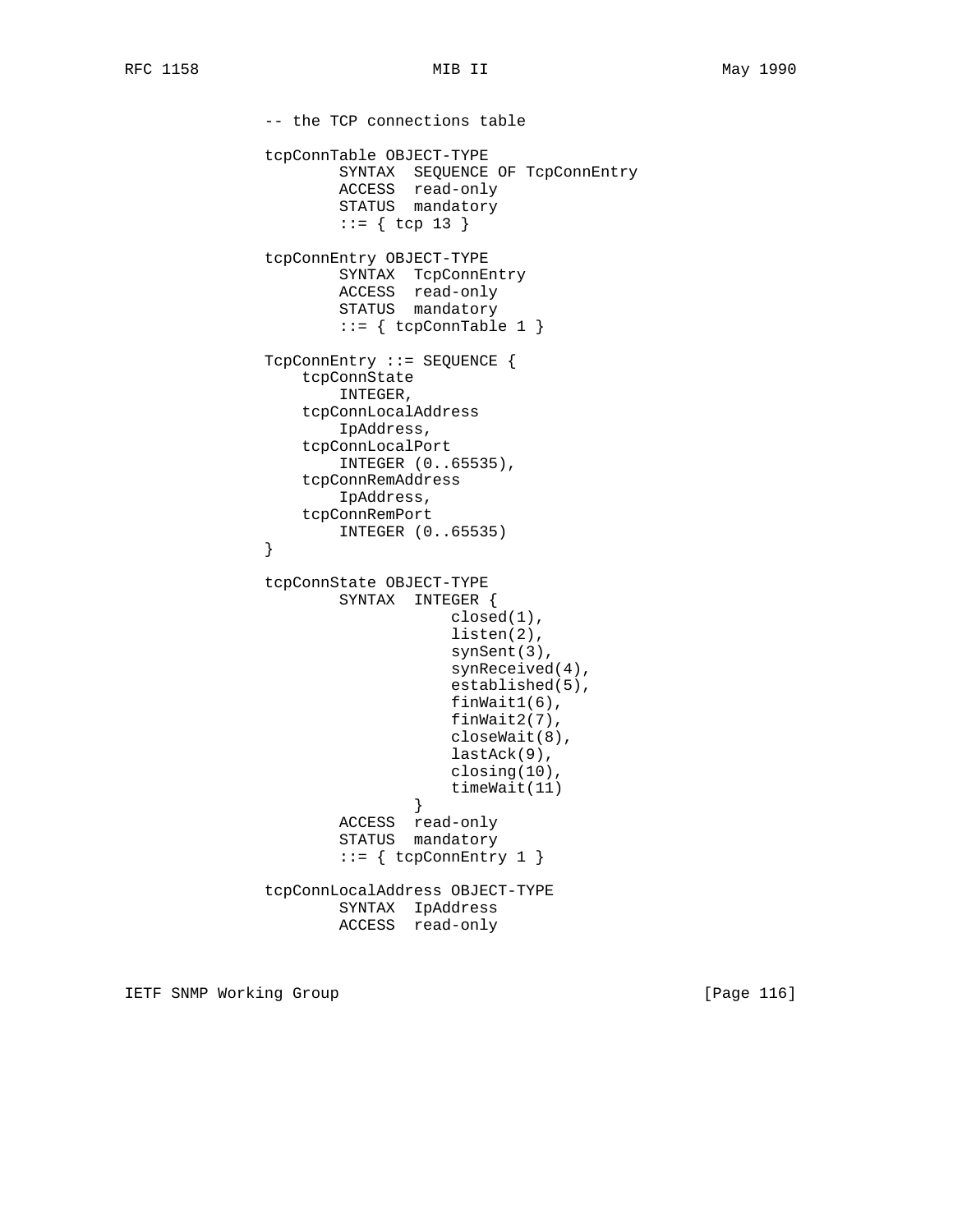```
-- the TCP connections table

tcpConnTable OBJECT-TYPE
        SYNTAX  SEQUENCE OF TcpConnEntry
        ACCESS  read-only
        STATUS  mandatory
        ::= { tcp 13 }

tcpConnEntry OBJECT-TYPE
        SYNTAX  TcpConnEntry
        ACCESS  read-only
        STATUS  mandatory
        ::= { tcpConnTable 1 }

TcpConnEntry ::= SEQUENCE {
    tcpConnState
        INTEGER,
    tcpConnLocalAddress
        IpAddress,
    tcpConnLocalPort
        INTEGER (0..65535),
    tcpConnRemAddress
        IpAddress,
    tcpConnRemPort
        INTEGER (0..65535)
}

tcpConnState OBJECT-TYPE
        SYNTAX  INTEGER {
                    closed(1),
                    listen(2),
                    synSent(3),
                    synReceived(4),
                    established(5),
                    finWait1(6),
                    finWait2(7),
                    closeWait(8),
                    lastAck(9),
                    closing(10),
                    timeWait(11)
                }
        ACCESS  read-only
        STATUS  mandatory
        ::= { tcpConnEntry 1 }

tcpConnLocalAddress OBJECT-TYPE
        SYNTAX  IpAddress
        ACCESS  read-only
```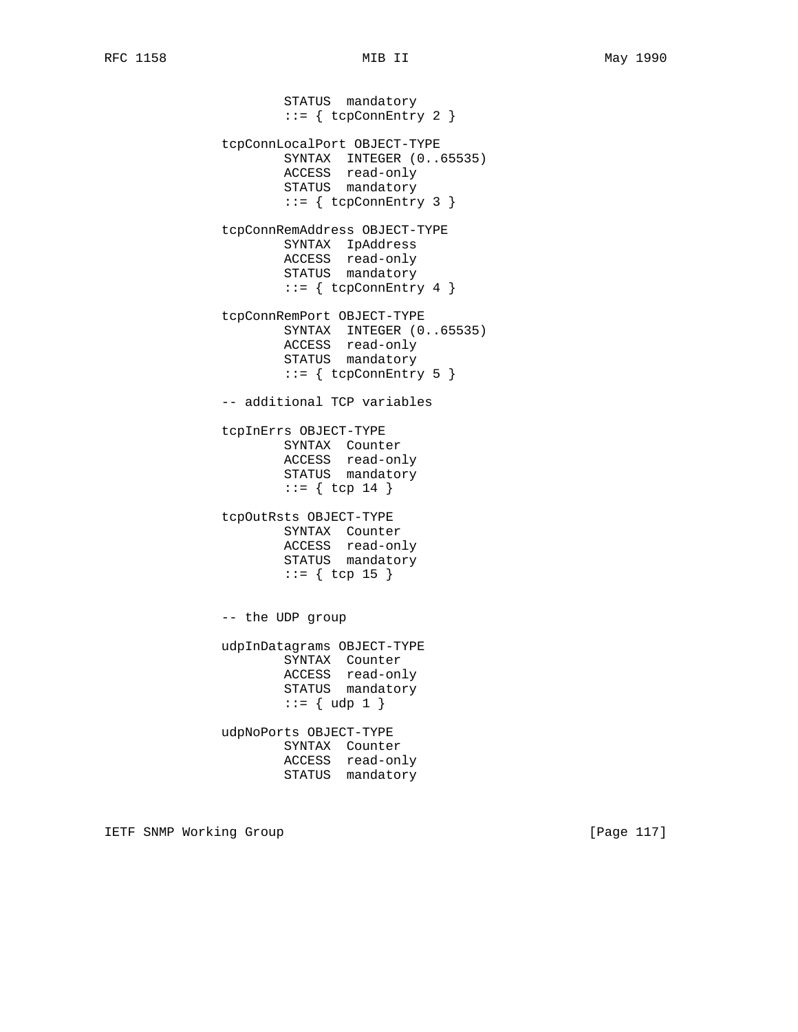```
                        STATUS  mandatory
                        ::= { tcpConnEntry 2 }

                tcpConnLocalPort OBJECT-TYPE
                        SYNTAX  INTEGER (0..65535)
                        ACCESS  read-only
                        STATUS  mandatory
                        ::= { tcpConnEntry 3 }

                tcpConnRemAddress OBJECT-TYPE
                        SYNTAX  IpAddress
                        ACCESS  read-only
                        STATUS  mandatory
                        ::= { tcpConnEntry 4 }

                tcpConnRemPort OBJECT-TYPE
                        SYNTAX  INTEGER (0..65535)
                        ACCESS  read-only
                        STATUS  mandatory
                        ::= { tcpConnEntry 5 }

                -- additional TCP variables

                tcpInErrs OBJECT-TYPE
                        SYNTAX  Counter
                        ACCESS  read-only
                        STATUS  mandatory
                        ::= { tcp 14 }

                tcpOutRsts OBJECT-TYPE
                        SYNTAX  Counter
                        ACCESS  read-only
                        STATUS  mandatory
                        ::= { tcp 15 }


                -- the UDP group

                udpInDatagrams OBJECT-TYPE
                        SYNTAX  Counter
                        ACCESS  read-only
                        STATUS  mandatory
                        ::= { udp 1 }

                udpNoPorts OBJECT-TYPE
                        SYNTAX  Counter
                        ACCESS  read-only
                        STATUS  mandatory
```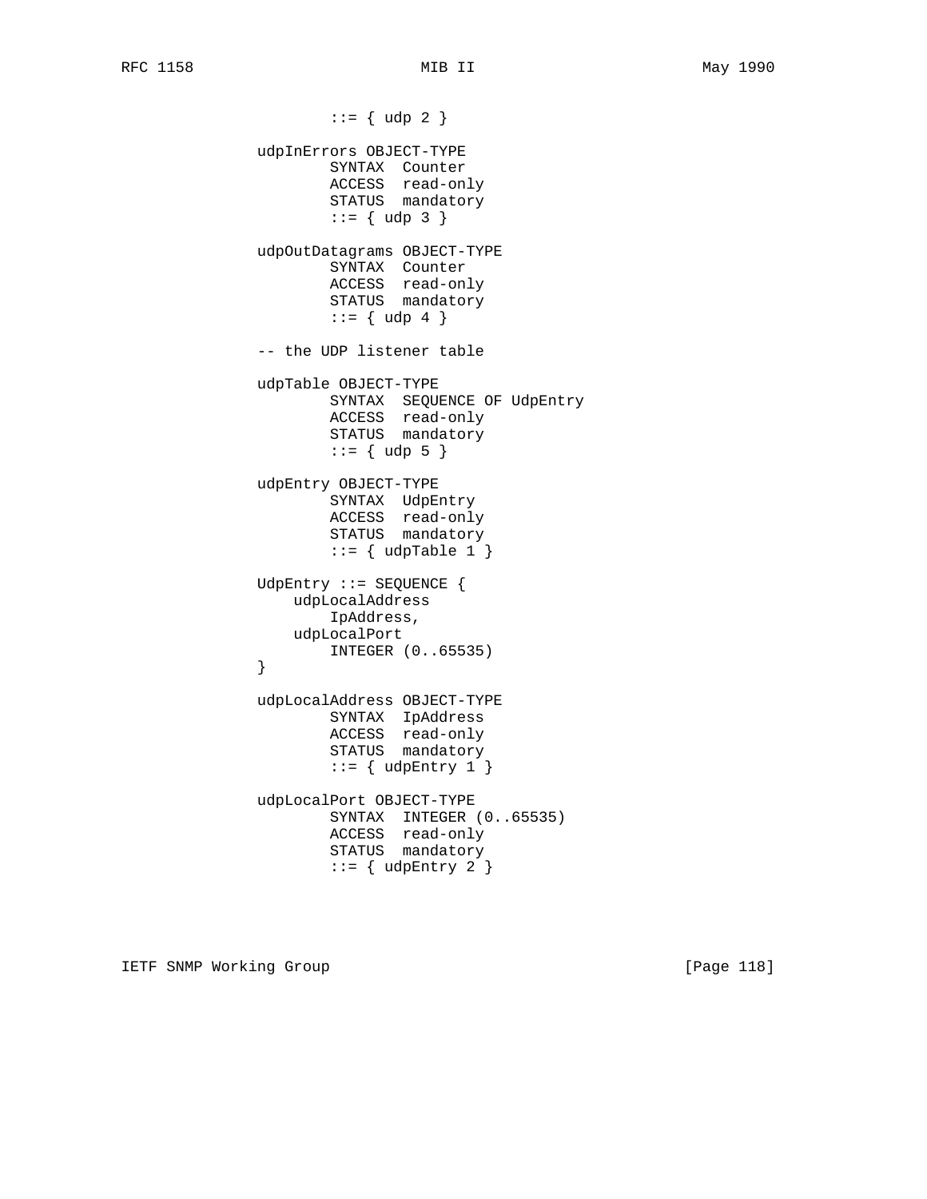```
                ::= { udp 2 }

        udpInErrors OBJECT-TYPE
                SYNTAX  Counter
                ACCESS  read-only
                STATUS  mandatory
                ::= { udp 3 }

        udpOutDatagrams OBJECT-TYPE
                SYNTAX  Counter
                ACCESS  read-only
                STATUS  mandatory
                ::= { udp 4 }

        -- the UDP listener table

        udpTable OBJECT-TYPE
                SYNTAX  SEQUENCE OF UdpEntry
                ACCESS  read-only
                STATUS  mandatory
                ::= { udp 5 }

        udpEntry OBJECT-TYPE
                SYNTAX  UdpEntry
                ACCESS  read-only
                STATUS  mandatory
                ::= { udpTable 1 }

        UdpEntry ::= SEQUENCE {
            udpLocalAddress
                IpAddress,
            udpLocalPort
                INTEGER (0..65535)
        }

        udpLocalAddress OBJECT-TYPE
                SYNTAX  IpAddress
                ACCESS  read-only
                STATUS  mandatory
                ::= { udpEntry 1 }

        udpLocalPort OBJECT-TYPE
                SYNTAX  INTEGER (0..65535)
                ACCESS  read-only
                STATUS  mandatory
                ::= { udpEntry 2 }
```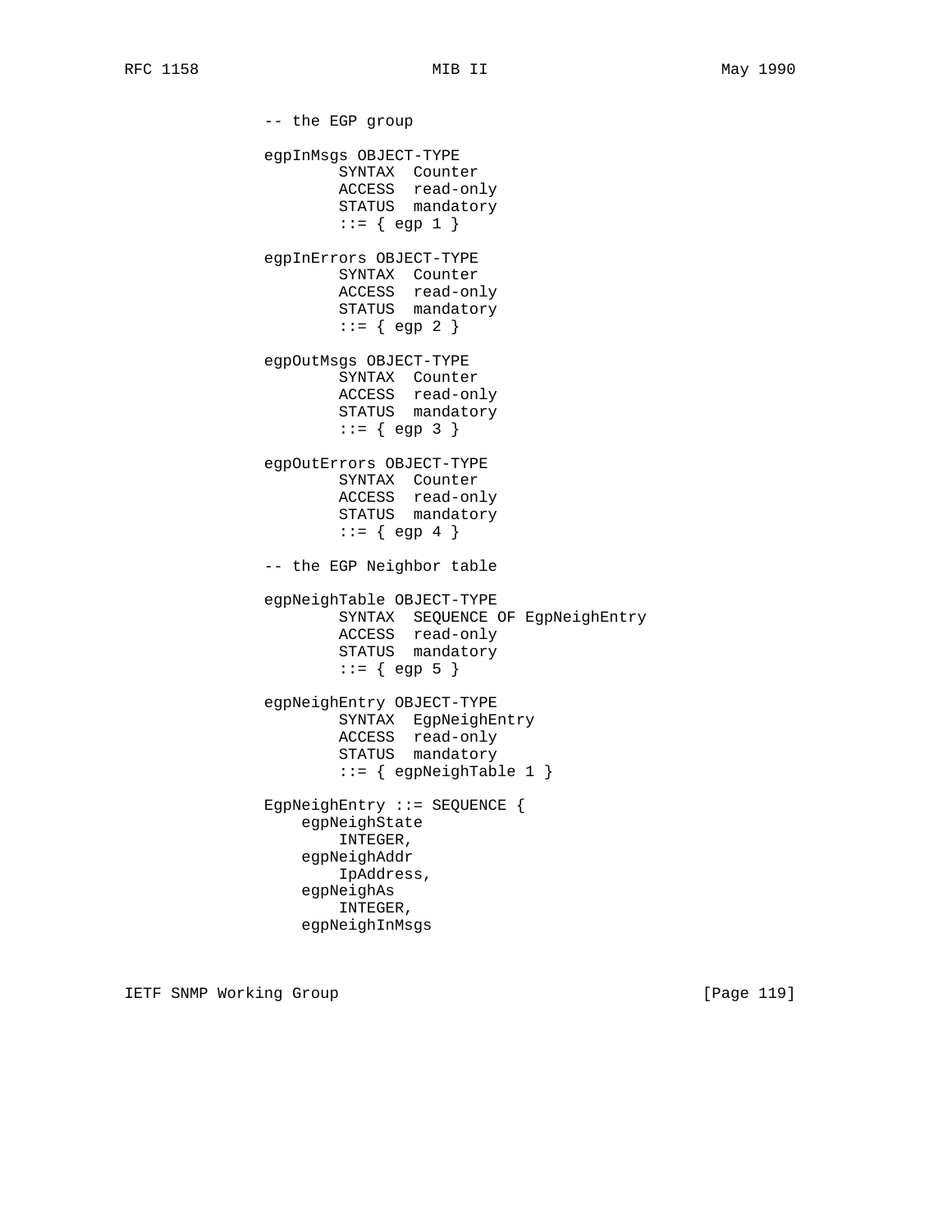```
-- the EGP group

egpInMsgs OBJECT-TYPE
        SYNTAX  Counter
        ACCESS  read-only
        STATUS  mandatory
        ::= { egp 1 }

egpInErrors OBJECT-TYPE
        SYNTAX  Counter
        ACCESS  read-only
        STATUS  mandatory
        ::= { egp 2 }

egpOutMsgs OBJECT-TYPE
        SYNTAX  Counter
        ACCESS  read-only
        STATUS  mandatory
        ::= { egp 3 }

egpOutErrors OBJECT-TYPE
        SYNTAX  Counter
        ACCESS  read-only
        STATUS  mandatory
        ::= { egp 4 }

-- the EGP Neighbor table

egpNeighTable OBJECT-TYPE
        SYNTAX  SEQUENCE OF EgpNeighEntry
        ACCESS  read-only
        STATUS  mandatory
        ::= { egp 5 }

egpNeighEntry OBJECT-TYPE
        SYNTAX  EgpNeighEntry
        ACCESS  read-only
        STATUS  mandatory
        ::= { egpNeighTable 1 }

EgpNeighEntry ::= SEQUENCE {
    egpNeighState
        INTEGER,
    egpNeighAddr
        IpAddress,
    egpNeighAs
        INTEGER,
    egpNeighInMsgs
```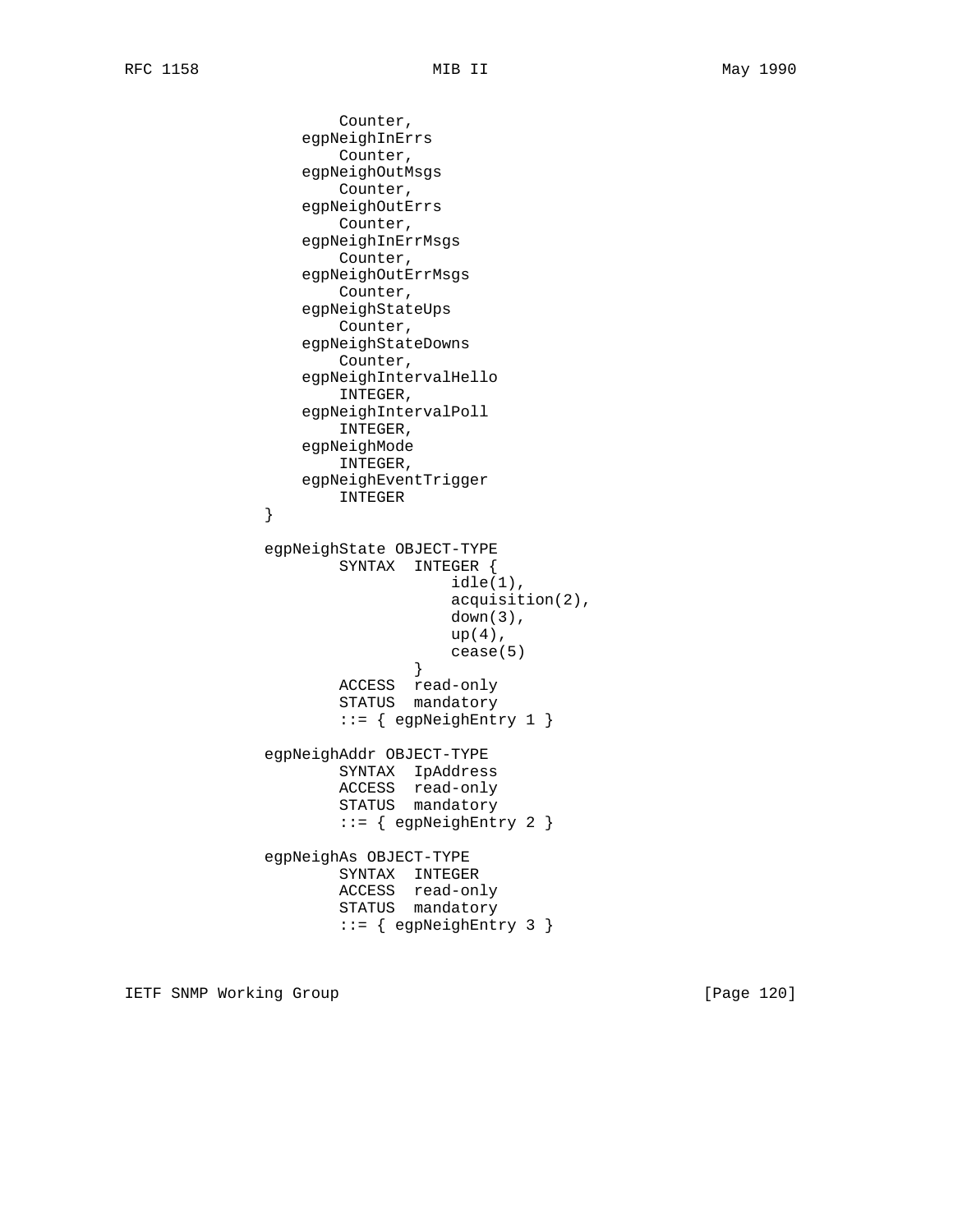```
                    Counter,
                egpNeighInErrs
                    Counter,
                egpNeighOutMsgs
                    Counter,
                egpNeighOutErrs
                    Counter,
                egpNeighInErrMsgs
                    Counter,
                egpNeighOutErrMsgs
                    Counter,
                egpNeighStateUps
                    Counter,
                egpNeighStateDowns
                    Counter,
                egpNeighIntervalHello
                    INTEGER,
                egpNeighIntervalPoll
                    INTEGER,
                egpNeighMode
                    INTEGER,
                egpNeighEventTrigger
                    INTEGER
            }

            egpNeighState OBJECT-TYPE
                    SYNTAX  INTEGER {
                                idle(1),
                                acquisition(2),
                                down(3),
                                up(4),
                                cease(5)
                            }
                    ACCESS  read-only
                    STATUS  mandatory
                    ::= { egpNeighEntry 1 }

            egpNeighAddr OBJECT-TYPE
                    SYNTAX  IpAddress
                    ACCESS  read-only
                    STATUS  mandatory
                    ::= { egpNeighEntry 2 }

            egpNeighAs OBJECT-TYPE
                    SYNTAX  INTEGER
                    ACCESS  read-only
                    STATUS  mandatory
                    ::= { egpNeighEntry 3 }
```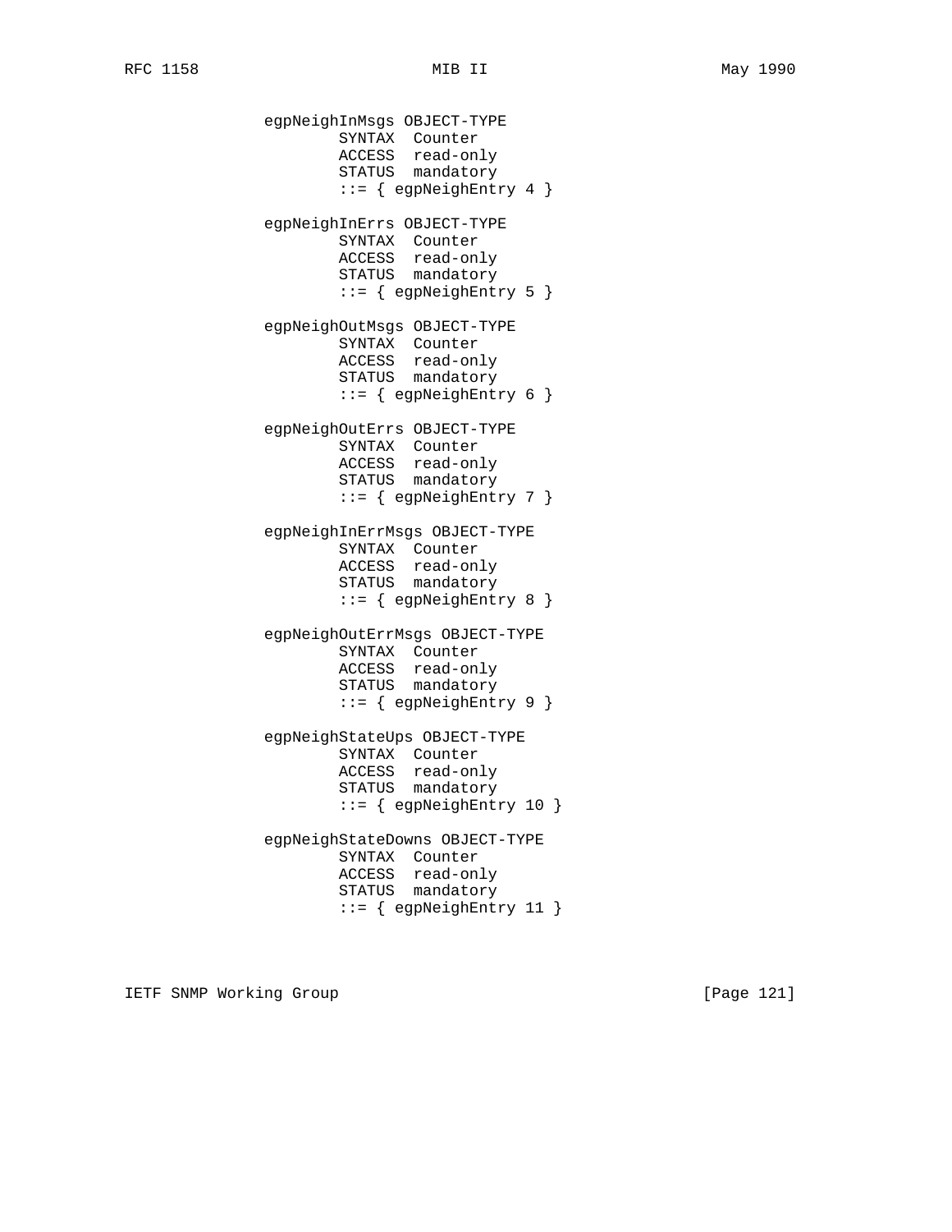```
          egpNeighInMsgs OBJECT-TYPE
                  SYNTAX  Counter
                  ACCESS  read-only
                  STATUS  mandatory
                  ::= { egpNeighEntry 4 }

          egpNeighInErrs OBJECT-TYPE
                  SYNTAX  Counter
                  ACCESS  read-only
                  STATUS  mandatory
                  ::= { egpNeighEntry 5 }

          egpNeighOutMsgs OBJECT-TYPE
                  SYNTAX  Counter
                  ACCESS  read-only
                  STATUS  mandatory
                  ::= { egpNeighEntry 6 }

          egpNeighOutErrs OBJECT-TYPE
                  SYNTAX  Counter
                  ACCESS  read-only
                  STATUS  mandatory
                  ::= { egpNeighEntry 7 }

          egpNeighInErrMsgs OBJECT-TYPE
                  SYNTAX  Counter
                  ACCESS  read-only
                  STATUS  mandatory
                  ::= { egpNeighEntry 8 }

          egpNeighOutErrMsgs OBJECT-TYPE
                  SYNTAX  Counter
                  ACCESS  read-only
                  STATUS  mandatory
                  ::= { egpNeighEntry 9 }

          egpNeighStateUps OBJECT-TYPE
                  SYNTAX  Counter
                  ACCESS  read-only
                  STATUS  mandatory
                  ::= { egpNeighEntry 10 }

          egpNeighStateDowns OBJECT-TYPE
                  SYNTAX  Counter
                  ACCESS  read-only
                  STATUS  mandatory
                  ::= { egpNeighEntry 11 }
```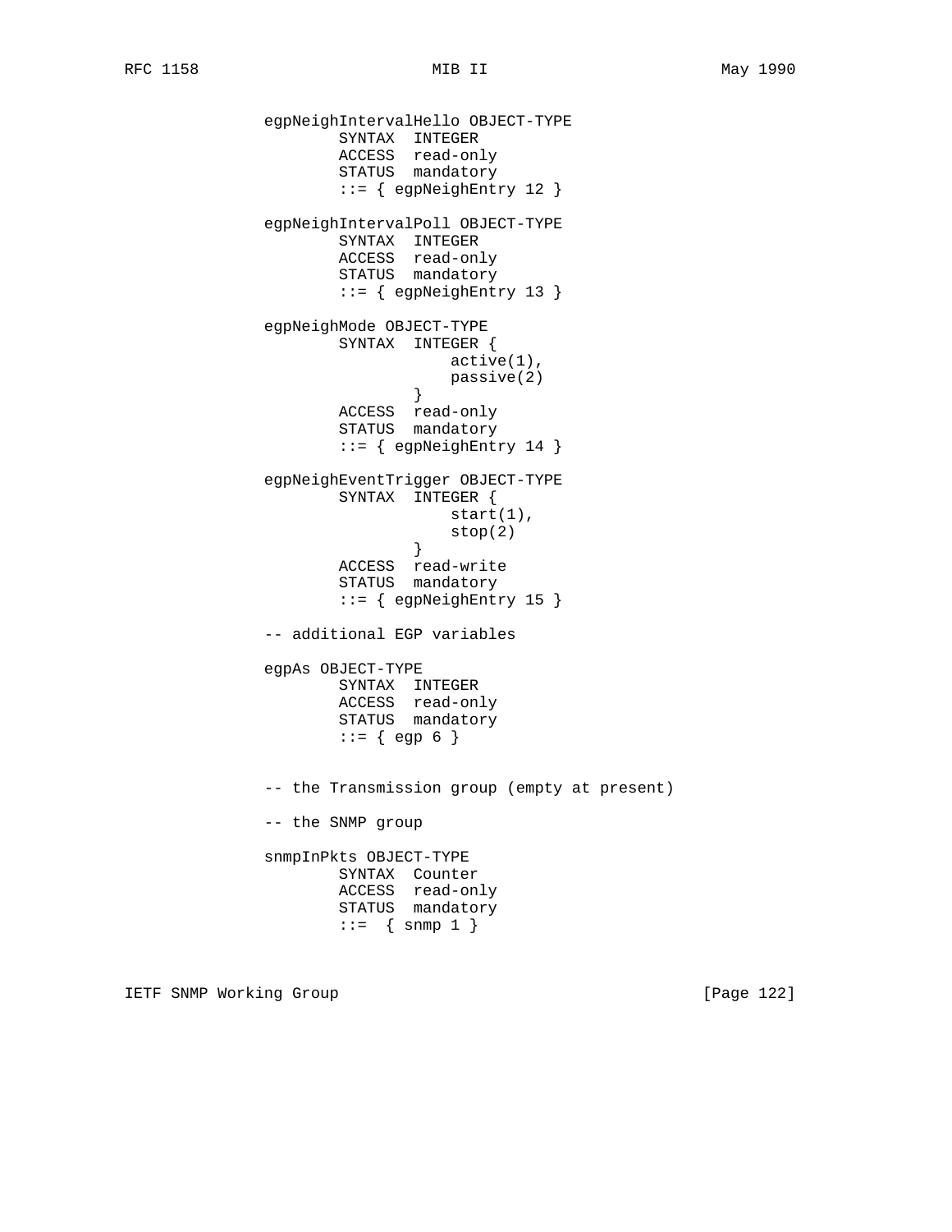```
egpNeighIntervalHello OBJECT-TYPE
        SYNTAX  INTEGER
        ACCESS  read-only
        STATUS  mandatory
        ::= { egpNeighEntry 12 }

egpNeighIntervalPoll OBJECT-TYPE
        SYNTAX  INTEGER
        ACCESS  read-only
        STATUS  mandatory
        ::= { egpNeighEntry 13 }

egpNeighMode OBJECT-TYPE
        SYNTAX  INTEGER {
                    active(1),
                    passive(2)
                }
        ACCESS  read-only
        STATUS  mandatory
        ::= { egpNeighEntry 14 }

egpNeighEventTrigger OBJECT-TYPE
        SYNTAX  INTEGER {
                    start(1),
                    stop(2)
                }
        ACCESS  read-write
        STATUS  mandatory
        ::= { egpNeighEntry 15 }

-- additional EGP variables

egpAs OBJECT-TYPE
        SYNTAX  INTEGER
        ACCESS  read-only
        STATUS  mandatory
        ::= { egp 6 }


-- the Transmission group (empty at present)

-- the SNMP group

snmpInPkts OBJECT-TYPE
        SYNTAX  Counter
        ACCESS  read-only
        STATUS  mandatory
        ::=  { snmp 1 }
```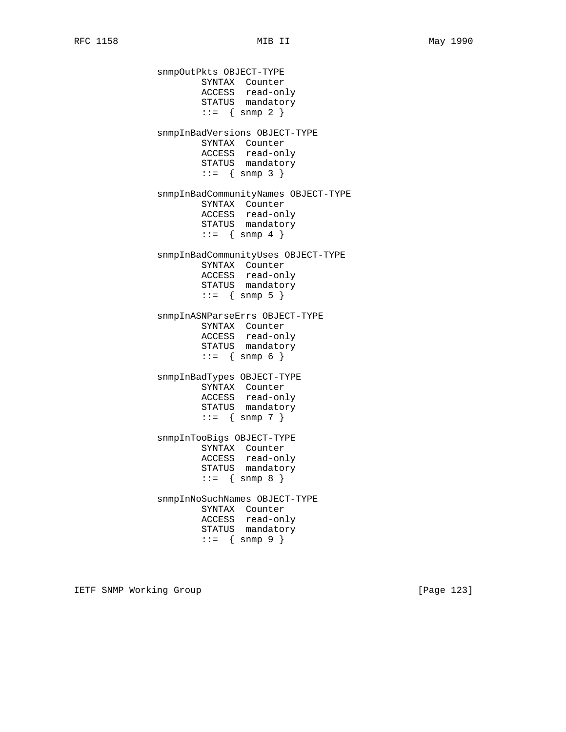```
snmpOutPkts OBJECT-TYPE
        SYNTAX  Counter
        ACCESS  read-only
        STATUS  mandatory
        ::=  { snmp 2 }

snmpInBadVersions OBJECT-TYPE
        SYNTAX  Counter
        ACCESS  read-only
        STATUS  mandatory
        ::=  { snmp 3 }

snmpInBadCommunityNames OBJECT-TYPE
        SYNTAX  Counter
        ACCESS  read-only
        STATUS  mandatory
        ::=  { snmp 4 }

snmpInBadCommunityUses OBJECT-TYPE
        SYNTAX  Counter
        ACCESS  read-only
        STATUS  mandatory
        ::=  { snmp 5 }

snmpInASNParseErrs OBJECT-TYPE
        SYNTAX  Counter
        ACCESS  read-only
        STATUS  mandatory
        ::=  { snmp 6 }

snmpInBadTypes OBJECT-TYPE
        SYNTAX  Counter
        ACCESS  read-only
        STATUS  mandatory
        ::=  { snmp 7 }

snmpInTooBigs OBJECT-TYPE
        SYNTAX  Counter
        ACCESS  read-only
        STATUS  mandatory
        ::=  { snmp 8 }

snmpInNoSuchNames OBJECT-TYPE
        SYNTAX  Counter
        ACCESS  read-only
        STATUS  mandatory
        ::=  { snmp 9 }
```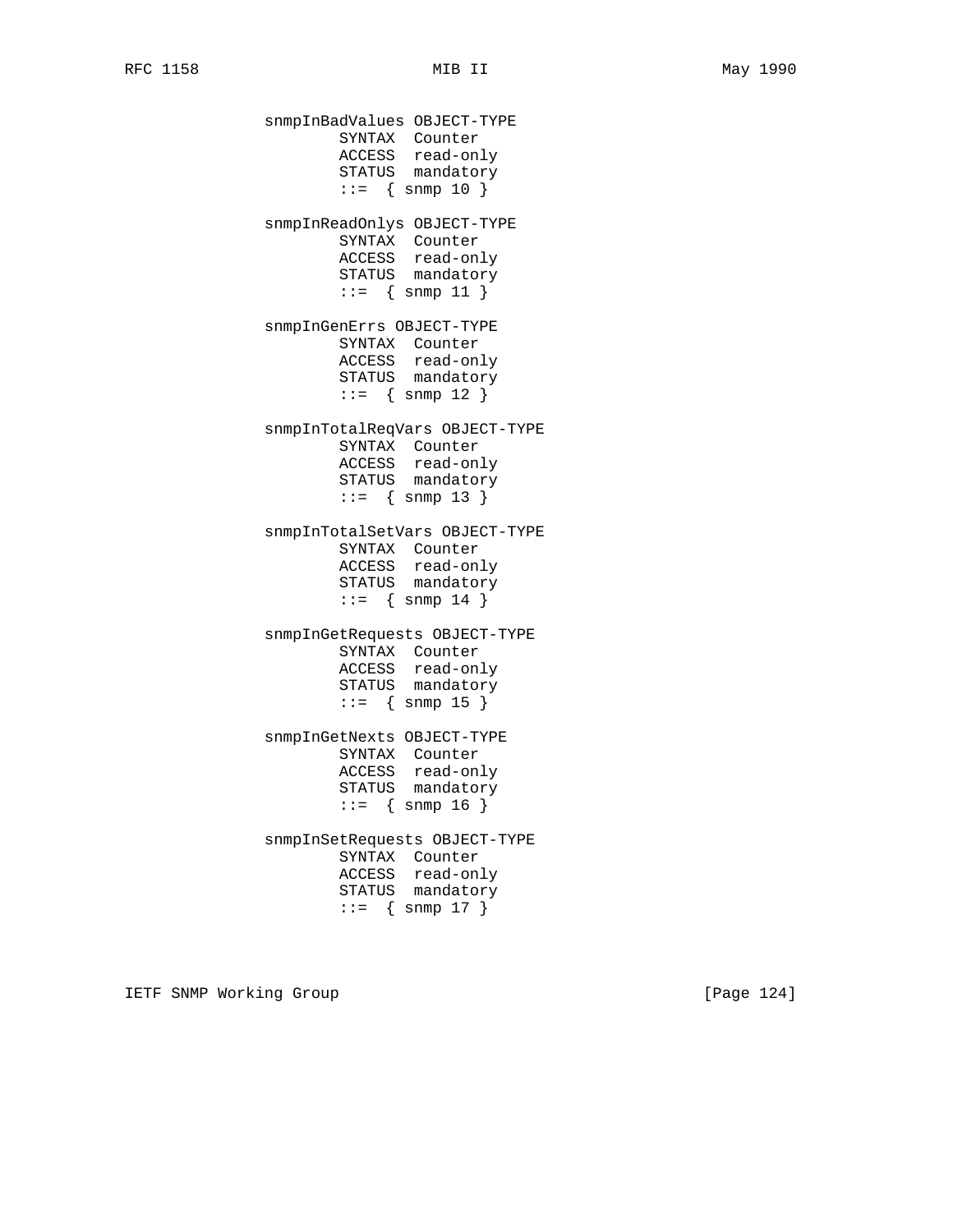```
          snmpInBadValues OBJECT-TYPE
                  SYNTAX  Counter
                  ACCESS  read-only
                  STATUS  mandatory
                  ::=  { snmp 10 }

          snmpInReadOnlys OBJECT-TYPE
                  SYNTAX  Counter
                  ACCESS  read-only
                  STATUS  mandatory
                  ::=  { snmp 11 }

          snmpInGenErrs OBJECT-TYPE
                  SYNTAX  Counter
                  ACCESS  read-only
                  STATUS  mandatory
                  ::=  { snmp 12 }

          snmpInTotalReqVars OBJECT-TYPE
                  SYNTAX  Counter
                  ACCESS  read-only
                  STATUS  mandatory
                  ::=  { snmp 13 }

          snmpInTotalSetVars OBJECT-TYPE
                  SYNTAX  Counter
                  ACCESS  read-only
                  STATUS  mandatory
                  ::=  { snmp 14 }

          snmpInGetRequests OBJECT-TYPE
                  SYNTAX  Counter
                  ACCESS  read-only
                  STATUS  mandatory
                  ::=  { snmp 15 }

          snmpInGetNexts OBJECT-TYPE
                  SYNTAX  Counter
                  ACCESS  read-only
                  STATUS  mandatory
                  ::=  { snmp 16 }

          snmpInSetRequests OBJECT-TYPE
                  SYNTAX  Counter
                  ACCESS  read-only
                  STATUS  mandatory
                  ::=  { snmp 17 }
```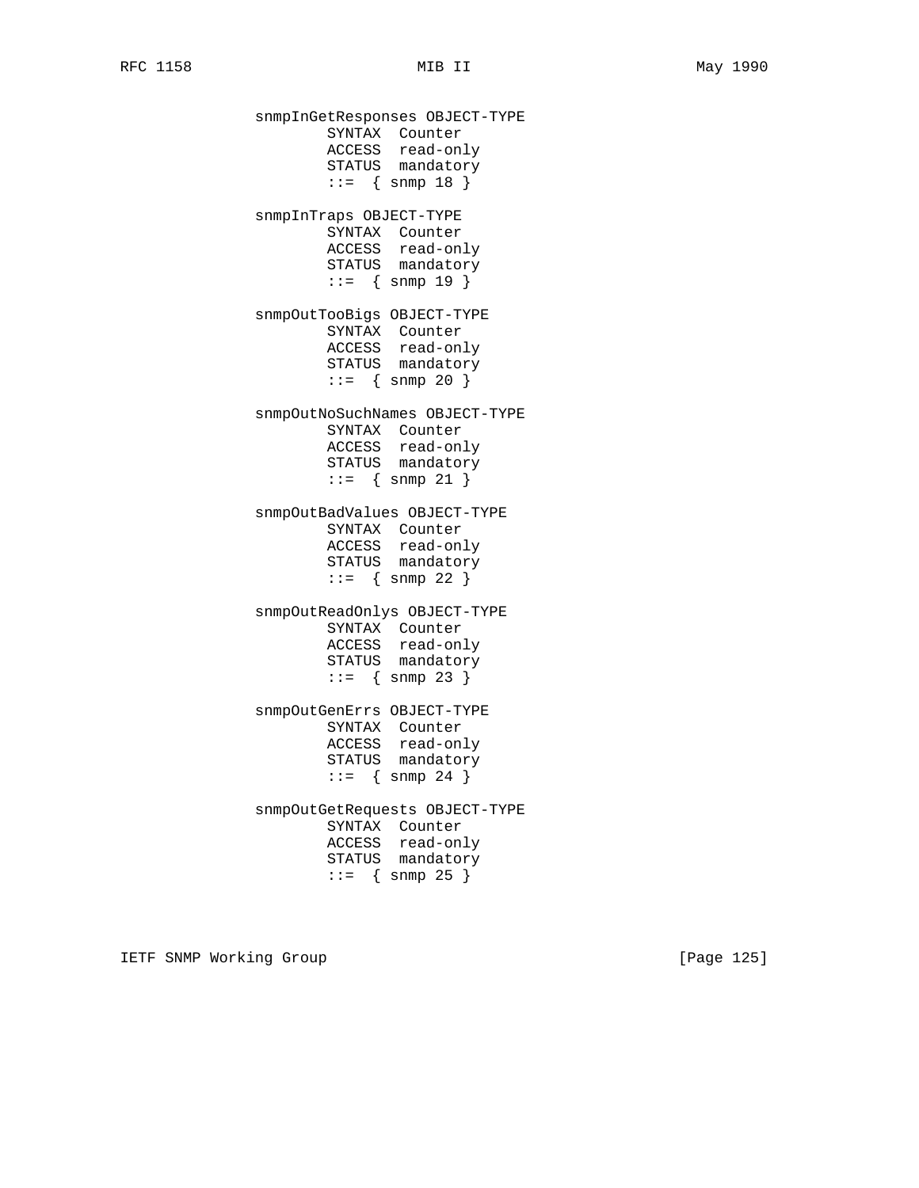```
          snmpInGetResponses OBJECT-TYPE
                  SYNTAX  Counter
                  ACCESS  read-only
                  STATUS  mandatory
                  ::=  { snmp 18 }

          snmpInTraps OBJECT-TYPE
                  SYNTAX  Counter
                  ACCESS  read-only
                  STATUS  mandatory
                  ::=  { snmp 19 }

          snmpOutTooBigs OBJECT-TYPE
                  SYNTAX  Counter
                  ACCESS  read-only
                  STATUS  mandatory
                  ::=  { snmp 20 }

          snmpOutNoSuchNames OBJECT-TYPE
                  SYNTAX  Counter
                  ACCESS  read-only
                  STATUS  mandatory
                  ::=  { snmp 21 }

          snmpOutBadValues OBJECT-TYPE
                  SYNTAX  Counter
                  ACCESS  read-only
                  STATUS  mandatory
                  ::=  { snmp 22 }

          snmpOutReadOnlys OBJECT-TYPE
                  SYNTAX  Counter
                  ACCESS  read-only
                  STATUS  mandatory
                  ::=  { snmp 23 }

          snmpOutGenErrs OBJECT-TYPE
                  SYNTAX  Counter
                  ACCESS  read-only
                  STATUS  mandatory
                  ::=  { snmp 24 }

          snmpOutGetRequests OBJECT-TYPE
                  SYNTAX  Counter
                  ACCESS  read-only
                  STATUS  mandatory
                  ::=  { snmp 25 }
```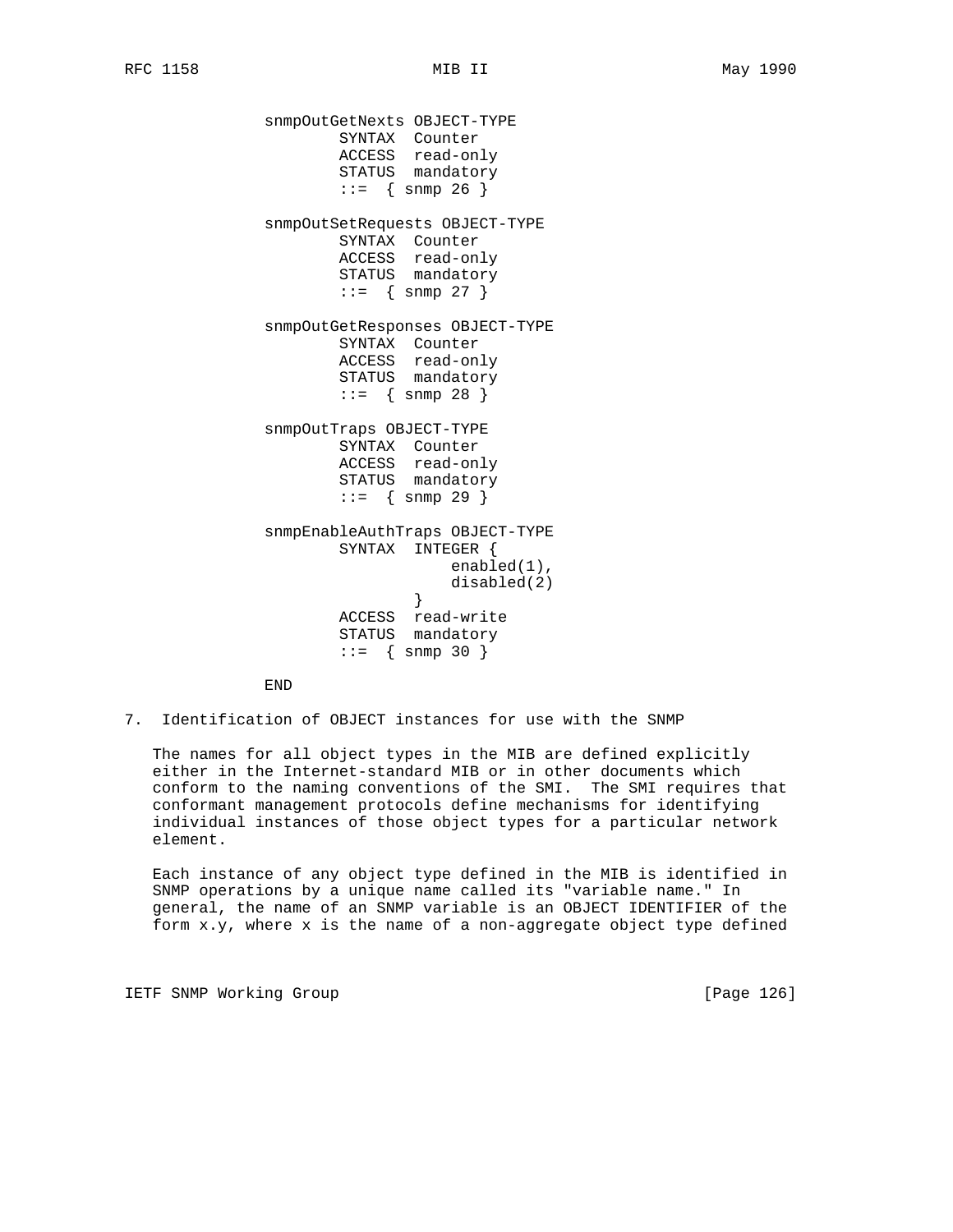```
snmpOutGetNexts OBJECT-TYPE
        SYNTAX  Counter
        ACCESS  read-only
        STATUS  mandatory
        ::=  { snmp 26 }

snmpOutSetRequests OBJECT-TYPE
        SYNTAX  Counter
        ACCESS  read-only
        STATUS  mandatory
        ::=  { snmp 27 }

snmpOutGetResponses OBJECT-TYPE
        SYNTAX  Counter
        ACCESS  read-only
        STATUS  mandatory
        ::=  { snmp 28 }

snmpOutTraps OBJECT-TYPE
        SYNTAX  Counter
        ACCESS  read-only
        STATUS  mandatory
        ::=  { snmp 29 }

snmpEnableAuthTraps OBJECT-TYPE
        SYNTAX  INTEGER {
                    enabled(1),
                    disabled(2)
                }
        ACCESS  read-write
        STATUS  mandatory
        ::=  { snmp 30 }

END
```

## 7. Identification of OBJECT instances for use with the SNMP

The names for all object types in the MIB are defined explicitly either in the Internet-standard MIB or in other documents which conform to the naming conventions of the SMI. The SMI requires that conformant management protocols define mechanisms for identifying individual instances of those object types for a particular network element.

Each instance of any object type defined in the MIB is identified in SNMP operations by a unique name called its "variable name." In general, the name of an SNMP variable is an OBJECT IDENTIFIER of the form x.y, where x is the name of a non-aggregate object type defined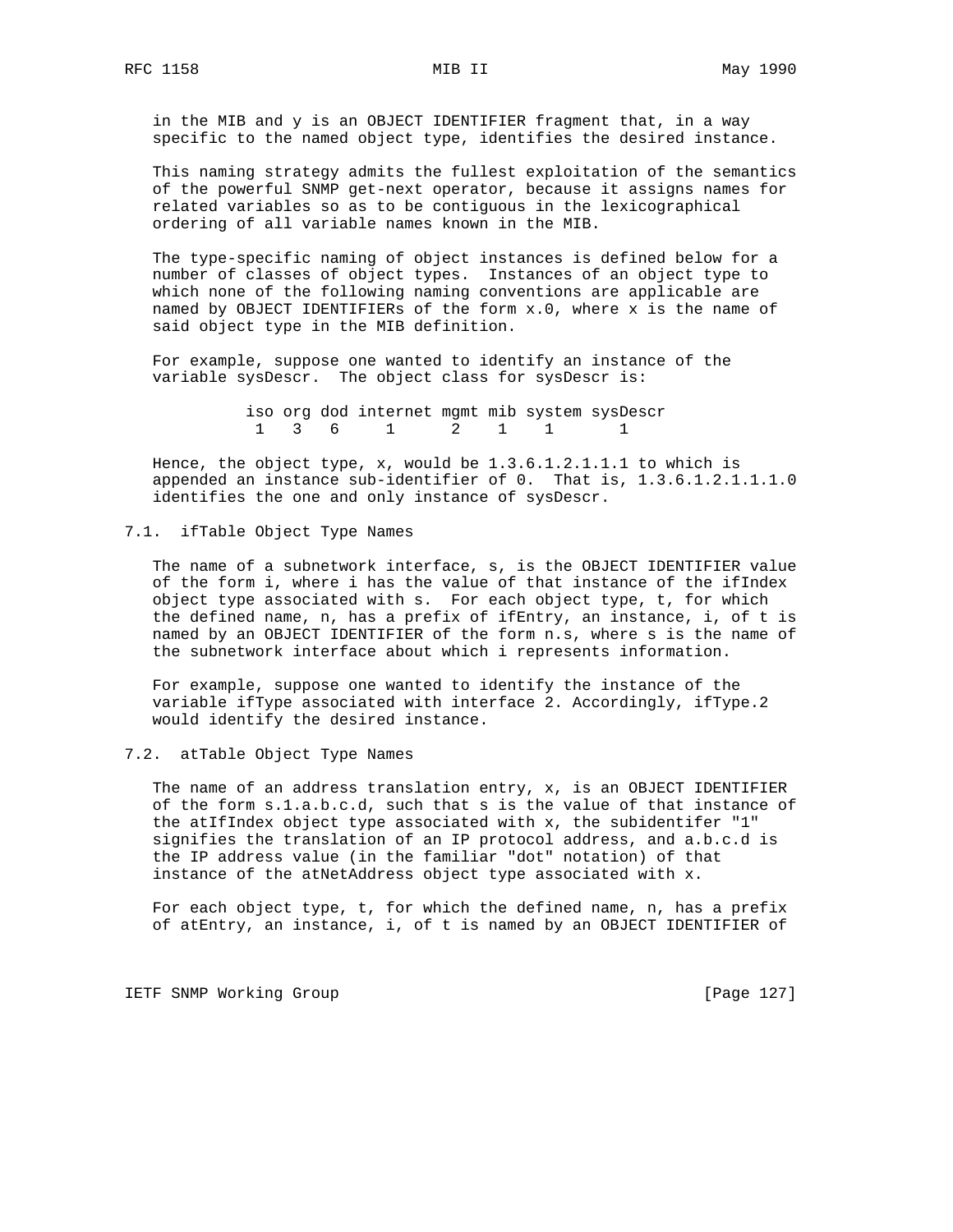in the MIB and y is an OBJECT IDENTIFIER fragment that, in a way specific to the named object type, identifies the desired instance.

This naming strategy admits the fullest exploitation of the semantics of the powerful SNMP get-next operator, because it assigns names for related variables so as to be contiguous in the lexicographical ordering of all variable names known in the MIB.

The type-specific naming of object instances is defined below for a number of classes of object types. Instances of an object type to which none of the following naming conventions are applicable are named by OBJECT IDENTIFIERs of the form x.0, where x is the name of said object type in the MIB definition.

For example, suppose one wanted to identify an instance of the variable sysDescr. The object class for sysDescr is:

```
iso org dod internet mgmt mib system sysDescr
 1   3   6     1      2    1    1       1
```

Hence, the object type, x, would be 1.3.6.1.2.1.1.1 to which is appended an instance sub-identifier of 0. That is, 1.3.6.1.2.1.1.1.0 identifies the one and only instance of sysDescr.

## 7.1. ifTable Object Type Names

The name of a subnetwork interface, s, is the OBJECT IDENTIFIER value of the form i, where i has the value of that instance of the ifIndex object type associated with s. For each object type, t, for which the defined name, n, has a prefix of ifEntry, an instance, i, of t is named by an OBJECT IDENTIFIER of the form n.s, where s is the name of the subnetwork interface about which i represents information.

For example, suppose one wanted to identify the instance of the variable ifType associated with interface 2. Accordingly, ifType.2 would identify the desired instance.

## 7.2. atTable Object Type Names

The name of an address translation entry, x, is an OBJECT IDENTIFIER of the form s.1.a.b.c.d, such that s is the value of that instance of the atIfIndex object type associated with x, the subidentifer "1" signifies the translation of an IP protocol address, and a.b.c.d is the IP address value (in the familiar "dot" notation) of that instance of the atNetAddress object type associated with x.

For each object type, t, for which the defined name, n, has a prefix of atEntry, an instance, i, of t is named by an OBJECT IDENTIFIER of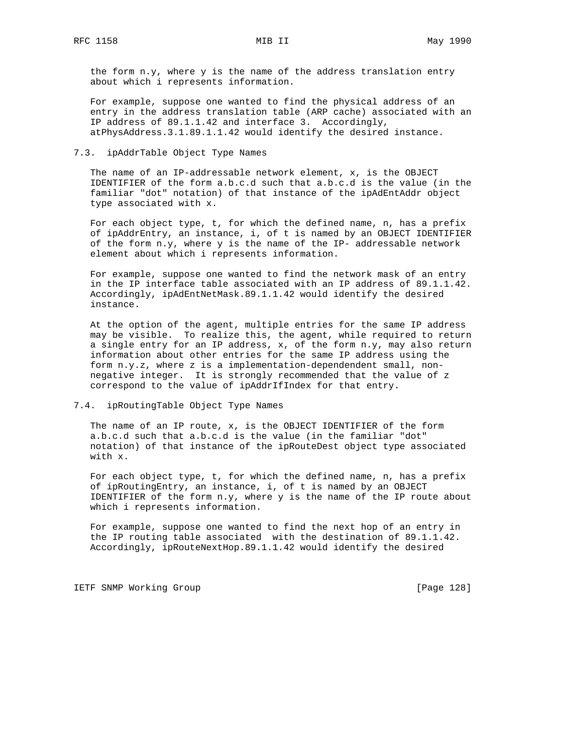the form n.y, where y is the name of the address translation entry about which i represents information.

For example, suppose one wanted to find the physical address of an entry in the address translation table (ARP cache) associated with an IP address of 89.1.1.42 and interface 3. Accordingly, atPhysAddress.3.1.89.1.1.42 would identify the desired instance.

### 7.3. ipAddrTable Object Type Names

The name of an IP-addressable network element, x, is the OBJECT IDENTIFIER of the form a.b.c.d such that a.b.c.d is the value (in the familiar "dot" notation) of that instance of the ipAdEntAddr object type associated with x.

For each object type, t, for which the defined name, n, has a prefix of ipAddrEntry, an instance, i, of t is named by an OBJECT IDENTIFIER of the form n.y, where y is the name of the IP- addressable network element about which i represents information.

For example, suppose one wanted to find the network mask of an entry in the IP interface table associated with an IP address of 89.1.1.42. Accordingly, ipAdEntNetMask.89.1.1.42 would identify the desired instance.

At the option of the agent, multiple entries for the same IP address may be visible. To realize this, the agent, while required to return a single entry for an IP address, x, of the form n.y, may also return information about other entries for the same IP address using the form n.y.z, where z is a implementation-dependendent small, non-negative integer. It is strongly recommended that the value of z correspond to the value of ipAddrIfIndex for that entry.

### 7.4. ipRoutingTable Object Type Names

The name of an IP route, x, is the OBJECT IDENTIFIER of the form a.b.c.d such that a.b.c.d is the value (in the familiar "dot" notation) of that instance of the ipRouteDest object type associated with x.

For each object type, t, for which the defined name, n, has a prefix of ipRoutingEntry, an instance, i, of t is named by an OBJECT IDENTIFIER of the form n.y, where y is the name of the IP route about which i represents information.

For example, suppose one wanted to find the next hop of an entry in the IP routing table associated with the destination of 89.1.1.42. Accordingly, ipRouteNextHop.89.1.1.42 would identify the desired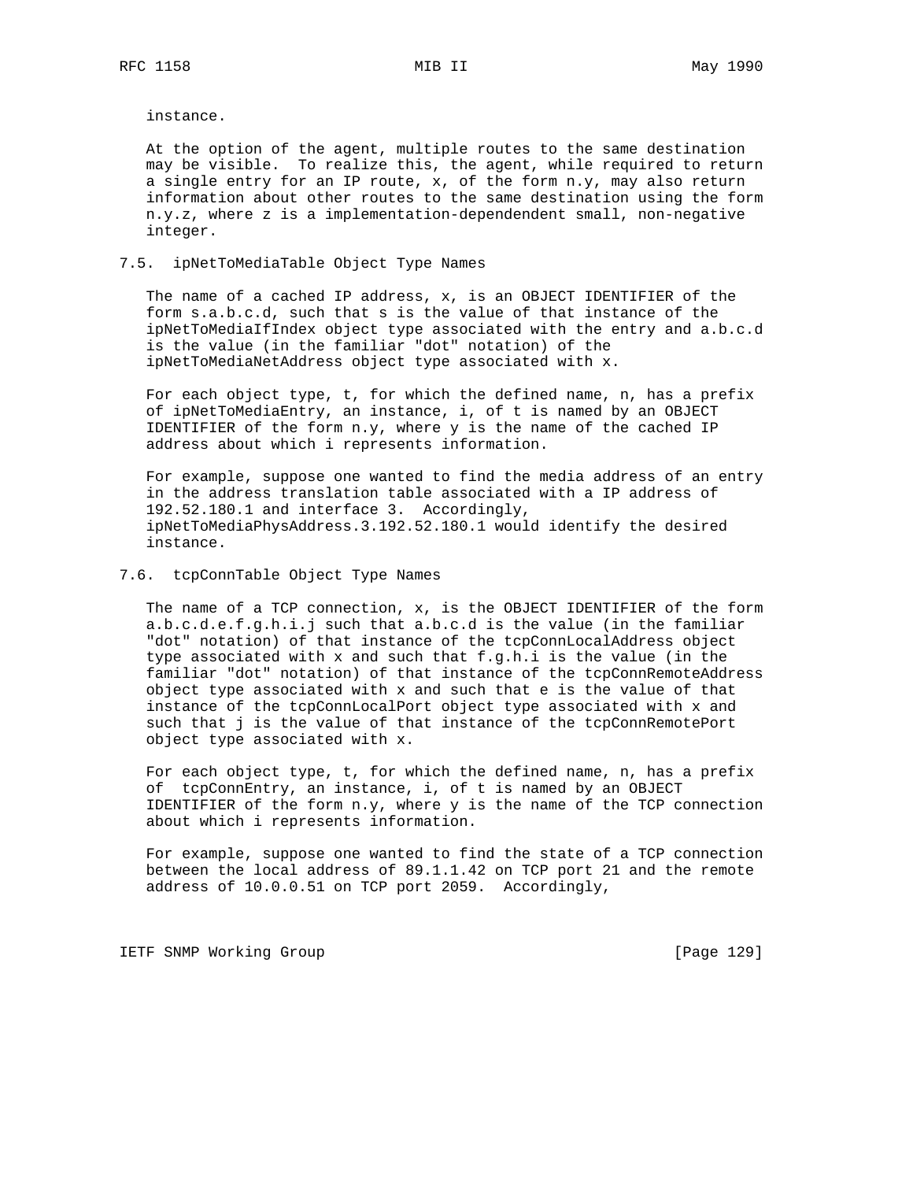instance.

At the option of the agent, multiple routes to the same destination may be visible. To realize this, the agent, while required to return a single entry for an IP route, x, of the form n.y, may also return information about other routes to the same destination using the form n.y.z, where z is a implementation-dependendent small, non-negative integer.

## 7.5. ipNetToMediaTable Object Type Names

The name of a cached IP address, x, is an OBJECT IDENTIFIER of the form s.a.b.c.d, such that s is the value of that instance of the ipNetToMediaIfIndex object type associated with the entry and a.b.c.d is the value (in the familiar "dot" notation) of the ipNetToMediaNetAddress object type associated with x.

For each object type, t, for which the defined name, n, has a prefix of ipNetToMediaEntry, an instance, i, of t is named by an OBJECT IDENTIFIER of the form n.y, where y is the name of the cached IP address about which i represents information.

For example, suppose one wanted to find the media address of an entry in the address translation table associated with a IP address of 192.52.180.1 and interface 3. Accordingly, ipNetToMediaPhysAddress.3.192.52.180.1 would identify the desired instance.

## 7.6. tcpConnTable Object Type Names

The name of a TCP connection, x, is the OBJECT IDENTIFIER of the form a.b.c.d.e.f.g.h.i.j such that a.b.c.d is the value (in the familiar "dot" notation) of that instance of the tcpConnLocalAddress object type associated with x and such that f.g.h.i is the value (in the familiar "dot" notation) of that instance of the tcpConnRemoteAddress object type associated with x and such that e is the value of that instance of the tcpConnLocalPort object type associated with x and such that j is the value of that instance of the tcpConnRemotePort object type associated with x.

For each object type, t, for which the defined name, n, has a prefix of tcpConnEntry, an instance, i, of t is named by an OBJECT IDENTIFIER of the form n.y, where y is the name of the TCP connection about which i represents information.

For example, suppose one wanted to find the state of a TCP connection between the local address of 89.1.1.42 on TCP port 21 and the remote address of 10.0.0.51 on TCP port 2059. Accordingly,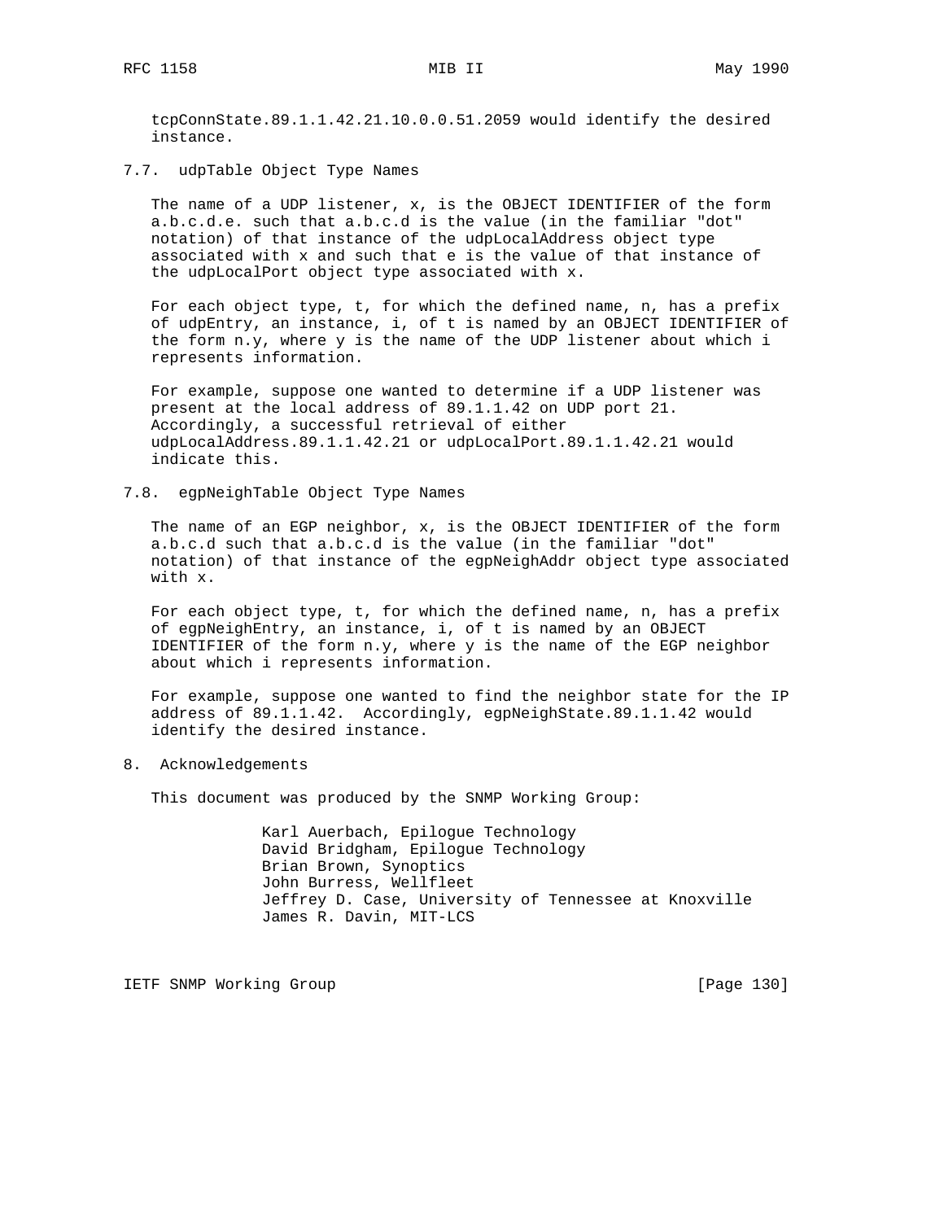tcpConnState.89.1.1.42.21.10.0.0.51.2059 would identify the desired instance.

## 7.7. udpTable Object Type Names

The name of a UDP listener, x, is the OBJECT IDENTIFIER of the form a.b.c.d.e. such that a.b.c.d is the value (in the familiar "dot" notation) of that instance of the udpLocalAddress object type associated with x and such that e is the value of that instance of the udpLocalPort object type associated with x.

For each object type, t, for which the defined name, n, has a prefix of udpEntry, an instance, i, of t is named by an OBJECT IDENTIFIER of the form n.y, where y is the name of the UDP listener about which i represents information.

For example, suppose one wanted to determine if a UDP listener was present at the local address of 89.1.1.42 on UDP port 21. Accordingly, a successful retrieval of either udpLocalAddress.89.1.1.42.21 or udpLocalPort.89.1.1.42.21 would indicate this.

## 7.8. egpNeighTable Object Type Names

The name of an EGP neighbor, x, is the OBJECT IDENTIFIER of the form a.b.c.d such that a.b.c.d is the value (in the familiar "dot" notation) of that instance of the egpNeighAddr object type associated with x.

For each object type, t, for which the defined name, n, has a prefix of egpNeighEntry, an instance, i, of t is named by an OBJECT IDENTIFIER of the form n.y, where y is the name of the EGP neighbor about which i represents information.

For example, suppose one wanted to find the neighbor state for the IP address of 89.1.1.42. Accordingly, egpNeighState.89.1.1.42 would identify the desired instance.

# 8. Acknowledgements

This document was produced by the SNMP Working Group:

Karl Auerbach, Epilogue Technology
David Bridgham, Epilogue Technology
Brian Brown, Synoptics
John Burress, Wellfleet
Jeffrey D. Case, University of Tennessee at Knoxville
James R. Davin, MIT-LCS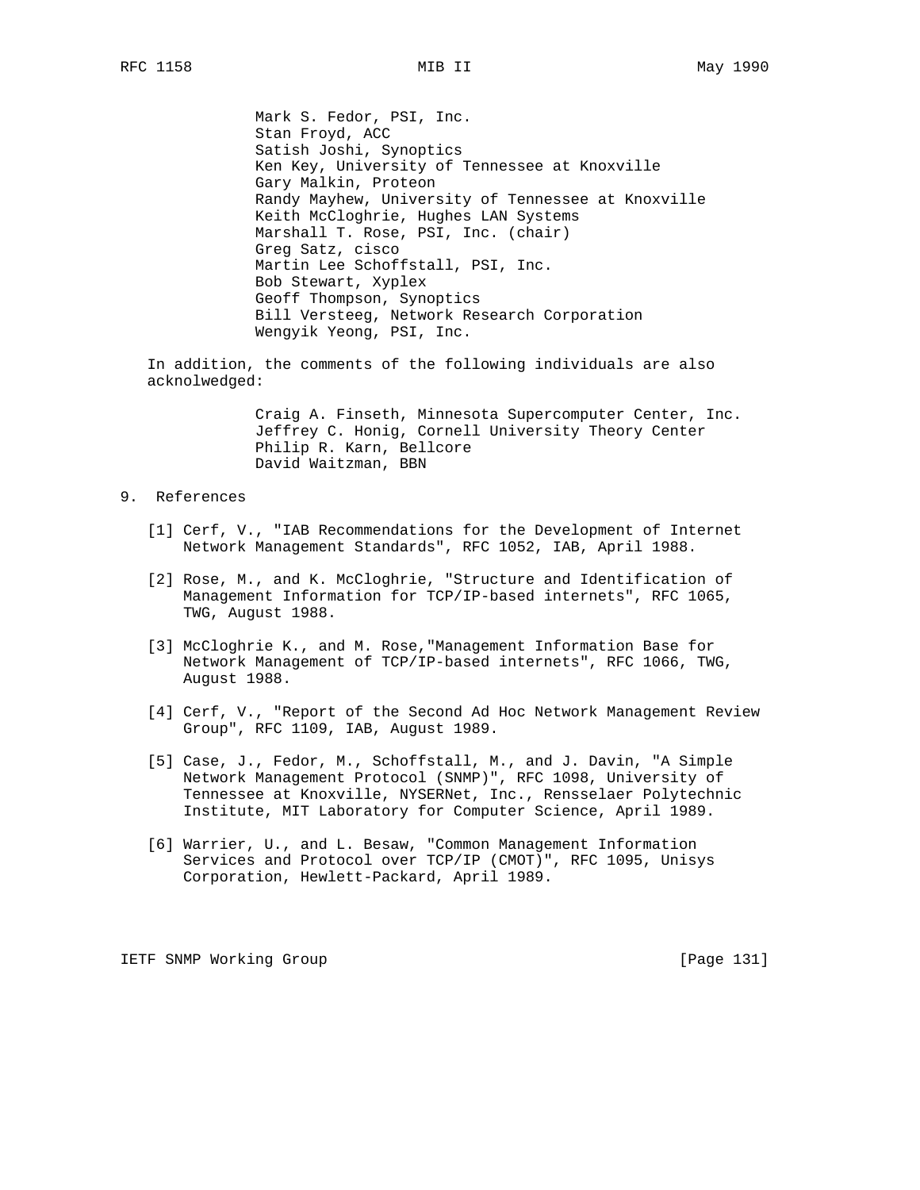Mark S. Fedor, PSI, Inc.
Stan Froyd, ACC
Satish Joshi, Synoptics
Ken Key, University of Tennessee at Knoxville
Gary Malkin, Proteon
Randy Mayhew, University of Tennessee at Knoxville
Keith McCloghrie, Hughes LAN Systems
Marshall T. Rose, PSI, Inc. (chair)
Greg Satz, cisco
Martin Lee Schoffstall, PSI, Inc.
Bob Stewart, Xyplex
Geoff Thompson, Synoptics
Bill Versteeg, Network Research Corporation
Wengyik Yeong, PSI, Inc.

In addition, the comments of the following individuals are also acknolwedged:

Craig A. Finseth, Minnesota Supercomputer Center, Inc.
Jeffrey C. Honig, Cornell University Theory Center
Philip R. Karn, Bellcore
David Waitzman, BBN

## 9. References

[1] Cerf, V., "IAB Recommendations for the Development of Internet Network Management Standards", RFC 1052, IAB, April 1988.

[2] Rose, M., and K. McCloghrie, "Structure and Identification of Management Information for TCP/IP-based internets", RFC 1065, TWG, August 1988.

[3] McCloghrie K., and M. Rose,"Management Information Base for Network Management of TCP/IP-based internets", RFC 1066, TWG, August 1988.

[4] Cerf, V., "Report of the Second Ad Hoc Network Management Review Group", RFC 1109, IAB, August 1989.

[5] Case, J., Fedor, M., Schoffstall, M., and J. Davin, "A Simple Network Management Protocol (SNMP)", RFC 1098, University of Tennessee at Knoxville, NYSERNet, Inc., Rensselaer Polytechnic Institute, MIT Laboratory for Computer Science, April 1989.

[6] Warrier, U., and L. Besaw, "Common Management Information Services and Protocol over TCP/IP (CMOT)", RFC 1095, Unisys Corporation, Hewlett-Packard, April 1989.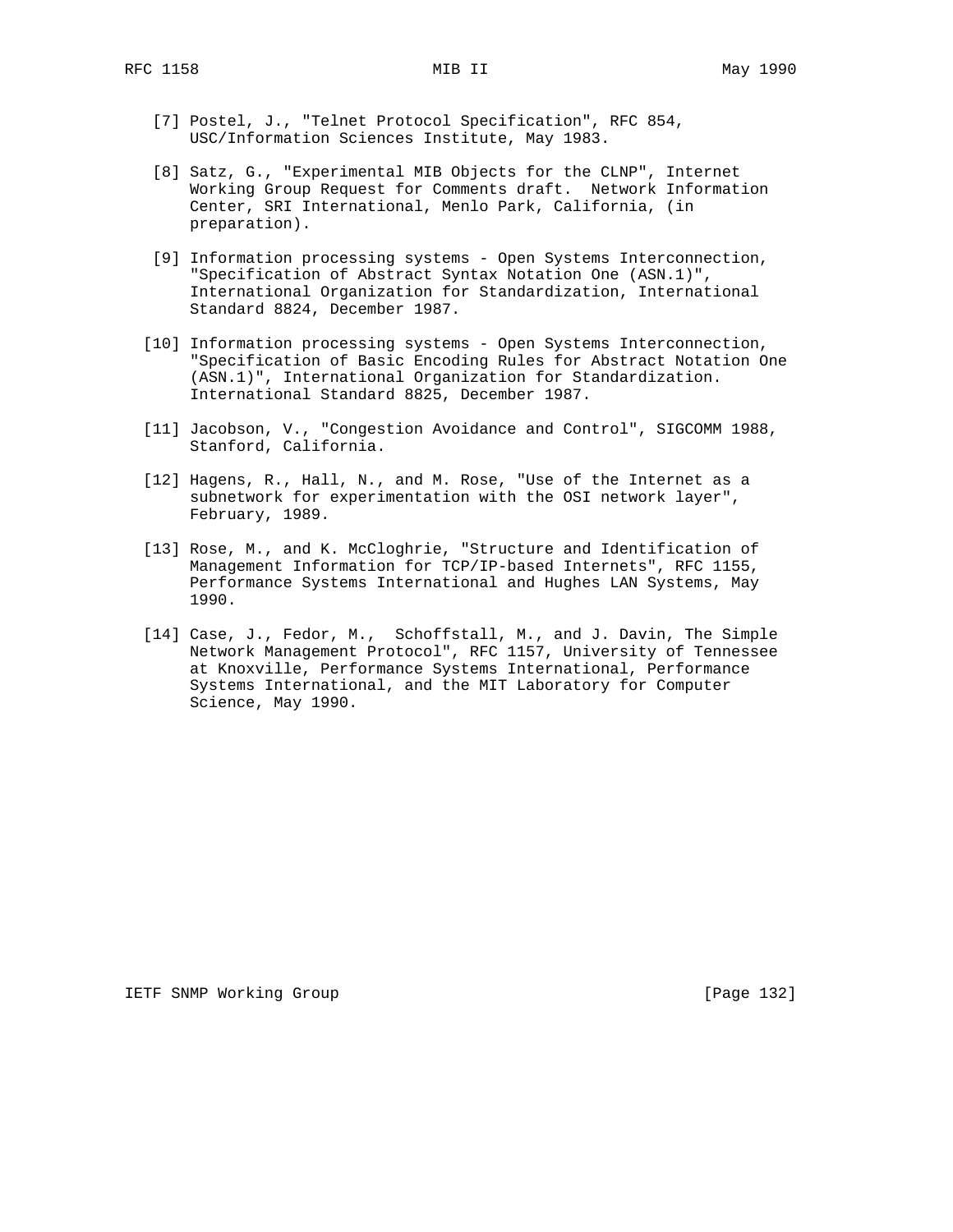[7] Postel, J., "Telnet Protocol Specification", RFC 854, USC/Information Sciences Institute, May 1983.

[8] Satz, G., "Experimental MIB Objects for the CLNP", Internet Working Group Request for Comments draft. Network Information Center, SRI International, Menlo Park, California, (in preparation).

[9] Information processing systems - Open Systems Interconnection, "Specification of Abstract Syntax Notation One (ASN.1)", International Organization for Standardization, International Standard 8824, December 1987.

[10] Information processing systems - Open Systems Interconnection, "Specification of Basic Encoding Rules for Abstract Notation One (ASN.1)", International Organization for Standardization. International Standard 8825, December 1987.

[11] Jacobson, V., "Congestion Avoidance and Control", SIGCOMM 1988, Stanford, California.

[12] Hagens, R., Hall, N., and M. Rose, "Use of the Internet as a subnetwork for experimentation with the OSI network layer", February, 1989.

[13] Rose, M., and K. McCloghrie, "Structure and Identification of Management Information for TCP/IP-based Internets", RFC 1155, Performance Systems International and Hughes LAN Systems, May 1990.

[14] Case, J., Fedor, M., Schoffstall, M., and J. Davin, The Simple Network Management Protocol", RFC 1157, University of Tennessee at Knoxville, Performance Systems International, Performance Systems International, and the MIT Laboratory for Computer Science, May 1990.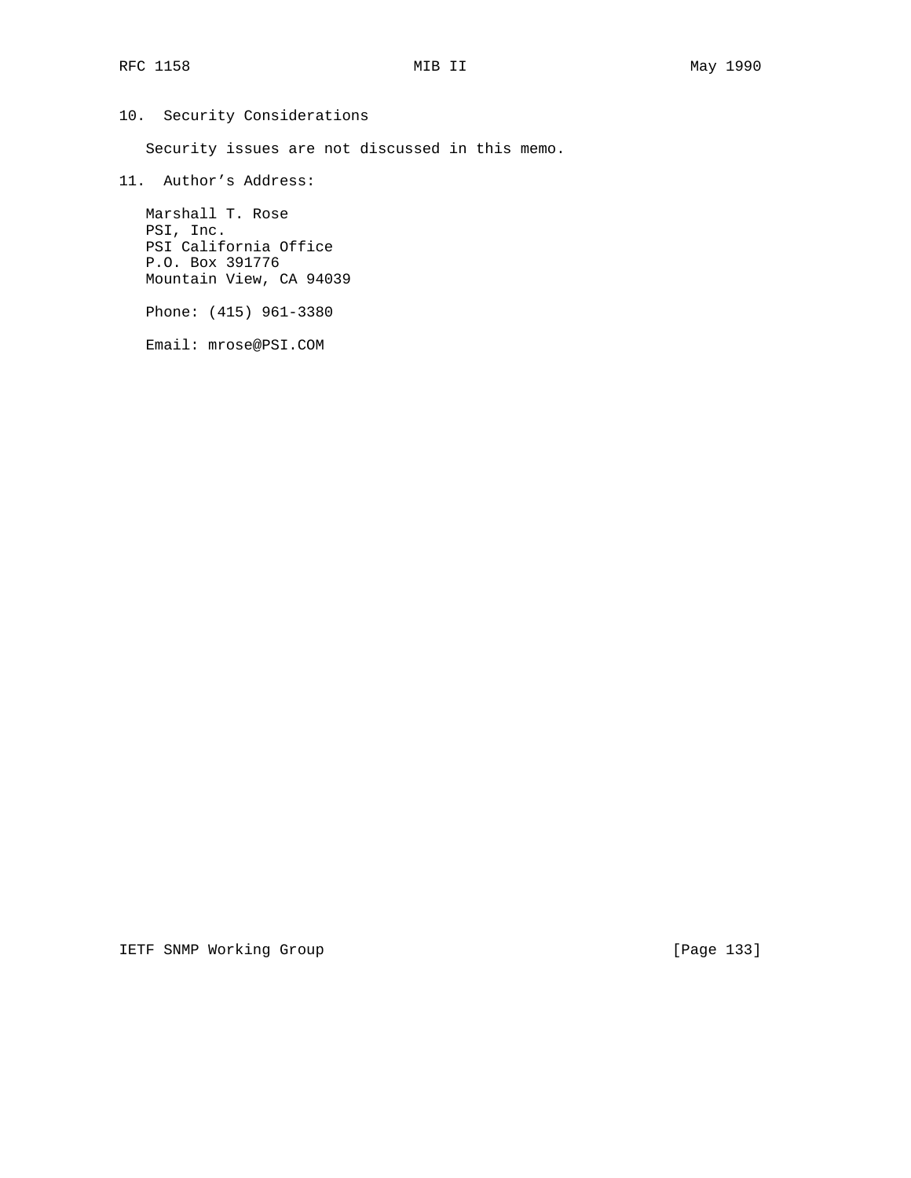## 10. Security Considerations

Security issues are not discussed in this memo.

## 11. Author's Address:

Marshall T. Rose
PSI, Inc.
PSI California Office
P.O. Box 391776
Mountain View, CA 94039

Phone: (415) 961-3380

Email: mrose@PSI.COM